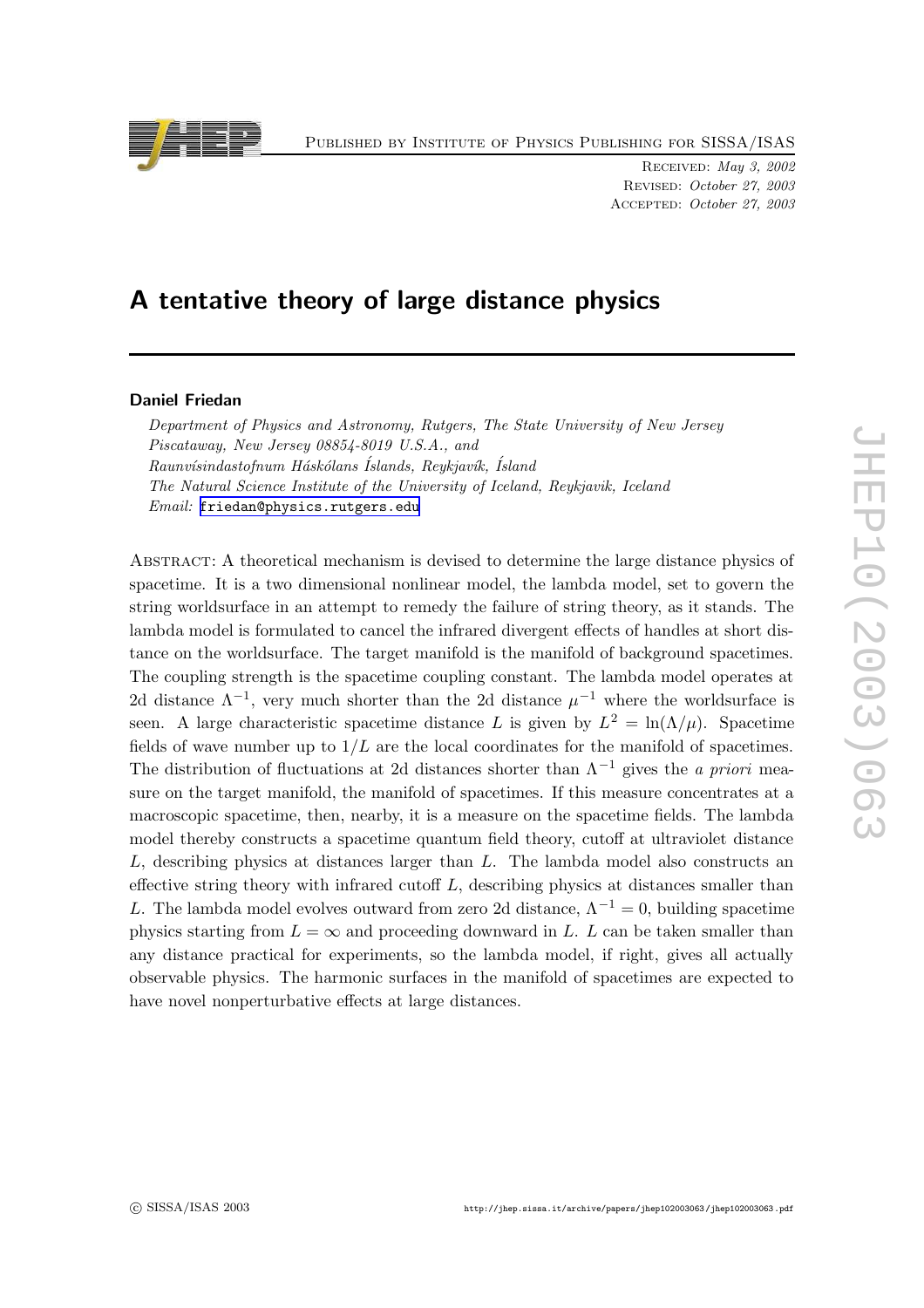Received: *May 3, 2002*
Revised: *October 27, 2003*
Accepted: *October 27, 2003*

# A tentative theory of large distance physics

## Daniel Friedan

*Department of Physics and Astronomy, Rutgers, The State University of New Jersey Piscataway, New Jersey 08854-8019 U.S.A., and*
*Raunvísindastofnum Háskólans Íslands, Reykjavík, Ísland*
*The Natural Science Institute of the University of Iceland, Reykjavik, Iceland*
*Email:* friedan@physics.rutgers.edu

Abstract: A theoretical mechanism is devised to determine the large distance physics of spacetime. It is a two dimensional nonlinear model, the lambda model, set to govern the string worldsurface in an attempt to remedy the failure of string theory, as it stands. The lambda model is formulated to cancel the infrared divergent effects of handles at short distance on the worldsurface. The target manifold is the manifold of background spacetimes. The coupling strength is the spacetime coupling constant. The lambda model operates at 2d distance $\Lambda^{-1}$, very much shorter than the 2d distance $\mu^{-1}$ where the worldsurface is seen. A large characteristic spacetime distance $L$ is given by $L^2 = \ln(\Lambda/\mu)$. Spacetime fields of wave number up to $1/L$ are the local coordinates for the manifold of spacetimes. The distribution of fluctuations at 2d distances shorter than $\Lambda^{-1}$ gives the *a priori* measure on the target manifold, the manifold of spacetimes. If this measure concentrates at a macroscopic spacetime, then, nearby, it is a measure on the spacetime fields. The lambda model thereby constructs a spacetime quantum field theory, cutoff at ultraviolet distance $L$, describing physics at distances larger than $L$. The lambda model also constructs an effective string theory with infrared cutoff $L$, describing physics at distances smaller than $L$. The lambda model evolves outward from zero 2d distance, $\Lambda^{-1} = 0$, building spacetime physics starting from $L = \infty$ and proceeding downward in $L$. $L$ can be taken smaller than any distance practical for experiments, so the lambda model, if right, gives all actually observable physics. The harmonic surfaces in the manifold of spacetimes are expected to have novel nonperturbative effects at large distances.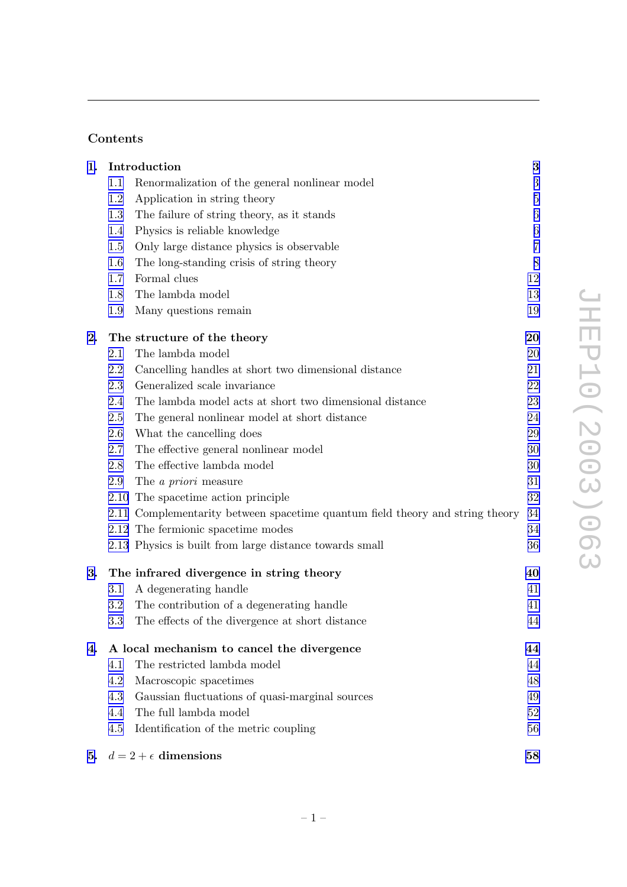## Contents

| | | |
|---|---|---|
| **1.** | **Introduction** | **3** |
| 1.1 | Renormalization of the general nonlinear model | 3 |
| 1.2 | Application in string theory | 5 |
| 1.3 | The failure of string theory, as it stands | 6 |
| 1.4 | Physics is reliable knowledge | 6 |
| 1.5 | Only large distance physics is observable | 7 |
| 1.6 | The long-standing crisis of string theory | 8 |
| 1.7 | Formal clues | 12 |
| 1.8 | The lambda model | 13 |
| 1.9 | Many questions remain | 19 |
| **2.** | **The structure of the theory** | **20** |
| 2.1 | The lambda model | 20 |
| 2.2 | Cancelling handles at short two dimensional distance | 21 |
| 2.3 | Generalized scale invariance | 22 |
| 2.4 | The lambda model acts at short two dimensional distance | 23 |
| 2.5 | The general nonlinear model at short distance | 24 |
| 2.6 | What the cancelling does | 29 |
| 2.7 | The effective general nonlinear model | 30 |
| 2.8 | The effective lambda model | 30 |
| 2.9 | The *a priori* measure | 31 |
| 2.10 | The spacetime action principle | 32 |
| 2.11 | Complementarity between spacetime quantum field theory and string theory | 34 |
| 2.12 | The fermionic spacetime modes | 34 |
| 2.13 | Physics is built from large distance towards small | 36 |
| **3.** | **The infrared divergence in string theory** | **40** |
| 3.1 | A degenerating handle | 41 |
| 3.2 | The contribution of a degenerating handle | 41 |
| 3.3 | The effects of the divergence at short distance | 44 |
| **4.** | **A local mechanism to cancel the divergence** | **44** |
| 4.1 | The restricted lambda model | 44 |
| 4.2 | Macroscopic spacetimes | 48 |
| 4.3 | Gaussian fluctuations of quasi-marginal sources | 49 |
| 4.4 | The full lambda model | 52 |
| 4.5 | Identification of the metric coupling | 56 |
| **5.** | **$d = 2 + \epsilon$ dimensions** | **58** |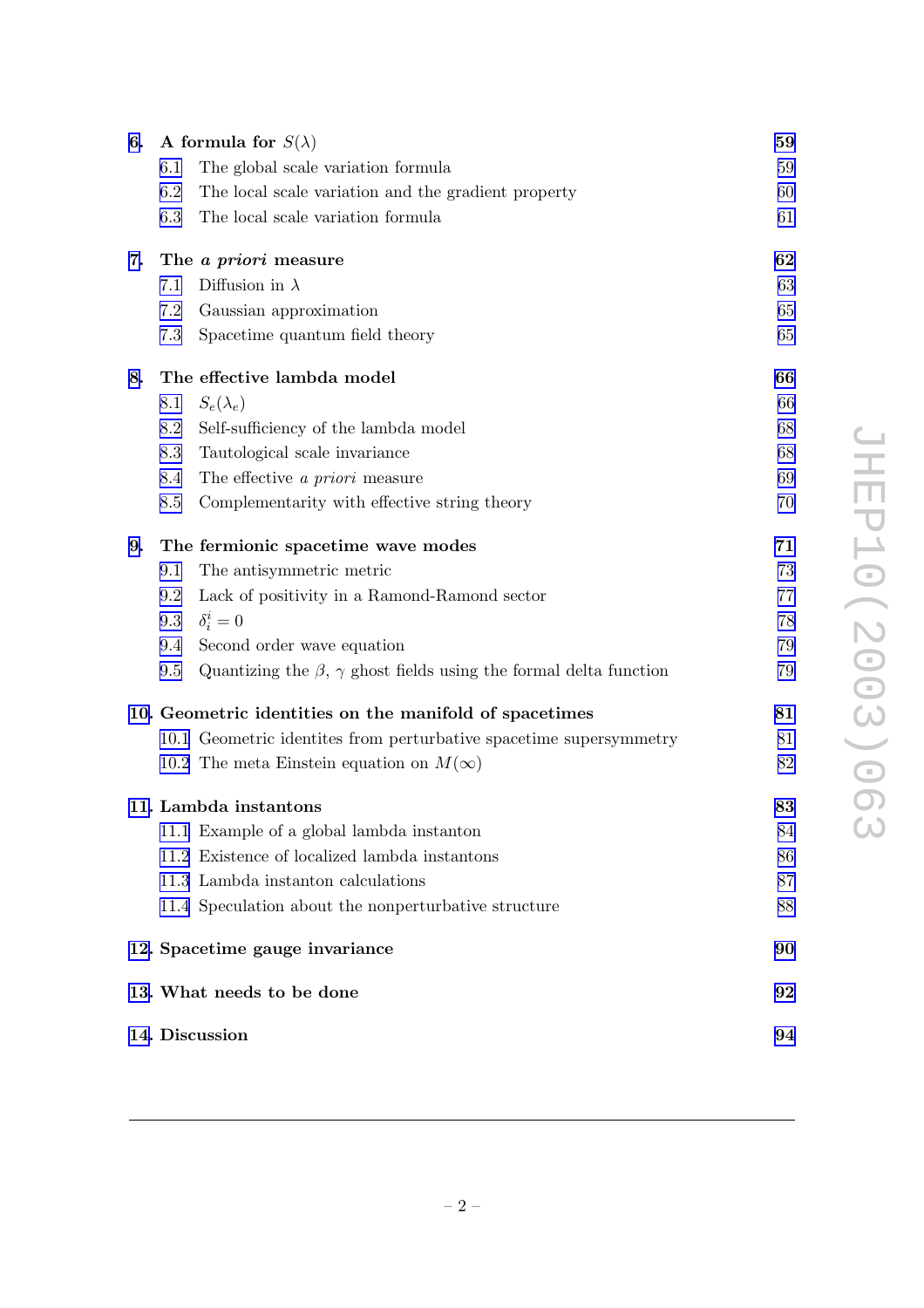**6. A formula for $S(\lambda)$** 59

6.1 The global scale variation formula 59

6.2 The local scale variation and the gradient property 60

6.3 The local scale variation formula 61

**7. The *a priori* measure** 62

7.1 Diffusion in $\lambda$ 63

7.2 Gaussian approximation 65

7.3 Spacetime quantum field theory 65

**8. The effective lambda model** 66

8.1 $S_e(\lambda_e)$ 66

8.2 Self-sufficiency of the lambda model 68

8.3 Tautological scale invariance 68

8.4 The effective *a priori* measure 69

8.5 Complementarity with effective string theory 70

**9. The fermionic spacetime wave modes** 71

9.1 The antisymmetric metric 73

9.2 Lack of positivity in a Ramond-Ramond sector 77

9.3 $\delta_i^i = 0$ 78

9.4 Second order wave equation 79

9.5 Quantizing the $\beta$, $\gamma$ ghost fields using the formal delta function 79

**10. Geometric identities on the manifold of spacetimes** 81

10.1 Geometric identites from perturbative spacetime supersymmetry 81

10.2 The meta Einstein equation on $M(\infty)$ 82

**11. Lambda instantons** 83

11.1 Example of a global lambda instanton 84

11.2 Existence of localized lambda instantons 86

11.3 Lambda instanton calculations 87

11.4 Speculation about the nonperturbative structure 88

**12. Spacetime gauge invariance** 90

**13. What needs to be done** 92

**14. Discussion** 94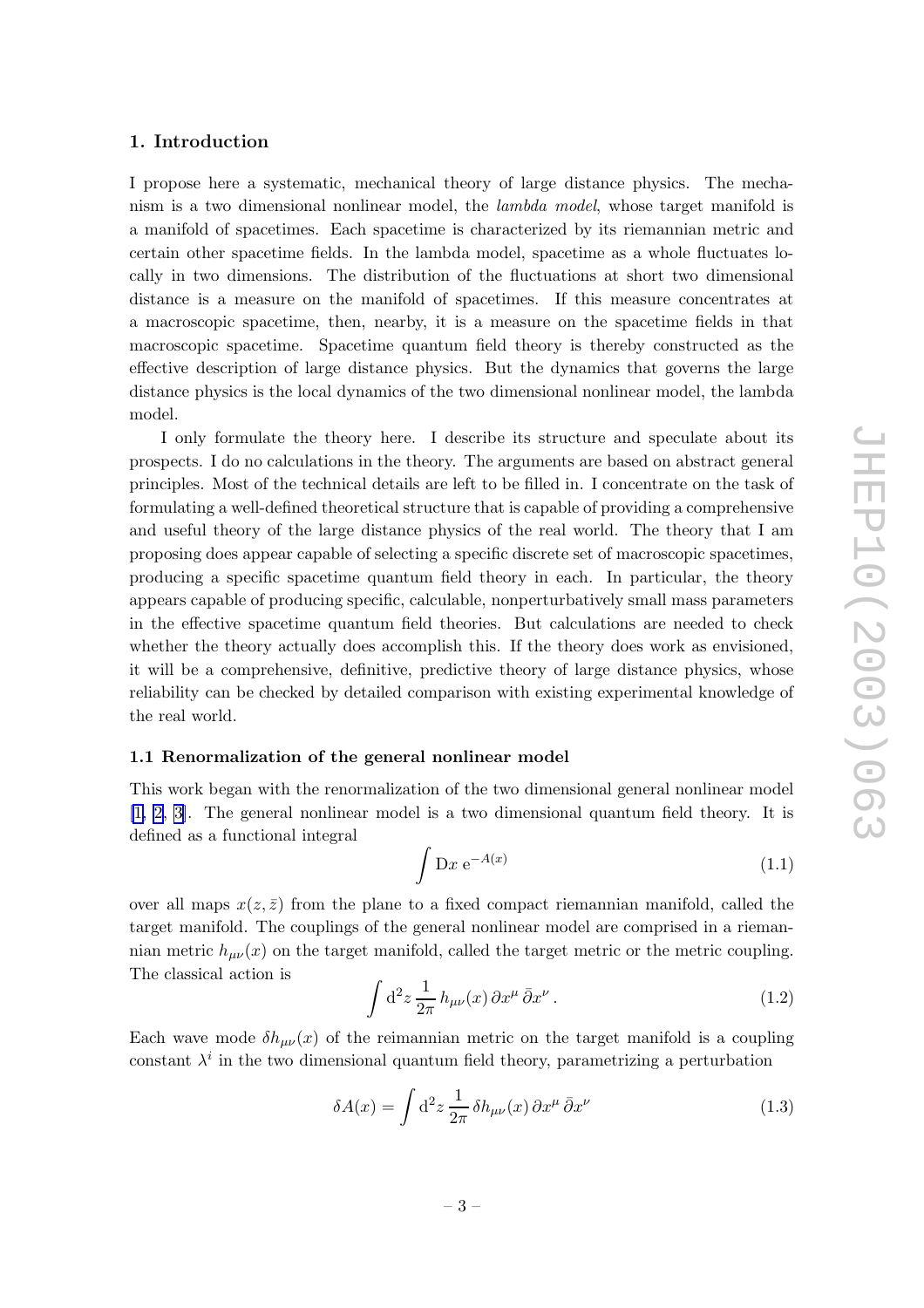## 1. Introduction

I propose here a systematic, mechanical theory of large distance physics. The mechanism is a two dimensional nonlinear model, the *lambda model*, whose target manifold is a manifold of spacetimes. Each spacetime is characterized by its riemannian metric and certain other spacetime fields. In the lambda model, spacetime as a whole fluctuates locally in two dimensions. The distribution of the fluctuations at short two dimensional distance is a measure on the manifold of spacetimes. If this measure concentrates at a macroscopic spacetime, then, nearby, it is a measure on the spacetime fields in that macroscopic spacetime. Spacetime quantum field theory is thereby constructed as the effective description of large distance physics. But the dynamics that governs the large distance physics is the local dynamics of the two dimensional nonlinear model, the lambda model.

I only formulate the theory here. I describe its structure and speculate about its prospects. I do no calculations in the theory. The arguments are based on abstract general principles. Most of the technical details are left to be filled in. I concentrate on the task of formulating a well-defined theoretical structure that is capable of providing a comprehensive and useful theory of the large distance physics of the real world. The theory that I am proposing does appear capable of selecting a specific discrete set of macroscopic spacetimes, producing a specific spacetime quantum field theory in each. In particular, the theory appears capable of producing specific, calculable, nonperturbatively small mass parameters in the effective spacetime quantum field theories. But calculations are needed to check whether the theory actually does accomplish this. If the theory does work as envisioned, it will be a comprehensive, definitive, predictive theory of large distance physics, whose reliability can be checked by detailed comparison with existing experimental knowledge of the real world.

### 1.1 Renormalization of the general nonlinear model

This work began with the renormalization of the two dimensional general nonlinear model [1, 2, 3]. The general nonlinear model is a two dimensional quantum field theory. It is defined as a functional integral

$$\int \mathrm{D}x \; \mathrm{e}^{-A(x)} \tag{1.1}$$

over all maps $x(z,\bar{z})$ from the plane to a fixed compact riemannian manifold, called the target manifold. The couplings of the general nonlinear model are comprised in a riemannian metric $h_{\mu\nu}(x)$ on the target manifold, called the target metric or the metric coupling. The classical action is

$$\int \mathrm{d}^2 z \, \frac{1}{2\pi} \, h_{\mu\nu}(x) \, \partial x^\mu \, \bar{\partial} x^\nu \, . \tag{1.2}$$

Each wave mode $\delta h_{\mu\nu}(x)$ of the reimannian metric on the target manifold is a coupling constant $\lambda^i$ in the two dimensional quantum field theory, parametrizing a perturbation

$$\delta A(x) = \int \mathrm{d}^2 z \, \frac{1}{2\pi} \, \delta h_{\mu\nu}(x) \, \partial x^\mu \, \bar{\partial} x^\nu \tag{1.3}$$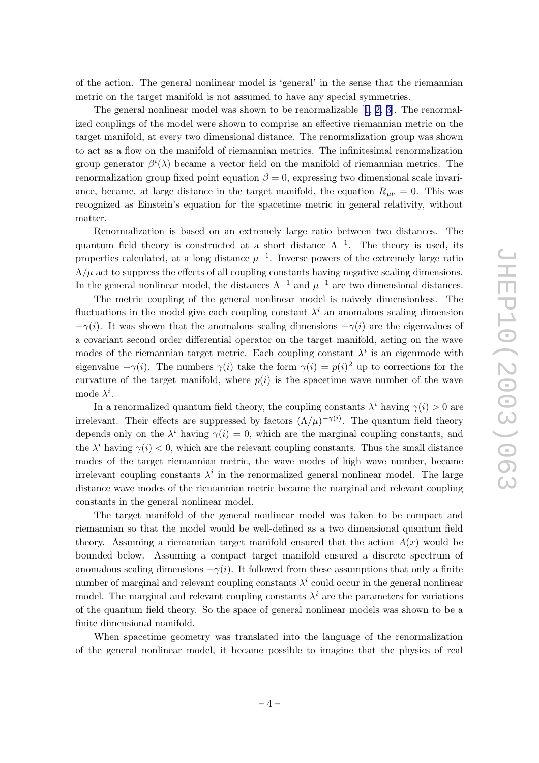of the action. The general nonlinear model is 'general' in the sense that the riemannian metric on the target manifold is not assumed to have any special symmetries.

The general nonlinear model was shown to be renormalizable [1, 2, 3]. The renormalized couplings of the model were shown to comprise an effective riemannian metric on the target manifold, at every two dimensional distance. The renormalization group was shown to act as a flow on the manifold of riemannian metrics. The infinitesimal renormalization group generator $\beta^i(\lambda)$ became a vector field on the manifold of riemannian metrics. The renormalization group fixed point equation $\beta = 0$, expressing two dimensional scale invariance, became, at large distance in the target manifold, the equation $R_{\mu\nu} = 0$. This was recognized as Einstein's equation for the spacetime metric in general relativity, without matter.

Renormalization is based on an extremely large ratio between two distances. The quantum field theory is constructed at a short distance $\Lambda^{-1}$. The theory is used, its properties calculated, at a long distance $\mu^{-1}$. Inverse powers of the extremely large ratio $\Lambda/\mu$ act to suppress the effects of all coupling constants having negative scaling dimensions. In the general nonlinear model, the distances $\Lambda^{-1}$ and $\mu^{-1}$ are two dimensional distances.

The metric coupling of the general nonlinear model is naively dimensionless. The fluctuations in the model give each coupling constant $\lambda^i$ an anomalous scaling dimension $-\gamma(i)$. It was shown that the anomalous scaling dimensions $-\gamma(i)$ are the eigenvalues of a covariant second order differential operator on the target manifold, acting on the wave modes of the riemannian target metric. Each coupling constant $\lambda^i$ is an eigenmode with eigenvalue $-\gamma(i)$. The numbers $\gamma(i)$ take the form $\gamma(i) = p(i)^2$ up to corrections for the curvature of the target manifold, where $p(i)$ is the spacetime wave number of the wave mode $\lambda^i$.

In a renormalized quantum field theory, the coupling constants $\lambda^i$ having $\gamma(i) > 0$ are irrelevant. Their effects are suppressed by factors $(\Lambda/\mu)^{-\gamma(i)}$. The quantum field theory depends only on the $\lambda^i$ having $\gamma(i) = 0$, which are the marginal coupling constants, and the $\lambda^i$ having $\gamma(i) < 0$, which are the relevant coupling constants. Thus the small distance modes of the target riemannian metric, the wave modes of high wave number, became irrelevant coupling constants $\lambda^i$ in the renormalized general nonlinear model. The large distance wave modes of the riemannian metric became the marginal and relevant coupling constants in the general nonlinear model.

The target manifold of the general nonlinear model was taken to be compact and riemannian so that the model would be well-defined as a two dimensional quantum field theory. Assuming a riemannian target manifold ensured that the action $A(x)$ would be bounded below. Assuming a compact target manifold ensured a discrete spectrum of anomalous scaling dimensions $-\gamma(i)$. It followed from these assumptions that only a finite number of marginal and relevant coupling constants $\lambda^i$ could occur in the general nonlinear model. The marginal and relevant coupling constants $\lambda^i$ are the parameters for variations of the quantum field theory. So the space of general nonlinear models was shown to be a finite dimensional manifold.

When spacetime geometry was translated into the language of the renormalization of the general nonlinear model, it became possible to imagine that the physics of real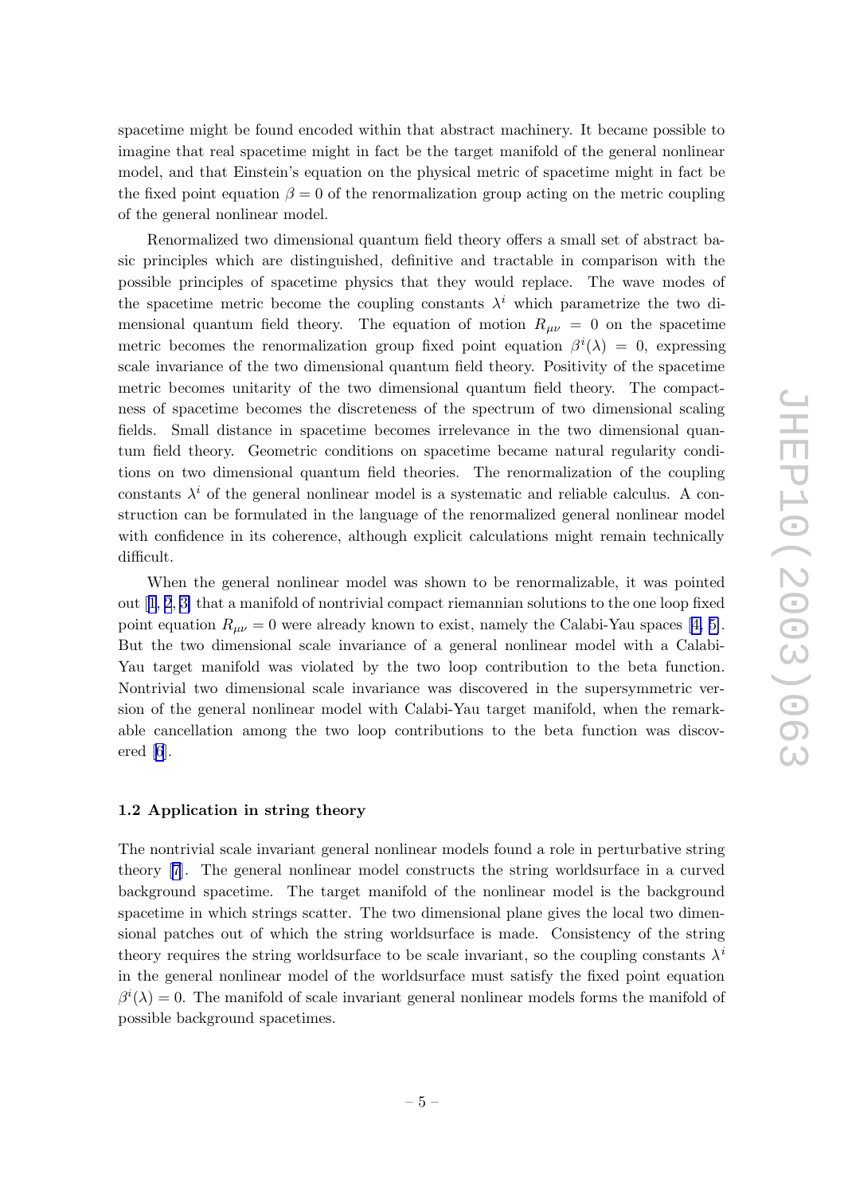spacetime might be found encoded within that abstract machinery. It became possible to imagine that real spacetime might in fact be the target manifold of the general nonlinear model, and that Einstein's equation on the physical metric of spacetime might in fact be the fixed point equation $\beta = 0$ of the renormalization group acting on the metric coupling of the general nonlinear model.

Renormalized two dimensional quantum field theory offers a small set of abstract basic principles which are distinguished, definitive and tractable in comparison with the possible principles of spacetime physics that they would replace. The wave modes of the spacetime metric become the coupling constants $\lambda^i$ which parametrize the two dimensional quantum field theory. The equation of motion $R_{\mu\nu} = 0$ on the spacetime metric becomes the renormalization group fixed point equation $\beta^i(\lambda) = 0$, expressing scale invariance of the two dimensional quantum field theory. Positivity of the spacetime metric becomes unitarity of the two dimensional quantum field theory. The compactness of spacetime becomes the discreteness of the spectrum of two dimensional scaling fields. Small distance in spacetime becomes irrelevance in the two dimensional quantum field theory. Geometric conditions on spacetime became natural regularity conditions on two dimensional quantum field theories. The renormalization of the coupling constants $\lambda^i$ of the general nonlinear model is a systematic and reliable calculus. A construction can be formulated in the language of the renormalized general nonlinear model with confidence in its coherence, although explicit calculations might remain technically difficult.

When the general nonlinear model was shown to be renormalizable, it was pointed out [1, 2, 3] that a manifold of nontrivial compact riemannian solutions to the one loop fixed point equation $R_{\mu\nu} = 0$ were already known to exist, namely the Calabi-Yau spaces [4, 5]. But the two dimensional scale invariance of a general nonlinear model with a Calabi-Yau target manifold was violated by the two loop contribution to the beta function. Nontrivial two dimensional scale invariance was discovered in the supersymmetric version of the general nonlinear model with Calabi-Yau target manifold, when the remarkable cancellation among the two loop contributions to the beta function was discovered [6].

### 1.2 Application in string theory

The nontrivial scale invariant general nonlinear models found a role in perturbative string theory [7]. The general nonlinear model constructs the string worldsurface in a curved background spacetime. The target manifold of the nonlinear model is the background spacetime in which strings scatter. The two dimensional plane gives the local two dimensional patches out of which the string worldsurface is made. Consistency of the string theory requires the string worldsurface to be scale invariant, so the coupling constants $\lambda^i$ in the general nonlinear model of the worldsurface must satisfy the fixed point equation $\beta^i(\lambda) = 0$. The manifold of scale invariant general nonlinear models forms the manifold of possible background spacetimes.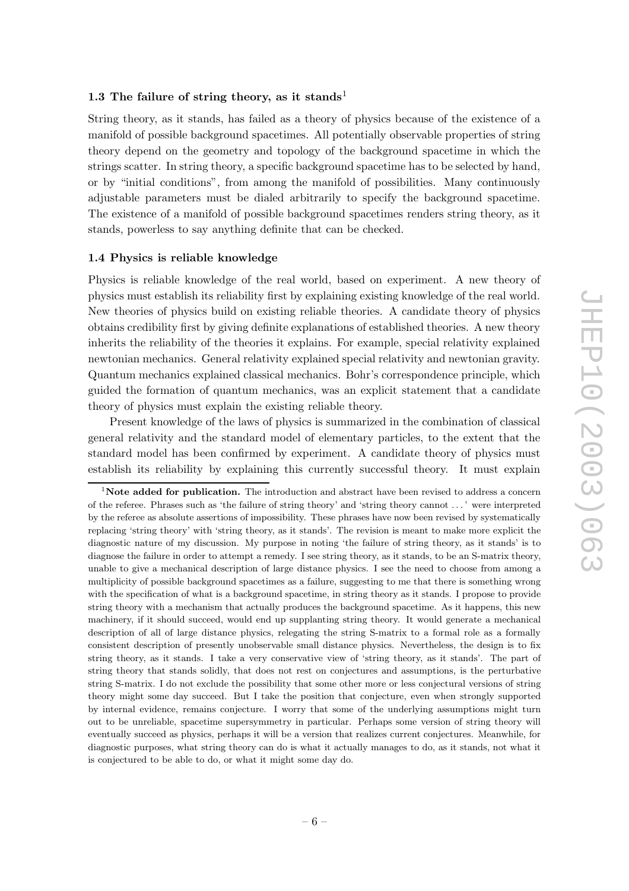### 1.3 The failure of string theory, as it stands[1]

String theory, as it stands, has failed as a theory of physics because of the existence of a manifold of possible background spacetimes. All potentially observable properties of string theory depend on the geometry and topology of the background spacetime in which the strings scatter. In string theory, a specific background spacetime has to be selected by hand, or by "initial conditions", from among the manifold of possibilities. Many continuously adjustable parameters must be dialed arbitrarily to specify the background spacetime. The existence of a manifold of possible background spacetimes renders string theory, as it stands, powerless to say anything definite that can be checked.

### 1.4 Physics is reliable knowledge

Physics is reliable knowledge of the real world, based on experiment. A new theory of physics must establish its reliability first by explaining existing knowledge of the real world. New theories of physics build on existing reliable theories. A candidate theory of physics obtains credibility first by giving definite explanations of established theories. A new theory inherits the reliability of the theories it explains. For example, special relativity explained newtonian mechanics. General relativity explained special relativity and newtonian gravity. Quantum mechanics explained classical mechanics. Bohr's correspondence principle, which guided the formation of quantum mechanics, was an explicit statement that a candidate theory of physics must explain the existing reliable theory.

Present knowledge of the laws of physics is summarized in the combination of classical general relativity and the standard model of elementary particles, to the extent that the standard model has been confirmed by experiment. A candidate theory of physics must establish its reliability by explaining this currently successful theory. It must explain

[1] **Note added for publication.** The introduction and abstract have been revised to address a concern of the referee. Phrases such as 'the failure of string theory' and 'string theory cannot ...' were interpreted by the referee as absolute assertions of impossibility. These phrases have now been revised by systematically replacing 'string theory' with 'string theory, as it stands'. The revision is meant to make more explicit the diagnostic nature of my discussion. My purpose in noting 'the failure of string theory, as it stands' is to diagnose the failure in order to attempt a remedy. I see string theory, as it stands, to be an S-matrix theory, unable to give a mechanical description of large distance physics. I see the need to choose from among a multiplicity of possible background spacetimes as a failure, suggesting to me that there is something wrong with the specification of what is a background spacetime, in string theory as it stands. I propose to provide string theory with a mechanism that actually produces the background spacetime. As it happens, this new machinery, if it should succeed, would end up supplanting string theory. It would generate a mechanical description of all of large distance physics, relegating the string S-matrix to a formal role as a formally consistent description of presently unobservable small distance physics. Nevertheless, the design is to fix string theory, as it stands. I take a very conservative view of 'string theory, as it stands'. The part of string theory that stands solidly, that does not rest on conjectures and assumptions, is the perturbative string S-matrix. I do not exclude the possibility that some other more or less conjectural versions of string theory might some day succeed. But I take the position that conjecture, even when strongly supported by internal evidence, remains conjecture. I worry that some of the underlying assumptions might turn out to be unreliable, spacetime supersymmetry in particular. Perhaps some version of string theory will eventually succeed as physics, perhaps it will be a version that realizes current conjectures. Meanwhile, for diagnostic purposes, what string theory can do is what it actually manages to do, as it stands, not what it is conjectured to be able to do, or what it might some day do.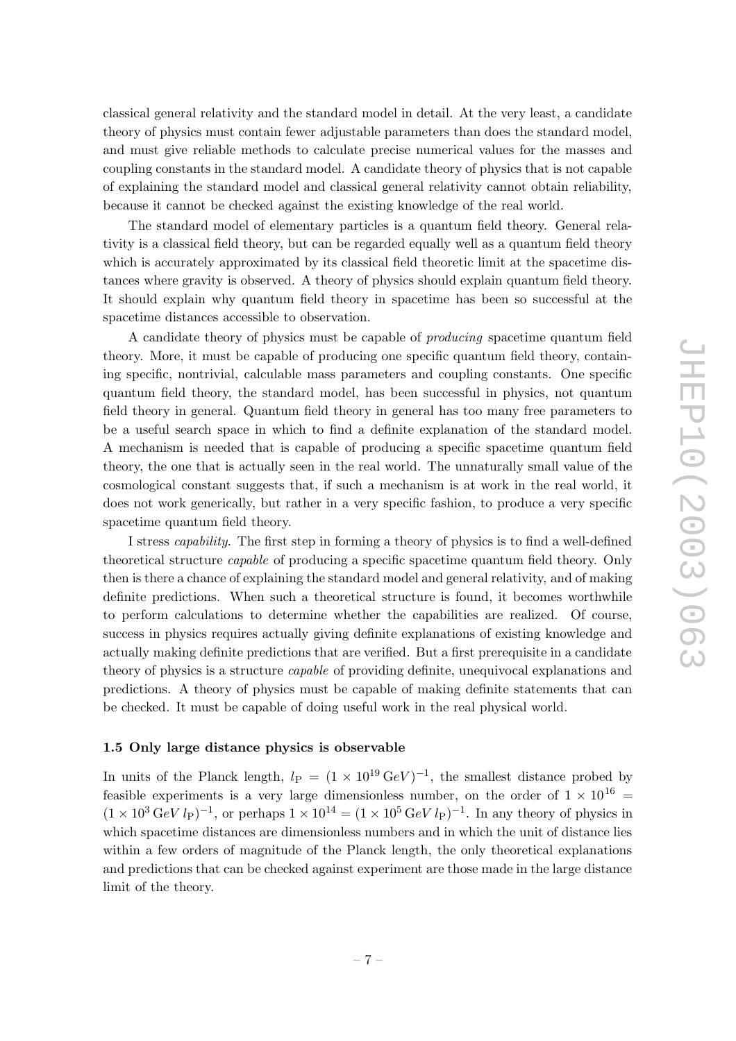classical general relativity and the standard model in detail. At the very least, a candidate theory of physics must contain fewer adjustable parameters than does the standard model, and must give reliable methods to calculate precise numerical values for the masses and coupling constants in the standard model. A candidate theory of physics that is not capable of explaining the standard model and classical general relativity cannot obtain reliability, because it cannot be checked against the existing knowledge of the real world.

The standard model of elementary particles is a quantum field theory. General relativity is a classical field theory, but can be regarded equally well as a quantum field theory which is accurately approximated by its classical field theoretic limit at the spacetime distances where gravity is observed. A theory of physics should explain quantum field theory. It should explain why quantum field theory in spacetime has been so successful at the spacetime distances accessible to observation.

A candidate theory of physics must be capable of *producing* spacetime quantum field theory. More, it must be capable of producing one specific quantum field theory, containing specific, nontrivial, calculable mass parameters and coupling constants. One specific quantum field theory, the standard model, has been successful in physics, not quantum field theory in general. Quantum field theory in general has too many free parameters to be a useful search space in which to find a definite explanation of the standard model. A mechanism is needed that is capable of producing a specific spacetime quantum field theory, the one that is actually seen in the real world. The unnaturally small value of the cosmological constant suggests that, if such a mechanism is at work in the real world, it does not work generically, but rather in a very specific fashion, to produce a very specific spacetime quantum field theory.

I stress *capability*. The first step in forming a theory of physics is to find a well-defined theoretical structure *capable* of producing a specific spacetime quantum field theory. Only then is there a chance of explaining the standard model and general relativity, and of making definite predictions. When such a theoretical structure is found, it becomes worthwhile to perform calculations to determine whether the capabilities are realized. Of course, success in physics requires actually giving definite explanations of existing knowledge and actually making definite predictions that are verified. But a first prerequisite in a candidate theory of physics is a structure *capable* of providing definite, unequivocal explanations and predictions. A theory of physics must be capable of making definite statements that can be checked. It must be capable of doing useful work in the real physical world.

### 1.5 Only large distance physics is observable

In units of the Planck length, $l_{\mathrm{P}} = (1 \times 10^{19}\,\mathrm{G}eV)^{-1}$, the smallest distance probed by feasible experiments is a very large dimensionless number, on the order of $1 \times 10^{16} = (1 \times 10^{3}\,\mathrm{G}eV\,l_{\mathrm{P}})^{-1}$, or perhaps $1 \times 10^{14} = (1 \times 10^{5}\,\mathrm{G}eV\,l_{\mathrm{P}})^{-1}$. In any theory of physics in which spacetime distances are dimensionless numbers and in which the unit of distance lies within a few orders of magnitude of the Planck length, the only theoretical explanations and predictions that can be checked against experiment are those made in the large distance limit of the theory.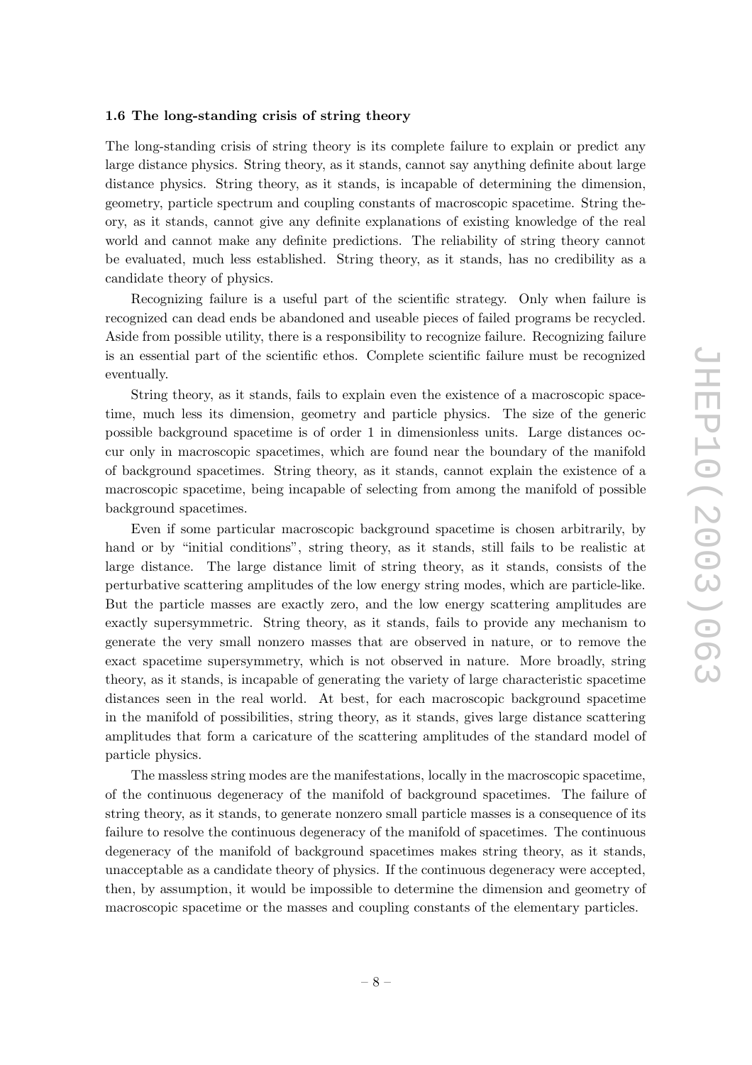### 1.6 The long-standing crisis of string theory

The long-standing crisis of string theory is its complete failure to explain or predict any large distance physics. String theory, as it stands, cannot say anything definite about large distance physics. String theory, as it stands, is incapable of determining the dimension, geometry, particle spectrum and coupling constants of macroscopic spacetime. String theory, as it stands, cannot give any definite explanations of existing knowledge of the real world and cannot make any definite predictions. The reliability of string theory cannot be evaluated, much less established. String theory, as it stands, has no credibility as a candidate theory of physics.

Recognizing failure is a useful part of the scientific strategy. Only when failure is recognized can dead ends be abandoned and useable pieces of failed programs be recycled. Aside from possible utility, there is a responsibility to recognize failure. Recognizing failure is an essential part of the scientific ethos. Complete scientific failure must be recognized eventually.

String theory, as it stands, fails to explain even the existence of a macroscopic spacetime, much less its dimension, geometry and particle physics. The size of the generic possible background spacetime is of order 1 in dimensionless units. Large distances occur only in macroscopic spacetimes, which are found near the boundary of the manifold of background spacetimes. String theory, as it stands, cannot explain the existence of a macroscopic spacetime, being incapable of selecting from among the manifold of possible background spacetimes.

Even if some particular macroscopic background spacetime is chosen arbitrarily, by hand or by "initial conditions", string theory, as it stands, still fails to be realistic at large distance. The large distance limit of string theory, as it stands, consists of the perturbative scattering amplitudes of the low energy string modes, which are particle-like. But the particle masses are exactly zero, and the low energy scattering amplitudes are exactly supersymmetric. String theory, as it stands, fails to provide any mechanism to generate the very small nonzero masses that are observed in nature, or to remove the exact spacetime supersymmetry, which is not observed in nature. More broadly, string theory, as it stands, is incapable of generating the variety of large characteristic spacetime distances seen in the real world. At best, for each macroscopic background spacetime in the manifold of possibilities, string theory, as it stands, gives large distance scattering amplitudes that form a caricature of the scattering amplitudes of the standard model of particle physics.

The massless string modes are the manifestations, locally in the macroscopic spacetime, of the continuous degeneracy of the manifold of background spacetimes. The failure of string theory, as it stands, to generate nonzero small particle masses is a consequence of its failure to resolve the continuous degeneracy of the manifold of spacetimes. The continuous degeneracy of the manifold of background spacetimes makes string theory, as it stands, unacceptable as a candidate theory of physics. If the continuous degeneracy were accepted, then, by assumption, it would be impossible to determine the dimension and geometry of macroscopic spacetime or the masses and coupling constants of the elementary particles.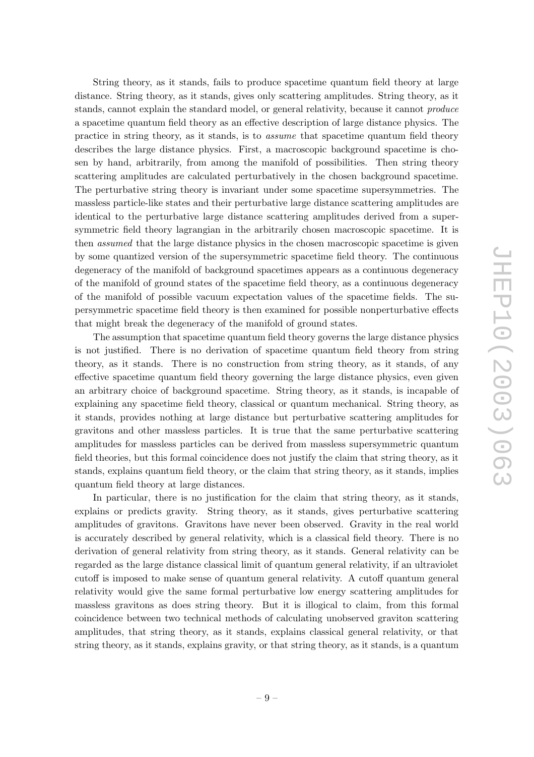String theory, as it stands, fails to produce spacetime quantum field theory at large distance. String theory, as it stands, gives only scattering amplitudes. String theory, as it stands, cannot explain the standard model, or general relativity, because it cannot *produce* a spacetime quantum field theory as an effective description of large distance physics. The practice in string theory, as it stands, is to *assume* that spacetime quantum field theory describes the large distance physics. First, a macroscopic background spacetime is chosen by hand, arbitrarily, from among the manifold of possibilities. Then string theory scattering amplitudes are calculated perturbatively in the chosen background spacetime. The perturbative string theory is invariant under some spacetime supersymmetries. The massless particle-like states and their perturbative large distance scattering amplitudes are identical to the perturbative large distance scattering amplitudes derived from a supersymmetric field theory lagrangian in the arbitrarily chosen macroscopic spacetime. It is then *assumed* that the large distance physics in the chosen macroscopic spacetime is given by some quantized version of the supersymmetric spacetime field theory. The continuous degeneracy of the manifold of background spacetimes appears as a continuous degeneracy of the manifold of ground states of the spacetime field theory, as a continuous degeneracy of the manifold of possible vacuum expectation values of the spacetime fields. The supersymmetric spacetime field theory is then examined for possible nonperturbative effects that might break the degeneracy of the manifold of ground states.

The assumption that spacetime quantum field theory governs the large distance physics is not justified. There is no derivation of spacetime quantum field theory from string theory, as it stands. There is no construction from string theory, as it stands, of any effective spacetime quantum field theory governing the large distance physics, even given an arbitrary choice of background spacetime. String theory, as it stands, is incapable of explaining any spacetime field theory, classical or quantum mechanical. String theory, as it stands, provides nothing at large distance but perturbative scattering amplitudes for gravitons and other massless particles. It is true that the same perturbative scattering amplitudes for massless particles can be derived from massless supersymmetric quantum field theories, but this formal coincidence does not justify the claim that string theory, as it stands, explains quantum field theory, or the claim that string theory, as it stands, implies quantum field theory at large distances.

In particular, there is no justification for the claim that string theory, as it stands, explains or predicts gravity. String theory, as it stands, gives perturbative scattering amplitudes of gravitons. Gravitons have never been observed. Gravity in the real world is accurately described by general relativity, which is a classical field theory. There is no derivation of general relativity from string theory, as it stands. General relativity can be regarded as the large distance classical limit of quantum general relativity, if an ultraviolet cutoff is imposed to make sense of quantum general relativity. A cutoff quantum general relativity would give the same formal perturbative low energy scattering amplitudes for massless gravitons as does string theory. But it is illogical to claim, from this formal coincidence between two technical methods of calculating unobserved graviton scattering amplitudes, that string theory, as it stands, explains classical general relativity, or that string theory, as it stands, explains gravity, or that string theory, as it stands, is a quantum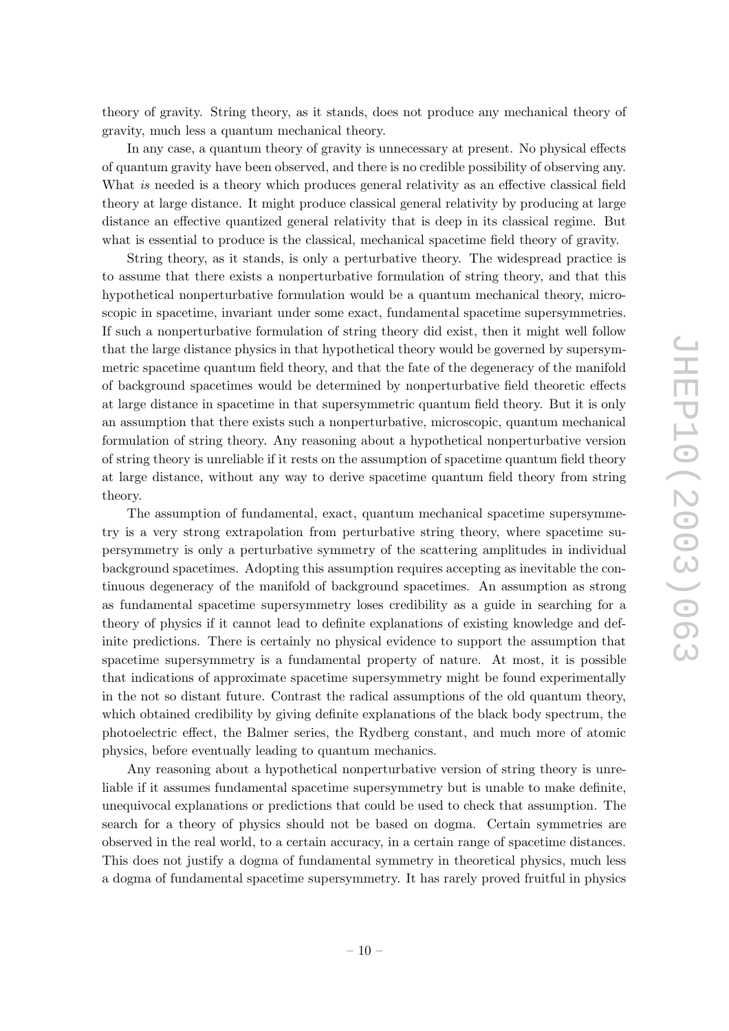theory of gravity. String theory, as it stands, does not produce any mechanical theory of gravity, much less a quantum mechanical theory.

In any case, a quantum theory of gravity is unnecessary at present. No physical effects of quantum gravity have been observed, and there is no credible possibility of observing any. What *is* needed is a theory which produces general relativity as an effective classical field theory at large distance. It might produce classical general relativity by producing at large distance an effective quantized general relativity that is deep in its classical regime. But what is essential to produce is the classical, mechanical spacetime field theory of gravity.

String theory, as it stands, is only a perturbative theory. The widespread practice is to assume that there exists a nonperturbative formulation of string theory, and that this hypothetical nonperturbative formulation would be a quantum mechanical theory, microscopic in spacetime, invariant under some exact, fundamental spacetime supersymmetries. If such a nonperturbative formulation of string theory did exist, then it might well follow that the large distance physics in that hypothetical theory would be governed by supersymmetric spacetime quantum field theory, and that the fate of the degeneracy of the manifold of background spacetimes would be determined by nonperturbative field theoretic effects at large distance in spacetime in that supersymmetric quantum field theory. But it is only an assumption that there exists such a nonperturbative, microscopic, quantum mechanical formulation of string theory. Any reasoning about a hypothetical nonperturbative version of string theory is unreliable if it rests on the assumption of spacetime quantum field theory at large distance, without any way to derive spacetime quantum field theory from string theory.

The assumption of fundamental, exact, quantum mechanical spacetime supersymmetry is a very strong extrapolation from perturbative string theory, where spacetime supersymmetry is only a perturbative symmetry of the scattering amplitudes in individual background spacetimes. Adopting this assumption requires accepting as inevitable the continuous degeneracy of the manifold of background spacetimes. An assumption as strong as fundamental spacetime supersymmetry loses credibility as a guide in searching for a theory of physics if it cannot lead to definite explanations of existing knowledge and definite predictions. There is certainly no physical evidence to support the assumption that spacetime supersymmetry is a fundamental property of nature. At most, it is possible that indications of approximate spacetime supersymmetry might be found experimentally in the not so distant future. Contrast the radical assumptions of the old quantum theory, which obtained credibility by giving definite explanations of the black body spectrum, the photoelectric effect, the Balmer series, the Rydberg constant, and much more of atomic physics, before eventually leading to quantum mechanics.

Any reasoning about a hypothetical nonperturbative version of string theory is unreliable if it assumes fundamental spacetime supersymmetry but is unable to make definite, unequivocal explanations or predictions that could be used to check that assumption. The search for a theory of physics should not be based on dogma. Certain symmetries are observed in the real world, to a certain accuracy, in a certain range of spacetime distances. This does not justify a dogma of fundamental symmetry in theoretical physics, much less a dogma of fundamental spacetime supersymmetry. It has rarely proved fruitful in physics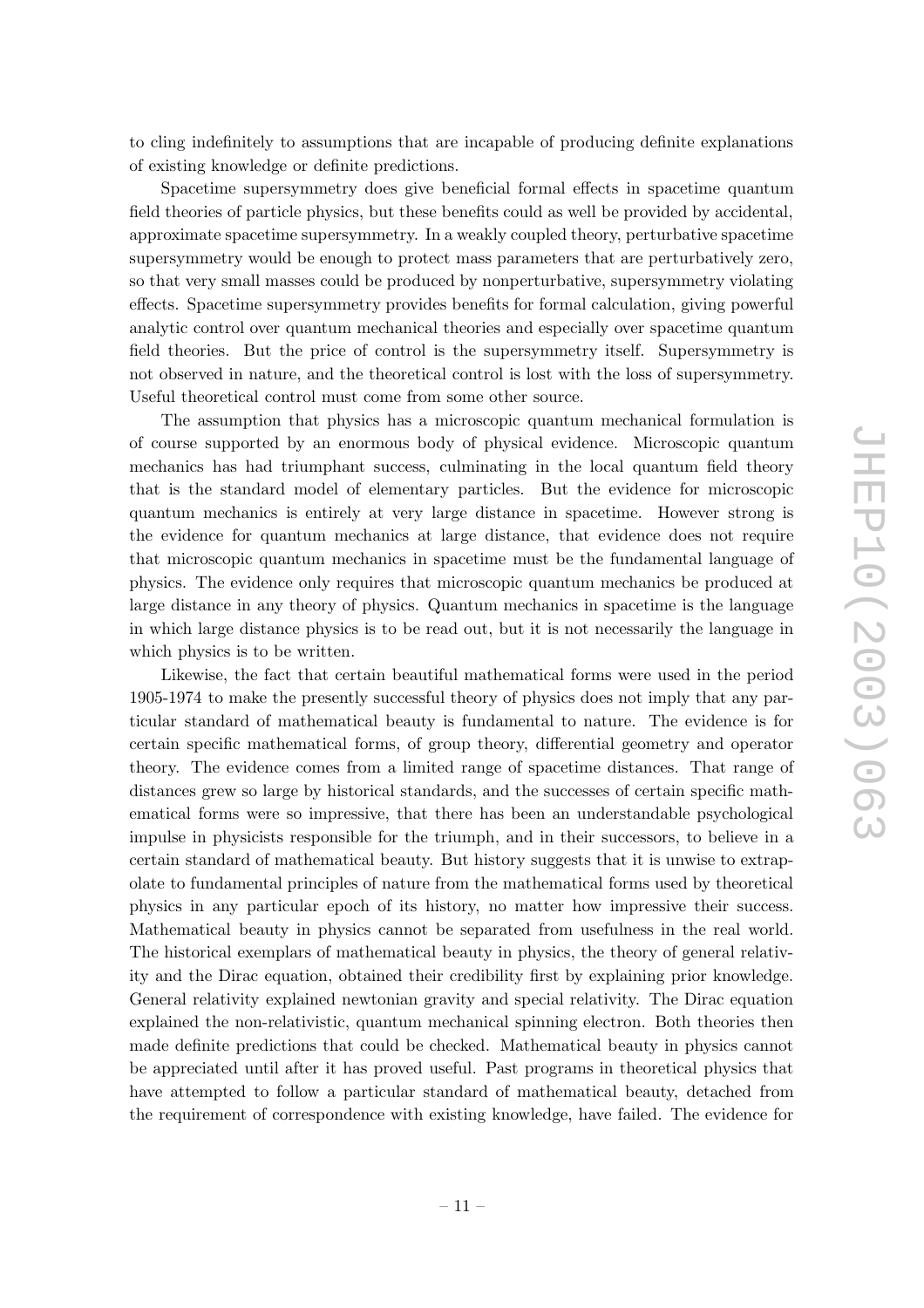to cling indefinitely to assumptions that are incapable of producing definite explanations of existing knowledge or definite predictions.

Spacetime supersymmetry does give beneficial formal effects in spacetime quantum field theories of particle physics, but these benefits could as well be provided by accidental, approximate spacetime supersymmetry. In a weakly coupled theory, perturbative spacetime supersymmetry would be enough to protect mass parameters that are perturbatively zero, so that very small masses could be produced by nonperturbative, supersymmetry violating effects. Spacetime supersymmetry provides benefits for formal calculation, giving powerful analytic control over quantum mechanical theories and especially over spacetime quantum field theories. But the price of control is the supersymmetry itself. Supersymmetry is not observed in nature, and the theoretical control is lost with the loss of supersymmetry. Useful theoretical control must come from some other source.

The assumption that physics has a microscopic quantum mechanical formulation is of course supported by an enormous body of physical evidence. Microscopic quantum mechanics has had triumphant success, culminating in the local quantum field theory that is the standard model of elementary particles. But the evidence for microscopic quantum mechanics is entirely at very large distance in spacetime. However strong is the evidence for quantum mechanics at large distance, that evidence does not require that microscopic quantum mechanics in spacetime must be the fundamental language of physics. The evidence only requires that microscopic quantum mechanics be produced at large distance in any theory of physics. Quantum mechanics in spacetime is the language in which large distance physics is to be read out, but it is not necessarily the language in which physics is to be written.

Likewise, the fact that certain beautiful mathematical forms were used in the period 1905-1974 to make the presently successful theory of physics does not imply that any particular standard of mathematical beauty is fundamental to nature. The evidence is for certain specific mathematical forms, of group theory, differential geometry and operator theory. The evidence comes from a limited range of spacetime distances. That range of distances grew so large by historical standards, and the successes of certain specific mathematical forms were so impressive, that there has been an understandable psychological impulse in physicists responsible for the triumph, and in their successors, to believe in a certain standard of mathematical beauty. But history suggests that it is unwise to extrapolate to fundamental principles of nature from the mathematical forms used by theoretical physics in any particular epoch of its history, no matter how impressive their success. Mathematical beauty in physics cannot be separated from usefulness in the real world. The historical exemplars of mathematical beauty in physics, the theory of general relativity and the Dirac equation, obtained their credibility first by explaining prior knowledge. General relativity explained newtonian gravity and special relativity. The Dirac equation explained the non-relativistic, quantum mechanical spinning electron. Both theories then made definite predictions that could be checked. Mathematical beauty in physics cannot be appreciated until after it has proved useful. Past programs in theoretical physics that have attempted to follow a particular standard of mathematical beauty, detached from the requirement of correspondence with existing knowledge, have failed. The evidence for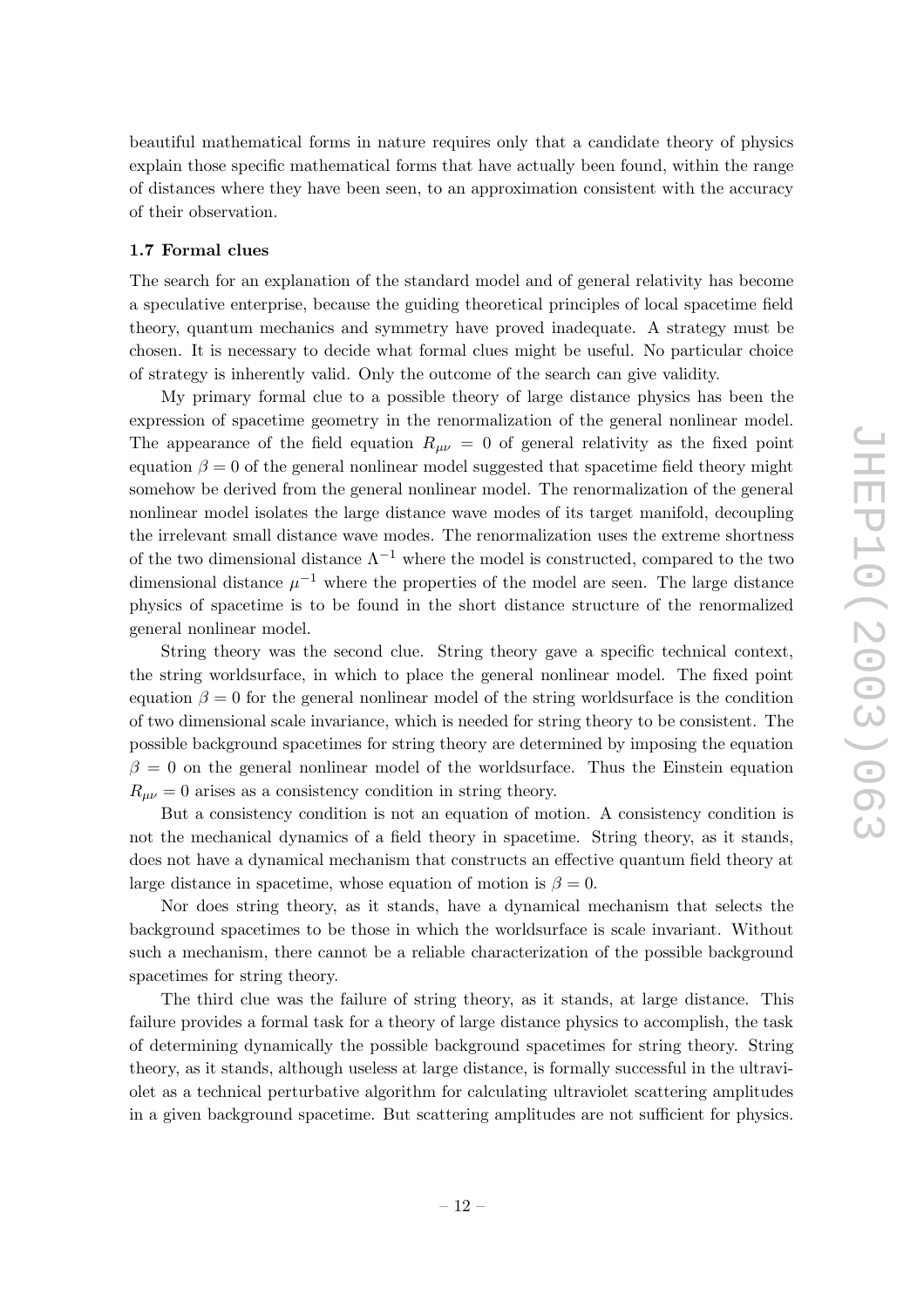beautiful mathematical forms in nature requires only that a candidate theory of physics explain those specific mathematical forms that have actually been found, within the range of distances where they have been seen, to an approximation consistent with the accuracy of their observation.

### 1.7 Formal clues

The search for an explanation of the standard model and of general relativity has become a speculative enterprise, because the guiding theoretical principles of local spacetime field theory, quantum mechanics and symmetry have proved inadequate. A strategy must be chosen. It is necessary to decide what formal clues might be useful. No particular choice of strategy is inherently valid. Only the outcome of the search can give validity.

My primary formal clue to a possible theory of large distance physics has been the expression of spacetime geometry in the renormalization of the general nonlinear model. The appearance of the field equation $R_{\mu\nu} = 0$ of general relativity as the fixed point equation $\beta = 0$ of the general nonlinear model suggested that spacetime field theory might somehow be derived from the general nonlinear model. The renormalization of the general nonlinear model isolates the large distance wave modes of its target manifold, decoupling the irrelevant small distance wave modes. The renormalization uses the extreme shortness of the two dimensional distance $\Lambda^{-1}$ where the model is constructed, compared to the two dimensional distance $\mu^{-1}$ where the properties of the model are seen. The large distance physics of spacetime is to be found in the short distance structure of the renormalized general nonlinear model.

String theory was the second clue. String theory gave a specific technical context, the string worldsurface, in which to place the general nonlinear model. The fixed point equation $\beta = 0$ for the general nonlinear model of the string worldsurface is the condition of two dimensional scale invariance, which is needed for string theory to be consistent. The possible background spacetimes for string theory are determined by imposing the equation $\beta = 0$ on the general nonlinear model of the worldsurface. Thus the Einstein equation $R_{\mu\nu} = 0$ arises as a consistency condition in string theory.

But a consistency condition is not an equation of motion. A consistency condition is not the mechanical dynamics of a field theory in spacetime. String theory, as it stands, does not have a dynamical mechanism that constructs an effective quantum field theory at large distance in spacetime, whose equation of motion is $\beta = 0$.

Nor does string theory, as it stands, have a dynamical mechanism that selects the background spacetimes to be those in which the worldsurface is scale invariant. Without such a mechanism, there cannot be a reliable characterization of the possible background spacetimes for string theory.

The third clue was the failure of string theory, as it stands, at large distance. This failure provides a formal task for a theory of large distance physics to accomplish, the task of determining dynamically the possible background spacetimes for string theory. String theory, as it stands, although useless at large distance, is formally successful in the ultraviolet as a technical perturbative algorithm for calculating ultraviolet scattering amplitudes in a given background spacetime. But scattering amplitudes are not sufficient for physics.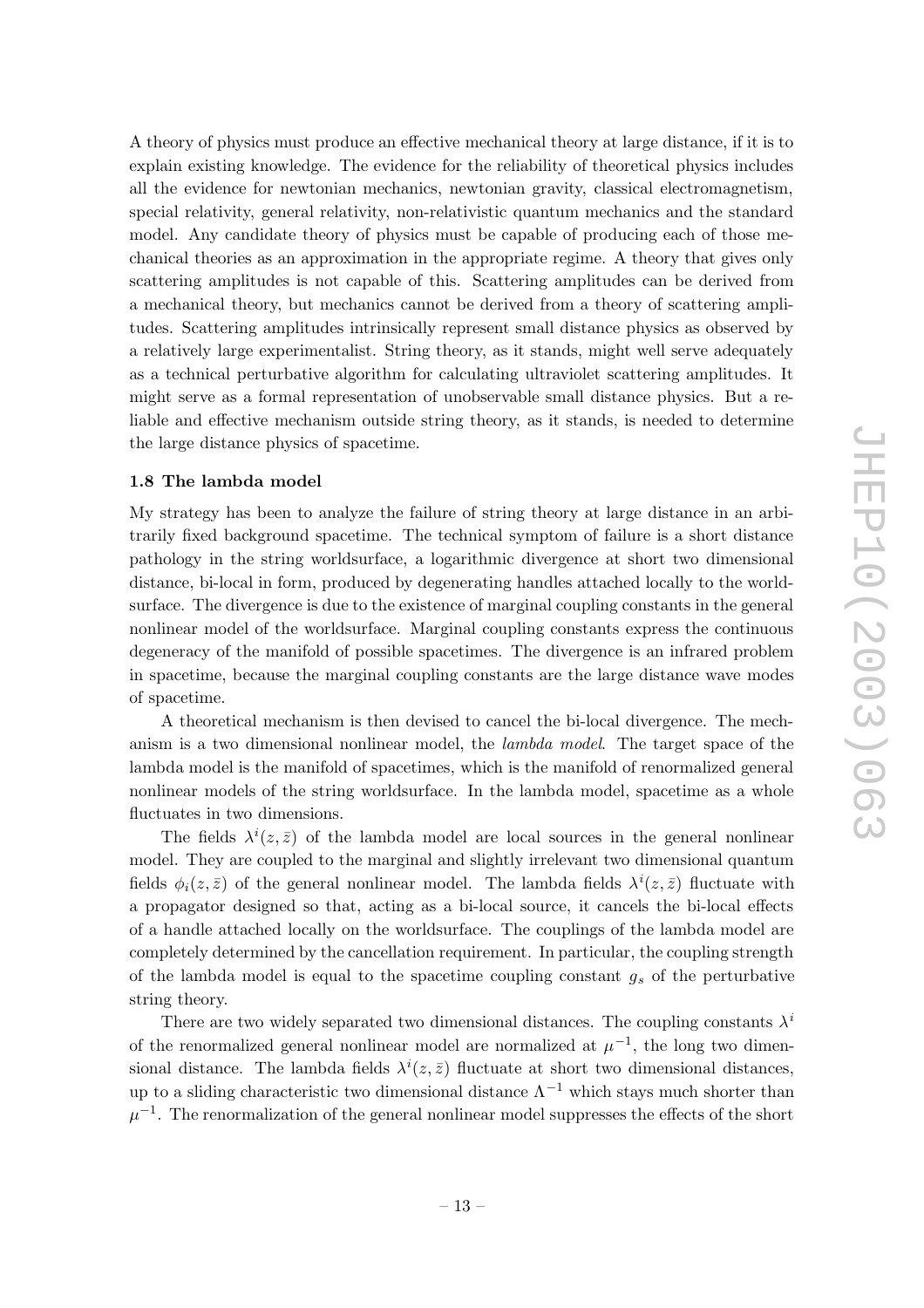A theory of physics must produce an effective mechanical theory at large distance, if it is to explain existing knowledge. The evidence for the reliability of theoretical physics includes all the evidence for newtonian mechanics, newtonian gravity, classical electromagnetism, special relativity, general relativity, non-relativistic quantum mechanics and the standard model. Any candidate theory of physics must be capable of producing each of those mechanical theories as an approximation in the appropriate regime. A theory that gives only scattering amplitudes is not capable of this. Scattering amplitudes can be derived from a mechanical theory, but mechanics cannot be derived from a theory of scattering amplitudes. Scattering amplitudes intrinsically represent small distance physics as observed by a relatively large experimentalist. String theory, as it stands, might well serve adequately as a technical perturbative algorithm for calculating ultraviolet scattering amplitudes. It might serve as a formal representation of unobservable small distance physics. But a reliable and effective mechanism outside string theory, as it stands, is needed to determine the large distance physics of spacetime.

### 1.8 The lambda model

My strategy has been to analyze the failure of string theory at large distance in an arbitrarily fixed background spacetime. The technical symptom of failure is a short distance pathology in the string worldsurface, a logarithmic divergence at short two dimensional distance, bi-local in form, produced by degenerating handles attached locally to the worldsurface. The divergence is due to the existence of marginal coupling constants in the general nonlinear model of the worldsurface. Marginal coupling constants express the continuous degeneracy of the manifold of possible spacetimes. The divergence is an infrared problem in spacetime, because the marginal coupling constants are the large distance wave modes of spacetime.

A theoretical mechanism is then devised to cancel the bi-local divergence. The mechanism is a two dimensional nonlinear model, the *lambda model*. The target space of the lambda model is the manifold of spacetimes, which is the manifold of renormalized general nonlinear models of the string worldsurface. In the lambda model, spacetime as a whole fluctuates in two dimensions.

The fields $\lambda^i(z,\bar{z})$ of the lambda model are local sources in the general nonlinear model. They are coupled to the marginal and slightly irrelevant two dimensional quantum fields $\phi_i(z,\bar{z})$ of the general nonlinear model. The lambda fields $\lambda^i(z,\bar{z})$ fluctuate with a propagator designed so that, acting as a bi-local source, it cancels the bi-local effects of a handle attached locally on the worldsurface. The couplings of the lambda model are completely determined by the cancellation requirement. In particular, the coupling strength of the lambda model is equal to the spacetime coupling constant $g_s$ of the perturbative string theory.

There are two widely separated two dimensional distances. The coupling constants $\lambda^i$ of the renormalized general nonlinear model are normalized at $\mu^{-1}$, the long two dimensional distance. The lambda fields $\lambda^i(z,\bar{z})$ fluctuate at short two dimensional distances, up to a sliding characteristic two dimensional distance $\Lambda^{-1}$ which stays much shorter than $\mu^{-1}$. The renormalization of the general nonlinear model suppresses the effects of the short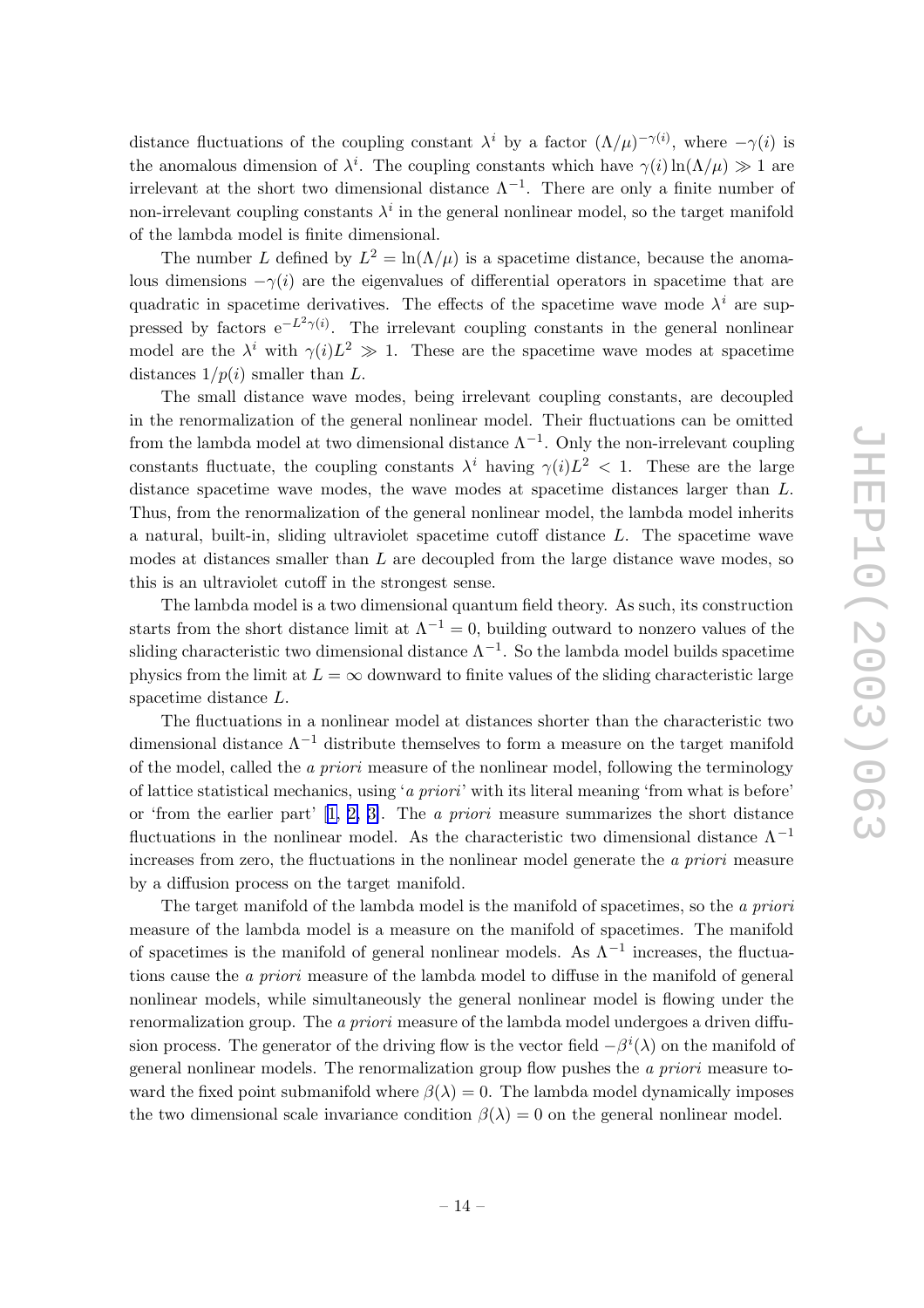distance fluctuations of the coupling constant $\lambda^i$ by a factor $(\Lambda/\mu)^{-\gamma(i)}$, where $-\gamma(i)$ is the anomalous dimension of $\lambda^i$. The coupling constants which have $\gamma(i)\ln(\Lambda/\mu) \gg 1$ are irrelevant at the short two dimensional distance $\Lambda^{-1}$. There are only a finite number of non-irrelevant coupling constants $\lambda^i$ in the general nonlinear model, so the target manifold of the lambda model is finite dimensional.

The number $L$ defined by $L^2 = \ln(\Lambda/\mu)$ is a spacetime distance, because the anomalous dimensions $-\gamma(i)$ are the eigenvalues of differential operators in spacetime that are quadratic in spacetime derivatives. The effects of the spacetime wave mode $\lambda^i$ are suppressed by factors $\mathrm{e}^{-L^2\gamma(i)}$. The irrelevant coupling constants in the general nonlinear model are the $\lambda^i$ with $\gamma(i)L^2 \gg 1$. These are the spacetime wave modes at spacetime distances $1/p(i)$ smaller than $L$.

The small distance wave modes, being irrelevant coupling constants, are decoupled in the renormalization of the general nonlinear model. Their fluctuations can be omitted from the lambda model at two dimensional distance $\Lambda^{-1}$. Only the non-irrelevant coupling constants fluctuate, the coupling constants $\lambda^i$ having $\gamma(i)L^2 < 1$. These are the large distance spacetime wave modes, the wave modes at spacetime distances larger than $L$. Thus, from the renormalization of the general nonlinear model, the lambda model inherits a natural, built-in, sliding ultraviolet spacetime cutoff distance $L$. The spacetime wave modes at distances smaller than $L$ are decoupled from the large distance wave modes, so this is an ultraviolet cutoff in the strongest sense.

The lambda model is a two dimensional quantum field theory. As such, its construction starts from the short distance limit at $\Lambda^{-1} = 0$, building outward to nonzero values of the sliding characteristic two dimensional distance $\Lambda^{-1}$. So the lambda model builds spacetime physics from the limit at $L = \infty$ downward to finite values of the sliding characteristic large spacetime distance $L$.

The fluctuations in a nonlinear model at distances shorter than the characteristic two dimensional distance $\Lambda^{-1}$ distribute themselves to form a measure on the target manifold of the model, called the *a priori* measure of the nonlinear model, following the terminology of lattice statistical mechanics, using '*a priori*' with its literal meaning 'from what is before' or 'from the earlier part' [1, 2, 3]. The *a priori* measure summarizes the short distance fluctuations in the nonlinear model. As the characteristic two dimensional distance $\Lambda^{-1}$ increases from zero, the fluctuations in the nonlinear model generate the *a priori* measure by a diffusion process on the target manifold.

The target manifold of the lambda model is the manifold of spacetimes, so the *a priori* measure of the lambda model is a measure on the manifold of spacetimes. The manifold of spacetimes is the manifold of general nonlinear models. As $\Lambda^{-1}$ increases, the fluctuations cause the *a priori* measure of the lambda model to diffuse in the manifold of general nonlinear models, while simultaneously the general nonlinear model is flowing under the renormalization group. The *a priori* measure of the lambda model undergoes a driven diffusion process. The generator of the driving flow is the vector field $-\beta^i(\lambda)$ on the manifold of general nonlinear models. The renormalization group flow pushes the *a priori* measure toward the fixed point submanifold where $\beta(\lambda) = 0$. The lambda model dynamically imposes the two dimensional scale invariance condition $\beta(\lambda) = 0$ on the general nonlinear model.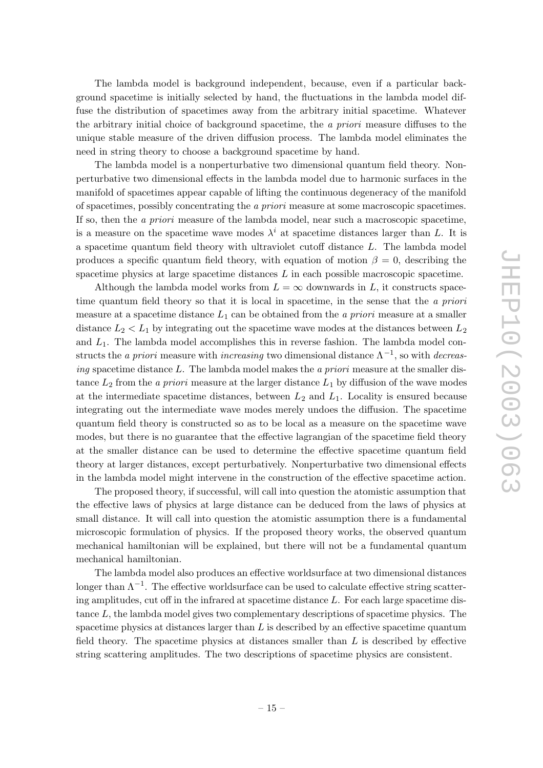The lambda model is background independent, because, even if a particular background spacetime is initially selected by hand, the fluctuations in the lambda model diffuse the distribution of spacetimes away from the arbitrary initial spacetime. Whatever the arbitrary initial choice of background spacetime, the *a priori* measure diffuses to the unique stable measure of the driven diffusion process. The lambda model eliminates the need in string theory to choose a background spacetime by hand.

The lambda model is a nonperturbative two dimensional quantum field theory. Nonperturbative two dimensional effects in the lambda model due to harmonic surfaces in the manifold of spacetimes appear capable of lifting the continuous degeneracy of the manifold of spacetimes, possibly concentrating the *a priori* measure at some macroscopic spacetimes. If so, then the *a priori* measure of the lambda model, near such a macroscopic spacetime, is a measure on the spacetime wave modes $\lambda^i$ at spacetime distances larger than $L$. It is a spacetime quantum field theory with ultraviolet cutoff distance $L$. The lambda model produces a specific quantum field theory, with equation of motion $\beta = 0$, describing the spacetime physics at large spacetime distances $L$ in each possible macroscopic spacetime.

Although the lambda model works from $L = \infty$ downwards in $L$, it constructs spacetime quantum field theory so that it is local in spacetime, in the sense that the *a priori* measure at a spacetime distance $L_1$ can be obtained from the *a priori* measure at a smaller distance $L_2 < L_1$ by integrating out the spacetime wave modes at the distances between $L_2$ and $L_1$. The lambda model accomplishes this in reverse fashion. The lambda model constructs the *a priori* measure with *increasing* two dimensional distance $\Lambda^{-1}$, so with *decreasing* spacetime distance $L$. The lambda model makes the *a priori* measure at the smaller distance $L_2$ from the *a priori* measure at the larger distance $L_1$ by diffusion of the wave modes at the intermediate spacetime distances, between $L_2$ and $L_1$. Locality is ensured because integrating out the intermediate wave modes merely undoes the diffusion. The spacetime quantum field theory is constructed so as to be local as a measure on the spacetime wave modes, but there is no guarantee that the effective lagrangian of the spacetime field theory at the smaller distance can be used to determine the effective spacetime quantum field theory at larger distances, except perturbatively. Nonperturbative two dimensional effects in the lambda model might intervene in the construction of the effective spacetime action.

The proposed theory, if successful, will call into question the atomistic assumption that the effective laws of physics at large distance can be deduced from the laws of physics at small distance. It will call into question the atomistic assumption there is a fundamental microscopic formulation of physics. If the proposed theory works, the observed quantum mechanical hamiltonian will be explained, but there will not be a fundamental quantum mechanical hamiltonian.

The lambda model also produces an effective worldsurface at two dimensional distances longer than $\Lambda^{-1}$. The effective worldsurface can be used to calculate effective string scattering amplitudes, cut off in the infrared at spacetime distance $L$. For each large spacetime distance $L$, the lambda model gives two complementary descriptions of spacetime physics. The spacetime physics at distances larger than $L$ is described by an effective spacetime quantum field theory. The spacetime physics at distances smaller than $L$ is described by effective string scattering amplitudes. The two descriptions of spacetime physics are consistent.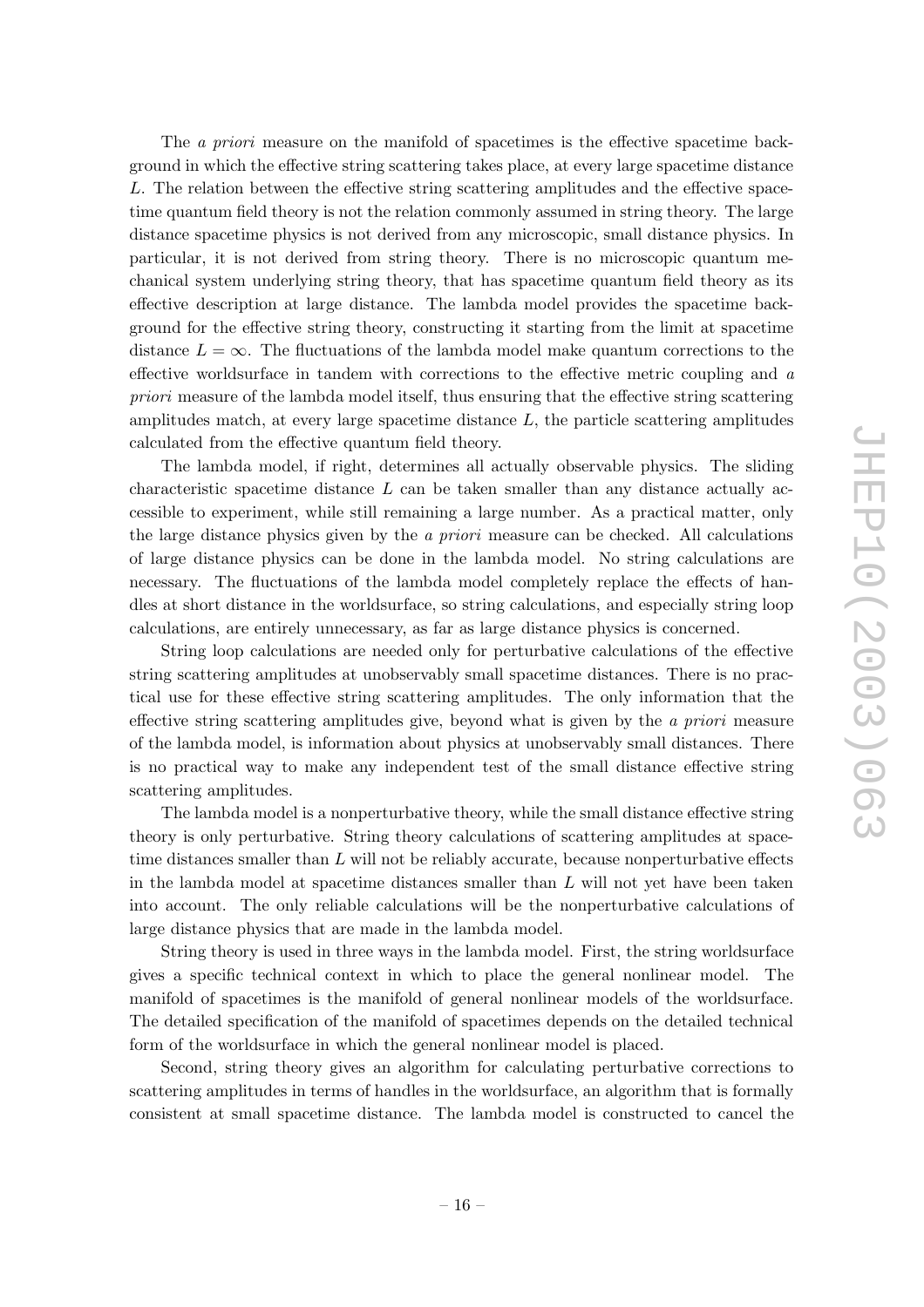The *a priori* measure on the manifold of spacetimes is the effective spacetime background in which the effective string scattering takes place, at every large spacetime distance $L$. The relation between the effective string scattering amplitudes and the effective spacetime quantum field theory is not the relation commonly assumed in string theory. The large distance spacetime physics is not derived from any microscopic, small distance physics. In particular, it is not derived from string theory. There is no microscopic quantum mechanical system underlying string theory, that has spacetime quantum field theory as its effective description at large distance. The lambda model provides the spacetime background for the effective string theory, constructing it starting from the limit at spacetime distance $L = \infty$. The fluctuations of the lambda model make quantum corrections to the effective worldsurface in tandem with corrections to the effective metric coupling and *a priori* measure of the lambda model itself, thus ensuring that the effective string scattering amplitudes match, at every large spacetime distance $L$, the particle scattering amplitudes calculated from the effective quantum field theory.

The lambda model, if right, determines all actually observable physics. The sliding characteristic spacetime distance $L$ can be taken smaller than any distance actually accessible to experiment, while still remaining a large number. As a practical matter, only the large distance physics given by the *a priori* measure can be checked. All calculations of large distance physics can be done in the lambda model. No string calculations are necessary. The fluctuations of the lambda model completely replace the effects of handles at short distance in the worldsurface, so string calculations, and especially string loop calculations, are entirely unnecessary, as far as large distance physics is concerned.

String loop calculations are needed only for perturbative calculations of the effective string scattering amplitudes at unobservably small spacetime distances. There is no practical use for these effective string scattering amplitudes. The only information that the effective string scattering amplitudes give, beyond what is given by the *a priori* measure of the lambda model, is information about physics at unobservably small distances. There is no practical way to make any independent test of the small distance effective string scattering amplitudes.

The lambda model is a nonperturbative theory, while the small distance effective string theory is only perturbative. String theory calculations of scattering amplitudes at spacetime distances smaller than $L$ will not be reliably accurate, because nonperturbative effects in the lambda model at spacetime distances smaller than $L$ will not yet have been taken into account. The only reliable calculations will be the nonperturbative calculations of large distance physics that are made in the lambda model.

String theory is used in three ways in the lambda model. First, the string worldsurface gives a specific technical context in which to place the general nonlinear model. The manifold of spacetimes is the manifold of general nonlinear models of the worldsurface. The detailed specification of the manifold of spacetimes depends on the detailed technical form of the worldsurface in which the general nonlinear model is placed.

Second, string theory gives an algorithm for calculating perturbative corrections to scattering amplitudes in terms of handles in the worldsurface, an algorithm that is formally consistent at small spacetime distance. The lambda model is constructed to cancel the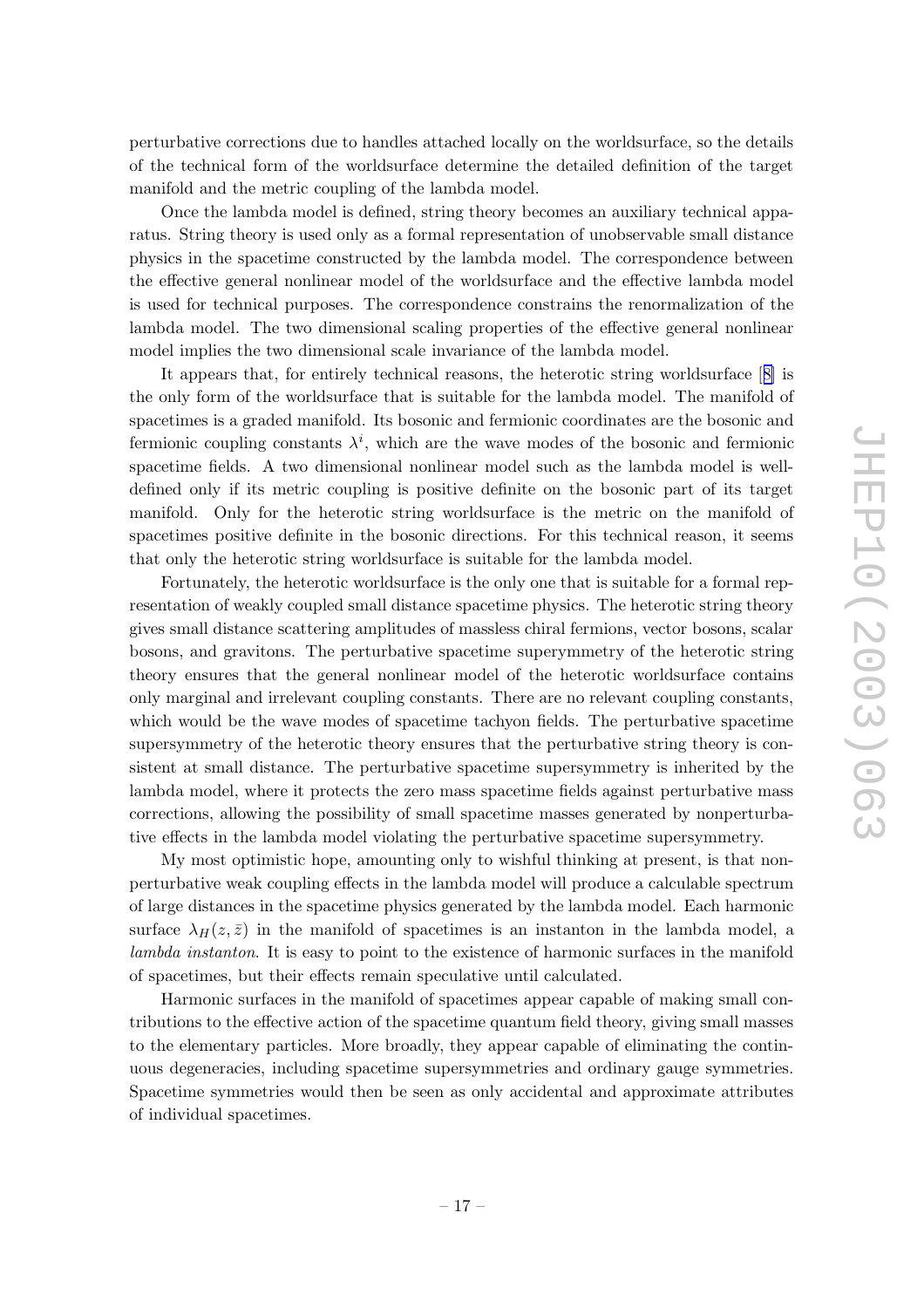perturbative corrections due to handles attached locally on the worldsurface, so the details of the technical form of the worldsurface determine the detailed definition of the target manifold and the metric coupling of the lambda model.

Once the lambda model is defined, string theory becomes an auxiliary technical apparatus. String theory is used only as a formal representation of unobservable small distance physics in the spacetime constructed by the lambda model. The correspondence between the effective general nonlinear model of the worldsurface and the effective lambda model is used for technical purposes. The correspondence constrains the renormalization of the lambda model. The two dimensional scaling properties of the effective general nonlinear model implies the two dimensional scale invariance of the lambda model.

It appears that, for entirely technical reasons, the heterotic string worldsurface [8] is the only form of the worldsurface that is suitable for the lambda model. The manifold of spacetimes is a graded manifold. Its bosonic and fermionic coordinates are the bosonic and fermionic coupling constants $\lambda^i$, which are the wave modes of the bosonic and fermionic spacetime fields. A two dimensional nonlinear model such as the lambda model is well-defined only if its metric coupling is positive definite on the bosonic part of its target manifold. Only for the heterotic string worldsurface is the metric on the manifold of spacetimes positive definite in the bosonic directions. For this technical reason, it seems that only the heterotic string worldsurface is suitable for the lambda model.

Fortunately, the heterotic worldsurface is the only one that is suitable for a formal representation of weakly coupled small distance spacetime physics. The heterotic string theory gives small distance scattering amplitudes of massless chiral fermions, vector bosons, scalar bosons, and gravitons. The perturbative spacetime superymmetry of the heterotic string theory ensures that the general nonlinear model of the heterotic worldsurface contains only marginal and irrelevant coupling constants. There are no relevant coupling constants, which would be the wave modes of spacetime tachyon fields. The perturbative spacetime supersymmetry of the heterotic theory ensures that the perturbative string theory is consistent at small distance. The perturbative spacetime supersymmetry is inherited by the lambda model, where it protects the zero mass spacetime fields against perturbative mass corrections, allowing the possibility of small spacetime masses generated by nonperturbative effects in the lambda model violating the perturbative spacetime supersymmetry.

My most optimistic hope, amounting only to wishful thinking at present, is that nonperturbative weak coupling effects in the lambda model will produce a calculable spectrum of large distances in the spacetime physics generated by the lambda model. Each harmonic surface $\lambda_H(z, \bar{z})$ in the manifold of spacetimes is an instanton in the lambda model, a *lambda instanton*. It is easy to point to the existence of harmonic surfaces in the manifold of spacetimes, but their effects remain speculative until calculated.

Harmonic surfaces in the manifold of spacetimes appear capable of making small contributions to the effective action of the spacetime quantum field theory, giving small masses to the elementary particles. More broadly, they appear capable of eliminating the continuous degeneracies, including spacetime supersymmetries and ordinary gauge symmetries. Spacetime symmetries would then be seen as only accidental and approximate attributes of individual spacetimes.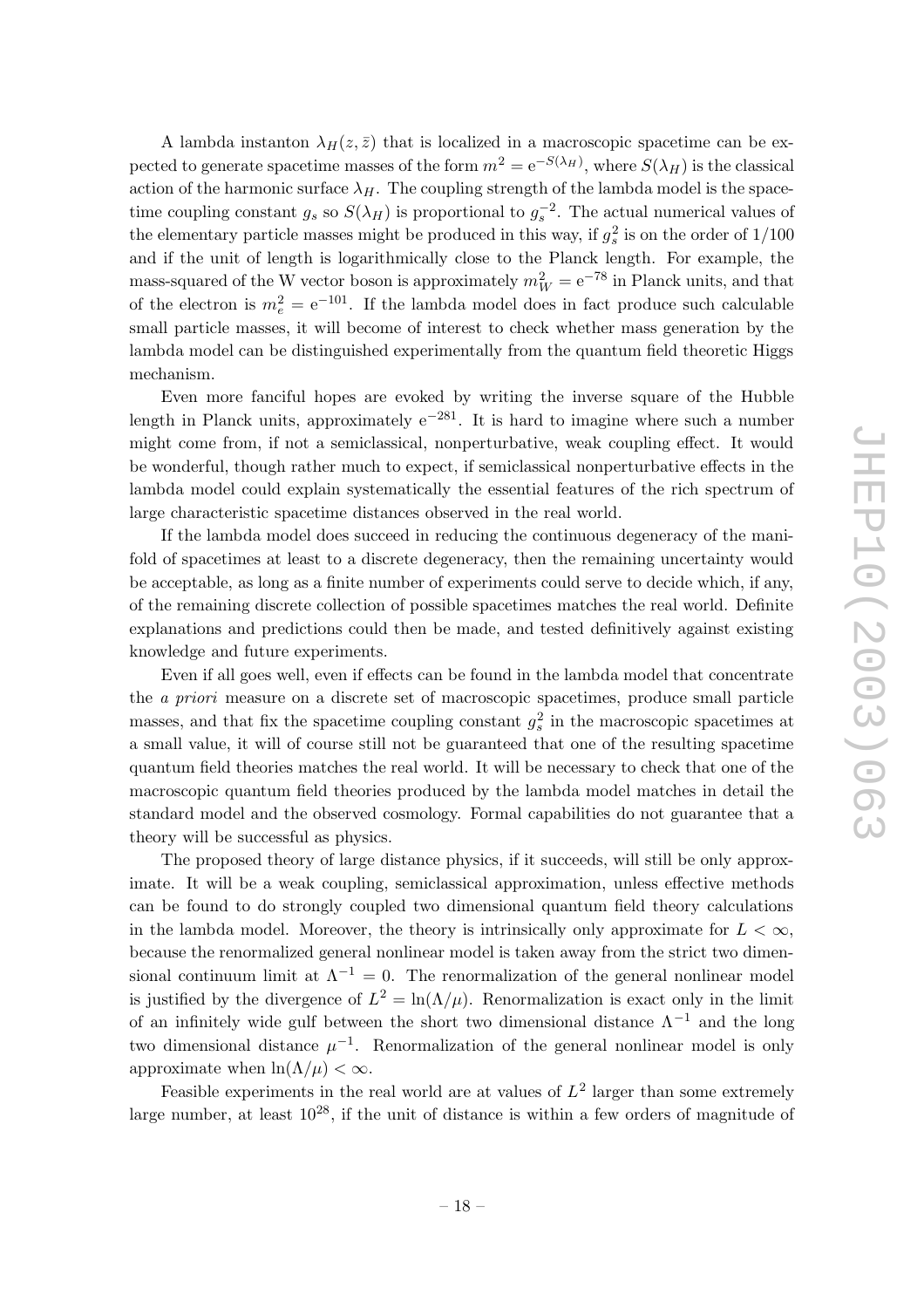A lambda instanton $\lambda_H(z, \bar{z})$ that is localized in a macroscopic spacetime can be expected to generate spacetime masses of the form $m^2 = \mathrm{e}^{-S(\lambda_H)}$, where $S(\lambda_H)$ is the classical action of the harmonic surface $\lambda_H$. The coupling strength of the lambda model is the spacetime coupling constant $g_s$ so $S(\lambda_H)$ is proportional to $g_s^{-2}$. The actual numerical values of the elementary particle masses might be produced in this way, if $g_s^2$ is on the order of $1/100$ and if the unit of length is logarithmically close to the Planck length. For example, the mass-squared of the W vector boson is approximately $m_W^2 = \mathrm{e}^{-78}$ in Planck units, and that of the electron is $m_e^2 = \mathrm{e}^{-101}$. If the lambda model does in fact produce such calculable small particle masses, it will become of interest to check whether mass generation by the lambda model can be distinguished experimentally from the quantum field theoretic Higgs mechanism.

Even more fanciful hopes are evoked by writing the inverse square of the Hubble length in Planck units, approximately $\mathrm{e}^{-281}$. It is hard to imagine where such a number might come from, if not a semiclassical, nonperturbative, weak coupling effect. It would be wonderful, though rather much to expect, if semiclassical nonperturbative effects in the lambda model could explain systematically the essential features of the rich spectrum of large characteristic spacetime distances observed in the real world.

If the lambda model does succeed in reducing the continuous degeneracy of the manifold of spacetimes at least to a discrete degeneracy, then the remaining uncertainty would be acceptable, as long as a finite number of experiments could serve to decide which, if any, of the remaining discrete collection of possible spacetimes matches the real world. Definite explanations and predictions could then be made, and tested definitively against existing knowledge and future experiments.

Even if all goes well, even if effects can be found in the lambda model that concentrate the *a priori* measure on a discrete set of macroscopic spacetimes, produce small particle masses, and that fix the spacetime coupling constant $g_s^2$ in the macroscopic spacetimes at a small value, it will of course still not be guaranteed that one of the resulting spacetime quantum field theories matches the real world. It will be necessary to check that one of the macroscopic quantum field theories produced by the lambda model matches in detail the standard model and the observed cosmology. Formal capabilities do not guarantee that a theory will be successful as physics.

The proposed theory of large distance physics, if it succeeds, will still be only approximate. It will be a weak coupling, semiclassical approximation, unless effective methods can be found to do strongly coupled two dimensional quantum field theory calculations in the lambda model. Moreover, the theory is intrinsically only approximate for $L < \infty$, because the renormalized general nonlinear model is taken away from the strict two dimensional continuum limit at $\Lambda^{-1} = 0$. The renormalization of the general nonlinear model is justified by the divergence of $L^2 = \ln(\Lambda/\mu)$. Renormalization is exact only in the limit of an infinitely wide gulf between the short two dimensional distance $\Lambda^{-1}$ and the long two dimensional distance $\mu^{-1}$. Renormalization of the general nonlinear model is only approximate when $\ln(\Lambda/\mu) < \infty$.

Feasible experiments in the real world are at values of $L^2$ larger than some extremely large number, at least $10^{28}$, if the unit of distance is within a few orders of magnitude of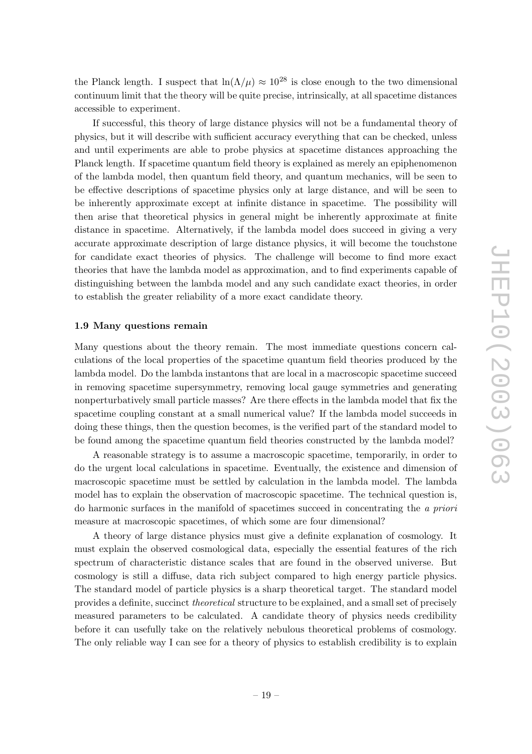the Planck length. I suspect that $\ln(\Lambda/\mu) \approx 10^{28}$ is close enough to the two dimensional continuum limit that the theory will be quite precise, intrinsically, at all spacetime distances accessible to experiment.

If successful, this theory of large distance physics will not be a fundamental theory of physics, but it will describe with sufficient accuracy everything that can be checked, unless and until experiments are able to probe physics at spacetime distances approaching the Planck length. If spacetime quantum field theory is explained as merely an epiphenomenon of the lambda model, then quantum field theory, and quantum mechanics, will be seen to be effective descriptions of spacetime physics only at large distance, and will be seen to be inherently approximate except at infinite distance in spacetime. The possibility will then arise that theoretical physics in general might be inherently approximate at finite distance in spacetime. Alternatively, if the lambda model does succeed in giving a very accurate approximate description of large distance physics, it will become the touchstone for candidate exact theories of physics. The challenge will become to find more exact theories that have the lambda model as approximation, and to find experiments capable of distinguishing between the lambda model and any such candidate exact theories, in order to establish the greater reliability of a more exact candidate theory.

### 1.9 Many questions remain

Many questions about the theory remain. The most immediate questions concern calculations of the local properties of the spacetime quantum field theories produced by the lambda model. Do the lambda instantons that are local in a macroscopic spacetime succeed in removing spacetime supersymmetry, removing local gauge symmetries and generating nonperturbatively small particle masses? Are there effects in the lambda model that fix the spacetime coupling constant at a small numerical value? If the lambda model succeeds in doing these things, then the question becomes, is the verified part of the standard model to be found among the spacetime quantum field theories constructed by the lambda model?

A reasonable strategy is to assume a macroscopic spacetime, temporarily, in order to do the urgent local calculations in spacetime. Eventually, the existence and dimension of macroscopic spacetime must be settled by calculation in the lambda model. The lambda model has to explain the observation of macroscopic spacetime. The technical question is, do harmonic surfaces in the manifold of spacetimes succeed in concentrating the *a priori* measure at macroscopic spacetimes, of which some are four dimensional?

A theory of large distance physics must give a definite explanation of cosmology. It must explain the observed cosmological data, especially the essential features of the rich spectrum of characteristic distance scales that are found in the observed universe. But cosmology is still a diffuse, data rich subject compared to high energy particle physics. The standard model of particle physics is a sharp theoretical target. The standard model provides a definite, succinct *theoretical* structure to be explained, and a small set of precisely measured parameters to be calculated. A candidate theory of physics needs credibility before it can usefully take on the relatively nebulous theoretical problems of cosmology. The only reliable way I can see for a theory of physics to establish credibility is to explain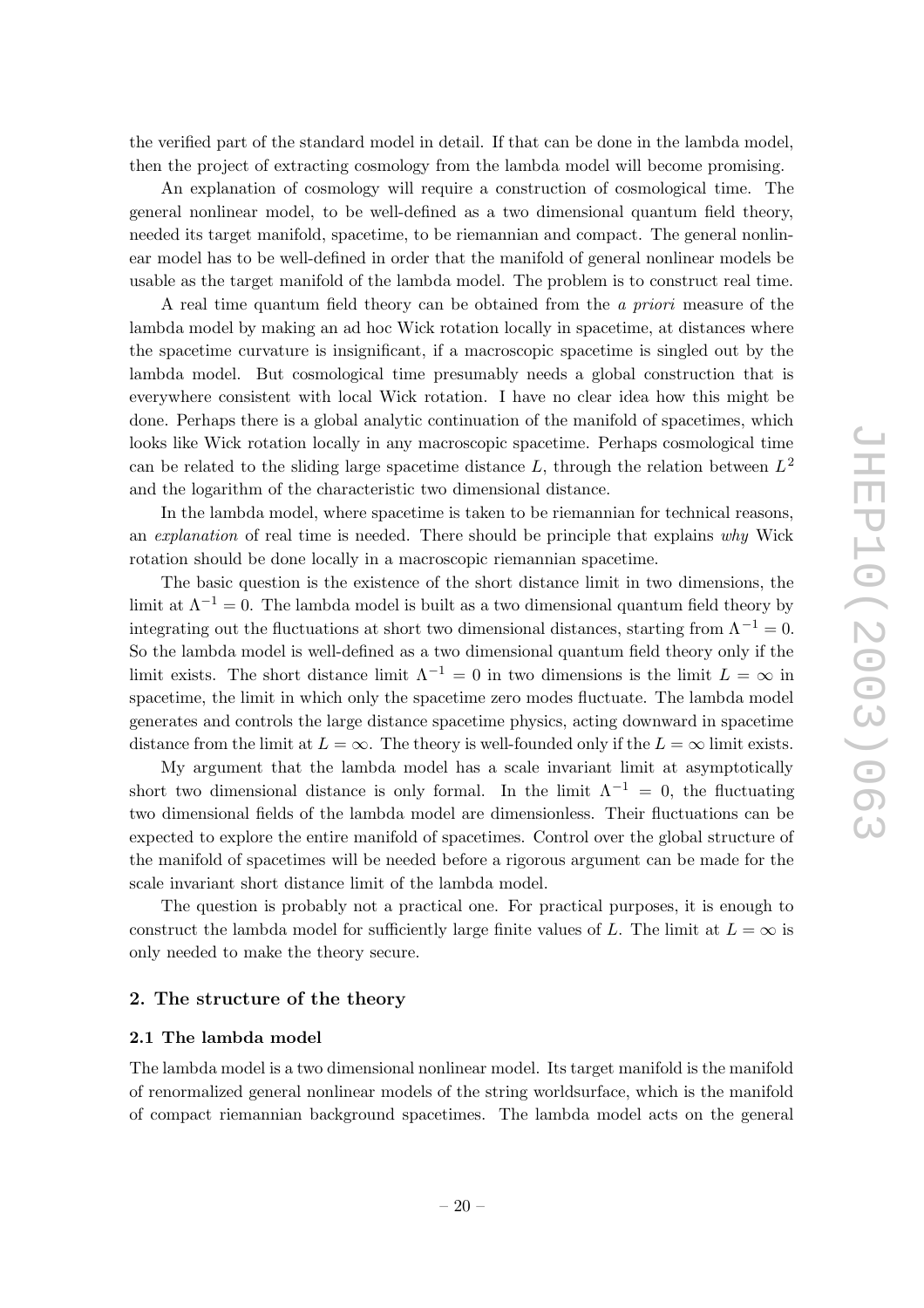the verified part of the standard model in detail. If that can be done in the lambda model, then the project of extracting cosmology from the lambda model will become promising.

An explanation of cosmology will require a construction of cosmological time. The general nonlinear model, to be well-defined as a two dimensional quantum field theory, needed its target manifold, spacetime, to be riemannian and compact. The general nonlinear model has to be well-defined in order that the manifold of general nonlinear models be usable as the target manifold of the lambda model. The problem is to construct real time.

A real time quantum field theory can be obtained from the *a priori* measure of the lambda model by making an ad hoc Wick rotation locally in spacetime, at distances where the spacetime curvature is insignificant, if a macroscopic spacetime is singled out by the lambda model. But cosmological time presumably needs a global construction that is everywhere consistent with local Wick rotation. I have no clear idea how this might be done. Perhaps there is a global analytic continuation of the manifold of spacetimes, which looks like Wick rotation locally in any macroscopic spacetime. Perhaps cosmological time can be related to the sliding large spacetime distance $L$, through the relation between $L^2$ and the logarithm of the characteristic two dimensional distance.

In the lambda model, where spacetime is taken to be riemannian for technical reasons, an *explanation* of real time is needed. There should be principle that explains *why* Wick rotation should be done locally in a macroscopic riemannian spacetime.

The basic question is the existence of the short distance limit in two dimensions, the limit at $\Lambda^{-1} = 0$. The lambda model is built as a two dimensional quantum field theory by integrating out the fluctuations at short two dimensional distances, starting from $\Lambda^{-1} = 0$. So the lambda model is well-defined as a two dimensional quantum field theory only if the limit exists. The short distance limit $\Lambda^{-1} = 0$ in two dimensions is the limit $L = \infty$ in spacetime, the limit in which only the spacetime zero modes fluctuate. The lambda model generates and controls the large distance spacetime physics, acting downward in spacetime distance from the limit at $L = \infty$. The theory is well-founded only if the $L = \infty$ limit exists.

My argument that the lambda model has a scale invariant limit at asymptotically short two dimensional distance is only formal. In the limit $\Lambda^{-1} = 0$, the fluctuating two dimensional fields of the lambda model are dimensionless. Their fluctuations can be expected to explore the entire manifold of spacetimes. Control over the global structure of the manifold of spacetimes will be needed before a rigorous argument can be made for the scale invariant short distance limit of the lambda model.

The question is probably not a practical one. For practical purposes, it is enough to construct the lambda model for sufficiently large finite values of $L$. The limit at $L = \infty$ is only needed to make the theory secure.

## 2. The structure of the theory

### 2.1 The lambda model

The lambda model is a two dimensional nonlinear model. Its target manifold is the manifold of renormalized general nonlinear models of the string worldsurface, which is the manifold of compact riemannian background spacetimes. The lambda model acts on the general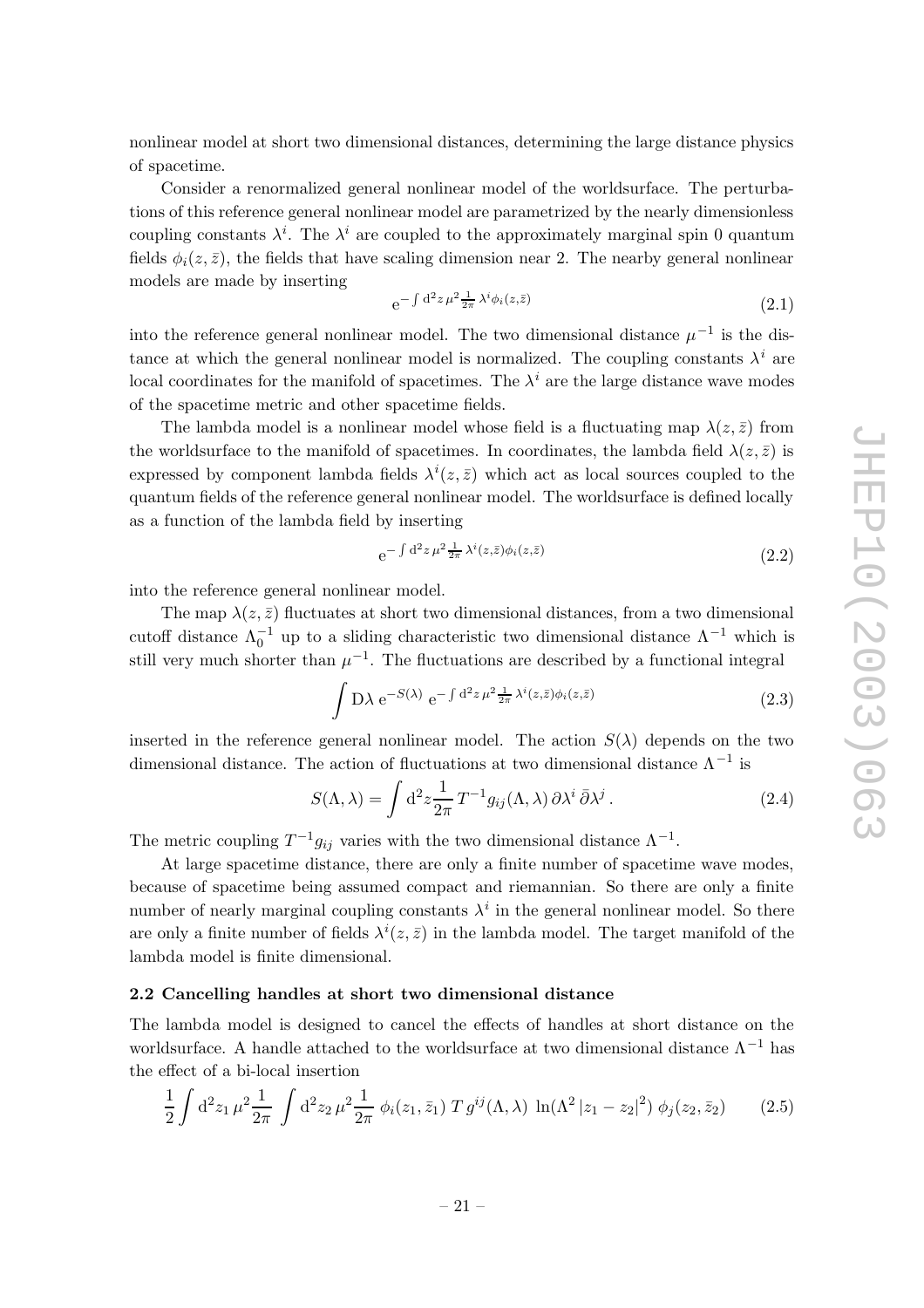nonlinear model at short two dimensional distances, determining the large distance physics of spacetime.

Consider a renormalized general nonlinear model of the worldsurface. The perturbations of this reference general nonlinear model are parametrized by the nearly dimensionless coupling constants $\lambda^i$. The $\lambda^i$ are coupled to the approximately marginal spin 0 quantum fields $\phi_i(z,\bar{z})$, the fields that have scaling dimension near 2. The nearby general nonlinear models are made by inserting

$$\mathrm{e}^{-\int \mathrm{d}^2 z\, \mu^2 \frac{1}{2\pi}\, \lambda^i \phi_i(z,\bar{z})} \tag{2.1}$$

into the reference general nonlinear model. The two dimensional distance $\mu^{-1}$ is the distance at which the general nonlinear model is normalized. The coupling constants $\lambda^i$ are local coordinates for the manifold of spacetimes. The $\lambda^i$ are the large distance wave modes of the spacetime metric and other spacetime fields.

The lambda model is a nonlinear model whose field is a fluctuating map $\lambda(z,\bar{z})$ from the worldsurface to the manifold of spacetimes. In coordinates, the lambda field $\lambda(z,\bar{z})$ is expressed by component lambda fields $\lambda^i(z,\bar{z})$ which act as local sources coupled to the quantum fields of the reference general nonlinear model. The worldsurface is defined locally as a function of the lambda field by inserting

$$\mathrm{e}^{-\int \mathrm{d}^2 z\, \mu^2 \frac{1}{2\pi}\, \lambda^i(z,\bar{z}) \phi_i(z,\bar{z})} \tag{2.2}$$

into the reference general nonlinear model.

The map $\lambda(z,\bar{z})$ fluctuates at short two dimensional distances, from a two dimensional cutoff distance $\Lambda_0^{-1}$ up to a sliding characteristic two dimensional distance $\Lambda^{-1}$ which is still very much shorter than $\mu^{-1}$. The fluctuations are described by a functional integral

$$\int \mathrm{D}\lambda\; \mathrm{e}^{-S(\lambda)}\; \mathrm{e}^{-\int \mathrm{d}^2 z\, \mu^2 \frac{1}{2\pi}\, \lambda^i(z,\bar{z}) \phi_i(z,\bar{z})} \tag{2.3}$$

inserted in the reference general nonlinear model. The action $S(\lambda)$ depends on the two dimensional distance. The action of fluctuations at two dimensional distance $\Lambda^{-1}$ is

$$S(\Lambda,\lambda) = \int \mathrm{d}^2 z \frac{1}{2\pi}\, T^{-1} g_{ij}(\Lambda,\lambda)\, \partial\lambda^i\, \bar{\partial}\lambda^j\,. \tag{2.4}$$

The metric coupling $T^{-1} g_{ij}$ varies with the two dimensional distance $\Lambda^{-1}$.

At large spacetime distance, there are only a finite number of spacetime wave modes, because of spacetime being assumed compact and riemannian. So there are only a finite number of nearly marginal coupling constants $\lambda^i$ in the general nonlinear model. So there are only a finite number of fields $\lambda^i(z,\bar{z})$ in the lambda model. The target manifold of the lambda model is finite dimensional.

### 2.2 Cancelling handles at short two dimensional distance

The lambda model is designed to cancel the effects of handles at short distance on the worldsurface. A handle attached to the worldsurface at two dimensional distance $\Lambda^{-1}$ has the effect of a bi-local insertion

$$\frac{1}{2}\int \mathrm{d}^2 z_1\, \mu^2 \frac{1}{2\pi} \int \mathrm{d}^2 z_2\, \mu^2 \frac{1}{2\pi}\; \phi_i(z_1,\bar{z}_1)\; T\, g^{ij}(\Lambda,\lambda)\; \ln(\Lambda^2\, |z_1 - z_2|^2)\; \phi_j(z_2,\bar{z}_2) \tag{2.5}$$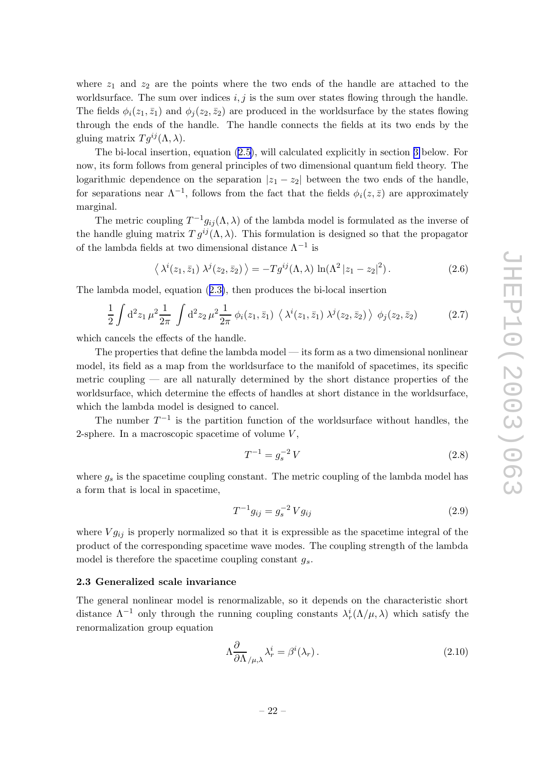where $z_1$ and $z_2$ are the points where the two ends of the handle are attached to the worldsurface. The sum over indices $i, j$ is the sum over states flowing through the handle. The fields $\phi_i(z_1, \bar{z}_1)$ and $\phi_j(z_2, \bar{z}_2)$ are produced in the worldsurface by the states flowing through the ends of the handle. The handle connects the fields at its two ends by the gluing matrix $Tg^{ij}(\Lambda, \lambda)$.

The bi-local insertion, equation (2.5), will calculated explicitly in section 3 below. For now, its form follows from general principles of two dimensional quantum field theory. The logarithmic dependence on the separation $|z_1 - z_2|$ between the two ends of the handle, for separations near $\Lambda^{-1}$, follows from the fact that the fields $\phi_i(z, \bar{z})$ are approximately marginal.

The metric coupling $T^{-1}g_{ij}(\Lambda, \lambda)$ of the lambda model is formulated as the inverse of the handle gluing matrix $T\,g^{ij}(\Lambda, \lambda)$. This formulation is designed so that the propagator of the lambda fields at two dimensional distance $\Lambda^{-1}$ is

$$\left\langle \lambda^i(z_1, \bar{z}_1)\, \lambda^j(z_2, \bar{z}_2) \right\rangle = -Tg^{ij}(\Lambda, \lambda)\, \ln(\Lambda^2\, |z_1 - z_2|^2)\,. \tag{2.6}$$

The lambda model, equation (2.3), then produces the bi-local insertion

$$\frac{1}{2} \int \mathrm{d}^2 z_1\, \mu^2 \frac{1}{2\pi} \int \mathrm{d}^2 z_2\, \mu^2 \frac{1}{2\pi}\, \phi_i(z_1, \bar{z}_1)\; \left\langle \lambda^i(z_1, \bar{z}_1)\, \lambda^j(z_2, \bar{z}_2) \right\rangle\; \phi_j(z_2, \bar{z}_2) \tag{2.7}$$

which cancels the effects of the handle.

The properties that define the lambda model — its form as a two dimensional nonlinear model, its field as a map from the worldsurface to the manifold of spacetimes, its specific metric coupling — are all naturally determined by the short distance properties of the worldsurface, which determine the effects of handles at short distance in the worldsurface, which the lambda model is designed to cancel.

The number $T^{-1}$ is the partition function of the worldsurface without handles, the 2-sphere. In a macroscopic spacetime of volume $V$,

$$T^{-1} = g_s^{-2}\, V \tag{2.8}$$

where $g_s$ is the spacetime coupling constant. The metric coupling of the lambda model has a form that is local in spacetime,

$$T^{-1} g_{ij} = g_s^{-2}\, V g_{ij} \tag{2.9}$$

where $V g_{ij}$ is properly normalized so that it is expressible as the spacetime integral of the product of the corresponding spacetime wave modes. The coupling strength of the lambda model is therefore the spacetime coupling constant $g_s$.

### 2.3 Generalized scale invariance

The general nonlinear model is renormalizable, so it depends on the characteristic short distance $\Lambda^{-1}$ only through the running coupling constants $\lambda_r^i(\Lambda/\mu, \lambda)$ which satisfy the renormalization group equation

$$\Lambda \frac{\partial}{\partial \Lambda}_{/\mu,\lambda} \lambda_r^i = \beta^i(\lambda_r)\,. \tag{2.10}$$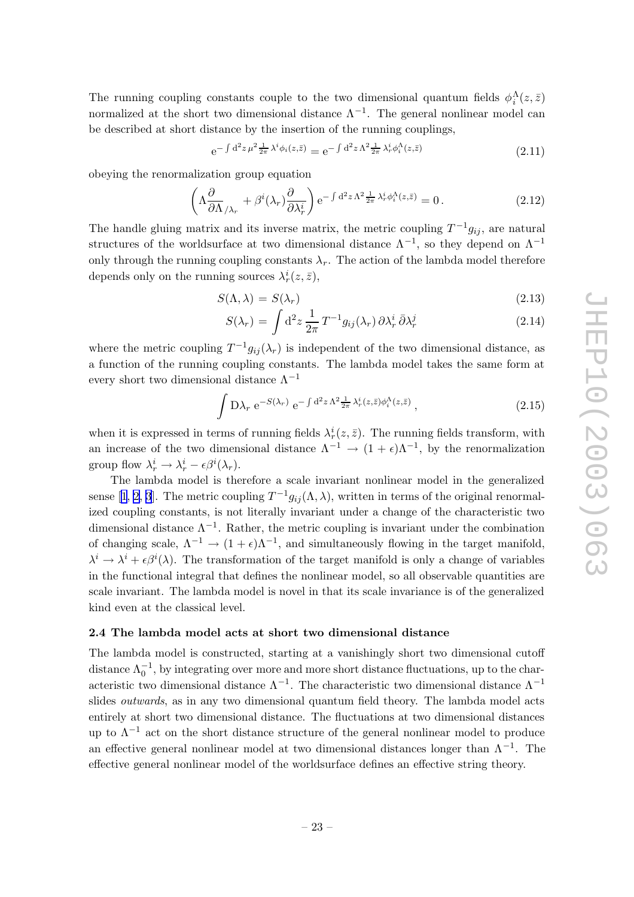The running coupling constants couple to the two dimensional quantum fields $\phi_i^\Lambda(z,\bar{z})$ normalized at the short two dimensional distance $\Lambda^{-1}$. The general nonlinear model can be described at short distance by the insertion of the running couplings,

$$\mathrm{e}^{-\int \mathrm{d}^2z\,\mu^2 \frac{1}{2\pi}\lambda^i\phi_i(z,\bar{z})} = \mathrm{e}^{-\int \mathrm{d}^2z\,\Lambda^2 \frac{1}{2\pi}\lambda_r^i\phi_i^\Lambda(z,\bar{z})} \tag{2.11}$$

obeying the renormalization group equation

$$\left(\Lambda \frac{\partial}{\partial \Lambda}_{/\lambda_r} + \beta^i(\lambda_r)\frac{\partial}{\partial \lambda_r^i}\right) \mathrm{e}^{-\int \mathrm{d}^2z\,\Lambda^2 \frac{1}{2\pi}\lambda_r^i\phi_i^\Lambda(z,\bar{z})} = 0\,. \tag{2.12}$$

The handle gluing matrix and its inverse matrix, the metric coupling $T^{-1}g_{ij}$, are natural structures of the worldsurface at two dimensional distance $\Lambda^{-1}$, so they depend on $\Lambda^{-1}$ only through the running coupling constants $\lambda_r$. The action of the lambda model therefore depends only on the running sources $\lambda_r^i(z,\bar{z})$,

$$S(\Lambda,\lambda) = S(\lambda_r) \tag{2.13}$$

$$S(\lambda_r) = \int \mathrm{d}^2z\,\frac{1}{2\pi}\,T^{-1}g_{ij}(\lambda_r)\,\partial\lambda_r^i\,\bar{\partial}\lambda_r^j \tag{2.14}$$

where the metric coupling $T^{-1}g_{ij}(\lambda_r)$ is independent of the two dimensional distance, as a function of the running coupling constants. The lambda model takes the same form at every short two dimensional distance $\Lambda^{-1}$

$$\int \mathrm{D}\lambda_r\,\mathrm{e}^{-S(\lambda_r)}\,\mathrm{e}^{-\int \mathrm{d}^2z\,\Lambda^2 \frac{1}{2\pi}\lambda_r^i(z,\bar{z})\phi_i^\Lambda(z,\bar{z})}\,, \tag{2.15}$$

when it is expressed in terms of running fields $\lambda_r^i(z,\bar{z})$. The running fields transform, with an increase of the two dimensional distance $\Lambda^{-1} \to (1+\epsilon)\Lambda^{-1}$, by the renormalization group flow $\lambda_r^i \to \lambda_r^i - \epsilon\beta^i(\lambda_r)$.

The lambda model is therefore a scale invariant nonlinear model in the generalized sense [1, 2, 3]. The metric coupling $T^{-1}g_{ij}(\Lambda,\lambda)$, written in terms of the original renormalized coupling constants, is not literally invariant under a change of the characteristic two dimensional distance $\Lambda^{-1}$. Rather, the metric coupling is invariant under the combination of changing scale, $\Lambda^{-1} \to (1+\epsilon)\Lambda^{-1}$, and simultaneously flowing in the target manifold, $\lambda^i \to \lambda^i + \epsilon\beta^i(\lambda)$. The transformation of the target manifold is only a change of variables in the functional integral that defines the nonlinear model, so all observable quantities are scale invariant. The lambda model is novel in that its scale invariance is of the generalized kind even at the classical level.

### 2.4 The lambda model acts at short two dimensional distance

The lambda model is constructed, starting at a vanishingly short two dimensional cutoff distance $\Lambda_0^{-1}$, by integrating over more and more short distance fluctuations, up to the characteristic two dimensional distance $\Lambda^{-1}$. The characteristic two dimensional distance $\Lambda^{-1}$ slides *outwards*, as in any two dimensional quantum field theory. The lambda model acts entirely at short two dimensional distance. The fluctuations at two dimensional distances up to $\Lambda^{-1}$ act on the short distance structure of the general nonlinear model to produce an effective general nonlinear model at two dimensional distances longer than $\Lambda^{-1}$. The effective general nonlinear model of the worldsurface defines an effective string theory.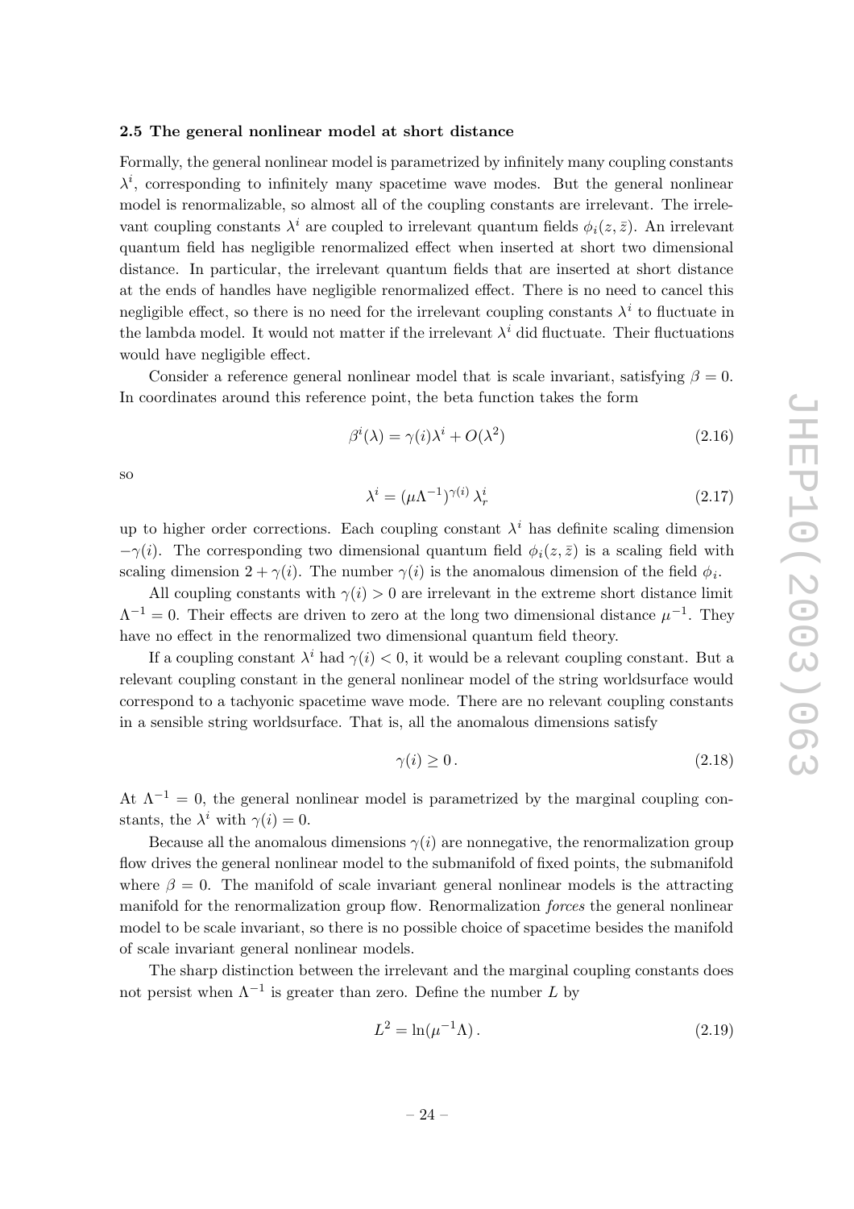### 2.5 The general nonlinear model at short distance

Formally, the general nonlinear model is parametrized by infinitely many coupling constants $\lambda^i$, corresponding to infinitely many spacetime wave modes. But the general nonlinear model is renormalizable, so almost all of the coupling constants are irrelevant. The irrelevant coupling constants $\lambda^i$ are coupled to irrelevant quantum fields $\phi_i(z, \bar{z})$. An irrelevant quantum field has negligible renormalized effect when inserted at short two dimensional distance. In particular, the irrelevant quantum fields that are inserted at short distance at the ends of handles have negligible renormalized effect. There is no need to cancel this negligible effect, so there is no need for the irrelevant coupling constants $\lambda^i$ to fluctuate in the lambda model. It would not matter if the irrelevant $\lambda^i$ did fluctuate. Their fluctuations would have negligible effect.

Consider a reference general nonlinear model that is scale invariant, satisfying $\beta = 0$. In coordinates around this reference point, the beta function takes the form

$$\beta^i(\lambda) = \gamma(i)\lambda^i + O(\lambda^2) \tag{2.16}$$

so

$$\lambda^i = (\mu\Lambda^{-1})^{\gamma(i)}\, \lambda^i_r \tag{2.17}$$

up to higher order corrections. Each coupling constant $\lambda^i$ has definite scaling dimension $-\gamma(i)$. The corresponding two dimensional quantum field $\phi_i(z, \bar{z})$ is a scaling field with scaling dimension $2 + \gamma(i)$. The number $\gamma(i)$ is the anomalous dimension of the field $\phi_i$.

All coupling constants with $\gamma(i) > 0$ are irrelevant in the extreme short distance limit $\Lambda^{-1} = 0$. Their effects are driven to zero at the long two dimensional distance $\mu^{-1}$. They have no effect in the renormalized two dimensional quantum field theory.

If a coupling constant $\lambda^i$ had $\gamma(i) < 0$, it would be a relevant coupling constant. But a relevant coupling constant in the general nonlinear model of the string worldsurface would correspond to a tachyonic spacetime wave mode. There are no relevant coupling constants in a sensible string worldsurface. That is, all the anomalous dimensions satisfy

$$\gamma(i) \geq 0\,. \tag{2.18}$$

At $\Lambda^{-1} = 0$, the general nonlinear model is parametrized by the marginal coupling constants, the $\lambda^i$ with $\gamma(i) = 0$.

Because all the anomalous dimensions $\gamma(i)$ are nonnegative, the renormalization group flow drives the general nonlinear model to the submanifold of fixed points, the submanifold where $\beta = 0$. The manifold of scale invariant general nonlinear models is the attracting manifold for the renormalization group flow. Renormalization *forces* the general nonlinear model to be scale invariant, so there is no possible choice of spacetime besides the manifold of scale invariant general nonlinear models.

The sharp distinction between the irrelevant and the marginal coupling constants does not persist when $\Lambda^{-1}$ is greater than zero. Define the number $L$ by

$$L^2 = \ln(\mu^{-1}\Lambda)\,. \tag{2.19}$$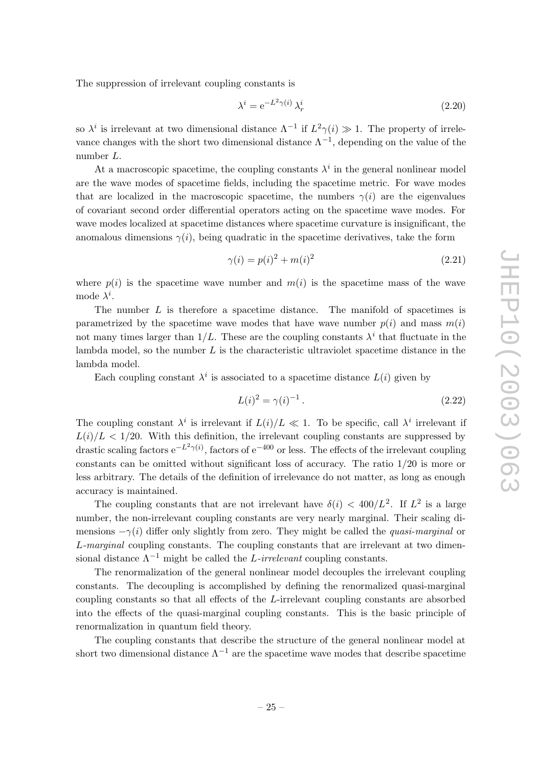The suppression of irrelevant coupling constants is

$$\lambda^i = \mathrm{e}^{-L^2\gamma(i)}\,\lambda^i_r \tag{2.20}$$

so $\lambda^i$ is irrelevant at two dimensional distance $\Lambda^{-1}$ if $L^2\gamma(i) \gg 1$. The property of irrelevance changes with the short two dimensional distance $\Lambda^{-1}$, depending on the value of the number $L$.

At a macroscopic spacetime, the coupling constants $\lambda^i$ in the general nonlinear model are the wave modes of spacetime fields, including the spacetime metric. For wave modes that are localized in the macroscopic spacetime, the numbers $\gamma(i)$ are the eigenvalues of covariant second order differential operators acting on the spacetime wave modes. For wave modes localized at spacetime distances where spacetime curvature is insignificant, the anomalous dimensions $\gamma(i)$, being quadratic in the spacetime derivatives, take the form

$$\gamma(i) = p(i)^2 + m(i)^2 \tag{2.21}$$

where $p(i)$ is the spacetime wave number and $m(i)$ is the spacetime mass of the wave mode $\lambda^i$.

The number $L$ is therefore a spacetime distance. The manifold of spacetimes is parametrized by the spacetime wave modes that have wave number $p(i)$ and mass $m(i)$ not many times larger than $1/L$. These are the coupling constants $\lambda^i$ that fluctuate in the lambda model, so the number $L$ is the characteristic ultraviolet spacetime distance in the lambda model.

Each coupling constant $\lambda^i$ is associated to a spacetime distance $L(i)$ given by

$$L(i)^2 = \gamma(i)^{-1}\,. \tag{2.22}$$

The coupling constant $\lambda^i$ is irrelevant if $L(i)/L \ll 1$. To be specific, call $\lambda^i$ irrelevant if $L(i)/L < 1/20$. With this definition, the irrelevant coupling constants are suppressed by drastic scaling factors $\mathrm{e}^{-L^2\gamma(i)}$, factors of $\mathrm{e}^{-400}$ or less. The effects of the irrelevant coupling constants can be omitted without significant loss of accuracy. The ratio $1/20$ is more or less arbitrary. The details of the definition of irrelevance do not matter, as long as enough accuracy is maintained.

The coupling constants that are not irrelevant have $\delta(i) < 400/L^2$. If $L^2$ is a large number, the non-irrelevant coupling constants are very nearly marginal. Their scaling dimensions $-\gamma(i)$ differ only slightly from zero. They might be called the *quasi-marginal* or *L-marginal* coupling constants. The coupling constants that are irrelevant at two dimensional distance $\Lambda^{-1}$ might be called the *L-irrelevant* coupling constants.

The renormalization of the general nonlinear model decouples the irrelevant coupling constants. The decoupling is accomplished by defining the renormalized quasi-marginal coupling constants so that all effects of the $L$-irrelevant coupling constants are absorbed into the effects of the quasi-marginal coupling constants. This is the basic principle of renormalization in quantum field theory.

The coupling constants that describe the structure of the general nonlinear model at short two dimensional distance $\Lambda^{-1}$ are the spacetime wave modes that describe spacetime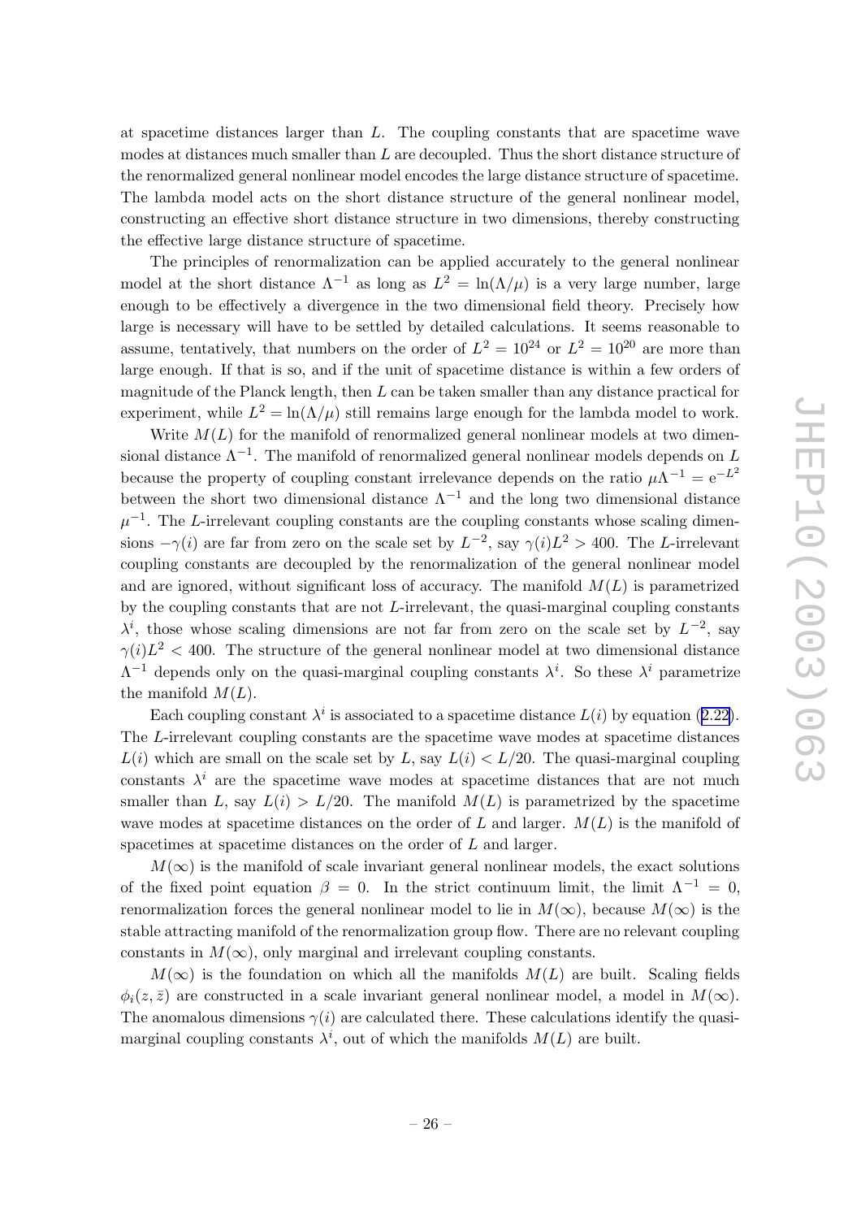at spacetime distances larger than $L$. The coupling constants that are spacetime wave modes at distances much smaller than $L$ are decoupled. Thus the short distance structure of the renormalized general nonlinear model encodes the large distance structure of spacetime. The lambda model acts on the short distance structure of the general nonlinear model, constructing an effective short distance structure in two dimensions, thereby constructing the effective large distance structure of spacetime.

The principles of renormalization can be applied accurately to the general nonlinear model at the short distance $\Lambda^{-1}$ as long as $L^2 = \ln(\Lambda/\mu)$ is a very large number, large enough to be effectively a divergence in the two dimensional field theory. Precisely how large is necessary will have to be settled by detailed calculations. It seems reasonable to assume, tentatively, that numbers on the order of $L^2 = 10^{24}$ or $L^2 = 10^{20}$ are more than large enough. If that is so, and if the unit of spacetime distance is within a few orders of magnitude of the Planck length, then $L$ can be taken smaller than any distance practical for experiment, while $L^2 = \ln(\Lambda/\mu)$ still remains large enough for the lambda model to work.

Write $M(L)$ for the manifold of renormalized general nonlinear models at two dimensional distance $\Lambda^{-1}$. The manifold of renormalized general nonlinear models depends on $L$ because the property of coupling constant irrelevance depends on the ratio $\mu\Lambda^{-1} = \mathrm{e}^{-L^2}$ between the short two dimensional distance $\Lambda^{-1}$ and the long two dimensional distance $\mu^{-1}$. The $L$-irrelevant coupling constants are the coupling constants whose scaling dimensions $-\gamma(i)$ are far from zero on the scale set by $L^{-2}$, say $\gamma(i)L^2 > 400$. The $L$-irrelevant coupling constants are decoupled by the renormalization of the general nonlinear model and are ignored, without significant loss of accuracy. The manifold $M(L)$ is parametrized by the coupling constants that are not $L$-irrelevant, the quasi-marginal coupling constants $\lambda^i$, those whose scaling dimensions are not far from zero on the scale set by $L^{-2}$, say $\gamma(i)L^2 < 400$. The structure of the general nonlinear model at two dimensional distance $\Lambda^{-1}$ depends only on the quasi-marginal coupling constants $\lambda^i$. So these $\lambda^i$ parametrize the manifold $M(L)$.

Each coupling constant $\lambda^i$ is associated to a spacetime distance $L(i)$ by equation (2.22). The $L$-irrelevant coupling constants are the spacetime wave modes at spacetime distances $L(i)$ which are small on the scale set by $L$, say $L(i) < L/20$. The quasi-marginal coupling constants $\lambda^i$ are the spacetime wave modes at spacetime distances that are not much smaller than $L$, say $L(i) > L/20$. The manifold $M(L)$ is parametrized by the spacetime wave modes at spacetime distances on the order of $L$ and larger. $M(L)$ is the manifold of spacetimes at spacetime distances on the order of $L$ and larger.

$M(\infty)$ is the manifold of scale invariant general nonlinear models, the exact solutions of the fixed point equation $\beta = 0$. In the strict continuum limit, the limit $\Lambda^{-1} = 0$, renormalization forces the general nonlinear model to lie in $M(\infty)$, because $M(\infty)$ is the stable attracting manifold of the renormalization group flow. There are no relevant coupling constants in $M(\infty)$, only marginal and irrelevant coupling constants.

$M(\infty)$ is the foundation on which all the manifolds $M(L)$ are built. Scaling fields $\phi_i(z, \bar{z})$ are constructed in a scale invariant general nonlinear model, a model in $M(\infty)$. The anomalous dimensions $\gamma(i)$ are calculated there. These calculations identify the quasi-marginal coupling constants $\lambda^i$, out of which the manifolds $M(L)$ are built.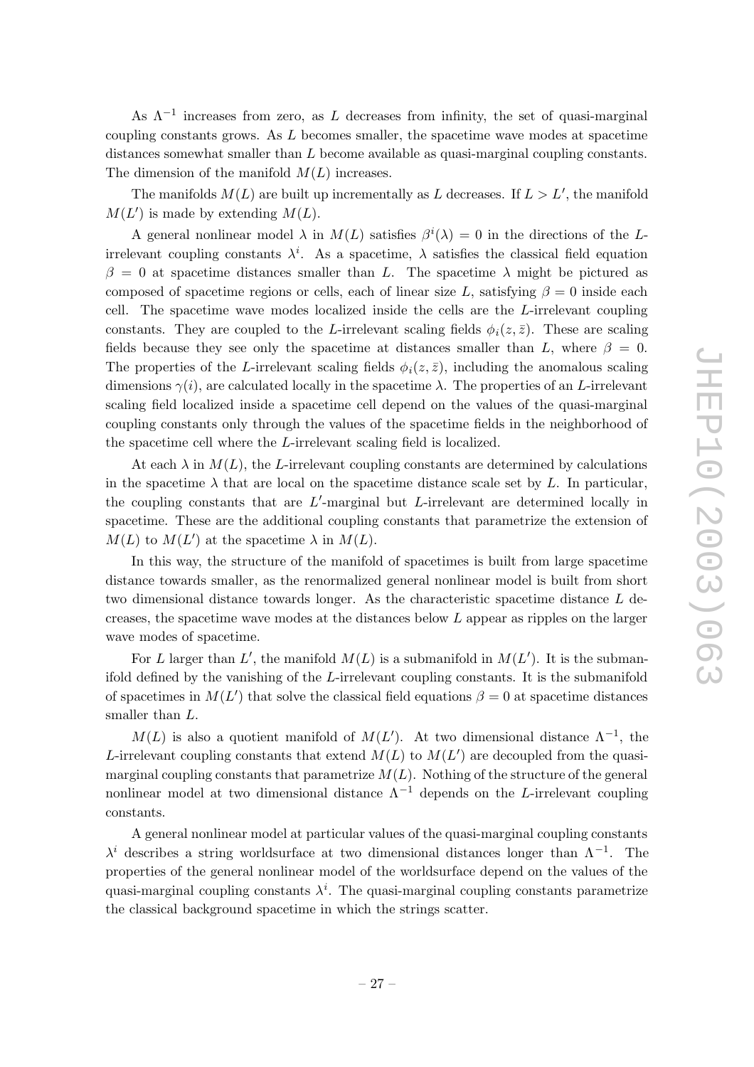As $\Lambda^{-1}$ increases from zero, as $L$ decreases from infinity, the set of quasi-marginal coupling constants grows. As $L$ becomes smaller, the spacetime wave modes at spacetime distances somewhat smaller than $L$ become available as quasi-marginal coupling constants. The dimension of the manifold $M(L)$ increases.

The manifolds $M(L)$ are built up incrementally as $L$ decreases. If $L > L'$, the manifold $M(L')$ is made by extending $M(L)$.

A general nonlinear model $\lambda$ in $M(L)$ satisfies $\beta^i(\lambda) = 0$ in the directions of the $L$-irrelevant coupling constants $\lambda^i$. As a spacetime, $\lambda$ satisfies the classical field equation $\beta = 0$ at spacetime distances smaller than $L$. The spacetime $\lambda$ might be pictured as composed of spacetime regions or cells, each of linear size $L$, satisfying $\beta = 0$ inside each cell. The spacetime wave modes localized inside the cells are the $L$-irrelevant coupling constants. They are coupled to the $L$-irrelevant scaling fields $\phi_i(z, \bar{z})$. These are scaling fields because they see only the spacetime at distances smaller than $L$, where $\beta = 0$. The properties of the $L$-irrelevant scaling fields $\phi_i(z, \bar{z})$, including the anomalous scaling dimensions $\gamma(i)$, are calculated locally in the spacetime $\lambda$. The properties of an $L$-irrelevant scaling field localized inside a spacetime cell depend on the values of the quasi-marginal coupling constants only through the values of the spacetime fields in the neighborhood of the spacetime cell where the $L$-irrelevant scaling field is localized.

At each $\lambda$ in $M(L)$, the $L$-irrelevant coupling constants are determined by calculations in the spacetime $\lambda$ that are local on the spacetime distance scale set by $L$. In particular, the coupling constants that are $L'$-marginal but $L$-irrelevant are determined locally in spacetime. These are the additional coupling constants that parametrize the extension of $M(L)$ to $M(L')$ at the spacetime $\lambda$ in $M(L)$.

In this way, the structure of the manifold of spacetimes is built from large spacetime distance towards smaller, as the renormalized general nonlinear model is built from short two dimensional distance towards longer. As the characteristic spacetime distance $L$ decreases, the spacetime wave modes at the distances below $L$ appear as ripples on the larger wave modes of spacetime.

For $L$ larger than $L'$, the manifold $M(L)$ is a submanifold in $M(L')$. It is the submanifold defined by the vanishing of the $L$-irrelevant coupling constants. It is the submanifold of spacetimes in $M(L')$ that solve the classical field equations $\beta = 0$ at spacetime distances smaller than $L$.

$M(L)$ is also a quotient manifold of $M(L')$. At two dimensional distance $\Lambda^{-1}$, the $L$-irrelevant coupling constants that extend $M(L)$ to $M(L')$ are decoupled from the quasi-marginal coupling constants that parametrize $M(L)$. Nothing of the structure of the general nonlinear model at two dimensional distance $\Lambda^{-1}$ depends on the $L$-irrelevant coupling constants.

A general nonlinear model at particular values of the quasi-marginal coupling constants $\lambda^i$ describes a string worldsurface at two dimensional distances longer than $\Lambda^{-1}$. The properties of the general nonlinear model of the worldsurface depend on the values of the quasi-marginal coupling constants $\lambda^i$. The quasi-marginal coupling constants parametrize the classical background spacetime in which the strings scatter.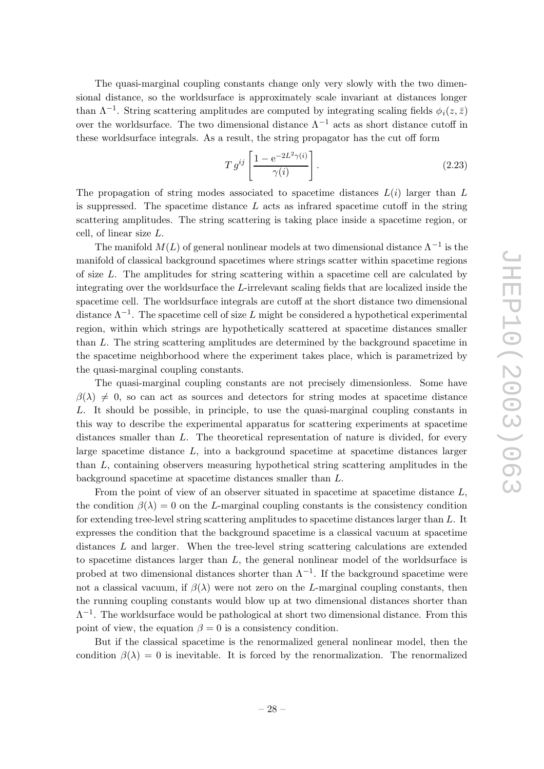The quasi-marginal coupling constants change only very slowly with the two dimensional distance, so the worldsurface is approximately scale invariant at distances longer than $\Lambda^{-1}$. String scattering amplitudes are computed by integrating scaling fields $\phi_i(z,\bar{z})$ over the worldsurface. The two dimensional distance $\Lambda^{-1}$ acts as short distance cutoff in these worldsurface integrals. As a result, the string propagator has the cut off form

$$T\, g^{ij} \left[ \frac{1 - \mathrm{e}^{-2L^2\gamma(i)}}{\gamma(i)} \right]. \tag{2.23}$$

The propagation of string modes associated to spacetime distances $L(i)$ larger than $L$ is suppressed. The spacetime distance $L$ acts as infrared spacetime cutoff in the string scattering amplitudes. The string scattering is taking place inside a spacetime region, or cell, of linear size $L$.

The manifold $M(L)$ of general nonlinear models at two dimensional distance $\Lambda^{-1}$ is the manifold of classical background spacetimes where strings scatter within spacetime regions of size $L$. The amplitudes for string scattering within a spacetime cell are calculated by integrating over the worldsurface the $L$-irrelevant scaling fields that are localized inside the spacetime cell. The worldsurface integrals are cutoff at the short distance two dimensional distance $\Lambda^{-1}$. The spacetime cell of size $L$ might be considered a hypothetical experimental region, within which strings are hypothetically scattered at spacetime distances smaller than $L$. The string scattering amplitudes are determined by the background spacetime in the spacetime neighborhood where the experiment takes place, which is parametrized by the quasi-marginal coupling constants.

The quasi-marginal coupling constants are not precisely dimensionless. Some have $\beta(\lambda) \neq 0$, so can act as sources and detectors for string modes at spacetime distance $L$. It should be possible, in principle, to use the quasi-marginal coupling constants in this way to describe the experimental apparatus for scattering experiments at spacetime distances smaller than $L$. The theoretical representation of nature is divided, for every large spacetime distance $L$, into a background spacetime at spacetime distances larger than $L$, containing observers measuring hypothetical string scattering amplitudes in the background spacetime at spacetime distances smaller than $L$.

From the point of view of an observer situated in spacetime at spacetime distance $L$, the condition $\beta(\lambda) = 0$ on the $L$-marginal coupling constants is the consistency condition for extending tree-level string scattering amplitudes to spacetime distances larger than $L$. It expresses the condition that the background spacetime is a classical vacuum at spacetime distances $L$ and larger. When the tree-level string scattering calculations are extended to spacetime distances larger than $L$, the general nonlinear model of the worldsurface is probed at two dimensional distances shorter than $\Lambda^{-1}$. If the background spacetime were not a classical vacuum, if $\beta(\lambda)$ were not zero on the $L$-marginal coupling constants, then the running coupling constants would blow up at two dimensional distances shorter than $\Lambda^{-1}$. The worldsurface would be pathological at short two dimensional distance. From this point of view, the equation $\beta = 0$ is a consistency condition.

But if the classical spacetime is the renormalized general nonlinear model, then the condition $\beta(\lambda) = 0$ is inevitable. It is forced by the renormalization. The renormalized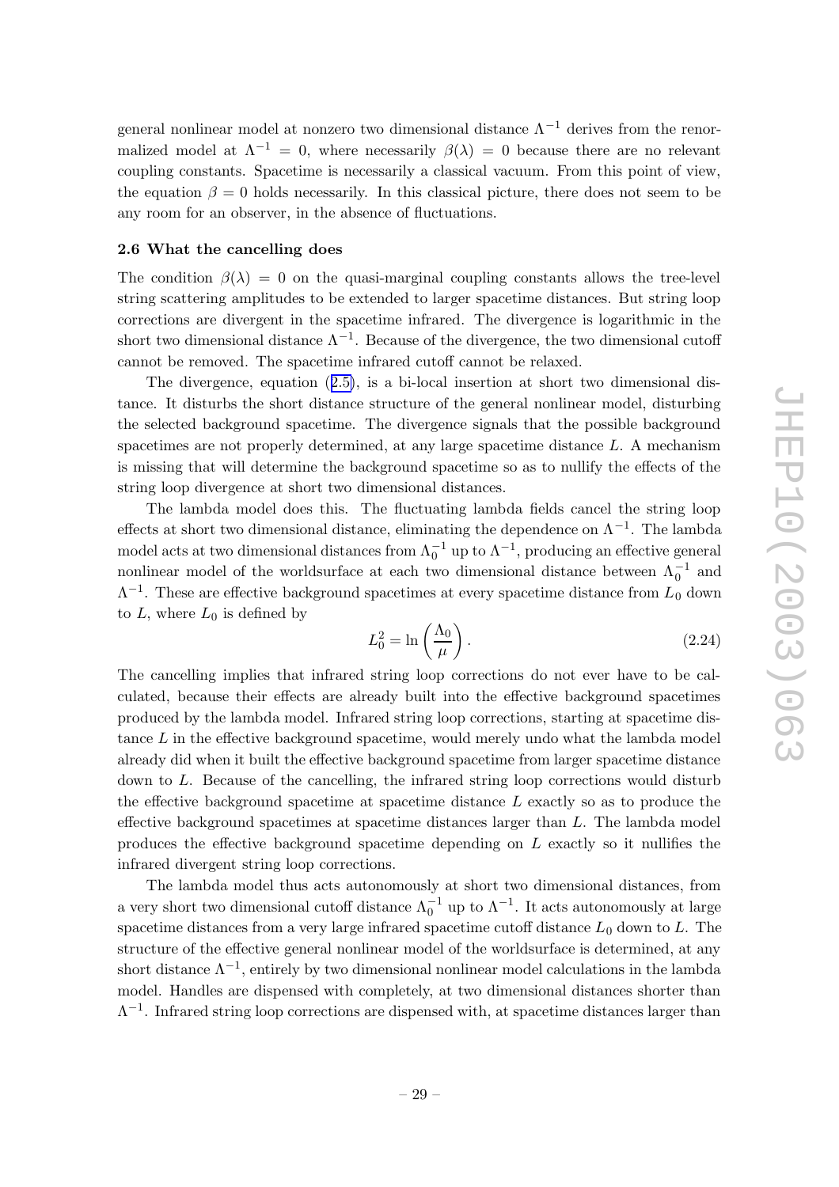general nonlinear model at nonzero two dimensional distance $\Lambda^{-1}$ derives from the renormalized model at $\Lambda^{-1} = 0$, where necessarily $\beta(\lambda) = 0$ because there are no relevant coupling constants. Spacetime is necessarily a classical vacuum. From this point of view, the equation $\beta = 0$ holds necessarily. In this classical picture, there does not seem to be any room for an observer, in the absence of fluctuations.

### 2.6 What the cancelling does

The condition $\beta(\lambda) = 0$ on the quasi-marginal coupling constants allows the tree-level string scattering amplitudes to be extended to larger spacetime distances. But string loop corrections are divergent in the spacetime infrared. The divergence is logarithmic in the short two dimensional distance $\Lambda^{-1}$. Because of the divergence, the two dimensional cutoff cannot be removed. The spacetime infrared cutoff cannot be relaxed.

The divergence, equation (2.5), is a bi-local insertion at short two dimensional distance. It disturbs the short distance structure of the general nonlinear model, disturbing the selected background spacetime. The divergence signals that the possible background spacetimes are not properly determined, at any large spacetime distance $L$. A mechanism is missing that will determine the background spacetime so as to nullify the effects of the string loop divergence at short two dimensional distances.

The lambda model does this. The fluctuating lambda fields cancel the string loop effects at short two dimensional distance, eliminating the dependence on $\Lambda^{-1}$. The lambda model acts at two dimensional distances from $\Lambda_0^{-1}$ up to $\Lambda^{-1}$, producing an effective general nonlinear model of the worldsurface at each two dimensional distance between $\Lambda_0^{-1}$ and $\Lambda^{-1}$. These are effective background spacetimes at every spacetime distance from $L_0$ down to $L$, where $L_0$ is defined by

$$L_0^2 = \ln\left(\frac{\Lambda_0}{\mu}\right). \tag{2.24}$$

The cancelling implies that infrared string loop corrections do not ever have to be calculated, because their effects are already built into the effective background spacetimes produced by the lambda model. Infrared string loop corrections, starting at spacetime distance $L$ in the effective background spacetime, would merely undo what the lambda model already did when it built the effective background spacetime from larger spacetime distance down to $L$. Because of the cancelling, the infrared string loop corrections would disturb the effective background spacetime at spacetime distance $L$ exactly so as to produce the effective background spacetimes at spacetime distances larger than $L$. The lambda model produces the effective background spacetime depending on $L$ exactly so it nullifies the infrared divergent string loop corrections.

The lambda model thus acts autonomously at short two dimensional distances, from a very short two dimensional cutoff distance $\Lambda_0^{-1}$ up to $\Lambda^{-1}$. It acts autonomously at large spacetime distances from a very large infrared spacetime cutoff distance $L_0$ down to $L$. The structure of the effective general nonlinear model of the worldsurface is determined, at any short distance $\Lambda^{-1}$, entirely by two dimensional nonlinear model calculations in the lambda model. Handles are dispensed with completely, at two dimensional distances shorter than $\Lambda^{-1}$. Infrared string loop corrections are dispensed with, at spacetime distances larger than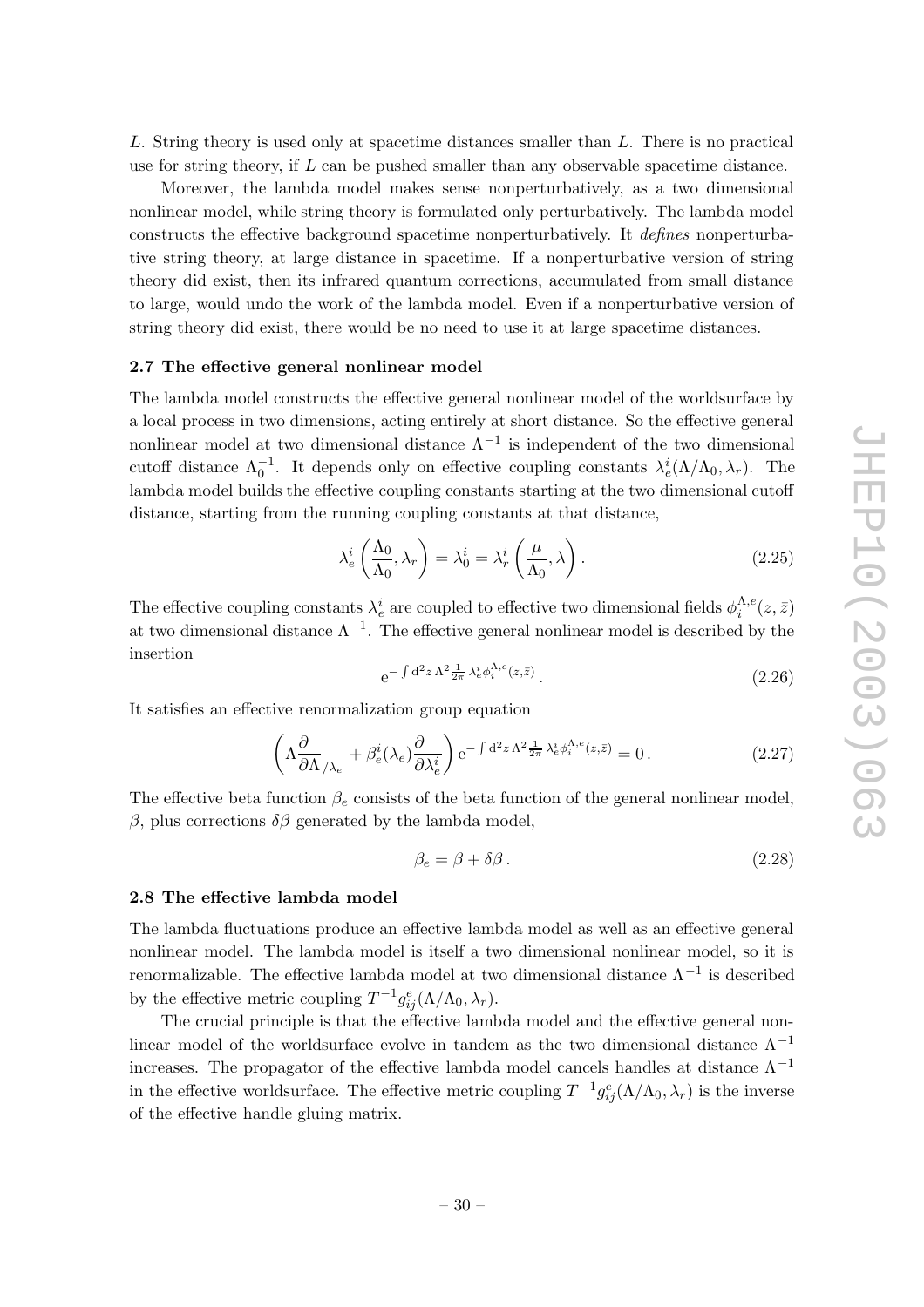$L$. String theory is used only at spacetime distances smaller than $L$. There is no practical use for string theory, if $L$ can be pushed smaller than any observable spacetime distance.

Moreover, the lambda model makes sense nonperturbatively, as a two dimensional nonlinear model, while string theory is formulated only perturbatively. The lambda model constructs the effective background spacetime nonperturbatively. It *defines* nonperturbative string theory, at large distance in spacetime. If a nonperturbative version of string theory did exist, then its infrared quantum corrections, accumulated from small distance to large, would undo the work of the lambda model. Even if a nonperturbative version of string theory did exist, there would be no need to use it at large spacetime distances.

### 2.7 The effective general nonlinear model

The lambda model constructs the effective general nonlinear model of the worldsurface by a local process in two dimensions, acting entirely at short distance. So the effective general nonlinear model at two dimensional distance $\Lambda^{-1}$ is independent of the two dimensional cutoff distance $\Lambda_0^{-1}$. It depends only on effective coupling constants $\lambda_e^i(\Lambda/\Lambda_0, \lambda_r)$. The lambda model builds the effective coupling constants starting at the two dimensional cutoff distance, starting from the running coupling constants at that distance,

$$\lambda_e^i\left(\frac{\Lambda_0}{\Lambda_0}, \lambda_r\right) = \lambda_0^i = \lambda_r^i\left(\frac{\mu}{\Lambda_0}, \lambda\right). \tag{2.25}$$

The effective coupling constants $\lambda_e^i$ are coupled to effective two dimensional fields $\phi_i^{\Lambda,e}(z,\bar{z})$ at two dimensional distance $\Lambda^{-1}$. The effective general nonlinear model is described by the insertion

$$\mathrm{e}^{-\int \mathrm{d}^2 z\, \Lambda^2 \frac{1}{2\pi} \lambda_e^i \phi_i^{\Lambda,e}(z,\bar{z})}. \tag{2.26}$$

It satisfies an effective renormalization group equation

$$\left(\Lambda \frac{\partial}{\partial \Lambda}_{/\lambda_e} + \beta_e^i(\lambda_e)\frac{\partial}{\partial \lambda_e^i}\right) \mathrm{e}^{-\int \mathrm{d}^2 z\, \Lambda^2 \frac{1}{2\pi} \lambda_e^i \phi_i^{\Lambda,e}(z,\bar{z})} = 0\,. \tag{2.27}$$

The effective beta function $\beta_e$ consists of the beta function of the general nonlinear model, $\beta$, plus corrections $\delta\beta$ generated by the lambda model,

$$\beta_e = \beta + \delta\beta\,. \tag{2.28}$$

### 2.8 The effective lambda model

The lambda fluctuations produce an effective lambda model as well as an effective general nonlinear model. The lambda model is itself a two dimensional nonlinear model, so it is renormalizable. The effective lambda model at two dimensional distance $\Lambda^{-1}$ is described by the effective metric coupling $T^{-1}g_{ij}^e(\Lambda/\Lambda_0, \lambda_r)$.

The crucial principle is that the effective lambda model and the effective general nonlinear model of the worldsurface evolve in tandem as the two dimensional distance $\Lambda^{-1}$ increases. The propagator of the effective lambda model cancels handles at distance $\Lambda^{-1}$ in the effective worldsurface. The effective metric coupling $T^{-1}g_{ij}^e(\Lambda/\Lambda_0, \lambda_r)$ is the inverse of the effective handle gluing matrix.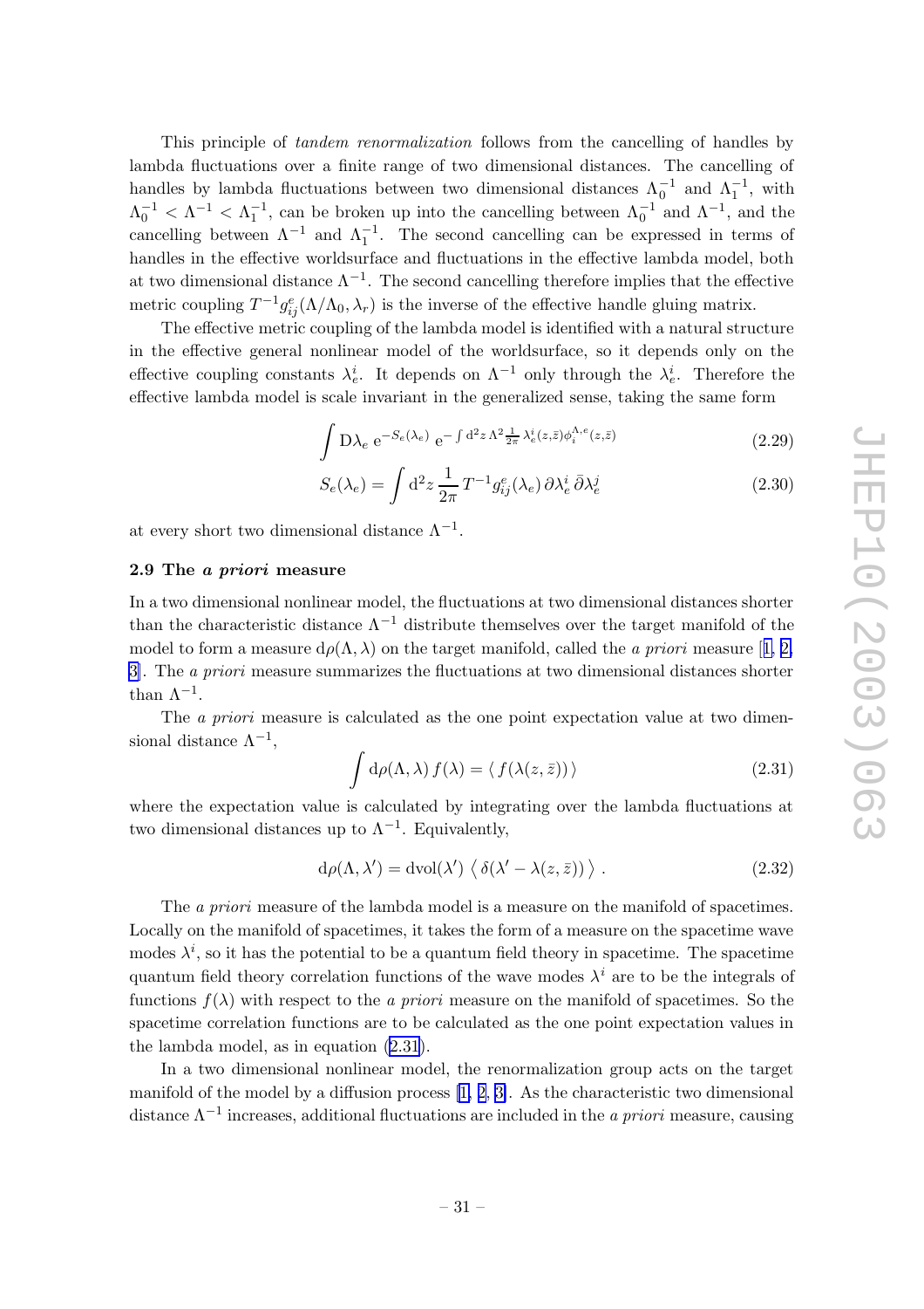This principle of *tandem renormalization* follows from the cancelling of handles by lambda fluctuations over a finite range of two dimensional distances. The cancelling of handles by lambda fluctuations between two dimensional distances $\Lambda_0^{-1}$ and $\Lambda_1^{-1}$, with $\Lambda_0^{-1} < \Lambda^{-1} < \Lambda_1^{-1}$, can be broken up into the cancelling between $\Lambda_0^{-1}$ and $\Lambda^{-1}$, and the cancelling between $\Lambda^{-1}$ and $\Lambda_1^{-1}$. The second cancelling can be expressed in terms of handles in the effective worldsurface and fluctuations in the effective lambda model, both at two dimensional distance $\Lambda^{-1}$. The second cancelling therefore implies that the effective metric coupling $T^{-1}g^e_{ij}(\Lambda/\Lambda_0, \lambda_r)$ is the inverse of the effective handle gluing matrix.

The effective metric coupling of the lambda model is identified with a natural structure in the effective general nonlinear model of the worldsurface, so it depends only on the effective coupling constants $\lambda^i_e$. It depends on $\Lambda^{-1}$ only through the $\lambda^i_e$. Therefore the effective lambda model is scale invariant in the generalized sense, taking the same form

$$\int \mathrm{D}\lambda_e \; \mathrm{e}^{-S_e(\lambda_e)} \; \mathrm{e}^{-\int \mathrm{d}^2 z \, \Lambda^2 \frac{1}{2\pi} \, \lambda^i_e(z,\bar z) \phi^{\Lambda,e}_i(z,\bar z)} \tag{2.29}$$

$$S_e(\lambda_e) = \int \mathrm{d}^2 z \, \frac{1}{2\pi} \, T^{-1} g^e_{ij}(\lambda_e) \, \partial \lambda^i_e \, \bar\partial \lambda^j_e \tag{2.30}$$

at every short two dimensional distance $\Lambda^{-1}$.

### 2.9 The *a priori* measure

In a two dimensional nonlinear model, the fluctuations at two dimensional distances shorter than the characteristic distance $\Lambda^{-1}$ distribute themselves over the target manifold of the model to form a measure $\mathrm{d}\rho(\Lambda, \lambda)$ on the target manifold, called the *a priori* measure [1, 2, 3]. The *a priori* measure summarizes the fluctuations at two dimensional distances shorter than $\Lambda^{-1}$.

The *a priori* measure is calculated as the one point expectation value at two dimensional distance $\Lambda^{-1}$,

$$\int \mathrm{d}\rho(\Lambda, \lambda) \, f(\lambda) = \langle \, f(\lambda(z, \bar z)) \, \rangle \tag{2.31}$$

where the expectation value is calculated by integrating over the lambda fluctuations at two dimensional distances up to $\Lambda^{-1}$. Equivalently,

$$\mathrm{d}\rho(\Lambda, \lambda') = \mathrm{dvol}(\lambda') \; \langle \, \delta(\lambda' - \lambda(z, \bar z)) \, \rangle \; . \tag{2.32}$$

The *a priori* measure of the lambda model is a measure on the manifold of spacetimes. Locally on the manifold of spacetimes, it takes the form of a measure on the spacetime wave modes $\lambda^i$, so it has the potential to be a quantum field theory in spacetime. The spacetime quantum field theory correlation functions of the wave modes $\lambda^i$ are to be the integrals of functions $f(\lambda)$ with respect to the *a priori* measure on the manifold of spacetimes. So the spacetime correlation functions are to be calculated as the one point expectation values in the lambda model, as in equation (2.31).

In a two dimensional nonlinear model, the renormalization group acts on the target manifold of the model by a diffusion process [1, 2, 3]. As the characteristic two dimensional distance $\Lambda^{-1}$ increases, additional fluctuations are included in the *a priori* measure, causing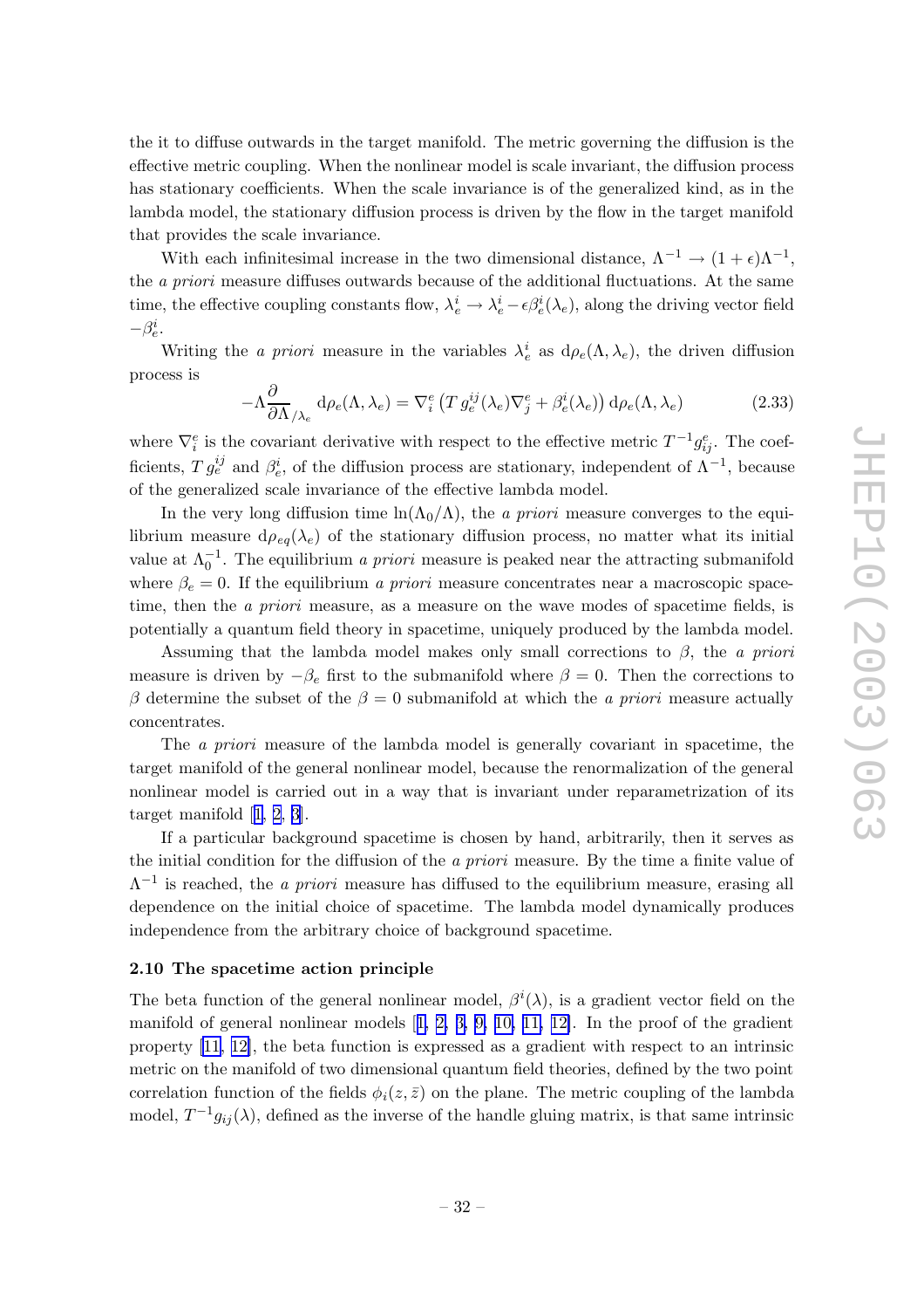the it to diffuse outwards in the target manifold. The metric governing the diffusion is the effective metric coupling. When the nonlinear model is scale invariant, the diffusion process has stationary coefficients. When the scale invariance is of the generalized kind, as in the lambda model, the stationary diffusion process is driven by the flow in the target manifold that provides the scale invariance.

With each infinitesimal increase in the two dimensional distance, $\Lambda^{-1} \to (1+\epsilon)\Lambda^{-1}$, the *a priori* measure diffuses outwards because of the additional fluctuations. At the same time, the effective coupling constants flow, $\lambda_e^i \to \lambda_e^i - \epsilon\beta_e^i(\lambda_e)$, along the driving vector field $-\beta_e^i$.

Writing the *a priori* measure in the variables $\lambda_e^i$ as $\mathrm{d}\rho_e(\Lambda,\lambda_e)$, the driven diffusion process is

$$-\Lambda\frac{\partial}{\partial\Lambda}_{/\lambda_e}\,\mathrm{d}\rho_e(\Lambda,\lambda_e) = \nabla_i^e\left(T\,g_e^{ij}(\lambda_e)\nabla_j^e + \beta_e^i(\lambda_e)\right)\mathrm{d}\rho_e(\Lambda,\lambda_e) \tag{2.33}$$

where $\nabla_i^e$ is the covariant derivative with respect to the effective metric $T^{-1}g_{ij}^e$. The coefficients, $T\,g_e^{ij}$ and $\beta_e^i$, of the diffusion process are stationary, independent of $\Lambda^{-1}$, because of the generalized scale invariance of the effective lambda model.

In the very long diffusion time $\ln(\Lambda_0/\Lambda)$, the *a priori* measure converges to the equilibrium measure $\mathrm{d}\rho_{eq}(\lambda_e)$ of the stationary diffusion process, no matter what its initial value at $\Lambda_0^{-1}$. The equilibrium *a priori* measure is peaked near the attracting submanifold where $\beta_e = 0$. If the equilibrium *a priori* measure concentrates near a macroscopic spacetime, then the *a priori* measure, as a measure on the wave modes of spacetime fields, is potentially a quantum field theory in spacetime, uniquely produced by the lambda model.

Assuming that the lambda model makes only small corrections to $\beta$, the *a priori* measure is driven by $-\beta_e$ first to the submanifold where $\beta = 0$. Then the corrections to $\beta$ determine the subset of the $\beta = 0$ submanifold at which the *a priori* measure actually concentrates.

The *a priori* measure of the lambda model is generally covariant in spacetime, the target manifold of the general nonlinear model, because the renormalization of the general nonlinear model is carried out in a way that is invariant under reparametrization of its target manifold [1, 2, 3].

If a particular background spacetime is chosen by hand, arbitrarily, then it serves as the initial condition for the diffusion of the *a priori* measure. By the time a finite value of $\Lambda^{-1}$ is reached, the *a priori* measure has diffused to the equilibrium measure, erasing all dependence on the initial choice of spacetime. The lambda model dynamically produces independence from the arbitrary choice of background spacetime.

### 2.10 The spacetime action principle

The beta function of the general nonlinear model, $\beta^i(\lambda)$, is a gradient vector field on the manifold of general nonlinear models [1, 2, 3, 9, 10, 11, 12]. In the proof of the gradient property [11, 12], the beta function is expressed as a gradient with respect to an intrinsic metric on the manifold of two dimensional quantum field theories, defined by the two point correlation function of the fields $\phi_i(z,\bar{z})$ on the plane. The metric coupling of the lambda model, $T^{-1}g_{ij}(\lambda)$, defined as the inverse of the handle gluing matrix, is that same intrinsic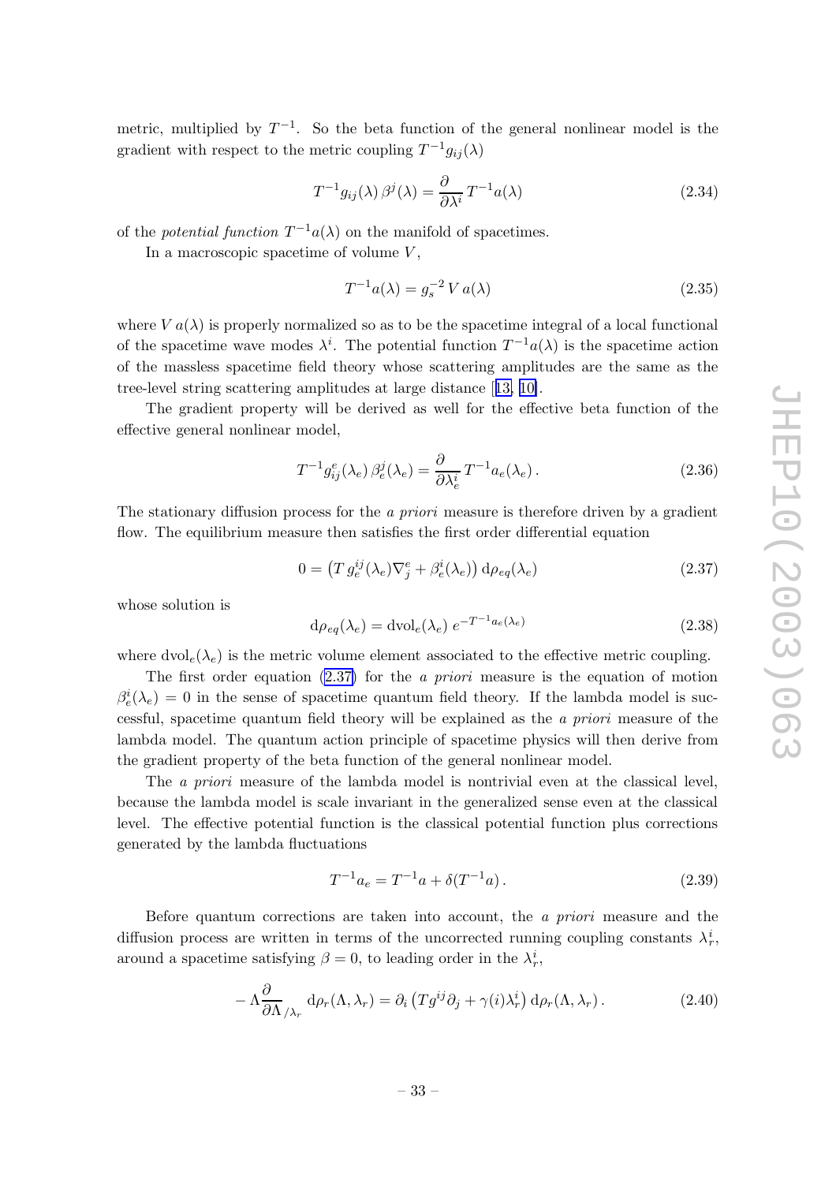metric, multiplied by $T^{-1}$. So the beta function of the general nonlinear model is the gradient with respect to the metric coupling $T^{-1}g_{ij}(\lambda)$

$$T^{-1}g_{ij}(\lambda)\,\beta^j(\lambda) = \frac{\partial}{\partial\lambda^i}\,T^{-1}a(\lambda) \tag{2.34}$$

of the *potential function* $T^{-1}a(\lambda)$ on the manifold of spacetimes.

In a macroscopic spacetime of volume $V$,

$$T^{-1}a(\lambda) = g_s^{-2}\,V\,a(\lambda) \tag{2.35}$$

where $V\,a(\lambda)$ is properly normalized so as to be the spacetime integral of a local functional of the spacetime wave modes $\lambda^i$. The potential function $T^{-1}a(\lambda)$ is the spacetime action of the massless spacetime field theory whose scattering amplitudes are the same as the tree-level string scattering amplitudes at large distance [13, 10].

The gradient property will be derived as well for the effective beta function of the effective general nonlinear model,

$$T^{-1}g^e_{ij}(\lambda_e)\,\beta^j_e(\lambda_e) = \frac{\partial}{\partial\lambda^i_e}\,T^{-1}a_e(\lambda_e)\,. \tag{2.36}$$

The stationary diffusion process for the *a priori* measure is therefore driven by a gradient flow. The equilibrium measure then satisfies the first order differential equation

$$0 = \left(T\,g_e^{ij}(\lambda_e)\nabla^e_j + \beta^i_e(\lambda_e)\right)\mathrm{d}\rho_{eq}(\lambda_e) \tag{2.37}$$

whose solution is

$$\mathrm{d}\rho_{eq}(\lambda_e) = \mathrm{dvol}_e(\lambda_e)\;e^{-T^{-1}a_e(\lambda_e)} \tag{2.38}$$

where $\mathrm{dvol}_e(\lambda_e)$ is the metric volume element associated to the effective metric coupling.

The first order equation (2.37) for the *a priori* measure is the equation of motion $\beta^i_e(\lambda_e) = 0$ in the sense of spacetime quantum field theory. If the lambda model is successful, spacetime quantum field theory will be explained as the *a priori* measure of the lambda model. The quantum action principle of spacetime physics will then derive from the gradient property of the beta function of the general nonlinear model.

The *a priori* measure of the lambda model is nontrivial even at the classical level, because the lambda model is scale invariant in the generalized sense even at the classical level. The effective potential function is the classical potential function plus corrections generated by the lambda fluctuations

$$T^{-1}a_e = T^{-1}a + \delta(T^{-1}a)\,. \tag{2.39}$$

Before quantum corrections are taken into account, the *a priori* measure and the diffusion process are written in terms of the uncorrected running coupling constants $\lambda^i_r$, around a spacetime satisfying $\beta = 0$, to leading order in the $\lambda^i_r$,

$$-\,\Lambda\frac{\partial}{\partial\Lambda}_{/\lambda_r}\,\mathrm{d}\rho_r(\Lambda,\lambda_r) = \partial_i\left(Tg^{ij}\partial_j + \gamma(i)\lambda^i_r\right)\mathrm{d}\rho_r(\Lambda,\lambda_r)\,. \tag{2.40}$$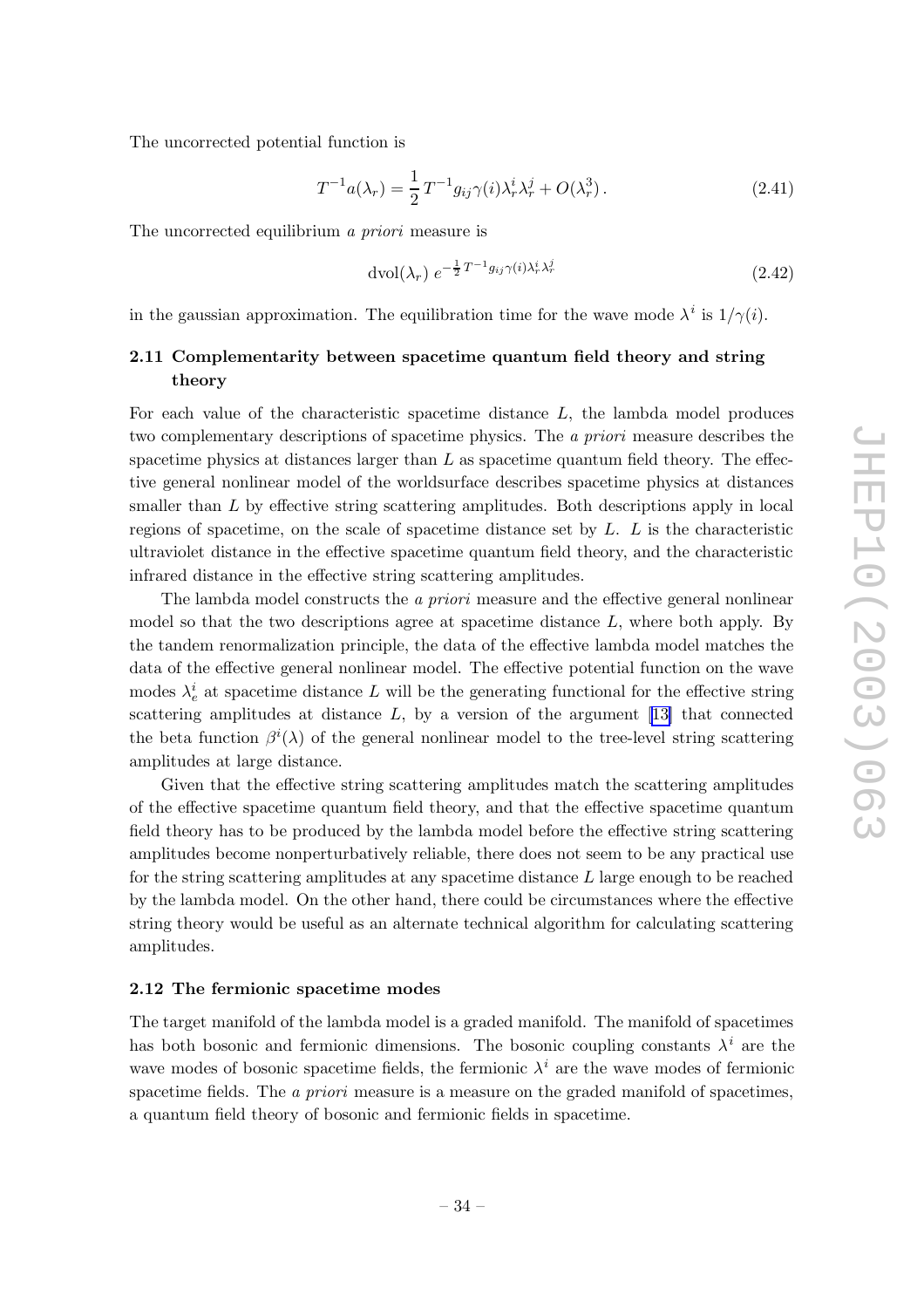The uncorrected potential function is

$$T^{-1}a(\lambda_r) = \frac{1}{2}T^{-1}g_{ij}\gamma(i)\lambda_r^i\lambda_r^j + O(\lambda_r^3)\,. \tag{2.41}$$

The uncorrected equilibrium *a priori* measure is

$$\mathrm{dvol}(\lambda_r)\; e^{-\frac{1}{2}T^{-1}g_{ij}\gamma(i)\lambda_r^i\lambda_r^j} \tag{2.42}$$

in the gaussian approximation. The equilibration time for the wave mode $\lambda^i$ is $1/\gamma(i)$.

### 2.11 Complementarity between spacetime quantum field theory and string theory

For each value of the characteristic spacetime distance $L$, the lambda model produces two complementary descriptions of spacetime physics. The *a priori* measure describes the spacetime physics at distances larger than $L$ as spacetime quantum field theory. The effective general nonlinear model of the worldsurface describes spacetime physics at distances smaller than $L$ by effective string scattering amplitudes. Both descriptions apply in local regions of spacetime, on the scale of spacetime distance set by $L$. $L$ is the characteristic ultraviolet distance in the effective spacetime quantum field theory, and the characteristic infrared distance in the effective string scattering amplitudes.

The lambda model constructs the *a priori* measure and the effective general nonlinear model so that the two descriptions agree at spacetime distance $L$, where both apply. By the tandem renormalization principle, the data of the effective lambda model matches the data of the effective general nonlinear model. The effective potential function on the wave modes $\lambda_e^i$ at spacetime distance $L$ will be the generating functional for the effective string scattering amplitudes at distance $L$, by a version of the argument [13] that connected the beta function $\beta^i(\lambda)$ of the general nonlinear model to the tree-level string scattering amplitudes at large distance.

Given that the effective string scattering amplitudes match the scattering amplitudes of the effective spacetime quantum field theory, and that the effective spacetime quantum field theory has to be produced by the lambda model before the effective string scattering amplitudes become nonperturbatively reliable, there does not seem to be any practical use for the string scattering amplitudes at any spacetime distance $L$ large enough to be reached by the lambda model. On the other hand, there could be circumstances where the effective string theory would be useful as an alternate technical algorithm for calculating scattering amplitudes.

### 2.12 The fermionic spacetime modes

The target manifold of the lambda model is a graded manifold. The manifold of spacetimes has both bosonic and fermionic dimensions. The bosonic coupling constants $\lambda^i$ are the wave modes of bosonic spacetime fields, the fermionic $\lambda^i$ are the wave modes of fermionic spacetime fields. The *a priori* measure is a measure on the graded manifold of spacetimes, a quantum field theory of bosonic and fermionic fields in spacetime.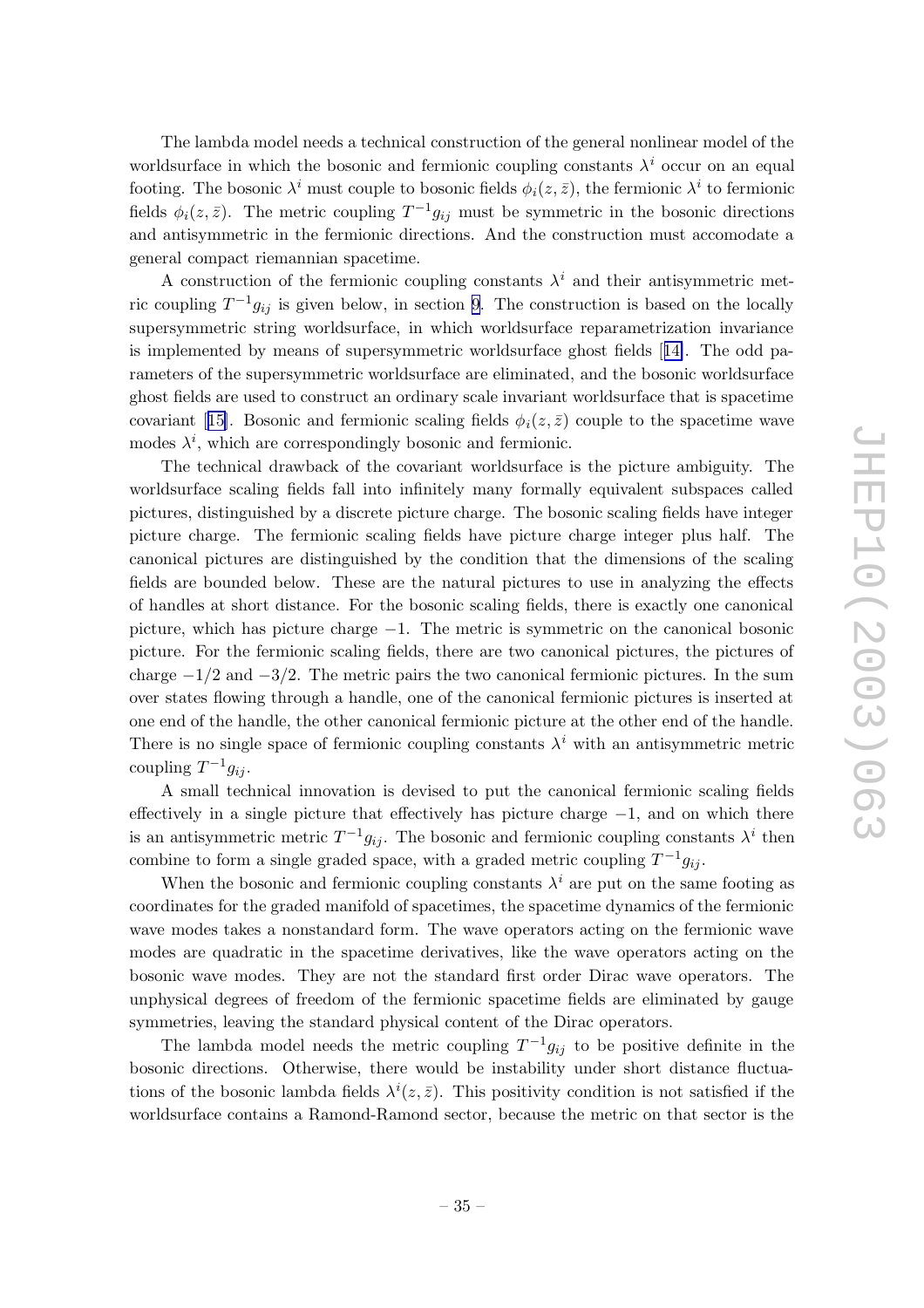The lambda model needs a technical construction of the general nonlinear model of the worldsurface in which the bosonic and fermionic coupling constants $\lambda^i$ occur on an equal footing. The bosonic $\lambda^i$ must couple to bosonic fields $\phi_i(z,\bar{z})$, the fermionic $\lambda^i$ to fermionic fields $\phi_i(z,\bar{z})$. The metric coupling $T^{-1}g_{ij}$ must be symmetric in the bosonic directions and antisymmetric in the fermionic directions. And the construction must accomodate a general compact riemannian spacetime.

A construction of the fermionic coupling constants $\lambda^i$ and their antisymmetric metric coupling $T^{-1}g_{ij}$ is given below, in section 9. The construction is based on the locally supersymmetric string worldsurface, in which worldsurface reparametrization invariance is implemented by means of supersymmetric worldsurface ghost fields [14]. The odd parameters of the supersymmetric worldsurface are eliminated, and the bosonic worldsurface ghost fields are used to construct an ordinary scale invariant worldsurface that is spacetime covariant [15]. Bosonic and fermionic scaling fields $\phi_i(z,\bar{z})$ couple to the spacetime wave modes $\lambda^i$, which are correspondingly bosonic and fermionic.

The technical drawback of the covariant worldsurface is the picture ambiguity. The worldsurface scaling fields fall into infinitely many formally equivalent subspaces called pictures, distinguished by a discrete picture charge. The bosonic scaling fields have integer picture charge. The fermionic scaling fields have picture charge integer plus half. The canonical pictures are distinguished by the condition that the dimensions of the scaling fields are bounded below. These are the natural pictures to use in analyzing the effects of handles at short distance. For the bosonic scaling fields, there is exactly one canonical picture, which has picture charge $-1$. The metric is symmetric on the canonical bosonic picture. For the fermionic scaling fields, there are two canonical pictures, the pictures of charge $-1/2$ and $-3/2$. The metric pairs the two canonical fermionic pictures. In the sum over states flowing through a handle, one of the canonical fermionic pictures is inserted at one end of the handle, the other canonical fermionic picture at the other end of the handle. There is no single space of fermionic coupling constants $\lambda^i$ with an antisymmetric metric coupling $T^{-1}g_{ij}$.

A small technical innovation is devised to put the canonical fermionic scaling fields effectively in a single picture that effectively has picture charge $-1$, and on which there is an antisymmetric metric $T^{-1}g_{ij}$. The bosonic and fermionic coupling constants $\lambda^i$ then combine to form a single graded space, with a graded metric coupling $T^{-1}g_{ij}$.

When the bosonic and fermionic coupling constants $\lambda^i$ are put on the same footing as coordinates for the graded manifold of spacetimes, the spacetime dynamics of the fermionic wave modes takes a nonstandard form. The wave operators acting on the fermionic wave modes are quadratic in the spacetime derivatives, like the wave operators acting on the bosonic wave modes. They are not the standard first order Dirac wave operators. The unphysical degrees of freedom of the fermionic spacetime fields are eliminated by gauge symmetries, leaving the standard physical content of the Dirac operators.

The lambda model needs the metric coupling $T^{-1}g_{ij}$ to be positive definite in the bosonic directions. Otherwise, there would be instability under short distance fluctuations of the bosonic lambda fields $\lambda^i(z,\bar{z})$. This positivity condition is not satisfied if the worldsurface contains a Ramond-Ramond sector, because the metric on that sector is the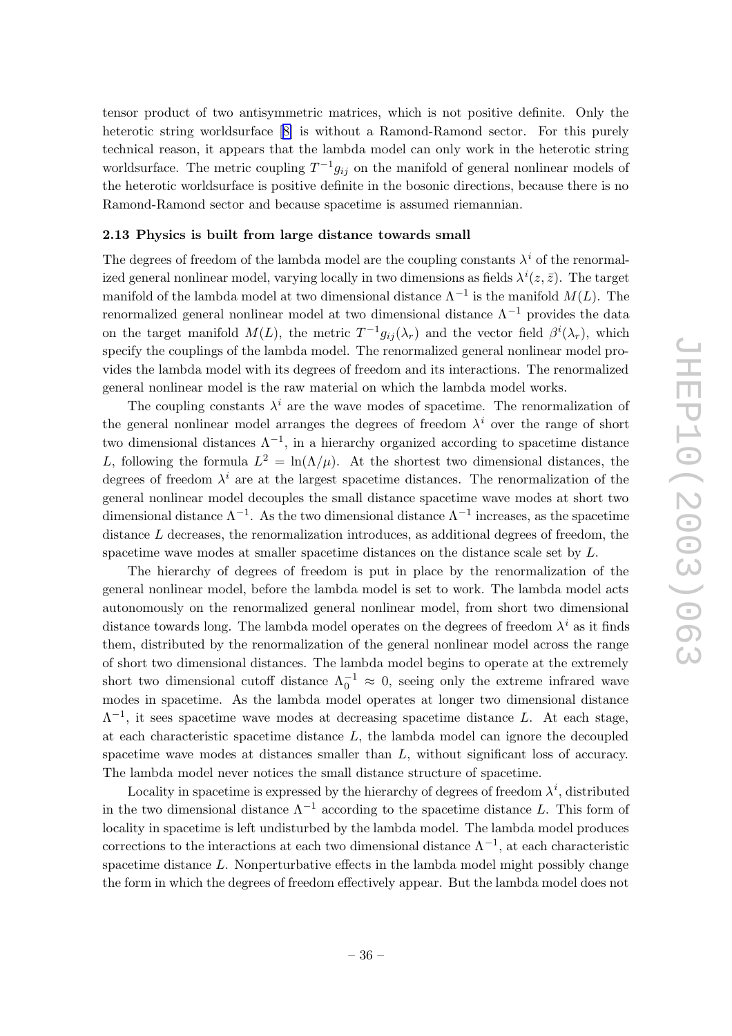tensor product of two antisymmetric matrices, which is not positive definite. Only the heterotic string worldsurface [8] is without a Ramond-Ramond sector. For this purely technical reason, it appears that the lambda model can only work in the heterotic string worldsurface. The metric coupling $T^{-1}g_{ij}$ on the manifold of general nonlinear models of the heterotic worldsurface is positive definite in the bosonic directions, because there is no Ramond-Ramond sector and because spacetime is assumed riemannian.

### 2.13 Physics is built from large distance towards small

The degrees of freedom of the lambda model are the coupling constants $\lambda^i$ of the renormalized general nonlinear model, varying locally in two dimensions as fields $\lambda^i(z, \bar{z})$. The target manifold of the lambda model at two dimensional distance $\Lambda^{-1}$ is the manifold $M(L)$. The renormalized general nonlinear model at two dimensional distance $\Lambda^{-1}$ provides the data on the target manifold $M(L)$, the metric $T^{-1}g_{ij}(\lambda_r)$ and the vector field $\beta^i(\lambda_r)$, which specify the couplings of the lambda model. The renormalized general nonlinear model provides the lambda model with its degrees of freedom and its interactions. The renormalized general nonlinear model is the raw material on which the lambda model works.

The coupling constants $\lambda^i$ are the wave modes of spacetime. The renormalization of the general nonlinear model arranges the degrees of freedom $\lambda^i$ over the range of short two dimensional distances $\Lambda^{-1}$, in a hierarchy organized according to spacetime distance $L$, following the formula $L^2 = \ln(\Lambda/\mu)$. At the shortest two dimensional distances, the degrees of freedom $\lambda^i$ are at the largest spacetime distances. The renormalization of the general nonlinear model decouples the small distance spacetime wave modes at short two dimensional distance $\Lambda^{-1}$. As the two dimensional distance $\Lambda^{-1}$ increases, as the spacetime distance $L$ decreases, the renormalization introduces, as additional degrees of freedom, the spacetime wave modes at smaller spacetime distances on the distance scale set by $L$.

The hierarchy of degrees of freedom is put in place by the renormalization of the general nonlinear model, before the lambda model is set to work. The lambda model acts autonomously on the renormalized general nonlinear model, from short two dimensional distance towards long. The lambda model operates on the degrees of freedom $\lambda^i$ as it finds them, distributed by the renormalization of the general nonlinear model across the range of short two dimensional distances. The lambda model begins to operate at the extremely short two dimensional cutoff distance $\Lambda_0^{-1} \approx 0$, seeing only the extreme infrared wave modes in spacetime. As the lambda model operates at longer two dimensional distance $\Lambda^{-1}$, it sees spacetime wave modes at decreasing spacetime distance $L$. At each stage, at each characteristic spacetime distance $L$, the lambda model can ignore the decoupled spacetime wave modes at distances smaller than $L$, without significant loss of accuracy. The lambda model never notices the small distance structure of spacetime.

Locality in spacetime is expressed by the hierarchy of degrees of freedom $\lambda^i$, distributed in the two dimensional distance $\Lambda^{-1}$ according to the spacetime distance $L$. This form of locality in spacetime is left undisturbed by the lambda model. The lambda model produces corrections to the interactions at each two dimensional distance $\Lambda^{-1}$, at each characteristic spacetime distance $L$. Nonperturbative effects in the lambda model might possibly change the form in which the degrees of freedom effectively appear. But the lambda model does not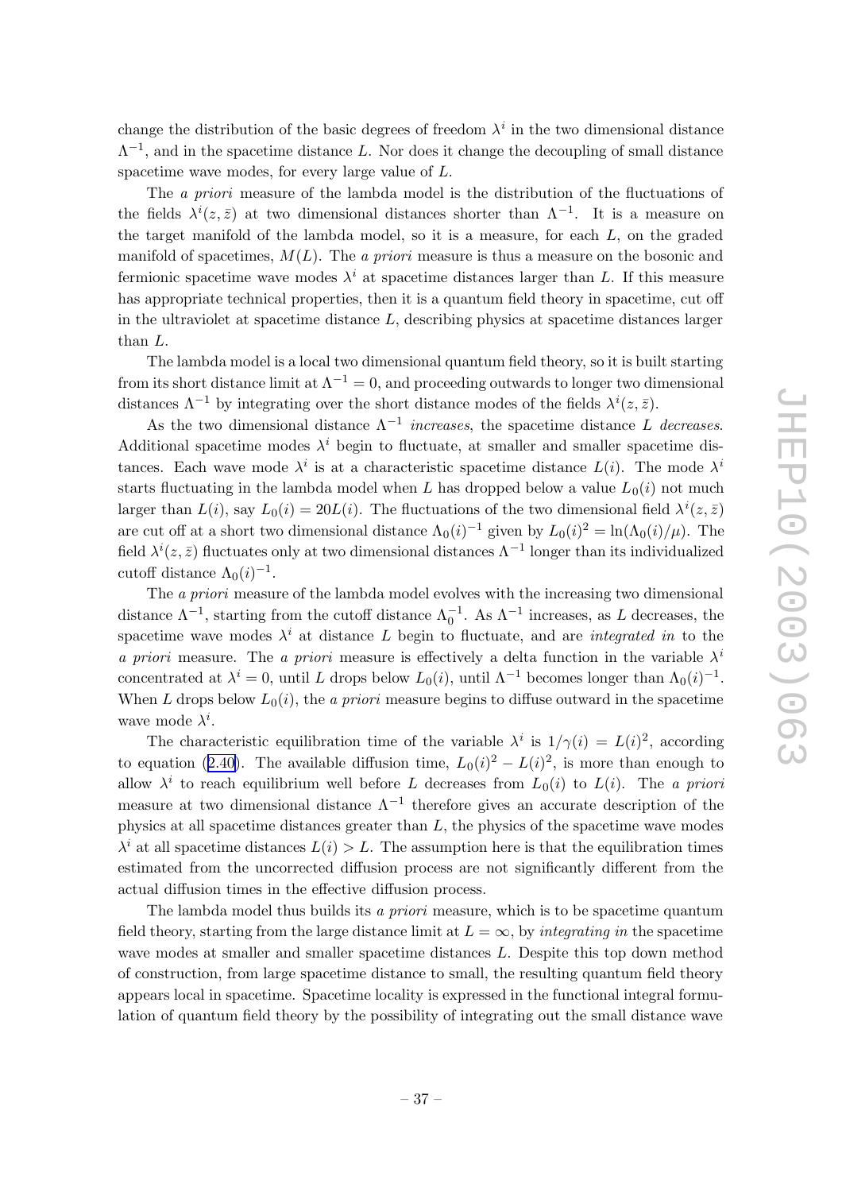change the distribution of the basic degrees of freedom $\lambda^i$ in the two dimensional distance $\Lambda^{-1}$, and in the spacetime distance $L$. Nor does it change the decoupling of small distance spacetime wave modes, for every large value of $L$.

The *a priori* measure of the lambda model is the distribution of the fluctuations of the fields $\lambda^i(z,\bar{z})$ at two dimensional distances shorter than $\Lambda^{-1}$. It is a measure on the target manifold of the lambda model, so it is a measure, for each $L$, on the graded manifold of spacetimes, $M(L)$. The *a priori* measure is thus a measure on the bosonic and fermionic spacetime wave modes $\lambda^i$ at spacetime distances larger than $L$. If this measure has appropriate technical properties, then it is a quantum field theory in spacetime, cut off in the ultraviolet at spacetime distance $L$, describing physics at spacetime distances larger than $L$.

The lambda model is a local two dimensional quantum field theory, so it is built starting from its short distance limit at $\Lambda^{-1} = 0$, and proceeding outwards to longer two dimensional distances $\Lambda^{-1}$ by integrating over the short distance modes of the fields $\lambda^i(z,\bar{z})$.

As the two dimensional distance $\Lambda^{-1}$ *increases*, the spacetime distance $L$ *decreases*. Additional spacetime modes $\lambda^i$ begin to fluctuate, at smaller and smaller spacetime distances. Each wave mode $\lambda^i$ is at a characteristic spacetime distance $L(i)$. The mode $\lambda^i$ starts fluctuating in the lambda model when $L$ has dropped below a value $L_0(i)$ not much larger than $L(i)$, say $L_0(i) = 20L(i)$. The fluctuations of the two dimensional field $\lambda^i(z,\bar{z})$ are cut off at a short two dimensional distance $\Lambda_0(i)^{-1}$ given by $L_0(i)^2 = \ln(\Lambda_0(i)/\mu)$. The field $\lambda^i(z,\bar{z})$ fluctuates only at two dimensional distances $\Lambda^{-1}$ longer than its individualized cutoff distance $\Lambda_0(i)^{-1}$.

The *a priori* measure of the lambda model evolves with the increasing two dimensional distance $\Lambda^{-1}$, starting from the cutoff distance $\Lambda_0^{-1}$. As $\Lambda^{-1}$ increases, as $L$ decreases, the spacetime wave modes $\lambda^i$ at distance $L$ begin to fluctuate, and are *integrated in* to the *a priori* measure. The *a priori* measure is effectively a delta function in the variable $\lambda^i$ concentrated at $\lambda^i = 0$, until $L$ drops below $L_0(i)$, until $\Lambda^{-1}$ becomes longer than $\Lambda_0(i)^{-1}$. When $L$ drops below $L_0(i)$, the *a priori* measure begins to diffuse outward in the spacetime wave mode $\lambda^i$.

The characteristic equilibration time of the variable $\lambda^i$ is $1/\gamma(i) = L(i)^2$, according to equation (2.40). The available diffusion time, $L_0(i)^2 - L(i)^2$, is more than enough to allow $\lambda^i$ to reach equilibrium well before $L$ decreases from $L_0(i)$ to $L(i)$. The *a priori* measure at two dimensional distance $\Lambda^{-1}$ therefore gives an accurate description of the physics at all spacetime distances greater than $L$, the physics of the spacetime wave modes $\lambda^i$ at all spacetime distances $L(i) > L$. The assumption here is that the equilibration times estimated from the uncorrected diffusion process are not significantly different from the actual diffusion times in the effective diffusion process.

The lambda model thus builds its *a priori* measure, which is to be spacetime quantum field theory, starting from the large distance limit at $L = \infty$, by *integrating in* the spacetime wave modes at smaller and smaller spacetime distances $L$. Despite this top down method of construction, from large spacetime distance to small, the resulting quantum field theory appears local in spacetime. Spacetime locality is expressed in the functional integral formulation of quantum field theory by the possibility of integrating out the small distance wave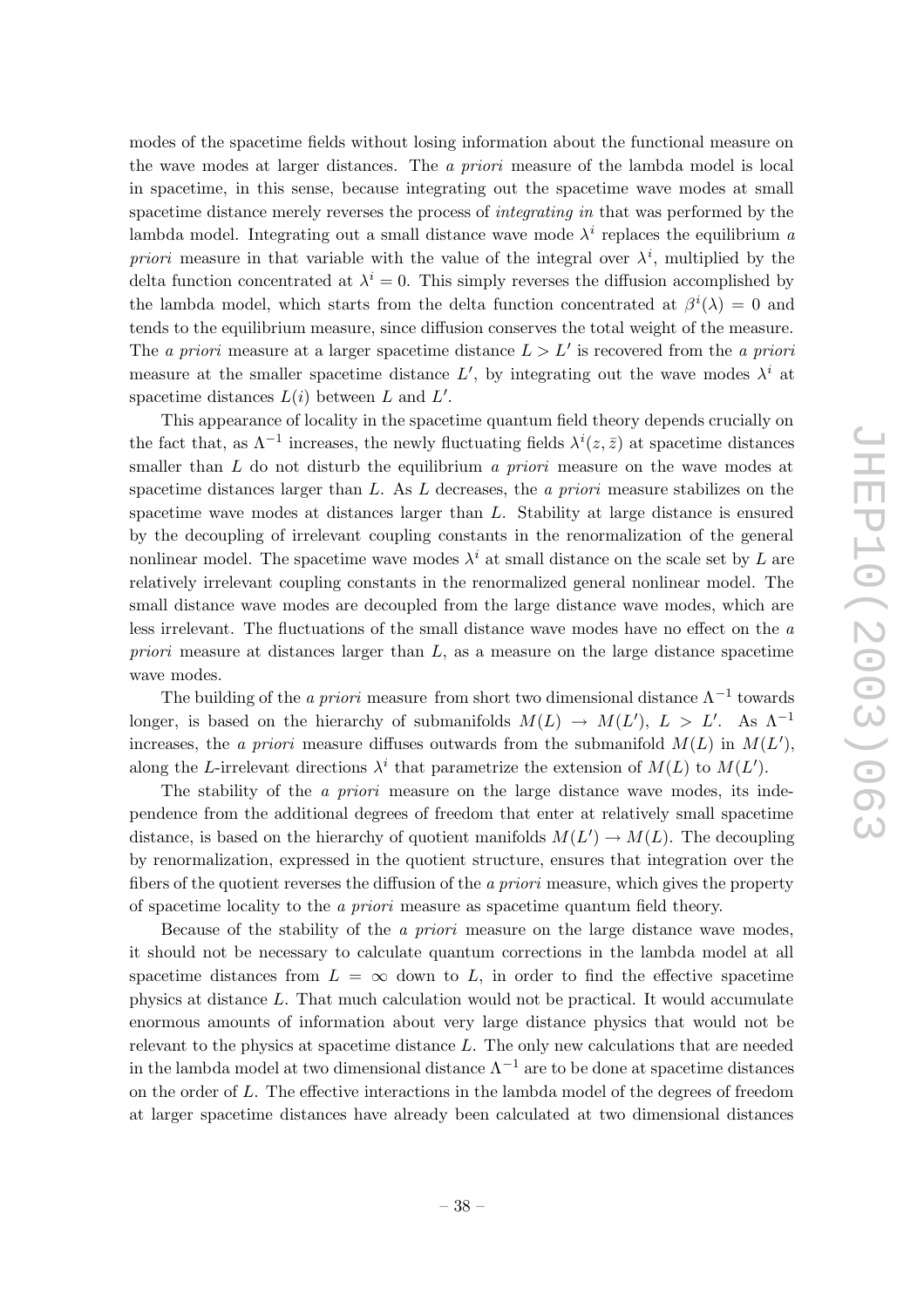modes of the spacetime fields without losing information about the functional measure on the wave modes at larger distances. The *a priori* measure of the lambda model is local in spacetime, in this sense, because integrating out the spacetime wave modes at small spacetime distance merely reverses the process of *integrating in* that was performed by the lambda model. Integrating out a small distance wave mode $\lambda^i$ replaces the equilibrium *a priori* measure in that variable with the value of the integral over $\lambda^i$, multiplied by the delta function concentrated at $\lambda^i = 0$. This simply reverses the diffusion accomplished by the lambda model, which starts from the delta function concentrated at $\beta^i(\lambda) = 0$ and tends to the equilibrium measure, since diffusion conserves the total weight of the measure. The *a priori* measure at a larger spacetime distance $L > L'$ is recovered from the *a priori* measure at the smaller spacetime distance $L'$, by integrating out the wave modes $\lambda^i$ at spacetime distances $L(i)$ between $L$ and $L'$.

This appearance of locality in the spacetime quantum field theory depends crucially on the fact that, as $\Lambda^{-1}$ increases, the newly fluctuating fields $\lambda^i(z, \bar{z})$ at spacetime distances smaller than $L$ do not disturb the equilibrium *a priori* measure on the wave modes at spacetime distances larger than $L$. As $L$ decreases, the *a priori* measure stabilizes on the spacetime wave modes at distances larger than $L$. Stability at large distance is ensured by the decoupling of irrelevant coupling constants in the renormalization of the general nonlinear model. The spacetime wave modes $\lambda^i$ at small distance on the scale set by $L$ are relatively irrelevant coupling constants in the renormalized general nonlinear model. The small distance wave modes are decoupled from the large distance wave modes, which are less irrelevant. The fluctuations of the small distance wave modes have no effect on the *a priori* measure at distances larger than $L$, as a measure on the large distance spacetime wave modes.

The building of the *a priori* measure from short two dimensional distance $\Lambda^{-1}$ towards longer, is based on the hierarchy of submanifolds $M(L) \rightarrow M(L')$, $L > L'$. As $\Lambda^{-1}$ increases, the *a priori* measure diffuses outwards from the submanifold $M(L)$ in $M(L')$, along the $L$-irrelevant directions $\lambda^i$ that parametrize the extension of $M(L)$ to $M(L')$.

The stability of the *a priori* measure on the large distance wave modes, its independence from the additional degrees of freedom that enter at relatively small spacetime distance, is based on the hierarchy of quotient manifolds $M(L') \rightarrow M(L)$. The decoupling by renormalization, expressed in the quotient structure, ensures that integration over the fibers of the quotient reverses the diffusion of the *a priori* measure, which gives the property of spacetime locality to the *a priori* measure as spacetime quantum field theory.

Because of the stability of the *a priori* measure on the large distance wave modes, it should not be necessary to calculate quantum corrections in the lambda model at all spacetime distances from $L = \infty$ down to $L$, in order to find the effective spacetime physics at distance $L$. That much calculation would not be practical. It would accumulate enormous amounts of information about very large distance physics that would not be relevant to the physics at spacetime distance $L$. The only new calculations that are needed in the lambda model at two dimensional distance $\Lambda^{-1}$ are to be done at spacetime distances on the order of $L$. The effective interactions in the lambda model of the degrees of freedom at larger spacetime distances have already been calculated at two dimensional distances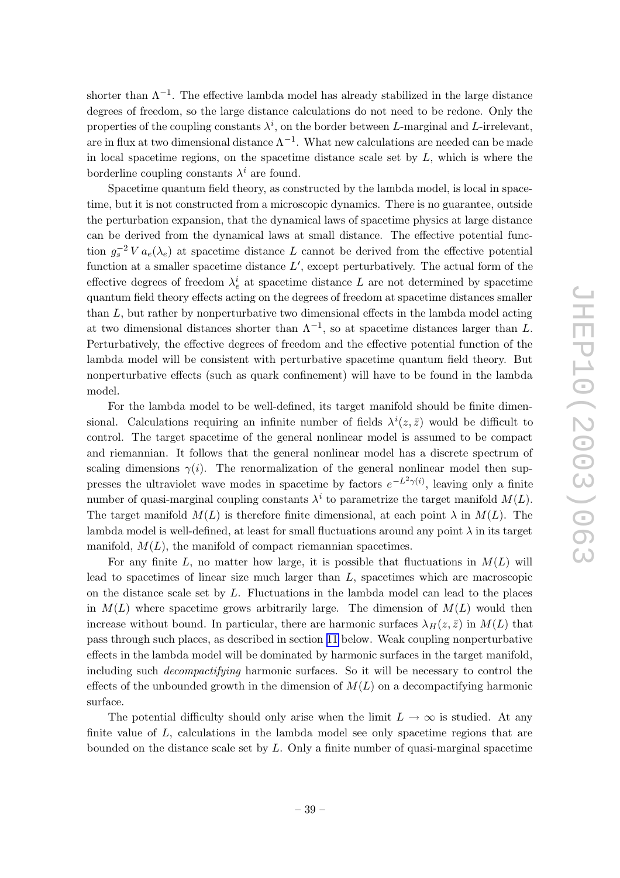shorter than $\Lambda^{-1}$. The effective lambda model has already stabilized in the large distance degrees of freedom, so the large distance calculations do not need to be redone. Only the properties of the coupling constants $\lambda^i$, on the border between $L$-marginal and $L$-irrelevant, are in flux at two dimensional distance $\Lambda^{-1}$. What new calculations are needed can be made in local spacetime regions, on the spacetime distance scale set by $L$, which is where the borderline coupling constants $\lambda^i$ are found.

Spacetime quantum field theory, as constructed by the lambda model, is local in spacetime, but it is not constructed from a microscopic dynamics. There is no guarantee, outside the perturbation expansion, that the dynamical laws of spacetime physics at large distance can be derived from the dynamical laws at small distance. The effective potential function $g_s^{-2}\, V\, a_e(\lambda_e)$ at spacetime distance $L$ cannot be derived from the effective potential function at a smaller spacetime distance $L'$, except perturbatively. The actual form of the effective degrees of freedom $\lambda_e^i$ at spacetime distance $L$ are not determined by spacetime quantum field theory effects acting on the degrees of freedom at spacetime distances smaller than $L$, but rather by nonperturbative two dimensional effects in the lambda model acting at two dimensional distances shorter than $\Lambda^{-1}$, so at spacetime distances larger than $L$. Perturbatively, the effective degrees of freedom and the effective potential function of the lambda model will be consistent with perturbative spacetime quantum field theory. But nonperturbative effects (such as quark confinement) will have to be found in the lambda model.

For the lambda model to be well-defined, its target manifold should be finite dimensional. Calculations requiring an infinite number of fields $\lambda^i(z, \bar{z})$ would be difficult to control. The target spacetime of the general nonlinear model is assumed to be compact and riemannian. It follows that the general nonlinear model has a discrete spectrum of scaling dimensions $\gamma(i)$. The renormalization of the general nonlinear model then suppresses the ultraviolet wave modes in spacetime by factors $e^{-L^2 \gamma(i)}$, leaving only a finite number of quasi-marginal coupling constants $\lambda^i$ to parametrize the target manifold $M(L)$. The target manifold $M(L)$ is therefore finite dimensional, at each point $\lambda$ in $M(L)$. The lambda model is well-defined, at least for small fluctuations around any point $\lambda$ in its target manifold, $M(L)$, the manifold of compact riemannian spacetimes.

For any finite $L$, no matter how large, it is possible that fluctuations in $M(L)$ will lead to spacetimes of linear size much larger than $L$, spacetimes which are macroscopic on the distance scale set by $L$. Fluctuations in the lambda model can lead to the places in $M(L)$ where spacetime grows arbitrarily large. The dimension of $M(L)$ would then increase without bound. In particular, there are harmonic surfaces $\lambda_H(z, \bar{z})$ in $M(L)$ that pass through such places, as described in section 11 below. Weak coupling nonperturbative effects in the lambda model will be dominated by harmonic surfaces in the target manifold, including such *decompactifying* harmonic surfaces. So it will be necessary to control the effects of the unbounded growth in the dimension of $M(L)$ on a decompactifying harmonic surface.

The potential difficulty should only arise when the limit $L \to \infty$ is studied. At any finite value of $L$, calculations in the lambda model see only spacetime regions that are bounded on the distance scale set by $L$. Only a finite number of quasi-marginal spacetime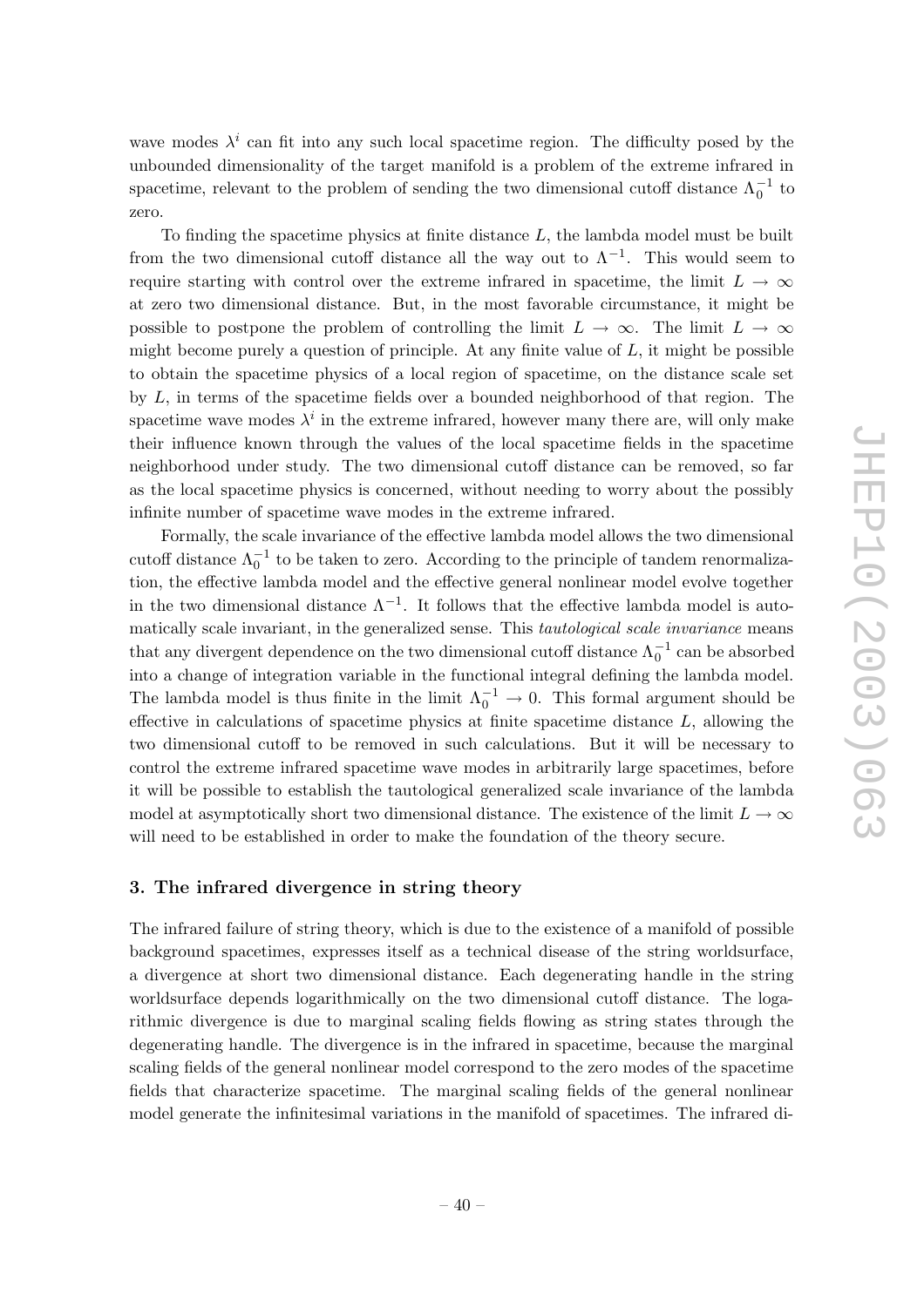wave modes $\lambda^i$ can fit into any such local spacetime region. The difficulty posed by the unbounded dimensionality of the target manifold is a problem of the extreme infrared in spacetime, relevant to the problem of sending the two dimensional cutoff distance $\Lambda_0^{-1}$ to zero.

To finding the spacetime physics at finite distance $L$, the lambda model must be built from the two dimensional cutoff distance all the way out to $\Lambda^{-1}$. This would seem to require starting with control over the extreme infrared in spacetime, the limit $L \to \infty$ at zero two dimensional distance. But, in the most favorable circumstance, it might be possible to postpone the problem of controlling the limit $L \to \infty$. The limit $L \to \infty$ might become purely a question of principle. At any finite value of $L$, it might be possible to obtain the spacetime physics of a local region of spacetime, on the distance scale set by $L$, in terms of the spacetime fields over a bounded neighborhood of that region. The spacetime wave modes $\lambda^i$ in the extreme infrared, however many there are, will only make their influence known through the values of the local spacetime fields in the spacetime neighborhood under study. The two dimensional cutoff distance can be removed, so far as the local spacetime physics is concerned, without needing to worry about the possibly infinite number of spacetime wave modes in the extreme infrared.

Formally, the scale invariance of the effective lambda model allows the two dimensional cutoff distance $\Lambda_0^{-1}$ to be taken to zero. According to the principle of tandem renormalization, the effective lambda model and the effective general nonlinear model evolve together in the two dimensional distance $\Lambda^{-1}$. It follows that the effective lambda model is automatically scale invariant, in the generalized sense. This *tautological scale invariance* means that any divergent dependence on the two dimensional cutoff distance $\Lambda_0^{-1}$ can be absorbed into a change of integration variable in the functional integral defining the lambda model. The lambda model is thus finite in the limit $\Lambda_0^{-1} \to 0$. This formal argument should be effective in calculations of spacetime physics at finite spacetime distance $L$, allowing the two dimensional cutoff to be removed in such calculations. But it will be necessary to control the extreme infrared spacetime wave modes in arbitrarily large spacetimes, before it will be possible to establish the tautological generalized scale invariance of the lambda model at asymptotically short two dimensional distance. The existence of the limit $L \to \infty$ will need to be established in order to make the foundation of the theory secure.

## 3. The infrared divergence in string theory

The infrared failure of string theory, which is due to the existence of a manifold of possible background spacetimes, expresses itself as a technical disease of the string worldsurface, a divergence at short two dimensional distance. Each degenerating handle in the string worldsurface depends logarithmically on the two dimensional cutoff distance. The logarithmic divergence is due to marginal scaling fields flowing as string states through the degenerating handle. The divergence is in the infrared in spacetime, because the marginal scaling fields of the general nonlinear model correspond to the zero modes of the spacetime fields that characterize spacetime. The marginal scaling fields of the general nonlinear model generate the infinitesimal variations in the manifold of spacetimes. The infrared di-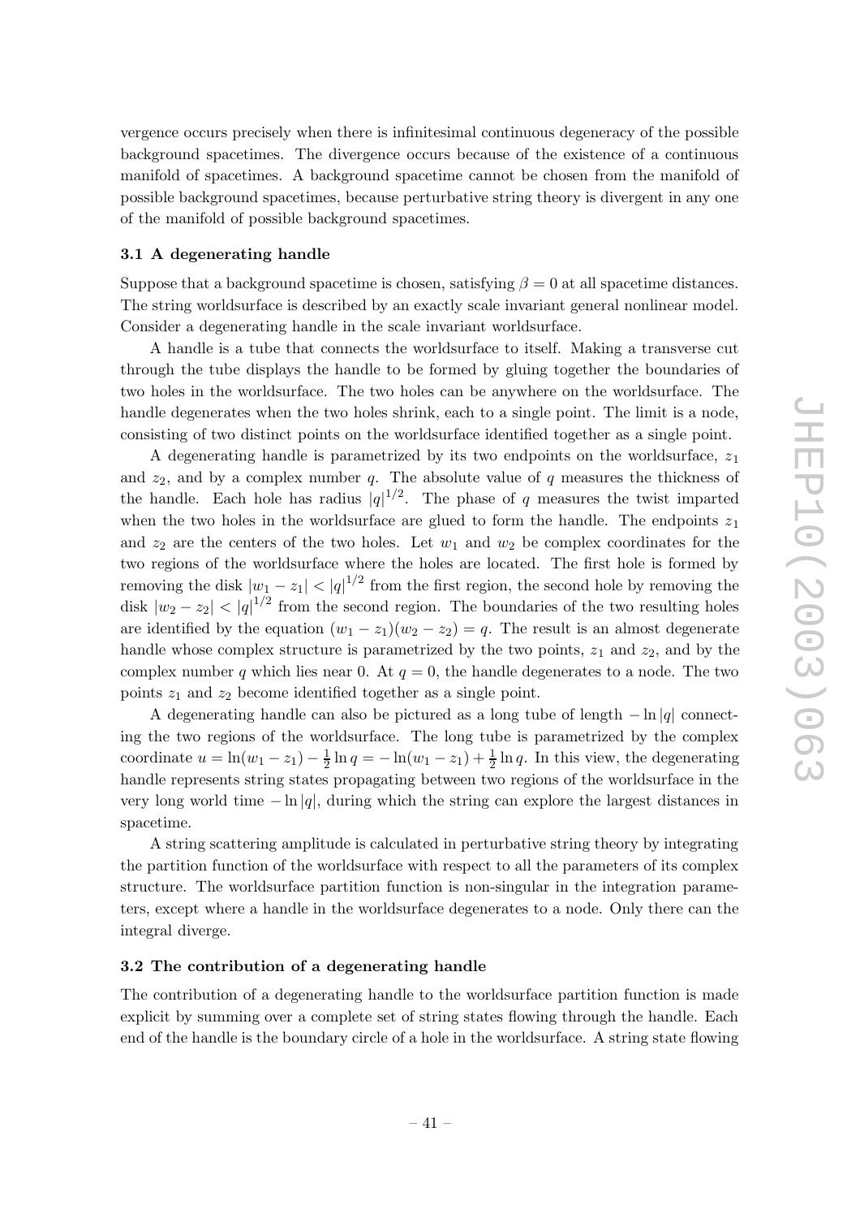vergence occurs precisely when there is infinitesimal continuous degeneracy of the possible background spacetimes. The divergence occurs because of the existence of a continuous manifold of spacetimes. A background spacetime cannot be chosen from the manifold of possible background spacetimes, because perturbative string theory is divergent in any one of the manifold of possible background spacetimes.

### 3.1 A degenerating handle

Suppose that a background spacetime is chosen, satisfying $\beta = 0$ at all spacetime distances. The string worldsurface is described by an exactly scale invariant general nonlinear model. Consider a degenerating handle in the scale invariant worldsurface.

A handle is a tube that connects the worldsurface to itself. Making a transverse cut through the tube displays the handle to be formed by gluing together the boundaries of two holes in the worldsurface. The two holes can be anywhere on the worldsurface. The handle degenerates when the two holes shrink, each to a single point. The limit is a node, consisting of two distinct points on the worldsurface identified together as a single point.

A degenerating handle is parametrized by its two endpoints on the worldsurface, $z_1$ and $z_2$, and by a complex number $q$. The absolute value of $q$ measures the thickness of the handle. Each hole has radius $|q|^{1/2}$. The phase of $q$ measures the twist imparted when the two holes in the worldsurface are glued to form the handle. The endpoints $z_1$ and $z_2$ are the centers of the two holes. Let $w_1$ and $w_2$ be complex coordinates for the two regions of the worldsurface where the holes are located. The first hole is formed by removing the disk $|w_1 - z_1| < |q|^{1/2}$ from the first region, the second hole by removing the disk $|w_2 - z_2| < |q|^{1/2}$ from the second region. The boundaries of the two resulting holes are identified by the equation $(w_1 - z_1)(w_2 - z_2) = q$. The result is an almost degenerate handle whose complex structure is parametrized by the two points, $z_1$ and $z_2$, and by the complex number $q$ which lies near 0. At $q = 0$, the handle degenerates to a node. The two points $z_1$ and $z_2$ become identified together as a single point.

A degenerating handle can also be pictured as a long tube of length $-\ln|q|$ connecting the two regions of the worldsurface. The long tube is parametrized by the complex coordinate $u = \ln(w_1 - z_1) - \frac{1}{2}\ln q = -\ln(w_1 - z_1) + \frac{1}{2}\ln q$. In this view, the degenerating handle represents string states propagating between two regions of the worldsurface in the very long world time $-\ln|q|$, during which the string can explore the largest distances in spacetime.

A string scattering amplitude is calculated in perturbative string theory by integrating the partition function of the worldsurface with respect to all the parameters of its complex structure. The worldsurface partition function is non-singular in the integration parameters, except where a handle in the worldsurface degenerates to a node. Only there can the integral diverge.

### 3.2 The contribution of a degenerating handle

The contribution of a degenerating handle to the worldsurface partition function is made explicit by summing over a complete set of string states flowing through the handle. Each end of the handle is the boundary circle of a hole in the worldsurface. A string state flowing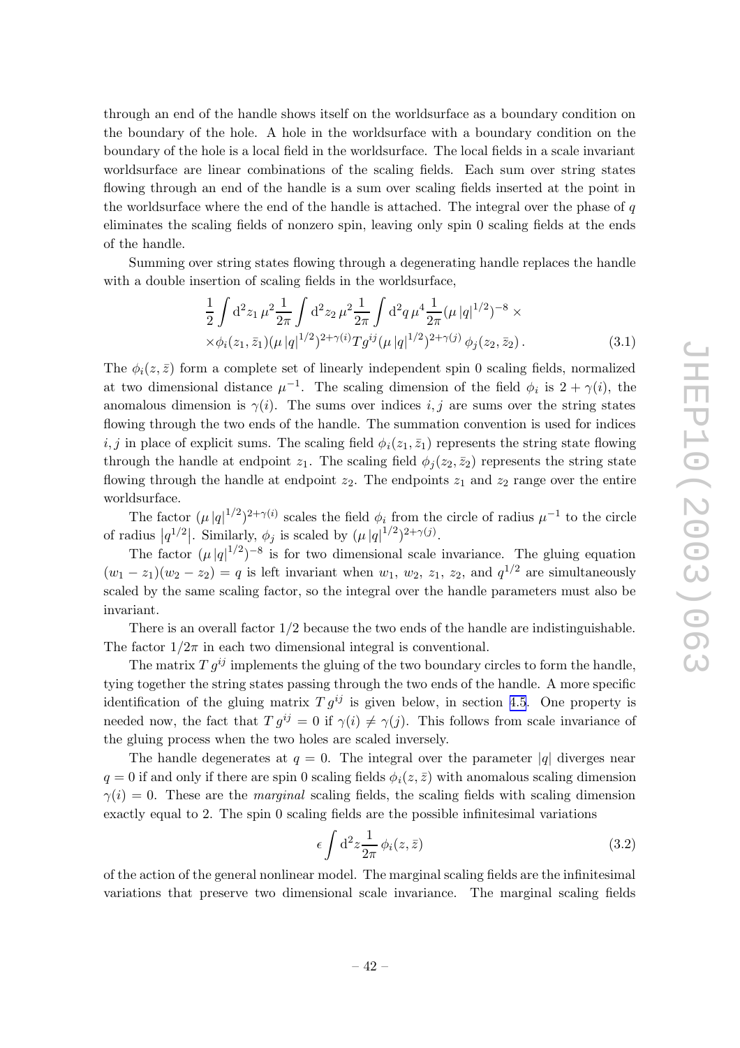through an end of the handle shows itself on the worldsurface as a boundary condition on the boundary of the hole. A hole in the worldsurface with a boundary condition on the boundary of the hole is a local field in the worldsurface. The local fields in a scale invariant worldsurface are linear combinations of the scaling fields. Each sum over string states flowing through an end of the handle is a sum over scaling fields inserted at the point in the worldsurface where the end of the handle is attached. The integral over the phase of $q$ eliminates the scaling fields of nonzero spin, leaving only spin 0 scaling fields at the ends of the handle.

Summing over string states flowing through a degenerating handle replaces the handle with a double insertion of scaling fields in the worldsurface,

$$\frac{1}{2}\int \mathrm{d}^2 z_1\,\mu^2\frac{1}{2\pi}\int \mathrm{d}^2 z_2\,\mu^2\frac{1}{2\pi}\int \mathrm{d}^2 q\,\mu^4\frac{1}{2\pi}(\mu\,|q|^{1/2})^{-8}\times$$
$$\times\phi_i(z_1,\bar{z}_1)(\mu\,|q|^{1/2})^{2+\gamma(i)}T g^{ij}(\mu\,|q|^{1/2})^{2+\gamma(j)}\,\phi_j(z_2,\bar{z}_2)\,. \tag{3.1}$$

The $\phi_i(z,\bar{z})$ form a complete set of linearly independent spin 0 scaling fields, normalized at two dimensional distance $\mu^{-1}$. The scaling dimension of the field $\phi_i$ is $2+\gamma(i)$, the anomalous dimension is $\gamma(i)$. The sums over indices $i,j$ are sums over the string states flowing through the two ends of the handle. The summation convention is used for indices $i,j$ in place of explicit sums. The scaling field $\phi_i(z_1,\bar{z}_1)$ represents the string state flowing through the handle at endpoint $z_1$. The scaling field $\phi_j(z_2,\bar{z}_2)$ represents the string state flowing through the handle at endpoint $z_2$. The endpoints $z_1$ and $z_2$ range over the entire worldsurface.

The factor $(\mu\,|q|^{1/2})^{2+\gamma(i)}$ scales the field $\phi_i$ from the circle of radius $\mu^{-1}$ to the circle of radius $\left|q^{1/2}\right|$. Similarly, $\phi_j$ is scaled by $(\mu\,|q|^{1/2})^{2+\gamma(j)}$.

The factor $(\mu\,|q|^{1/2})^{-8}$ is for two dimensional scale invariance. The gluing equation $(w_1-z_1)(w_2-z_2)=q$ is left invariant when $w_1$, $w_2$, $z_1$, $z_2$, and $q^{1/2}$ are simultaneously scaled by the same scaling factor, so the integral over the handle parameters must also be invariant.

There is an overall factor $1/2$ because the two ends of the handle are indistinguishable. The factor $1/2\pi$ in each two dimensional integral is conventional.

The matrix $T\,g^{ij}$ implements the gluing of the two boundary circles to form the handle, tying together the string states passing through the two ends of the handle. A more specific identification of the gluing matrix $T\,g^{ij}$ is given below, in section 4.5. One property is needed now, the fact that $T\,g^{ij}=0$ if $\gamma(i)\neq\gamma(j)$. This follows from scale invariance of the gluing process when the two holes are scaled inversely.

The handle degenerates at $q=0$. The integral over the parameter $|q|$ diverges near $q=0$ if and only if there are spin 0 scaling fields $\phi_i(z,\bar{z})$ with anomalous scaling dimension $\gamma(i)=0$. These are the *marginal* scaling fields, the scaling fields with scaling dimension exactly equal to 2. The spin 0 scaling fields are the possible infinitesimal variations

$$\epsilon\int \mathrm{d}^2 z\frac{1}{2\pi}\,\phi_i(z,\bar{z}) \tag{3.2}$$

of the action of the general nonlinear model. The marginal scaling fields are the infinitesimal variations that preserve two dimensional scale invariance. The marginal scaling fields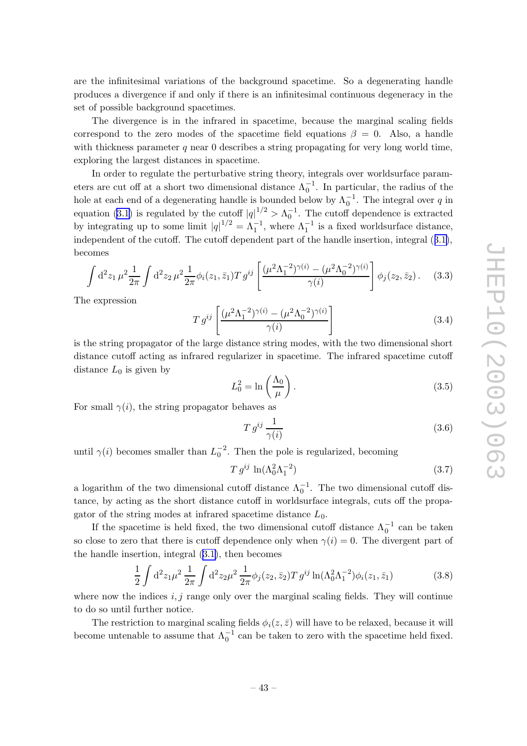are the infinitesimal variations of the background spacetime. So a degenerating handle produces a divergence if and only if there is an infinitesimal continuous degeneracy in the set of possible background spacetimes.

The divergence is in the infrared in spacetime, because the marginal scaling fields correspond to the zero modes of the spacetime field equations $\beta = 0$. Also, a handle with thickness parameter $q$ near 0 describes a string propagating for very long world time, exploring the largest distances in spacetime.

In order to regulate the perturbative string theory, integrals over worldsurface parameters are cut off at a short two dimensional distance $\Lambda_0^{-1}$. In particular, the radius of the hole at each end of a degenerating handle is bounded below by $\Lambda_0^{-1}$. The integral over $q$ in equation (3.1) is regulated by the cutoff $|q|^{1/2} > \Lambda_0^{-1}$. The cutoff dependence is extracted by integrating up to some limit $|q|^{1/2} = \Lambda_1^{-1}$, where $\Lambda_1^{-1}$ is a fixed worldsurface distance, independent of the cutoff. The cutoff dependent part of the handle insertion, integral (3.1), becomes

$$\int \mathrm{d}^2 z_1 \, \mu^2 \frac{1}{2\pi} \int \mathrm{d}^2 z_2 \, \mu^2 \frac{1}{2\pi} \phi_i(z_1, \bar{z}_1) T \, g^{ij} \left[ \frac{(\mu^2 \Lambda_1^{-2})^{\gamma(i)} - (\mu^2 \Lambda_0^{-2})^{\gamma(i)}}{\gamma(i)} \right] \phi_j(z_2, \bar{z}_2) \,. \tag{3.3}$$

The expression

$$T \, g^{ij} \left[ \frac{(\mu^2 \Lambda_1^{-2})^{\gamma(i)} - (\mu^2 \Lambda_0^{-2})^{\gamma(i)}}{\gamma(i)} \right] \tag{3.4}$$

is the string propagator of the large distance string modes, with the two dimensional short distance cutoff acting as infrared regularizer in spacetime. The infrared spacetime cutoff distance $L_0$ is given by

$$L_0^2 = \ln \left( \frac{\Lambda_0}{\mu} \right) . \tag{3.5}$$

For small $\gamma(i)$, the string propagator behaves as

$$T \, g^{ij} \, \frac{1}{\gamma(i)} \tag{3.6}$$

until $\gamma(i)$ becomes smaller than $L_0^{-2}$. Then the pole is regularized, becoming

$$T \, g^{ij} \, \ln(\Lambda_0^2 \Lambda_1^{-2}) \tag{3.7}$$

a logarithm of the two dimensional cutoff distance $\Lambda_0^{-1}$. The two dimensional cutoff distance, by acting as the short distance cutoff in worldsurface integrals, cuts off the propagator of the string modes at infrared spacetime distance $L_0$.

If the spacetime is held fixed, the two dimensional cutoff distance $\Lambda_0^{-1}$ can be taken so close to zero that there is cutoff dependence only when $\gamma(i) = 0$. The divergent part of the handle insertion, integral (3.1), then becomes

$$\frac{1}{2} \int \mathrm{d}^2 z_1 \mu^2 \, \frac{1}{2\pi} \int \mathrm{d}^2 z_2 \mu^2 \, \frac{1}{2\pi} \phi_j(z_2, \bar{z}_2) T \, g^{ij} \ln(\Lambda_0^2 \Lambda_1^{-2}) \phi_i(z_1, \bar{z}_1) \tag{3.8}$$

where now the indices $i, j$ range only over the marginal scaling fields. They will continue to do so until further notice.

The restriction to marginal scaling fields $\phi_i(z, \bar{z})$ will have to be relaxed, because it will become untenable to assume that $\Lambda_0^{-1}$ can be taken to zero with the spacetime held fixed.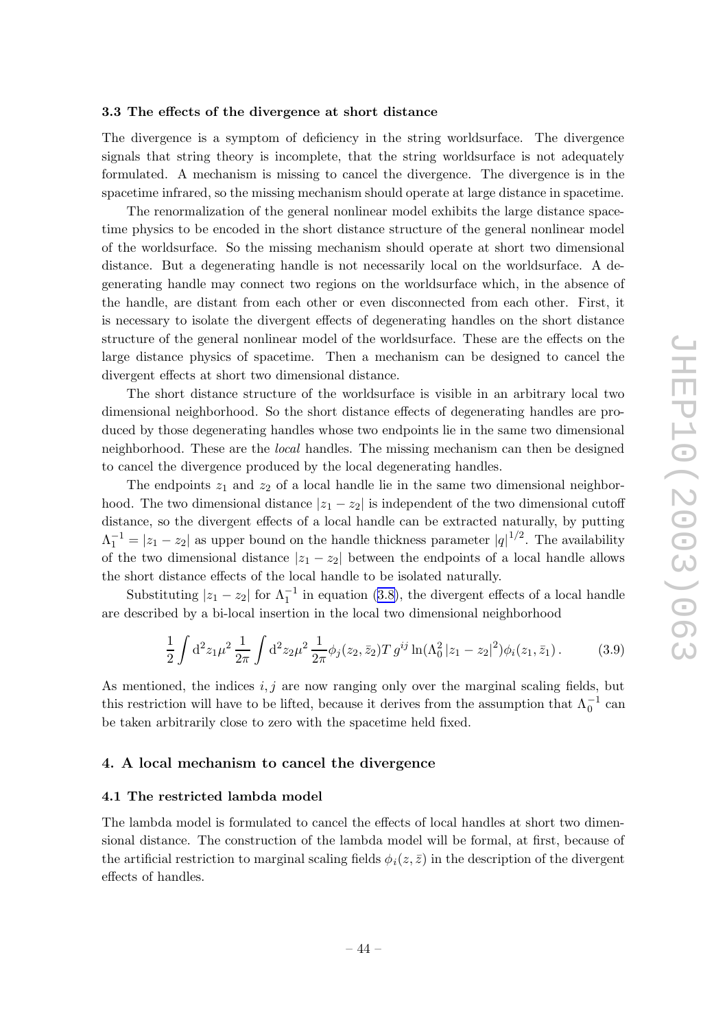### 3.3 The effects of the divergence at short distance

The divergence is a symptom of deficiency in the string worldsurface. The divergence signals that string theory is incomplete, that the string worldsurface is not adequately formulated. A mechanism is missing to cancel the divergence. The divergence is in the spacetime infrared, so the missing mechanism should operate at large distance in spacetime.

The renormalization of the general nonlinear model exhibits the large distance spacetime physics to be encoded in the short distance structure of the general nonlinear model of the worldsurface. So the missing mechanism should operate at short two dimensional distance. But a degenerating handle is not necessarily local on the worldsurface. A degenerating handle may connect two regions on the worldsurface which, in the absence of the handle, are distant from each other or even disconnected from each other. First, it is necessary to isolate the divergent effects of degenerating handles on the short distance structure of the general nonlinear model of the worldsurface. These are the effects on the large distance physics of spacetime. Then a mechanism can be designed to cancel the divergent effects at short two dimensional distance.

The short distance structure of the worldsurface is visible in an arbitrary local two dimensional neighborhood. So the short distance effects of degenerating handles are produced by those degenerating handles whose two endpoints lie in the same two dimensional neighborhood. These are the *local* handles. The missing mechanism can then be designed to cancel the divergence produced by the local degenerating handles.

The endpoints $z_1$ and $z_2$ of a local handle lie in the same two dimensional neighborhood. The two dimensional distance $|z_1 - z_2|$ is independent of the two dimensional cutoff distance, so the divergent effects of a local handle can be extracted naturally, by putting $\Lambda_1^{-1} = |z_1 - z_2|$ as upper bound on the handle thickness parameter $|q|^{1/2}$. The availability of the two dimensional distance $|z_1 - z_2|$ between the endpoints of a local handle allows the short distance effects of the local handle to be isolated naturally.

Substituting $|z_1 - z_2|$ for $\Lambda_1^{-1}$ in equation (3.8), the divergent effects of a local handle are described by a bi-local insertion in the local two dimensional neighborhood

$$\frac{1}{2} \int \mathrm{d}^2 z_1 \mu^2 \, \frac{1}{2\pi} \int \mathrm{d}^2 z_2 \mu^2 \, \frac{1}{2\pi} \phi_j(z_2, \bar{z}_2) T \, g^{ij} \ln(\Lambda_0^2 \, |z_1 - z_2|^2) \phi_i(z_1, \bar{z}_1) \, . \tag{3.9}$$

As mentioned, the indices $i, j$ are now ranging only over the marginal scaling fields, but this restriction will have to be lifted, because it derives from the assumption that $\Lambda_0^{-1}$ can be taken arbitrarily close to zero with the spacetime held fixed.

## 4. A local mechanism to cancel the divergence

### 4.1 The restricted lambda model

The lambda model is formulated to cancel the effects of local handles at short two dimensional distance. The construction of the lambda model will be formal, at first, because of the artificial restriction to marginal scaling fields $\phi_i(z, \bar{z})$ in the description of the divergent effects of handles.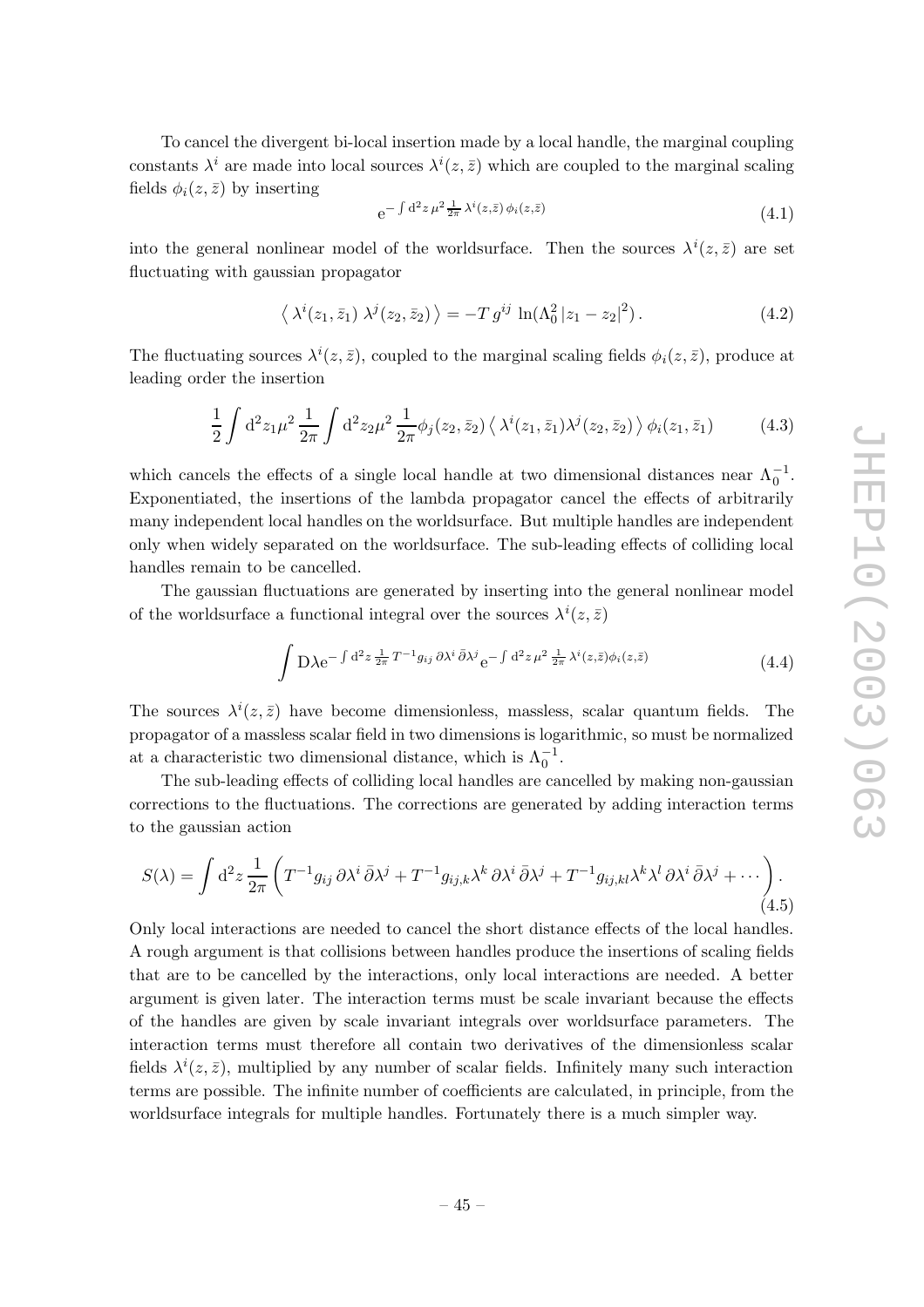To cancel the divergent bi-local insertion made by a local handle, the marginal coupling constants $\lambda^i$ are made into local sources $\lambda^i(z,\bar{z})$ which are coupled to the marginal scaling fields $\phi_i(z,\bar{z})$ by inserting

$$\mathrm{e}^{-\int \mathrm{d}^2 z\, \mu^2 \frac{1}{2\pi}\, \lambda^i(z,\bar{z})\, \phi_i(z,\bar{z})} \tag{4.1}$$

into the general nonlinear model of the worldsurface. Then the sources $\lambda^i(z,\bar{z})$ are set fluctuating with gaussian propagator

$$\left\langle\, \lambda^i(z_1,\bar{z}_1)\; \lambda^j(z_2,\bar{z}_2)\,\right\rangle = -T\, g^{ij}\, \ln(\Lambda_0^2\, |z_1 - z_2|^2)\,. \tag{4.2}$$

The fluctuating sources $\lambda^i(z,\bar{z})$, coupled to the marginal scaling fields $\phi_i(z,\bar{z})$, produce at leading order the insertion

$$\frac{1}{2}\int \mathrm{d}^2 z_1 \mu^2\, \frac{1}{2\pi} \int \mathrm{d}^2 z_2 \mu^2\, \frac{1}{2\pi} \phi_j(z_2,\bar{z}_2)\, \left\langle\, \lambda^i(z_1,\bar{z}_1)\lambda^j(z_2,\bar{z}_2)\,\right\rangle\, \phi_i(z_1,\bar{z}_1) \tag{4.3}$$

which cancels the effects of a single local handle at two dimensional distances near $\Lambda_0^{-1}$. Exponentiated, the insertions of the lambda propagator cancel the effects of arbitrarily many independent local handles on the worldsurface. But multiple handles are independent only when widely separated on the worldsurface. The sub-leading effects of colliding local handles remain to be cancelled.

The gaussian fluctuations are generated by inserting into the general nonlinear model of the worldsurface a functional integral over the sources $\lambda^i(z,\bar{z})$

$$\int \mathrm{D}\lambda \mathrm{e}^{-\int \mathrm{d}^2 z\, \frac{1}{2\pi}\, T^{-1} g_{ij}\, \partial\lambda^i\, \bar{\partial}\lambda^j} \mathrm{e}^{-\int \mathrm{d}^2 z\, \mu^2\, \frac{1}{2\pi}\, \lambda^i(z,\bar{z})\phi_i(z,\bar{z})} \tag{4.4}$$

The sources $\lambda^i(z,\bar{z})$ have become dimensionless, massless, scalar quantum fields. The propagator of a massless scalar field in two dimensions is logarithmic, so must be normalized at a characteristic two dimensional distance, which is $\Lambda_0^{-1}$.

The sub-leading effects of colliding local handles are cancelled by making non-gaussian corrections to the fluctuations. The corrections are generated by adding interaction terms to the gaussian action

$$S(\lambda) = \int \mathrm{d}^2 z\, \frac{1}{2\pi} \left( T^{-1} g_{ij}\, \partial\lambda^i\, \bar{\partial}\lambda^j + T^{-1} g_{ij,k} \lambda^k\, \partial\lambda^i\, \bar{\partial}\lambda^j + T^{-1} g_{ij,kl} \lambda^k \lambda^l\, \partial\lambda^i\, \bar{\partial}\lambda^j + \cdots \right). \tag{4.5}$$

Only local interactions are needed to cancel the short distance effects of the local handles. A rough argument is that collisions between handles produce the insertions of scaling fields that are to be cancelled by the interactions, only local interactions are needed. A better argument is given later. The interaction terms must be scale invariant because the effects of the handles are given by scale invariant integrals over worldsurface parameters. The interaction terms must therefore all contain two derivatives of the dimensionless scalar fields $\lambda^i(z,\bar{z})$, multiplied by any number of scalar fields. Infinitely many such interaction terms are possible. The infinite number of coefficients are calculated, in principle, from the worldsurface integrals for multiple handles. Fortunately there is a much simpler way.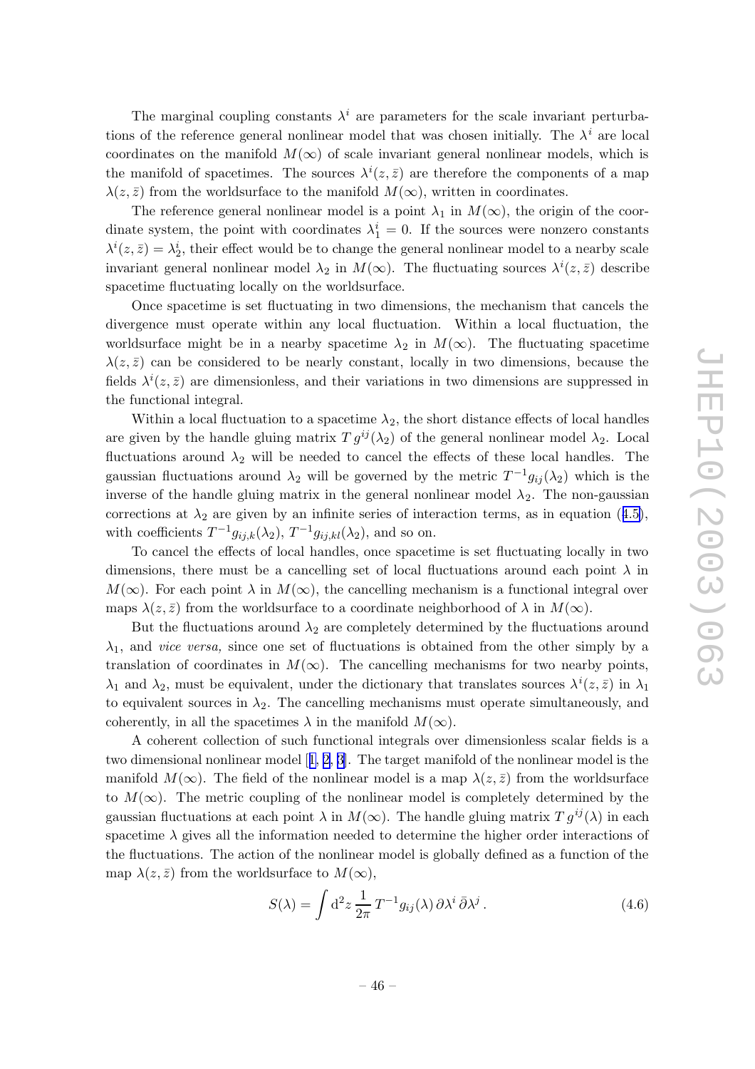The marginal coupling constants $\lambda^i$ are parameters for the scale invariant perturbations of the reference general nonlinear model that was chosen initially. The $\lambda^i$ are local coordinates on the manifold $M(\infty)$ of scale invariant general nonlinear models, which is the manifold of spacetimes. The sources $\lambda^i(z,\bar{z})$ are therefore the components of a map $\lambda(z,\bar{z})$ from the worldsurface to the manifold $M(\infty)$, written in coordinates.

The reference general nonlinear model is a point $\lambda_1$ in $M(\infty)$, the origin of the coordinate system, the point with coordinates $\lambda_1^i = 0$. If the sources were nonzero constants $\lambda^i(z,\bar{z}) = \lambda_2^i$, their effect would be to change the general nonlinear model to a nearby scale invariant general nonlinear model $\lambda_2$ in $M(\infty)$. The fluctuating sources $\lambda^i(z,\bar{z})$ describe spacetime fluctuating locally on the worldsurface.

Once spacetime is set fluctuating in two dimensions, the mechanism that cancels the divergence must operate within any local fluctuation. Within a local fluctuation, the worldsurface might be in a nearby spacetime $\lambda_2$ in $M(\infty)$. The fluctuating spacetime $\lambda(z,\bar{z})$ can be considered to be nearly constant, locally in two dimensions, because the fields $\lambda^i(z,\bar{z})$ are dimensionless, and their variations in two dimensions are suppressed in the functional integral.

Within a local fluctuation to a spacetime $\lambda_2$, the short distance effects of local handles are given by the handle gluing matrix $T\,g^{ij}(\lambda_2)$ of the general nonlinear model $\lambda_2$. Local fluctuations around $\lambda_2$ will be needed to cancel the effects of these local handles. The gaussian fluctuations around $\lambda_2$ will be governed by the metric $T^{-1}g_{ij}(\lambda_2)$ which is the inverse of the handle gluing matrix in the general nonlinear model $\lambda_2$. The non-gaussian corrections at $\lambda_2$ are given by an infinite series of interaction terms, as in equation (4.5), with coefficients $T^{-1}g_{ij,k}(\lambda_2)$, $T^{-1}g_{ij,kl}(\lambda_2)$, and so on.

To cancel the effects of local handles, once spacetime is set fluctuating locally in two dimensions, there must be a cancelling set of local fluctuations around each point $\lambda$ in $M(\infty)$. For each point $\lambda$ in $M(\infty)$, the cancelling mechanism is a functional integral over maps $\lambda(z,\bar{z})$ from the worldsurface to a coordinate neighborhood of $\lambda$ in $M(\infty)$.

But the fluctuations around $\lambda_2$ are completely determined by the fluctuations around $\lambda_1$, and *vice versa,* since one set of fluctuations is obtained from the other simply by a translation of coordinates in $M(\infty)$. The cancelling mechanisms for two nearby points, $\lambda_1$ and $\lambda_2$, must be equivalent, under the dictionary that translates sources $\lambda^i(z,\bar{z})$ in $\lambda_1$ to equivalent sources in $\lambda_2$. The cancelling mechanisms must operate simultaneously, and coherently, in all the spacetimes $\lambda$ in the manifold $M(\infty)$.

A coherent collection of such functional integrals over dimensionless scalar fields is a two dimensional nonlinear model [1, 2, 3]. The target manifold of the nonlinear model is the manifold $M(\infty)$. The field of the nonlinear model is a map $\lambda(z,\bar{z})$ from the worldsurface to $M(\infty)$. The metric coupling of the nonlinear model is completely determined by the gaussian fluctuations at each point $\lambda$ in $M(\infty)$. The handle gluing matrix $T\,g^{ij}(\lambda)$ in each spacetime $\lambda$ gives all the information needed to determine the higher order interactions of the fluctuations. The action of the nonlinear model is globally defined as a function of the map $\lambda(z,\bar{z})$ from the worldsurface to $M(\infty)$,

$$S(\lambda) = \int \mathrm{d}^2 z\,\frac{1}{2\pi}\,T^{-1}g_{ij}(\lambda)\,\partial\lambda^i\,\bar{\partial}\lambda^j\,. \tag{4.6}$$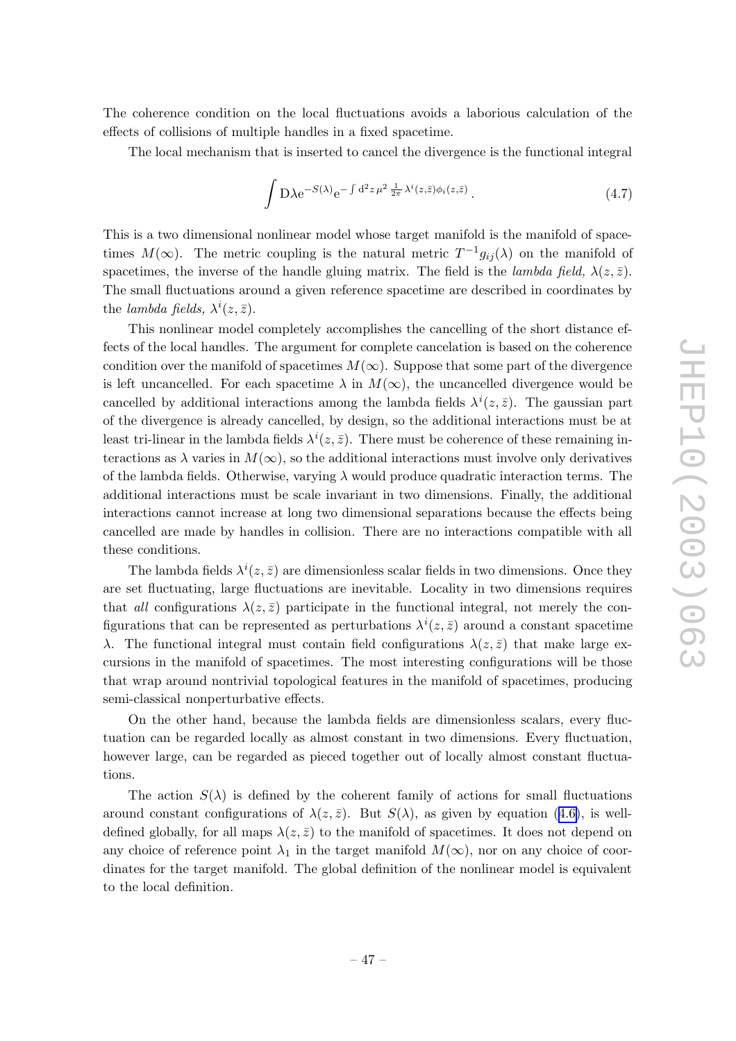The coherence condition on the local fluctuations avoids a laborious calculation of the effects of collisions of multiple handles in a fixed spacetime.

The local mechanism that is inserted to cancel the divergence is the functional integral

$$\int \mathrm{D}\lambda \mathrm{e}^{-S(\lambda)} \mathrm{e}^{-\int \mathrm{d}^2 z\, \mu^2 \, \frac{1}{2\pi}\, \lambda^i(z,\bar{z}) \phi_i(z,\bar{z})} \,. \tag{4.7}$$

This is a two dimensional nonlinear model whose target manifold is the manifold of spacetimes $M(\infty)$. The metric coupling is the natural metric $T^{-1}g_{ij}(\lambda)$ on the manifold of spacetimes, the inverse of the handle gluing matrix. The field is the *lambda field,* $\lambda(z, \bar{z})$. The small fluctuations around a given reference spacetime are described in coordinates by the *lambda fields,* $\lambda^i(z, \bar{z})$.

This nonlinear model completely accomplishes the cancelling of the short distance effects of the local handles. The argument for complete cancelation is based on the coherence condition over the manifold of spacetimes $M(\infty)$. Suppose that some part of the divergence is left uncancelled. For each spacetime $\lambda$ in $M(\infty)$, the uncancelled divergence would be cancelled by additional interactions among the lambda fields $\lambda^i(z, \bar{z})$. The gaussian part of the divergence is already cancelled, by design, so the additional interactions must be at least tri-linear in the lambda fields $\lambda^i(z, \bar{z})$. There must be coherence of these remaining interactions as $\lambda$ varies in $M(\infty)$, so the additional interactions must involve only derivatives of the lambda fields. Otherwise, varying $\lambda$ would produce quadratic interaction terms. The additional interactions must be scale invariant in two dimensions. Finally, the additional interactions cannot increase at long two dimensional separations because the effects being cancelled are made by handles in collision. There are no interactions compatible with all these conditions.

The lambda fields $\lambda^i(z, \bar{z})$ are dimensionless scalar fields in two dimensions. Once they are set fluctuating, large fluctuations are inevitable. Locality in two dimensions requires that *all* configurations $\lambda(z, \bar{z})$ participate in the functional integral, not merely the configurations that can be represented as perturbations $\lambda^i(z, \bar{z})$ around a constant spacetime $\lambda$. The functional integral must contain field configurations $\lambda(z, \bar{z})$ that make large excursions in the manifold of spacetimes. The most interesting configurations will be those that wrap around nontrivial topological features in the manifold of spacetimes, producing semi-classical nonperturbative effects.

On the other hand, because the lambda fields are dimensionless scalars, every fluctuation can be regarded locally as almost constant in two dimensions. Every fluctuation, however large, can be regarded as pieced together out of locally almost constant fluctuations.

The action $S(\lambda)$ is defined by the coherent family of actions for small fluctuations around constant configurations of $\lambda(z, \bar{z})$. But $S(\lambda)$, as given by equation (4.6), is well-defined globally, for all maps $\lambda(z, \bar{z})$ to the manifold of spacetimes. It does not depend on any choice of reference point $\lambda_1$ in the target manifold $M(\infty)$, nor on any choice of coordinates for the target manifold. The global definition of the nonlinear model is equivalent to the local definition.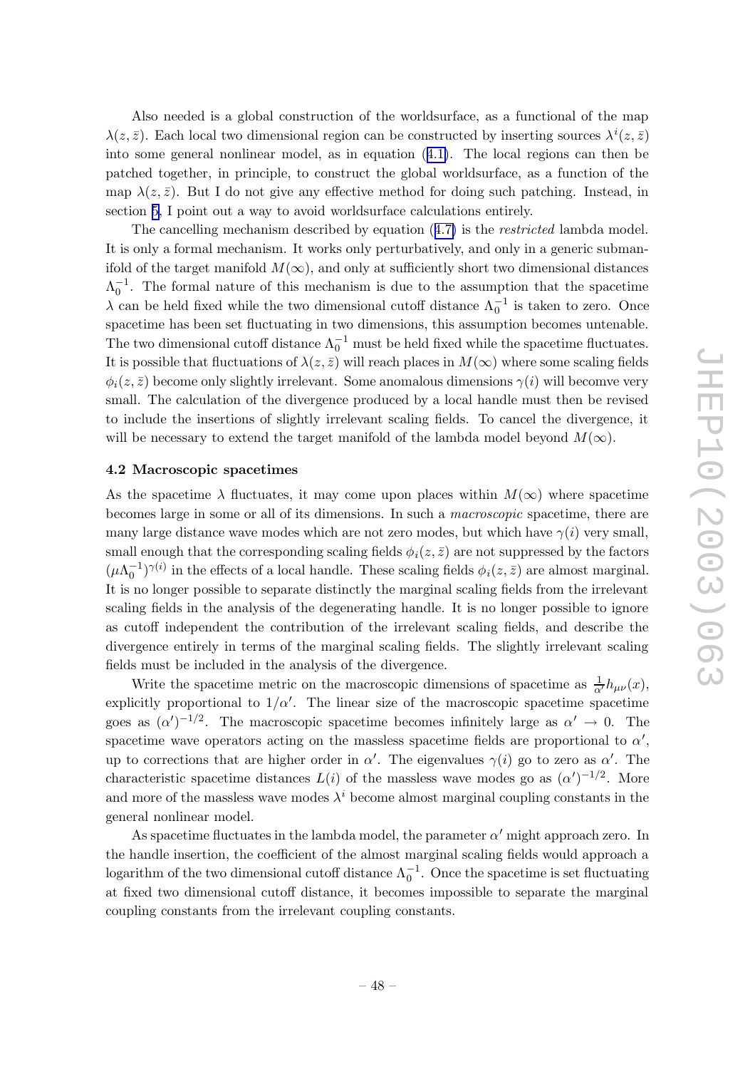Also needed is a global construction of the worldsurface, as a functional of the map $\lambda(z, \bar{z})$. Each local two dimensional region can be constructed by inserting sources $\lambda^i(z, \bar{z})$ into some general nonlinear model, as in equation (4.1). The local regions can then be patched together, in principle, to construct the global worldsurface, as a function of the map $\lambda(z, \bar{z})$. But I do not give any effective method for doing such patching. Instead, in section 5, I point out a way to avoid worldsurface calculations entirely.

The cancelling mechanism described by equation (4.7) is the *restricted* lambda model. It is only a formal mechanism. It works only perturbatively, and only in a generic submanifold of the target manifold $M(\infty)$, and only at sufficiently short two dimensional distances $\Lambda_0^{-1}$. The formal nature of this mechanism is due to the assumption that the spacetime $\lambda$ can be held fixed while the two dimensional cutoff distance $\Lambda_0^{-1}$ is taken to zero. Once spacetime has been set fluctuating in two dimensions, this assumption becomes untenable. The two dimensional cutoff distance $\Lambda_0^{-1}$ must be held fixed while the spacetime fluctuates. It is possible that fluctuations of $\lambda(z, \bar{z})$ will reach places in $M(\infty)$ where some scaling fields $\phi_i(z, \bar{z})$ become only slightly irrelevant. Some anomalous dimensions $\gamma(i)$ will becomve very small. The calculation of the divergence produced by a local handle must then be revised to include the insertions of slightly irrelevant scaling fields. To cancel the divergence, it will be necessary to extend the target manifold of the lambda model beyond $M(\infty)$.

### 4.2 Macroscopic spacetimes

As the spacetime $\lambda$ fluctuates, it may come upon places within $M(\infty)$ where spacetime becomes large in some or all of its dimensions. In such a *macroscopic* spacetime, there are many large distance wave modes which are not zero modes, but which have $\gamma(i)$ very small, small enough that the corresponding scaling fields $\phi_i(z, \bar{z})$ are not suppressed by the factors $(\mu\Lambda_0^{-1})^{\gamma(i)}$ in the effects of a local handle. These scaling fields $\phi_i(z, \bar{z})$ are almost marginal. It is no longer possible to separate distinctly the marginal scaling fields from the irrelevant scaling fields in the analysis of the degenerating handle. It is no longer possible to ignore as cutoff independent the contribution of the irrelevant scaling fields, and describe the divergence entirely in terms of the marginal scaling fields. The slightly irrelevant scaling fields must be included in the analysis of the divergence.

Write the spacetime metric on the macroscopic dimensions of spacetime as $\frac{1}{\alpha'} h_{\mu\nu}(x)$, explicitly proportional to $1/\alpha'$. The linear size of the macroscopic spacetime spacetime goes as $(\alpha')^{-1/2}$. The macroscopic spacetime becomes infinitely large as $\alpha' \to 0$. The spacetime wave operators acting on the massless spacetime fields are proportional to $\alpha'$, up to corrections that are higher order in $\alpha'$. The eigenvalues $\gamma(i)$ go to zero as $\alpha'$. The characteristic spacetime distances $L(i)$ of the massless wave modes go as $(\alpha')^{-1/2}$. More and more of the massless wave modes $\lambda^i$ become almost marginal coupling constants in the general nonlinear model.

As spacetime fluctuates in the lambda model, the parameter $\alpha'$ might approach zero. In the handle insertion, the coefficient of the almost marginal scaling fields would approach a logarithm of the two dimensional cutoff distance $\Lambda_0^{-1}$. Once the spacetime is set fluctuating at fixed two dimensional cutoff distance, it becomes impossible to separate the marginal coupling constants from the irrelevant coupling constants.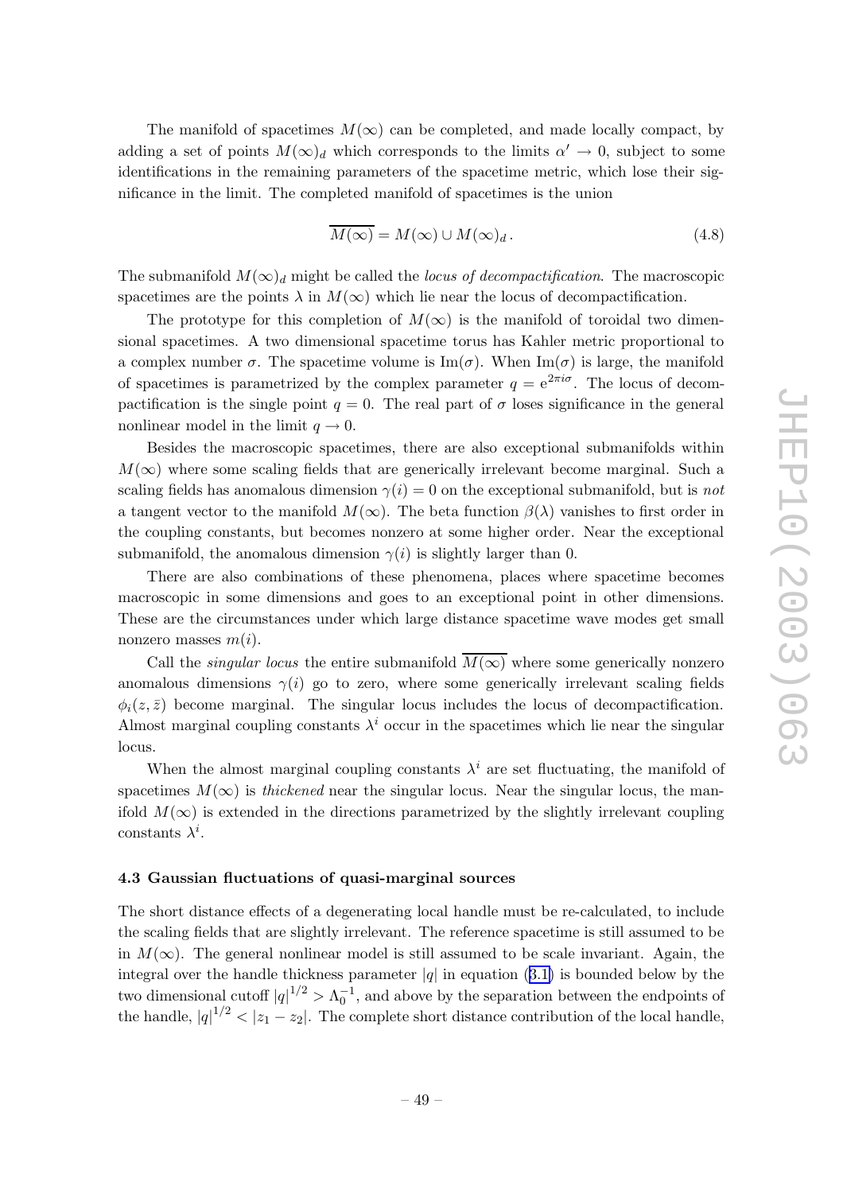The manifold of spacetimes $M(\infty)$ can be completed, and made locally compact, by adding a set of points $M(\infty)_d$ which corresponds to the limits $\alpha' \to 0$, subject to some identifications in the remaining parameters of the spacetime metric, which lose their significance in the limit. The completed manifold of spacetimes is the union

$$\overline{M(\infty)} = M(\infty) \cup M(\infty)_d \,. \tag{4.8}$$

The submanifold $M(\infty)_d$ might be called the *locus of decompactification*. The macroscopic spacetimes are the points $\lambda$ in $M(\infty)$ which lie near the locus of decompactification.

The prototype for this completion of $M(\infty)$ is the manifold of toroidal two dimensional spacetimes. A two dimensional spacetime torus has Kahler metric proportional to a complex number $\sigma$. The spacetime volume is $\mathrm{Im}(\sigma)$. When $\mathrm{Im}(\sigma)$ is large, the manifold of spacetimes is parametrized by the complex parameter $q = \mathrm{e}^{2\pi i \sigma}$. The locus of decompactification is the single point $q = 0$. The real part of $\sigma$ loses significance in the general nonlinear model in the limit $q \to 0$.

Besides the macroscopic spacetimes, there are also exceptional submanifolds within $M(\infty)$ where some scaling fields that are generically irrelevant become marginal. Such a scaling fields has anomalous dimension $\gamma(i) = 0$ on the exceptional submanifold, but is *not* a tangent vector to the manifold $M(\infty)$. The beta function $\beta(\lambda)$ vanishes to first order in the coupling constants, but becomes nonzero at some higher order. Near the exceptional submanifold, the anomalous dimension $\gamma(i)$ is slightly larger than 0.

There are also combinations of these phenomena, places where spacetime becomes macroscopic in some dimensions and goes to an exceptional point in other dimensions. These are the circumstances under which large distance spacetime wave modes get small nonzero masses $m(i)$.

Call the *singular locus* the entire submanifold $\overline{M(\infty)}$ where some generically nonzero anomalous dimensions $\gamma(i)$ go to zero, where some generically irrelevant scaling fields $\phi_i(z, \bar{z})$ become marginal. The singular locus includes the locus of decompactification. Almost marginal coupling constants $\lambda^i$ occur in the spacetimes which lie near the singular locus.

When the almost marginal coupling constants $\lambda^i$ are set fluctuating, the manifold of spacetimes $M(\infty)$ is *thickened* near the singular locus. Near the singular locus, the manifold $M(\infty)$ is extended in the directions parametrized by the slightly irrelevant coupling constants $\lambda^i$.

### 4.3 Gaussian fluctuations of quasi-marginal sources

The short distance effects of a degenerating local handle must be re-calculated, to include the scaling fields that are slightly irrelevant. The reference spacetime is still assumed to be in $M(\infty)$. The general nonlinear model is still assumed to be scale invariant. Again, the integral over the handle thickness parameter $|q|$ in equation (3.1) is bounded below by the two dimensional cutoff $|q|^{1/2} > \Lambda_0^{-1}$, and above by the separation between the endpoints of the handle, $|q|^{1/2} < |z_1 - z_2|$. The complete short distance contribution of the local handle,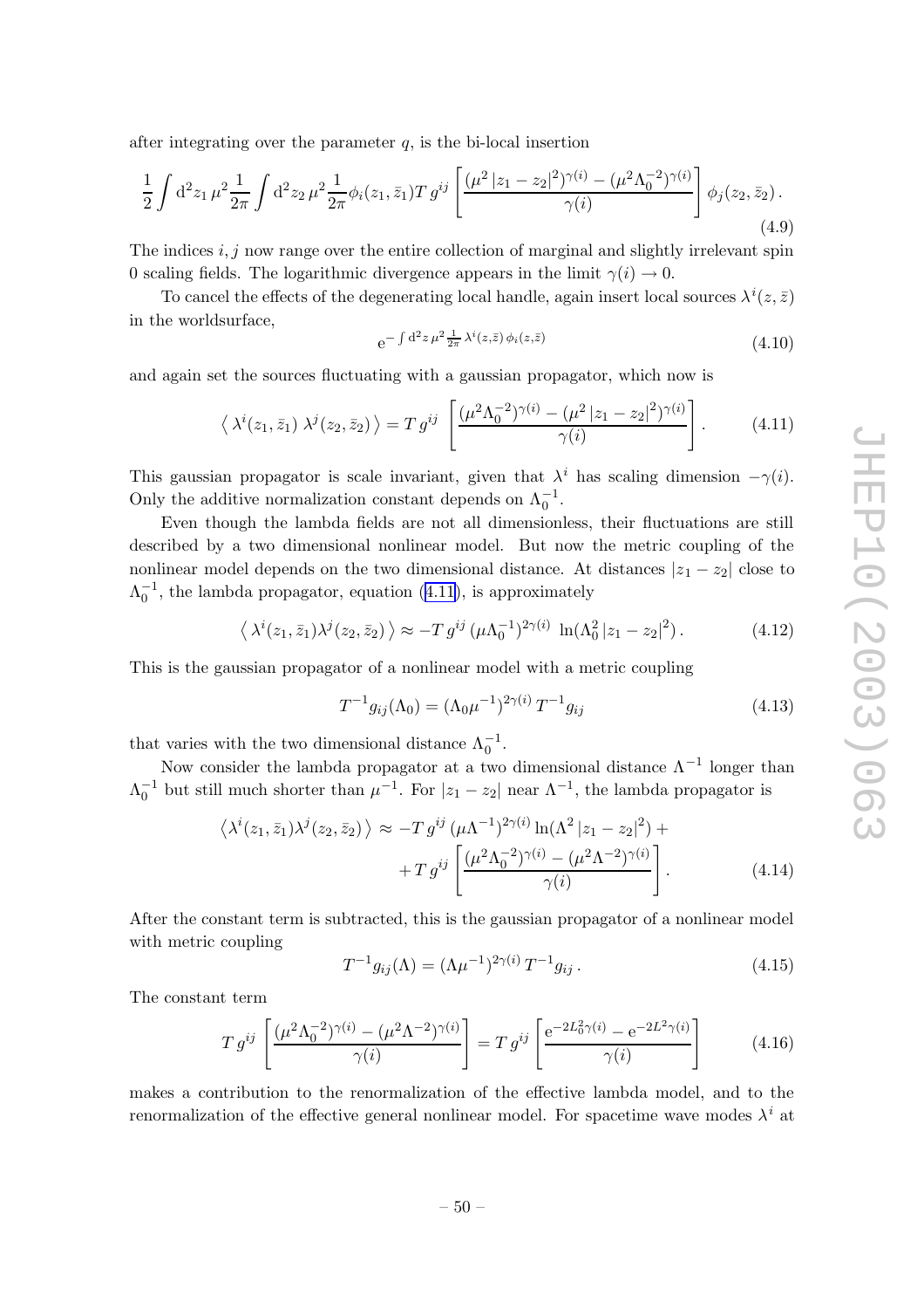after integrating over the parameter $q$, is the bi-local insertion

$$\frac{1}{2}\int \mathrm{d}^2 z_1\, \mu^2 \frac{1}{2\pi} \int \mathrm{d}^2 z_2\, \mu^2 \frac{1}{2\pi} \phi_i(z_1,\bar{z}_1) T\, g^{ij} \left[\frac{(\mu^2\,|z_1 - z_2|^2)^{\gamma(i)} - (\mu^2 \Lambda_0^{-2})^{\gamma(i)}}{\gamma(i)}\right] \phi_j(z_2,\bar{z}_2)\,. \tag{4.9}$$

The indices $i,j$ now range over the entire collection of marginal and slightly irrelevant spin 0 scaling fields. The logarithmic divergence appears in the limit $\gamma(i) \to 0$.

To cancel the effects of the degenerating local handle, again insert local sources $\lambda^i(z,\bar{z})$ in the worldsurface,

$$\mathrm{e}^{-\int \mathrm{d}^2 z\, \mu^2 \frac{1}{2\pi}\, \lambda^i(z,\bar{z})\, \phi_i(z,\bar{z})} \tag{4.10}$$

and again set the sources fluctuating with a gaussian propagator, which now is

$$\left\langle\, \lambda^i(z_1,\bar{z}_1)\; \lambda^j(z_2,\bar{z}_2)\,\right\rangle = T\, g^{ij} \left[\frac{(\mu^2 \Lambda_0^{-2})^{\gamma(i)} - (\mu^2\,|z_1 - z_2|^2)^{\gamma(i)}}{\gamma(i)}\right]. \tag{4.11}$$

This gaussian propagator is scale invariant, given that $\lambda^i$ has scaling dimension $-\gamma(i)$. Only the additive normalization constant depends on $\Lambda_0^{-1}$.

Even though the lambda fields are not all dimensionless, their fluctuations are still described by a two dimensional nonlinear model. But now the metric coupling of the nonlinear model depends on the two dimensional distance. At distances $|z_1 - z_2|$ close to $\Lambda_0^{-1}$, the lambda propagator, equation (4.11), is approximately

$$\left\langle\, \lambda^i(z_1,\bar{z}_1) \lambda^j(z_2,\bar{z}_2)\,\right\rangle \approx -T\, g^{ij}\, (\mu \Lambda_0^{-1})^{2\gamma(i)}\; \ln(\Lambda_0^2\,|z_1 - z_2|^2)\,. \tag{4.12}$$

This is the gaussian propagator of a nonlinear model with a metric coupling

$$T^{-1} g_{ij}(\Lambda_0) = (\Lambda_0 \mu^{-1})^{2\gamma(i)}\, T^{-1} g_{ij} \tag{4.13}$$

that varies with the two dimensional distance $\Lambda_0^{-1}$.

Now consider the lambda propagator at a two dimensional distance $\Lambda^{-1}$ longer than $\Lambda_0^{-1}$ but still much shorter than $\mu^{-1}$. For $|z_1 - z_2|$ near $\Lambda^{-1}$, the lambda propagator is

$$\begin{aligned}\left\langle \lambda^i(z_1,\bar{z}_1) \lambda^j(z_2,\bar{z}_2)\,\right\rangle \;\approx\; & -T\, g^{ij}\, (\mu \Lambda^{-1})^{2\gamma(i)} \ln(\Lambda^2\,|z_1 - z_2|^2) + \\ & + T\, g^{ij} \left[\frac{(\mu^2 \Lambda_0^{-2})^{\gamma(i)} - (\mu^2 \Lambda^{-2})^{\gamma(i)}}{\gamma(i)}\right].\end{aligned} \tag{4.14}$$

After the constant term is subtracted, this is the gaussian propagator of a nonlinear model with metric coupling

$$T^{-1} g_{ij}(\Lambda) = (\Lambda \mu^{-1})^{2\gamma(i)}\, T^{-1} g_{ij}\,. \tag{4.15}$$

The constant term

$$T\, g^{ij} \left[\frac{(\mu^2 \Lambda_0^{-2})^{\gamma(i)} - (\mu^2 \Lambda^{-2})^{\gamma(i)}}{\gamma(i)}\right] = T\, g^{ij} \left[\frac{\mathrm{e}^{-2L_0^2 \gamma(i)} - \mathrm{e}^{-2L^2 \gamma(i)}}{\gamma(i)}\right] \tag{4.16}$$

makes a contribution to the renormalization of the effective lambda model, and to the renormalization of the effective general nonlinear model. For spacetime wave modes $\lambda^i$ at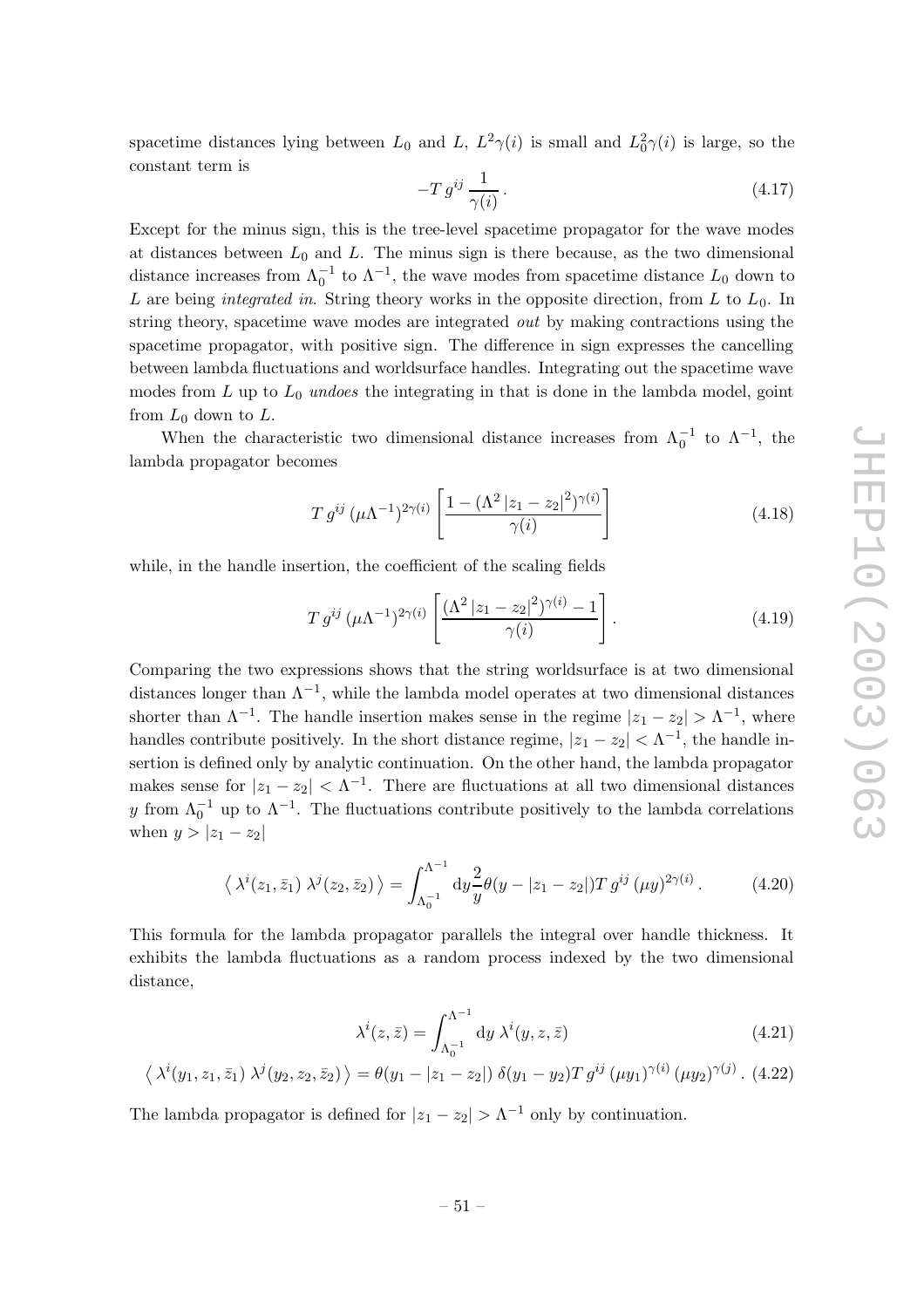spacetime distances lying between $L_0$ and $L$, $L^2\gamma(i)$ is small and $L_0^2\gamma(i)$ is large, so the constant term is

$$-T\, g^{ij}\, \frac{1}{\gamma(i)}\,. \tag{4.17}$$

Except for the minus sign, this is the tree-level spacetime propagator for the wave modes at distances between $L_0$ and $L$. The minus sign is there because, as the two dimensional distance increases from $\Lambda_0^{-1}$ to $\Lambda^{-1}$, the wave modes from spacetime distance $L_0$ down to $L$ are being *integrated in*. String theory works in the opposite direction, from $L$ to $L_0$. In string theory, spacetime wave modes are integrated *out* by making contractions using the spacetime propagator, with positive sign. The difference in sign expresses the cancelling between lambda fluctuations and worldsurface handles. Integrating out the spacetime wave modes from $L$ up to $L_0$ *undoes* the integrating in that is done in the lambda model, goint from $L_0$ down to $L$.

When the characteristic two dimensional distance increases from $\Lambda_0^{-1}$ to $\Lambda^{-1}$, the lambda propagator becomes

$$T\, g^{ij}\, (\mu\Lambda^{-1})^{2\gamma(i)} \left[\frac{1-(\Lambda^2\, |z_1-z_2|^2)^{\gamma(i)}}{\gamma(i)}\right] \tag{4.18}$$

while, in the handle insertion, the coefficient of the scaling fields

$$T\, g^{ij}\, (\mu\Lambda^{-1})^{2\gamma(i)} \left[\frac{(\Lambda^2\, |z_1-z_2|^2)^{\gamma(i)}-1}{\gamma(i)}\right]. \tag{4.19}$$

Comparing the two expressions shows that the string worldsurface is at two dimensional distances longer than $\Lambda^{-1}$, while the lambda model operates at two dimensional distances shorter than $\Lambda^{-1}$. The handle insertion makes sense in the regime $|z_1 - z_2| > \Lambda^{-1}$, where handles contribute positively. In the short distance regime, $|z_1 - z_2| < \Lambda^{-1}$, the handle insertion is defined only by analytic continuation. On the other hand, the lambda propagator makes sense for $|z_1 - z_2| < \Lambda^{-1}$. There are fluctuations at all two dimensional distances $y$ from $\Lambda_0^{-1}$ up to $\Lambda^{-1}$. The fluctuations contribute positively to the lambda correlations when $y > |z_1 - z_2|$

$$\left\langle\, \lambda^i(z_1, \bar{z}_1)\; \lambda^j(z_2, \bar{z}_2)\, \right\rangle = \int_{\Lambda_0^{-1}}^{\Lambda^{-1}} \mathrm{d}y \frac{2}{y} \theta(y - |z_1-z_2|) T\, g^{ij}\, (\mu y)^{2\gamma(i)}\,. \tag{4.20}$$

This formula for the lambda propagator parallels the integral over handle thickness. It exhibits the lambda fluctuations as a random process indexed by the two dimensional distance,

$$\lambda^i(z,\bar{z}) = \int_{\Lambda_0^{-1}}^{\Lambda^{-1}} \mathrm{d}y\; \lambda^i(y,z,\bar{z}) \tag{4.21}$$

$$\left\langle\, \lambda^i(y_1, z_1, \bar{z}_1)\; \lambda^j(y_2, z_2, \bar{z}_2)\, \right\rangle = \theta(y_1 - |z_1-z_2|)\; \delta(y_1-y_2) T\, g^{ij}\, (\mu y_1)^{\gamma(i)}\, (\mu y_2)^{\gamma(j)}\,. \tag{4.22}$$

The lambda propagator is defined for $|z_1 - z_2| > \Lambda^{-1}$ only by continuation.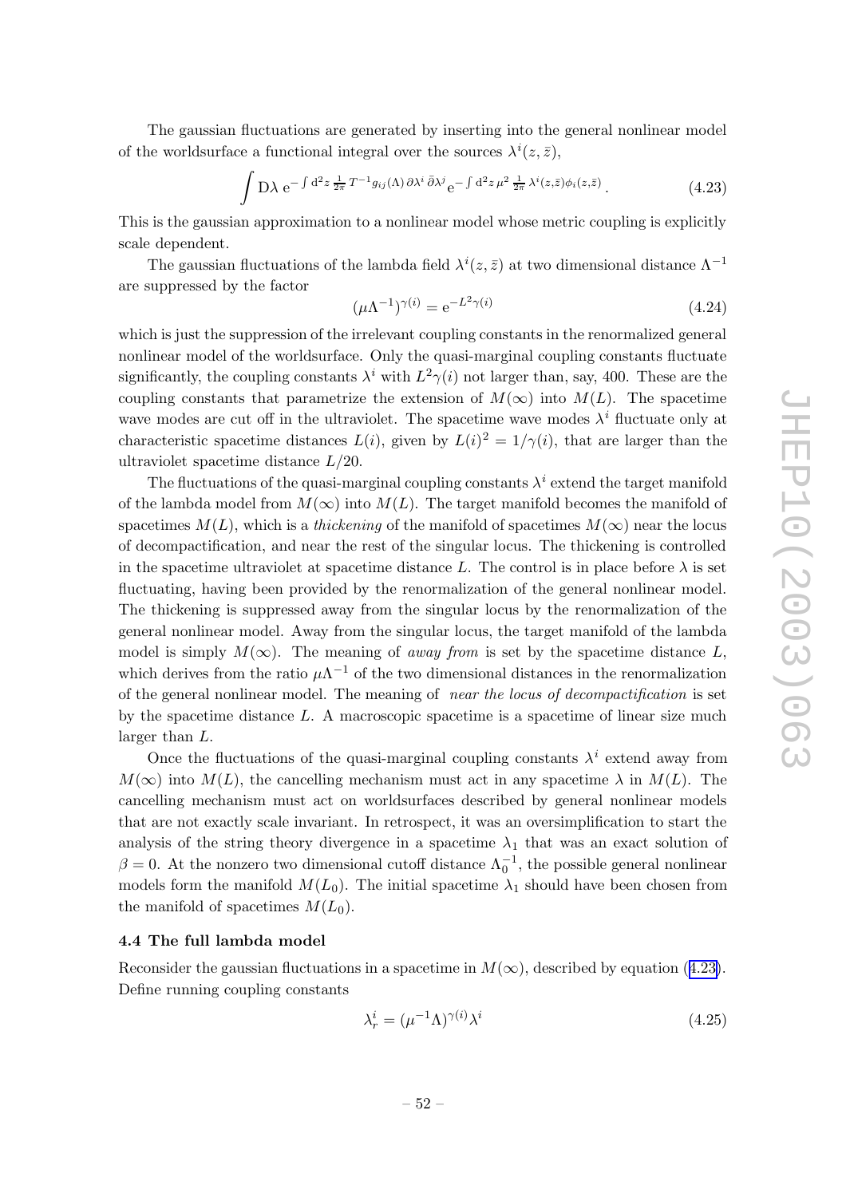The gaussian fluctuations are generated by inserting into the general nonlinear model of the worldsurface a functional integral over the sources $\lambda^i(z,\bar{z})$,

$$\int \mathrm{D}\lambda \; \mathrm{e}^{-\int \mathrm{d}^2 z \, \frac{1}{2\pi} \, T^{-1} g_{ij}(\Lambda) \, \partial \lambda^i \, \bar{\partial} \lambda^j} \mathrm{e}^{-\int \mathrm{d}^2 z \, \mu^2 \, \frac{1}{2\pi} \, \lambda^i(z,\bar{z}) \phi_i(z,\bar{z})} \, . \tag{4.23}$$

This is the gaussian approximation to a nonlinear model whose metric coupling is explicitly scale dependent.

The gaussian fluctuations of the lambda field $\lambda^i(z,\bar{z})$ at two dimensional distance $\Lambda^{-1}$ are suppressed by the factor

$$(\mu \Lambda^{-1})^{\gamma(i)} = \mathrm{e}^{-L^2 \gamma(i)} \tag{4.24}$$

which is just the suppression of the irrelevant coupling constants in the renormalized general nonlinear model of the worldsurface. Only the quasi-marginal coupling constants fluctuate significantly, the coupling constants $\lambda^i$ with $L^2\gamma(i)$ not larger than, say, 400. These are the coupling constants that parametrize the extension of $M(\infty)$ into $M(L)$. The spacetime wave modes are cut off in the ultraviolet. The spacetime wave modes $\lambda^i$ fluctuate only at characteristic spacetime distances $L(i)$, given by $L(i)^2 = 1/\gamma(i)$, that are larger than the ultraviolet spacetime distance $L/20$.

The fluctuations of the quasi-marginal coupling constants $\lambda^i$ extend the target manifold of the lambda model from $M(\infty)$ into $M(L)$. The target manifold becomes the manifold of spacetimes $M(L)$, which is a *thickening* of the manifold of spacetimes $M(\infty)$ near the locus of decompactification, and near the rest of the singular locus. The thickening is controlled in the spacetime ultraviolet at spacetime distance $L$. The control is in place before $\lambda$ is set fluctuating, having been provided by the renormalization of the general nonlinear model. The thickening is suppressed away from the singular locus by the renormalization of the general nonlinear model. Away from the singular locus, the target manifold of the lambda model is simply $M(\infty)$. The meaning of *away from* is set by the spacetime distance $L$, which derives from the ratio $\mu\Lambda^{-1}$ of the two dimensional distances in the renormalization of the general nonlinear model. The meaning of *near the locus of decompactification* is set by the spacetime distance $L$. A macroscopic spacetime is a spacetime of linear size much larger than $L$.

Once the fluctuations of the quasi-marginal coupling constants $\lambda^i$ extend away from $M(\infty)$ into $M(L)$, the cancelling mechanism must act in any spacetime $\lambda$ in $M(L)$. The cancelling mechanism must act on worldsurfaces described by general nonlinear models that are not exactly scale invariant. In retrospect, it was an oversimplification to start the analysis of the string theory divergence in a spacetime $\lambda_1$ that was an exact solution of $\beta = 0$. At the nonzero two dimensional cutoff distance $\Lambda_0^{-1}$, the possible general nonlinear models form the manifold $M(L_0)$. The initial spacetime $\lambda_1$ should have been chosen from the manifold of spacetimes $M(L_0)$.

### 4.4 The full lambda model

Reconsider the gaussian fluctuations in a spacetime in $M(\infty)$, described by equation (4.23). Define running coupling constants

$$\lambda_r^i = (\mu^{-1}\Lambda)^{\gamma(i)} \lambda^i \tag{4.25}$$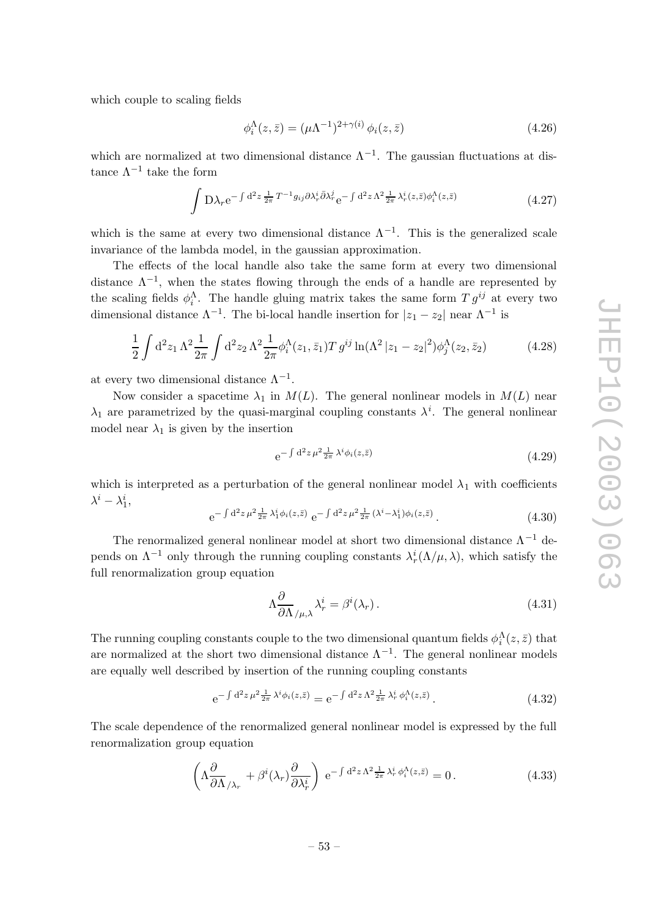which couple to scaling fields

$$\phi_i^\Lambda(z,\bar{z}) = (\mu\Lambda^{-1})^{2+\gamma(i)}\,\phi_i(z,\bar{z}) \tag{4.26}$$

which are normalized at two dimensional distance $\Lambda^{-1}$. The gaussian fluctuations at distance $\Lambda^{-1}$ take the form

$$\int \mathrm{D}\lambda_r \mathrm{e}^{-\int \mathrm{d}^2 z\, \frac{1}{2\pi}\, T^{-1} g_{ij}\partial\lambda_r^i\bar{\partial}\lambda_r^j} \mathrm{e}^{-\int \mathrm{d}^2 z\, \Lambda^2 \frac{1}{2\pi}\, \lambda_r^i(z,\bar{z})\phi_i^\Lambda(z,\bar{z})} \tag{4.27}$$

which is the same at every two dimensional distance $\Lambda^{-1}$. This is the generalized scale invariance of the lambda model, in the gaussian approximation.

The effects of the local handle also take the same form at every two dimensional distance $\Lambda^{-1}$, when the states flowing through the ends of a handle are represented by the scaling fields $\phi_i^\Lambda$. The handle gluing matrix takes the same form $T\, g^{ij}$ at every two dimensional distance $\Lambda^{-1}$. The bi-local handle insertion for $|z_1 - z_2|$ near $\Lambda^{-1}$ is

$$\frac{1}{2}\int \mathrm{d}^2 z_1\, \Lambda^2 \frac{1}{2\pi}\int \mathrm{d}^2 z_2\, \Lambda^2 \frac{1}{2\pi}\phi_i^\Lambda(z_1,\bar{z}_1) T\, g^{ij} \ln(\Lambda^2\,|z_1 - z_2|^2)\phi_j^\Lambda(z_2,\bar{z}_2) \tag{4.28}$$

at every two dimensional distance $\Lambda^{-1}$.

Now consider a spacetime $\lambda_1$ in $M(L)$. The general nonlinear models in $M(L)$ near $\lambda_1$ are parametrized by the quasi-marginal coupling constants $\lambda^i$. The general nonlinear model near $\lambda_1$ is given by the insertion

$$\mathrm{e}^{-\int \mathrm{d}^2 z\, \mu^2 \frac{1}{2\pi}\, \lambda^i\phi_i(z,\bar{z})} \tag{4.29}$$

which is interpreted as a perturbation of the general nonlinear model $\lambda_1$ with coefficients $\lambda^i - \lambda_1^i$,

$$\mathrm{e}^{-\int \mathrm{d}^2 z\, \mu^2 \frac{1}{2\pi}\, \lambda_1^i\phi_i(z,\bar{z})}\ \mathrm{e}^{-\int \mathrm{d}^2 z\, \mu^2 \frac{1}{2\pi}\, (\lambda^i - \lambda_1^i)\phi_i(z,\bar{z})}\,. \tag{4.30}$$

The renormalized general nonlinear model at short two dimensional distance $\Lambda^{-1}$ depends on $\Lambda^{-1}$ only through the running coupling constants $\lambda_r^i(\Lambda/\mu, \lambda)$, which satisfy the full renormalization group equation

$$\Lambda \frac{\partial}{\partial \Lambda}_{/\mu,\lambda} \lambda_r^i = \beta^i(\lambda_r)\,. \tag{4.31}$$

The running coupling constants couple to the two dimensional quantum fields $\phi_i^\Lambda(z,\bar{z})$ that are normalized at the short two dimensional distance $\Lambda^{-1}$. The general nonlinear models are equally well described by insertion of the running coupling constants

$$\mathrm{e}^{-\int \mathrm{d}^2 z\, \mu^2 \frac{1}{2\pi}\, \lambda^i\phi_i(z,\bar{z})} = \mathrm{e}^{-\int \mathrm{d}^2 z\, \Lambda^2 \frac{1}{2\pi}\, \lambda_r^i\,\phi_i^\Lambda(z,\bar{z})}\,. \tag{4.32}$$

The scale dependence of the renormalized general nonlinear model is expressed by the full renormalization group equation

$$\left(\Lambda \frac{\partial}{\partial \Lambda}_{/\lambda_r} + \beta^i(\lambda_r)\frac{\partial}{\partial \lambda_r^i}\right)\ \mathrm{e}^{-\int \mathrm{d}^2 z\, \Lambda^2 \frac{1}{2\pi}\, \lambda_r^i\,\phi_i^\Lambda(z,\bar{z})} = 0\,. \tag{4.33}$$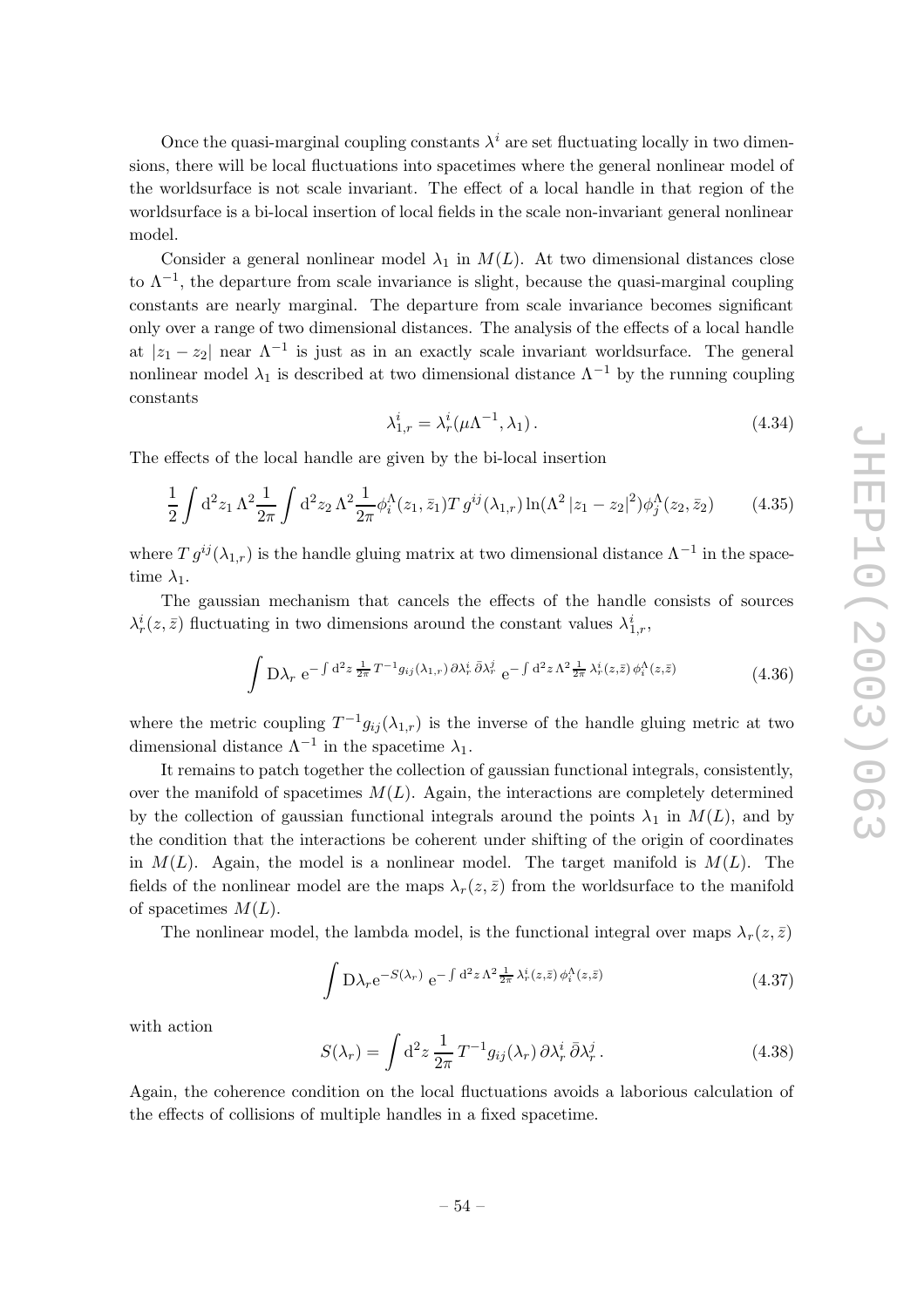Once the quasi-marginal coupling constants $\lambda^i$ are set fluctuating locally in two dimensions, there will be local fluctuations into spacetimes where the general nonlinear model of the worldsurface is not scale invariant. The effect of a local handle in that region of the worldsurface is a bi-local insertion of local fields in the scale non-invariant general nonlinear model.

Consider a general nonlinear model $\lambda_1$ in $M(L)$. At two dimensional distances close to $\Lambda^{-1}$, the departure from scale invariance is slight, because the quasi-marginal coupling constants are nearly marginal. The departure from scale invariance becomes significant only over a range of two dimensional distances. The analysis of the effects of a local handle at $|z_1 - z_2|$ near $\Lambda^{-1}$ is just as in an exactly scale invariant worldsurface. The general nonlinear model $\lambda_1$ is described at two dimensional distance $\Lambda^{-1}$ by the running coupling constants

$$\lambda^i_{1,r} = \lambda^i_r(\mu\Lambda^{-1}, \lambda_1)\,. \tag{4.34}$$

The effects of the local handle are given by the bi-local insertion

$$\frac{1}{2}\int \mathrm{d}^2 z_1\, \Lambda^2 \frac{1}{2\pi}\int \mathrm{d}^2 z_2\, \Lambda^2 \frac{1}{2\pi}\phi^\Lambda_i(z_1,\bar{z}_1) T\, g^{ij}(\lambda_{1,r}) \ln(\Lambda^2\,|z_1 - z_2|^2) \phi^\Lambda_j(z_2,\bar{z}_2) \tag{4.35}$$

where $T\, g^{ij}(\lambda_{1,r})$ is the handle gluing matrix at two dimensional distance $\Lambda^{-1}$ in the spacetime $\lambda_1$.

The gaussian mechanism that cancels the effects of the handle consists of sources $\lambda^i_r(z,\bar{z})$ fluctuating in two dimensions around the constant values $\lambda^i_{1,r}$,

$$\int \mathrm{D}\lambda_r\ \mathrm{e}^{-\int \mathrm{d}^2 z\, \frac{1}{2\pi}\, T^{-1} g_{ij}(\lambda_{1,r})\, \partial\lambda^i_r\, \bar{\partial}\lambda^j_r}\ \mathrm{e}^{-\int \mathrm{d}^2 z\, \Lambda^2 \frac{1}{2\pi}\, \lambda^i_r(z,\bar{z})\, \phi^\Lambda_i(z,\bar{z})} \tag{4.36}$$

where the metric coupling $T^{-1} g_{ij}(\lambda_{1,r})$ is the inverse of the handle gluing metric at two dimensional distance $\Lambda^{-1}$ in the spacetime $\lambda_1$.

It remains to patch together the collection of gaussian functional integrals, consistently, over the manifold of spacetimes $M(L)$. Again, the interactions are completely determined by the collection of gaussian functional integrals around the points $\lambda_1$ in $M(L)$, and by the condition that the interactions be coherent under shifting of the origin of coordinates in $M(L)$. Again, the model is a nonlinear model. The target manifold is $M(L)$. The fields of the nonlinear model are the maps $\lambda_r(z,\bar{z})$ from the worldsurface to the manifold of spacetimes $M(L)$.

The nonlinear model, the lambda model, is the functional integral over maps $\lambda_r(z,\bar{z})$

$$\int \mathrm{D}\lambda_r \mathrm{e}^{-S(\lambda_r)}\ \mathrm{e}^{-\int \mathrm{d}^2 z\, \Lambda^2 \frac{1}{2\pi}\, \lambda^i_r(z,\bar{z})\, \phi^\Lambda_i(z,\bar{z})} \tag{4.37}$$

with action

$$S(\lambda_r) = \int \mathrm{d}^2 z\, \frac{1}{2\pi}\, T^{-1} g_{ij}(\lambda_r)\, \partial\lambda^i_r\, \bar{\partial}\lambda^j_r\,. \tag{4.38}$$

Again, the coherence condition on the local fluctuations avoids a laborious calculation of the effects of collisions of multiple handles in a fixed spacetime.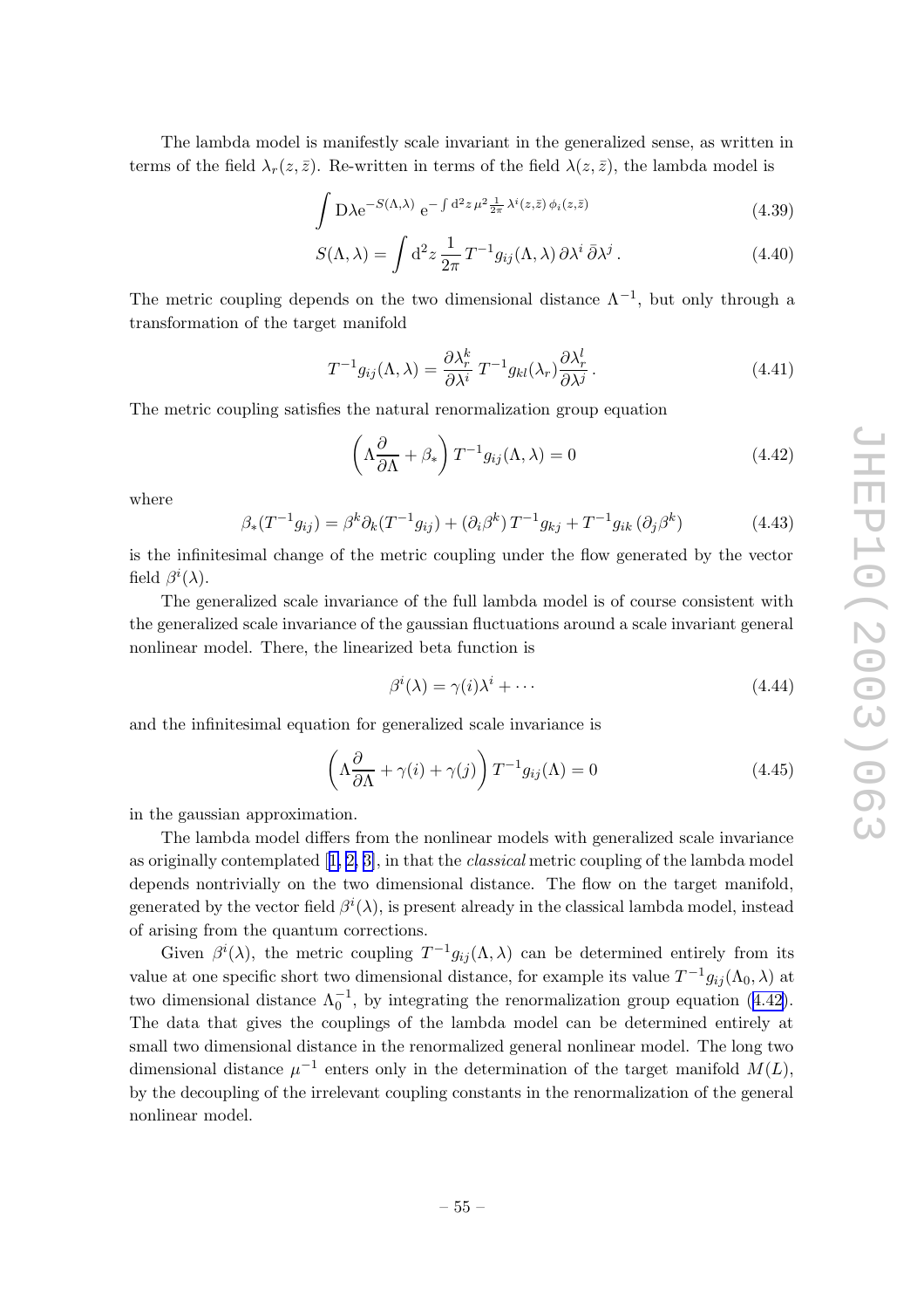The lambda model is manifestly scale invariant in the generalized sense, as written in terms of the field $\lambda_r(z, \bar{z})$. Re-written in terms of the field $\lambda(z, \bar{z})$, the lambda model is

$$\int \mathrm{D}\lambda \mathrm{e}^{-S(\Lambda,\lambda)} \; \mathrm{e}^{-\int \mathrm{d}^2 z \, \mu^2 \frac{1}{2\pi} \lambda^i(z,\bar{z}) \, \phi_i(z,\bar{z})} \tag{4.39}$$

$$S(\Lambda, \lambda) = \int \mathrm{d}^2 z \, \frac{1}{2\pi} T^{-1} g_{ij}(\Lambda, \lambda) \, \partial\lambda^i \, \bar{\partial}\lambda^j \,. \tag{4.40}$$

The metric coupling depends on the two dimensional distance $\Lambda^{-1}$, but only through a transformation of the target manifold

$$T^{-1} g_{ij}(\Lambda, \lambda) = \frac{\partial \lambda_r^k}{\partial \lambda^i} \, T^{-1} g_{kl}(\lambda_r) \frac{\partial \lambda_r^l}{\partial \lambda^j} \,. \tag{4.41}$$

The metric coupling satisfies the natural renormalization group equation

$$\left( \Lambda \frac{\partial}{\partial \Lambda} + \beta_* \right) T^{-1} g_{ij}(\Lambda, \lambda) = 0 \tag{4.42}$$

where

$$\beta_*(T^{-1} g_{ij}) = \beta^k \partial_k (T^{-1} g_{ij}) + (\partial_i \beta^k) \, T^{-1} g_{kj} + T^{-1} g_{ik} \, (\partial_j \beta^k) \tag{4.43}$$

is the infinitesimal change of the metric coupling under the flow generated by the vector field $\beta^i(\lambda)$.

The generalized scale invariance of the full lambda model is of course consistent with the generalized scale invariance of the gaussian fluctuations around a scale invariant general nonlinear model. There, the linearized beta function is

$$\beta^i(\lambda) = \gamma(i) \lambda^i + \cdots \tag{4.44}$$

and the infinitesimal equation for generalized scale invariance is

$$\left( \Lambda \frac{\partial}{\partial \Lambda} + \gamma(i) + \gamma(j) \right) T^{-1} g_{ij}(\Lambda) = 0 \tag{4.45}$$

in the gaussian approximation.

The lambda model differs from the nonlinear models with generalized scale invariance as originally contemplated [1, 2, 3], in that the *classical* metric coupling of the lambda model depends nontrivially on the two dimensional distance. The flow on the target manifold, generated by the vector field $\beta^i(\lambda)$, is present already in the classical lambda model, instead of arising from the quantum corrections.

Given $\beta^i(\lambda)$, the metric coupling $T^{-1} g_{ij}(\Lambda, \lambda)$ can be determined entirely from its value at one specific short two dimensional distance, for example its value $T^{-1} g_{ij}(\Lambda_0, \lambda)$ at two dimensional distance $\Lambda_0^{-1}$, by integrating the renormalization group equation (4.42). The data that gives the couplings of the lambda model can be determined entirely at small two dimensional distance in the renormalized general nonlinear model. The long two dimensional distance $\mu^{-1}$ enters only in the determination of the target manifold $M(L)$, by the decoupling of the irrelevant coupling constants in the renormalization of the general nonlinear model.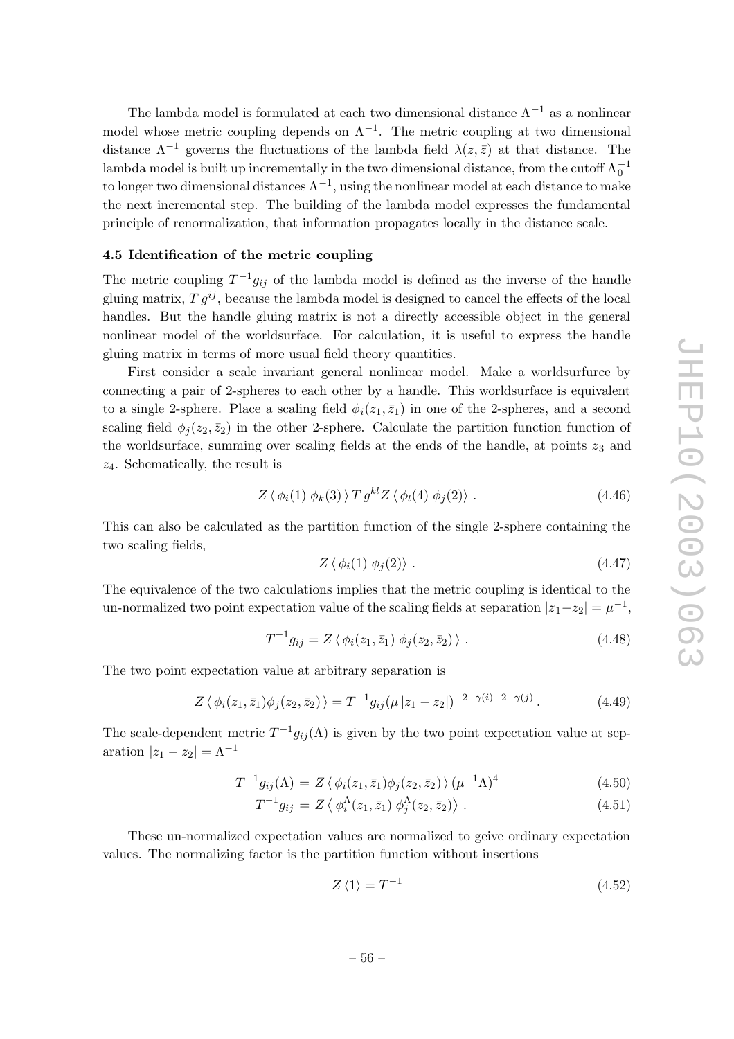The lambda model is formulated at each two dimensional distance $\Lambda^{-1}$ as a nonlinear model whose metric coupling depends on $\Lambda^{-1}$. The metric coupling at two dimensional distance $\Lambda^{-1}$ governs the fluctuations of the lambda field $\lambda(z,\bar{z})$ at that distance. The lambda model is built up incrementally in the two dimensional distance, from the cutoff $\Lambda_0^{-1}$ to longer two dimensional distances $\Lambda^{-1}$, using the nonlinear model at each distance to make the next incremental step. The building of the lambda model expresses the fundamental principle of renormalization, that information propagates locally in the distance scale.

### 4.5 Identification of the metric coupling

The metric coupling $T^{-1}g_{ij}$ of the lambda model is defined as the inverse of the handle gluing matrix, $T\,g^{ij}$, because the lambda model is designed to cancel the effects of the local handles. But the handle gluing matrix is not a directly accessible object in the general nonlinear model of the worldsurface. For calculation, it is useful to express the handle gluing matrix in terms of more usual field theory quantities.

First consider a scale invariant general nonlinear model. Make a worldsurfurce by connecting a pair of 2-spheres to each other by a handle. This worldsurface is equivalent to a single 2-sphere. Place a scaling field $\phi_i(z_1,\bar{z}_1)$ in one of the 2-spheres, and a second scaling field $\phi_j(z_2,\bar{z}_2)$ in the other 2-sphere. Calculate the partition function function of the worldsurface, summing over scaling fields at the ends of the handle, at points $z_3$ and $z_4$. Schematically, the result is

$$Z\,\langle\,\phi_i(1)\;\phi_k(3)\,\rangle\,T\,g^{kl} Z\,\langle\,\phi_l(4)\;\phi_j(2)\rangle\;. \tag{4.46}$$

This can also be calculated as the partition function of the single 2-sphere containing the two scaling fields,

$$Z\,\langle\,\phi_i(1)\;\phi_j(2)\rangle\;. \tag{4.47}$$

The equivalence of the two calculations implies that the metric coupling is identical to the un-normalized two point expectation value of the scaling fields at separation $|z_1-z_2| = \mu^{-1}$,

$$T^{-1}g_{ij} = Z\,\langle\,\phi_i(z_1,\bar{z}_1)\;\phi_j(z_2,\bar{z}_2)\,\rangle\;. \tag{4.48}$$

The two point expectation value at arbitrary separation is

$$Z\,\langle\,\phi_i(z_1,\bar{z}_1)\phi_j(z_2,\bar{z}_2)\,\rangle = T^{-1}g_{ij}(\mu\,|z_1-z_2|)^{-2-\gamma(i)-2-\gamma(j)}\,. \tag{4.49}$$

The scale-dependent metric $T^{-1}g_{ij}(\Lambda)$ is given by the two point expectation value at separation $|z_1-z_2| = \Lambda^{-1}$

$$T^{-1}g_{ij}(\Lambda) = Z\,\langle\,\phi_i(z_1,\bar{z}_1)\phi_j(z_2,\bar{z}_2)\,\rangle\,(\mu^{-1}\Lambda)^4 \tag{4.50}$$

$$T^{-1}g_{ij} = Z\,\left\langle\,\phi_i^{\Lambda}(z_1,\bar{z}_1)\;\phi_j^{\Lambda}(z_2,\bar{z}_2)\right\rangle\;. \tag{4.51}$$

These un-normalized expectation values are normalized to geive ordinary expectation values. The normalizing factor is the partition function without insertions

$$Z\,\langle 1\rangle = T^{-1} \tag{4.52}$$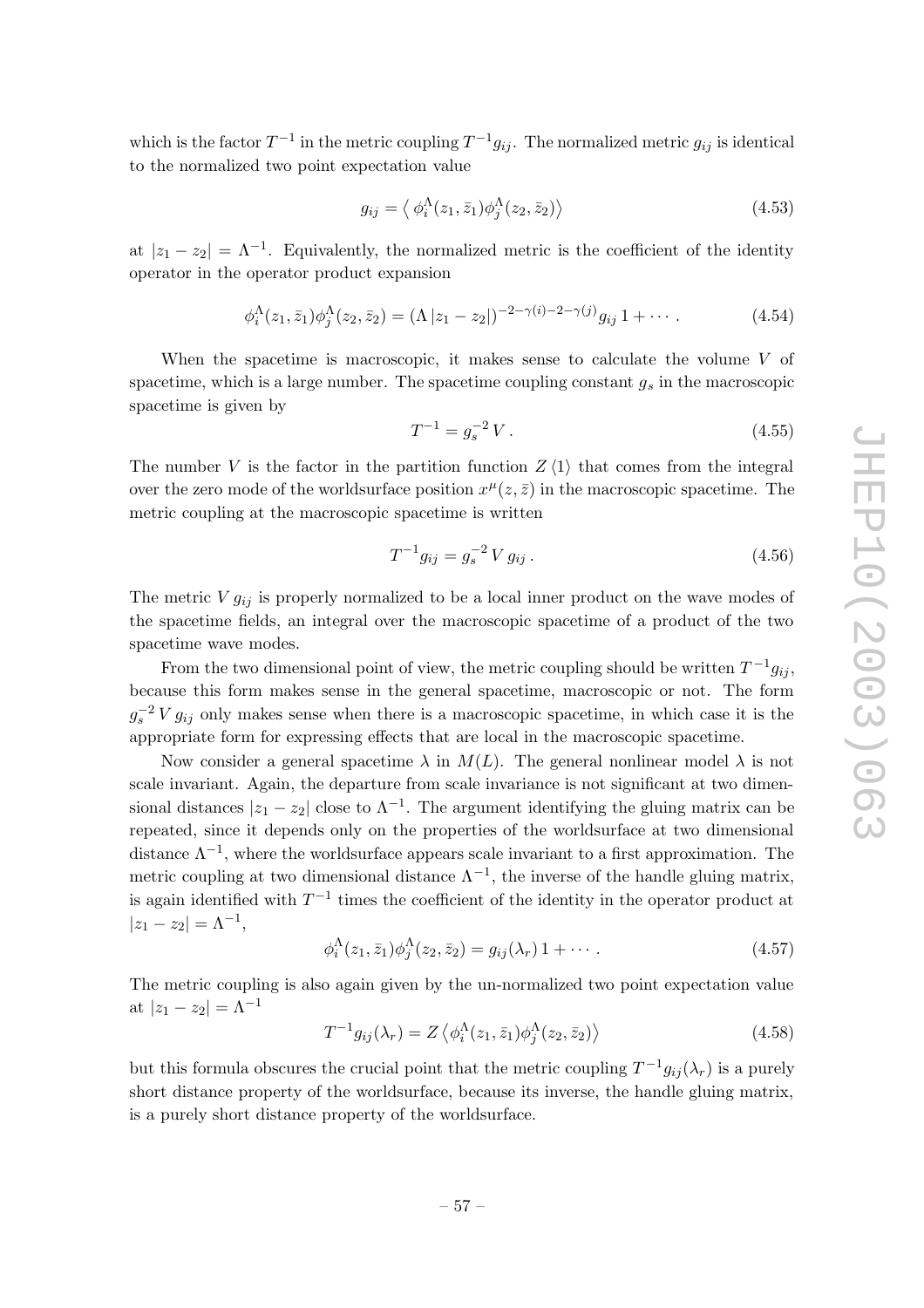which is the factor $T^{-1}$ in the metric coupling $T^{-1}g_{ij}$. The normalized metric $g_{ij}$ is identical to the normalized two point expectation value

$$g_{ij} = \left\langle \phi_i^\Lambda(z_1, \bar{z}_1)\phi_j^\Lambda(z_2, \bar{z}_2)\right\rangle \tag{4.53}$$

at $|z_1 - z_2| = \Lambda^{-1}$. Equivalently, the normalized metric is the coefficient of the identity operator in the operator product expansion

$$\phi_i^\Lambda(z_1, \bar{z}_1)\phi_j^\Lambda(z_2, \bar{z}_2) = (\Lambda\,|z_1 - z_2|)^{-2-\gamma(i)-2-\gamma(j)} g_{ij}\, 1 + \cdots\,. \tag{4.54}$$

When the spacetime is macroscopic, it makes sense to calculate the volume $V$ of spacetime, which is a large number. The spacetime coupling constant $g_s$ in the macroscopic spacetime is given by

$$T^{-1} = g_s^{-2}\, V\,. \tag{4.55}$$

The number $V$ is the factor in the partition function $Z\,\langle 1\rangle$ that comes from the integral over the zero mode of the worldsurface position $x^\mu(z, \bar{z})$ in the macroscopic spacetime. The metric coupling at the macroscopic spacetime is written

$$T^{-1}g_{ij} = g_s^{-2}\, V\, g_{ij}\,. \tag{4.56}$$

The metric $V\, g_{ij}$ is properly normalized to be a local inner product on the wave modes of the spacetime fields, an integral over the macroscopic spacetime of a product of the two spacetime wave modes.

From the two dimensional point of view, the metric coupling should be written $T^{-1}g_{ij}$, because this form makes sense in the general spacetime, macroscopic or not. The form $g_s^{-2}\, V\, g_{ij}$ only makes sense when there is a macroscopic spacetime, in which case it is the appropriate form for expressing effects that are local in the macroscopic spacetime.

Now consider a general spacetime $\lambda$ in $M(L)$. The general nonlinear model $\lambda$ is not scale invariant. Again, the departure from scale invariance is not significant at two dimensional distances $|z_1 - z_2|$ close to $\Lambda^{-1}$. The argument identifying the gluing matrix can be repeated, since it depends only on the properties of the worldsurface at two dimensional distance $\Lambda^{-1}$, where the worldsurface appears scale invariant to a first approximation. The metric coupling at two dimensional distance $\Lambda^{-1}$, the inverse of the handle gluing matrix, is again identified with $T^{-1}$ times the coefficient of the identity in the operator product at $|z_1 - z_2| = \Lambda^{-1}$,

$$\phi_i^\Lambda(z_1, \bar{z}_1)\phi_j^\Lambda(z_2, \bar{z}_2) = g_{ij}(\lambda_r)\, 1 + \cdots\,. \tag{4.57}$$

The metric coupling is also again given by the un-normalized two point expectation value at $|z_1 - z_2| = \Lambda^{-1}$

$$T^{-1}g_{ij}(\lambda_r) = Z\left\langle \phi_i^\Lambda(z_1, \bar{z}_1)\phi_j^\Lambda(z_2, \bar{z}_2)\right\rangle \tag{4.58}$$

but this formula obscures the crucial point that the metric coupling $T^{-1}g_{ij}(\lambda_r)$ is a purely short distance property of the worldsurface, because its inverse, the handle gluing matrix, is a purely short distance property of the worldsurface.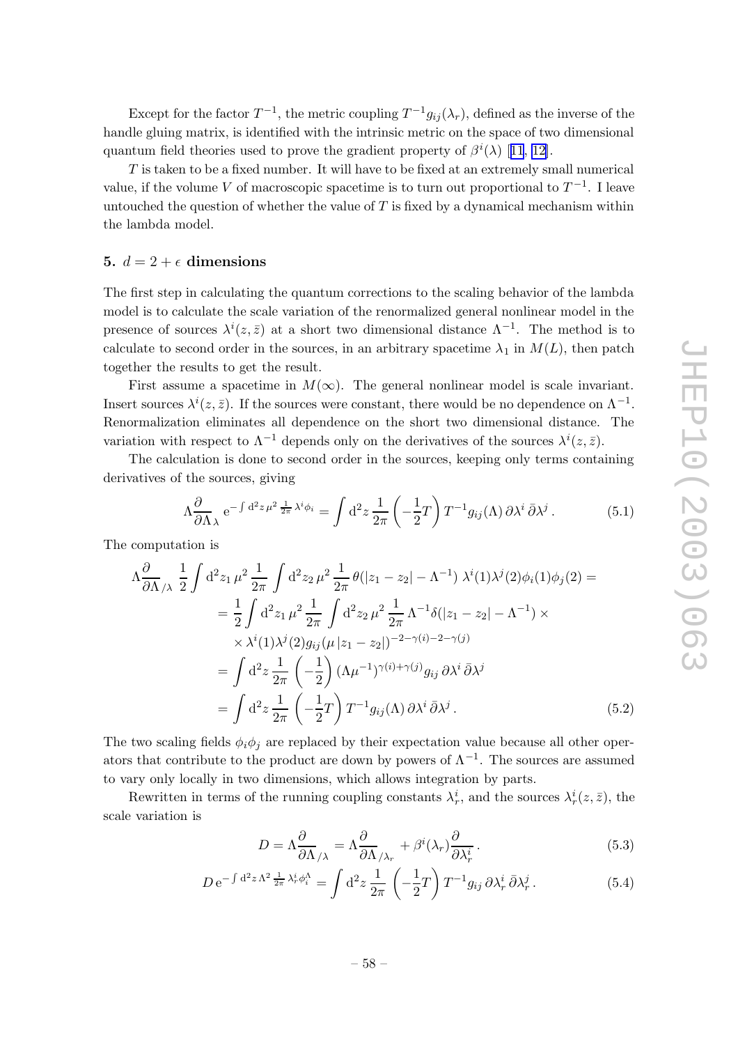Except for the factor $T^{-1}$, the metric coupling $T^{-1}g_{ij}(\lambda_r)$, defined as the inverse of the handle gluing matrix, is identified with the intrinsic metric on the space of two dimensional quantum field theories used to prove the gradient property of $\beta^i(\lambda)$ [11, 12].

$T$ is taken to be a fixed number. It will have to be fixed at an extremely small numerical value, if the volume $V$ of macroscopic spacetime is to turn out proportional to $T^{-1}$. I leave untouched the question of whether the value of $T$ is fixed by a dynamical mechanism within the lambda model.

## 5. $d = 2 + \epsilon$ dimensions

The first step in calculating the quantum corrections to the scaling behavior of the lambda model is to calculate the scale variation of the renormalized general nonlinear model in the presence of sources $\lambda^i(z, \bar{z})$ at a short two dimensional distance $\Lambda^{-1}$. The method is to calculate to second order in the sources, in an arbitrary spacetime $\lambda_1$ in $M(L)$, then patch together the results to get the result.

First assume a spacetime in $M(\infty)$. The general nonlinear model is scale invariant. Insert sources $\lambda^i(z, \bar{z})$. If the sources were constant, there would be no dependence on $\Lambda^{-1}$. Renormalization eliminates all dependence on the short two dimensional distance. The variation with respect to $\Lambda^{-1}$ depends only on the derivatives of the sources $\lambda^i(z, \bar{z})$.

The calculation is done to second order in the sources, keeping only terms containing derivatives of the sources, giving

$$\Lambda \frac{\partial}{\partial \Lambda}_{\lambda} \, \mathrm{e}^{-\int \mathrm{d}^2 z \, \mu^2 \, \frac{1}{2\pi} \, \lambda^i \phi_i} = \int \mathrm{d}^2 z \, \frac{1}{2\pi} \left( -\frac{1}{2} T \right) T^{-1} g_{ij}(\Lambda) \, \partial \lambda^i \, \bar{\partial} \lambda^j \,. \tag{5.1}$$

The computation is

$$\begin{aligned}
\Lambda \frac{\partial}{\partial \Lambda}_{/\lambda} \; \frac{1}{2} \int \mathrm{d}^2 z_1 \, \mu^2 \, \frac{1}{2\pi} \int \mathrm{d}^2 z_2 \, \mu^2 \, \frac{1}{2\pi} \, \theta(|z_1 - z_2| - \Lambda^{-1}) \; \lambda^i(1) \lambda^j(2) \phi_i(1) \phi_j(2) = \\
= \frac{1}{2} \int \mathrm{d}^2 z_1 \, \mu^2 \, \frac{1}{2\pi} \int \mathrm{d}^2 z_2 \, \mu^2 \, \frac{1}{2\pi} \, \Lambda^{-1} \delta(|z_1 - z_2| - \Lambda^{-1}) \, \times \\
\times \, \lambda^i(1) \lambda^j(2) g_{ij} (\mu \, |z_1 - z_2|)^{-2-\gamma(i)-2-\gamma(j)} \\
= \int \mathrm{d}^2 z \, \frac{1}{2\pi} \left( -\frac{1}{2} \right) (\Lambda \mu^{-1})^{\gamma(i)+\gamma(j)} g_{ij} \, \partial \lambda^i \, \bar{\partial} \lambda^j \\
= \int \mathrm{d}^2 z \, \frac{1}{2\pi} \left( -\frac{1}{2} T \right) T^{-1} g_{ij}(\Lambda) \, \partial \lambda^i \, \bar{\partial} \lambda^j \,.
\end{aligned} \tag{5.2}$$

The two scaling fields $\phi_i \phi_j$ are replaced by their expectation value because all other operators that contribute to the product are down by powers of $\Lambda^{-1}$. The sources are assumed to vary only locally in two dimensions, which allows integration by parts.

Rewritten in terms of the running coupling constants $\lambda^i_r$, and the sources $\lambda^i_r(z, \bar{z})$, the scale variation is

$$D = \Lambda \frac{\partial}{\partial \Lambda}_{/\lambda} = \Lambda \frac{\partial}{\partial \Lambda}_{/\lambda_r} + \beta^i(\lambda_r) \frac{\partial}{\partial \lambda^i_r} \,. \tag{5.3}$$

$$D \, \mathrm{e}^{-\int \mathrm{d}^2 z \, \Lambda^2 \, \frac{1}{2\pi} \, \lambda^i_r \phi^\Lambda_i} = \int \mathrm{d}^2 z \, \frac{1}{2\pi} \left( -\frac{1}{2} T \right) T^{-1} g_{ij} \, \partial \lambda^i_r \, \bar{\partial} \lambda^j_r \,. \tag{5.4}$$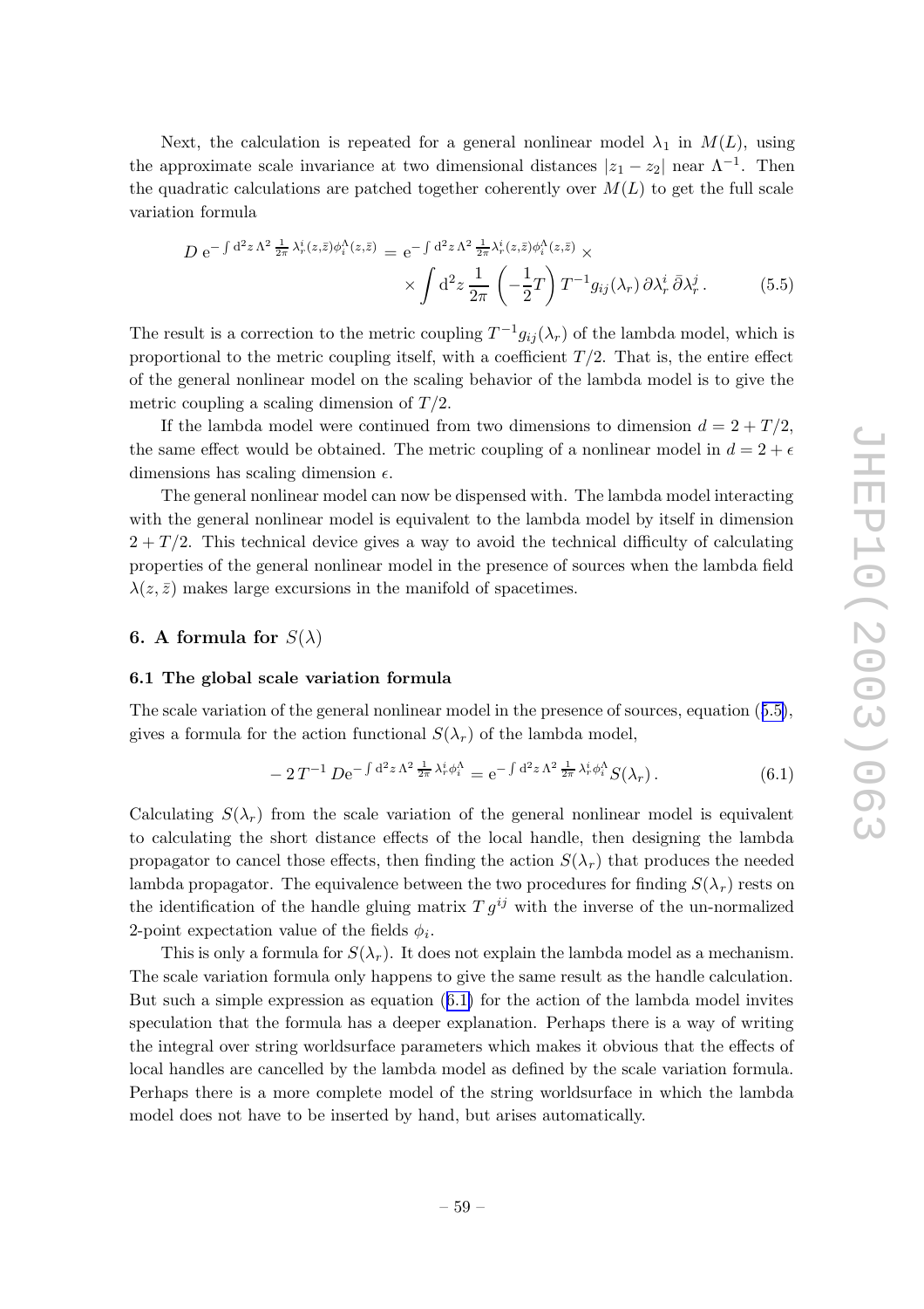Next, the calculation is repeated for a general nonlinear model $\lambda_1$ in $M(L)$, using the approximate scale invariance at two dimensional distances $|z_1 - z_2|$ near $\Lambda^{-1}$. Then the quadratic calculations are patched together coherently over $M(L)$ to get the full scale variation formula

$$D\, \mathrm{e}^{-\int \mathrm{d}^2 z\, \Lambda^2 \frac{1}{2\pi} \lambda_r^i(z,\bar{z}) \phi_i^\Lambda(z,\bar{z})} = \mathrm{e}^{-\int \mathrm{d}^2 z\, \Lambda^2 \frac{1}{2\pi} \lambda_r^i(z,\bar{z}) \phi_i^\Lambda(z,\bar{z})} \times \\ \times \int \mathrm{d}^2 z\, \frac{1}{2\pi} \left(-\frac{1}{2} T\right) T^{-1} g_{ij}(\lambda_r)\, \partial \lambda_r^i\, \bar{\partial} \lambda_r^j . \tag{5.5}$$

The result is a correction to the metric coupling $T^{-1} g_{ij}(\lambda_r)$ of the lambda model, which is proportional to the metric coupling itself, with a coefficient $T/2$. That is, the entire effect of the general nonlinear model on the scaling behavior of the lambda model is to give the metric coupling a scaling dimension of $T/2$.

If the lambda model were continued from two dimensions to dimension $d = 2 + T/2$, the same effect would be obtained. The metric coupling of a nonlinear model in $d = 2 + \epsilon$ dimensions has scaling dimension $\epsilon$.

The general nonlinear model can now be dispensed with. The lambda model interacting with the general nonlinear model is equivalent to the lambda model by itself in dimension $2 + T/2$. This technical device gives a way to avoid the technical difficulty of calculating properties of the general nonlinear model in the presence of sources when the lambda field $\lambda(z, \bar{z})$ makes large excursions in the manifold of spacetimes.

## 6. A formula for $S(\lambda)$

### 6.1 The global scale variation formula

The scale variation of the general nonlinear model in the presence of sources, equation (5.5), gives a formula for the action functional $S(\lambda_r)$ of the lambda model,

$$-\,2\, T^{-1}\, D \mathrm{e}^{-\int \mathrm{d}^2 z\, \Lambda^2 \frac{1}{2\pi} \lambda_r^i \phi_i^\Lambda} = \mathrm{e}^{-\int \mathrm{d}^2 z\, \Lambda^2 \frac{1}{2\pi} \lambda_r^i \phi_i^\Lambda} S(\lambda_r) . \tag{6.1}$$

Calculating $S(\lambda_r)$ from the scale variation of the general nonlinear model is equivalent to calculating the short distance effects of the local handle, then designing the lambda propagator to cancel those effects, then finding the action $S(\lambda_r)$ that produces the needed lambda propagator. The equivalence between the two procedures for finding $S(\lambda_r)$ rests on the identification of the handle gluing matrix $T\, g^{ij}$ with the inverse of the un-normalized 2-point expectation value of the fields $\phi_i$.

This is only a formula for $S(\lambda_r)$. It does not explain the lambda model as a mechanism. The scale variation formula only happens to give the same result as the handle calculation. But such a simple expression as equation (6.1) for the action of the lambda model invites speculation that the formula has a deeper explanation. Perhaps there is a way of writing the integral over string worldsurface parameters which makes it obvious that the effects of local handles are cancelled by the lambda model as defined by the scale variation formula. Perhaps there is a more complete model of the string worldsurface in which the lambda model does not have to be inserted by hand, but arises automatically.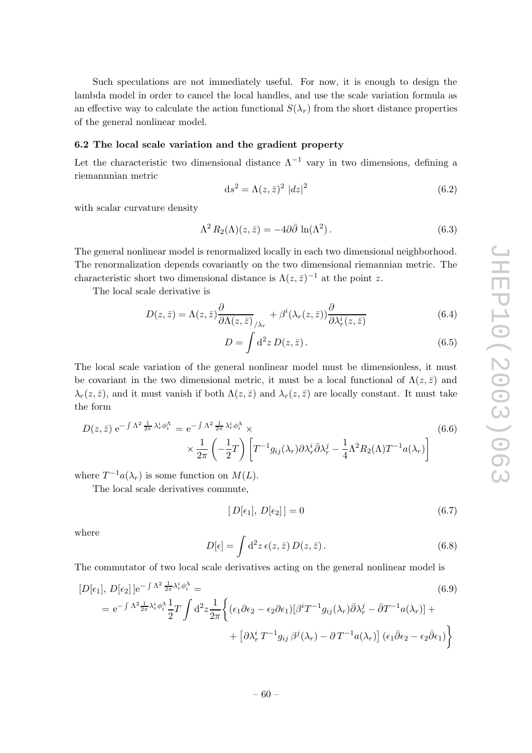Such speculations are not immediately useful. For now, it is enough to design the lambda model in order to cancel the local handles, and use the scale variation formula as an effective way to calculate the action functional $S(\lambda_r)$ from the short distance properties of the general nonlinear model.

### 6.2 The local scale variation and the gradient property

Let the characteristic two dimensional distance $\Lambda^{-1}$ vary in two dimensions, defining a riemannnian metric

$$\mathrm{d}s^2 = \Lambda(z,\bar{z})^2\,|dz|^2 \tag{6.2}$$

with scalar curvature density

$$\Lambda^2\,R_2(\Lambda)(z,\bar{z}) = -4\partial\bar{\partial}\,\ln(\Lambda^2)\,. \tag{6.3}$$

The general nonlinear model is renormalized locally in each two dimensional neighborhood. The renormalization depends covariantly on the two dimensional riemannian metric. The characteristic short two dimensional distance is $\Lambda(z,\bar{z})^{-1}$ at the point $z$.

The local scale derivative is

$$D(z,\bar{z}) = \Lambda(z,\bar{z})\frac{\partial}{\partial\Lambda(z,\bar{z})}_{/\lambda_r} + \beta^i(\lambda_r(z,\bar{z}))\frac{\partial}{\partial\lambda_r^i(z,\bar{z})} \tag{6.4}$$

$$D = \int \mathrm{d}^2z\,D(z,\bar{z})\,. \tag{6.5}$$

The local scale variation of the general nonlinear model must be dimensionless, it must be covariant in the two dimensional metric, it must be a local functional of $\Lambda(z,\bar{z})$ and $\lambda_r(z,\bar{z})$, and it must vanish if both $\Lambda(z,\bar{z})$ and $\lambda_r(z,\bar{z})$ are locally constant. It must take the form

$$\begin{aligned} D(z,\bar{z})\,\mathrm{e}^{-\int\Lambda^2\frac{1}{2\pi}\lambda_r^i\phi_i^\Lambda} &= \mathrm{e}^{-\int\Lambda^2\frac{1}{2\pi}\lambda_r^i\phi_i^\Lambda}\times \\ &\times\frac{1}{2\pi}\left(-\frac{1}{2}T\right)\left[T^{-1}g_{ij}(\lambda_r)\partial\lambda_r^i\bar{\partial}\lambda_r^j - \frac{1}{4}\Lambda^2R_2(\Lambda)T^{-1}a(\lambda_r)\right] \end{aligned} \tag{6.6}$$

where $T^{-1}a(\lambda_r)$ is some function on $M(L)$.

The local scale derivatives commute,

$$[\,D[\epsilon_1],\,D[\epsilon_2]\,] = 0 \tag{6.7}$$

where

$$D[\epsilon] = \int \mathrm{d}^2z\,\epsilon(z,\bar{z})\,D(z,\bar{z})\,. \tag{6.8}$$

The commutator of two local scale derivatives acting on the general nonlinear model is

$$\begin{aligned} &[D[\epsilon_1],\,D[\epsilon_2]\,]\mathrm{e}^{-\int\Lambda^2\frac{1}{2\pi}\lambda_r^i\phi_i^\Lambda} = \\ &= \mathrm{e}^{-\int\Lambda^2\frac{1}{2\pi}\lambda_r^i\phi_i^\Lambda}\frac{1}{2}T\int\mathrm{d}^2z\frac{1}{2\pi}\Big\{(\epsilon_1\partial\epsilon_2-\epsilon_2\partial\epsilon_1)[\beta^iT^{-1}g_{ij}(\lambda_r)\bar{\partial}\lambda_r^j - \bar{\partial}T^{-1}a(\lambda_r)] + \\ &\qquad + \left[\partial\lambda_r^i\,T^{-1}g_{ij}\,\beta^j(\lambda_r) - \partial\,T^{-1}a(\lambda_r)\right](\epsilon_1\bar{\partial}\epsilon_2-\epsilon_2\bar{\partial}\epsilon_1)\Big\} \end{aligned} \tag{6.9}$$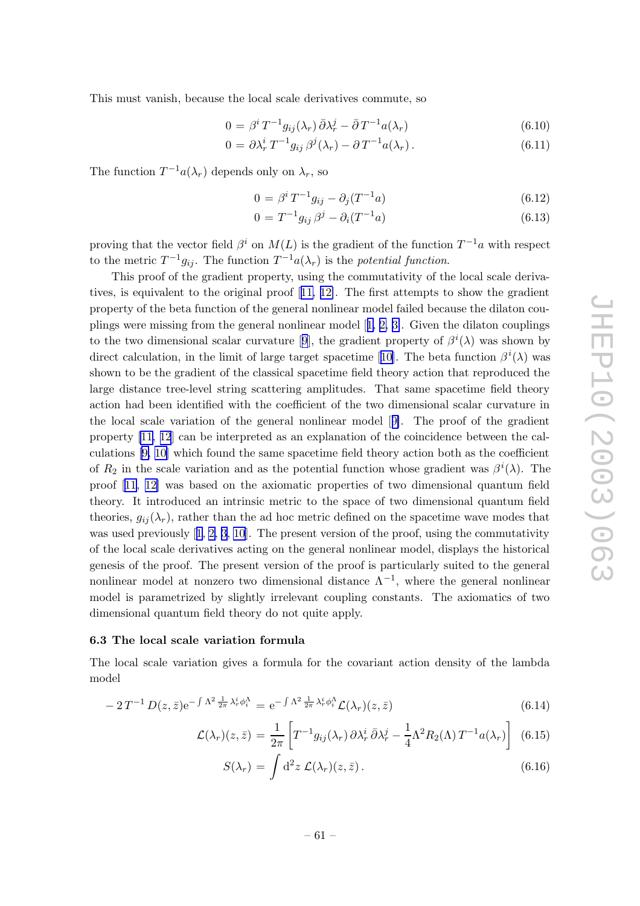This must vanish, because the local scale derivatives commute, so

$$0 = \beta^i \, T^{-1} g_{ij}(\lambda_r) \, \bar\partial \lambda_r^j - \bar\partial \, T^{-1} a(\lambda_r) \tag{6.10}$$

$$0 = \partial \lambda_r^i \, T^{-1} g_{ij} \, \beta^j(\lambda_r) - \partial \, T^{-1} a(\lambda_r) \, . \tag{6.11}$$

The function $T^{-1}a(\lambda_r)$ depends only on $\lambda_r$, so

$$0 = \beta^i \, T^{-1} g_{ij} - \partial_j (T^{-1} a) \tag{6.12}$$

$$0 = T^{-1} g_{ij} \, \beta^j - \partial_i (T^{-1} a) \tag{6.13}$$

proving that the vector field $\beta^i$ on $M(L)$ is the gradient of the function $T^{-1}a$ with respect to the metric $T^{-1}g_{ij}$. The function $T^{-1}a(\lambda_r)$ is the *potential function*.

This proof of the gradient property, using the commutativity of the local scale derivatives, is equivalent to the original proof [11, 12]. The first attempts to show the gradient property of the beta function of the general nonlinear model failed because the dilaton couplings were missing from the general nonlinear model [1, 2, 3]. Given the dilaton couplings to the two dimensional scalar curvature [9], the gradient property of $\beta^i(\lambda)$ was shown by direct calculation, in the limit of large target spacetime [10]. The beta function $\beta^i(\lambda)$ was shown to be the gradient of the classical spacetime field theory action that reproduced the large distance tree-level string scattering amplitudes. That same spacetime field theory action had been identified with the coefficient of the two dimensional scalar curvature in the local scale variation of the general nonlinear model [9]. The proof of the gradient property [11, 12] can be interpreted as an explanation of the coincidence between the calculations [9, 10] which found the same spacetime field theory action both as the coefficient of $R_2$ in the scale variation and as the potential function whose gradient was $\beta^i(\lambda)$. The proof [11, 12] was based on the axiomatic properties of two dimensional quantum field theory. It introduced an intrinsic metric to the space of two dimensional quantum field theories, $g_{ij}(\lambda_r)$, rather than the ad hoc metric defined on the spacetime wave modes that was used previously [1, 2, 3, 10]. The present version of the proof, using the commutativity of the local scale derivatives acting on the general nonlinear model, displays the historical genesis of the proof. The present version of the proof is particularly suited to the general nonlinear model at nonzero two dimensional distance $\Lambda^{-1}$, where the general nonlinear model is parametrized by slightly irrelevant coupling constants. The axiomatics of two dimensional quantum field theory do not quite apply.

### 6.3 The local scale variation formula

The local scale variation gives a formula for the covariant action density of the lambda model

$$-\, 2 \, T^{-1} \, D(z,\bar z) \mathrm{e}^{-\int \Lambda^2 \frac{1}{2\pi} \lambda_r^i \phi_i^\Lambda} = \mathrm{e}^{-\int \Lambda^2 \frac{1}{2\pi} \lambda_r^i \phi_i^\Lambda} \mathcal{L}(\lambda_r)(z,\bar z) \tag{6.14}$$

$$\mathcal{L}(\lambda_r)(z,\bar z) = \frac{1}{2\pi} \left[ T^{-1} g_{ij}(\lambda_r) \, \partial \lambda_r^i \, \bar\partial \lambda_r^j - \frac{1}{4} \Lambda^2 R_2(\Lambda) \, T^{-1} a(\lambda_r) \right] \tag{6.15}$$

$$S(\lambda_r) = \int \mathrm{d}^2 z \; \mathcal{L}(\lambda_r)(z,\bar z) \, . \tag{6.16}$$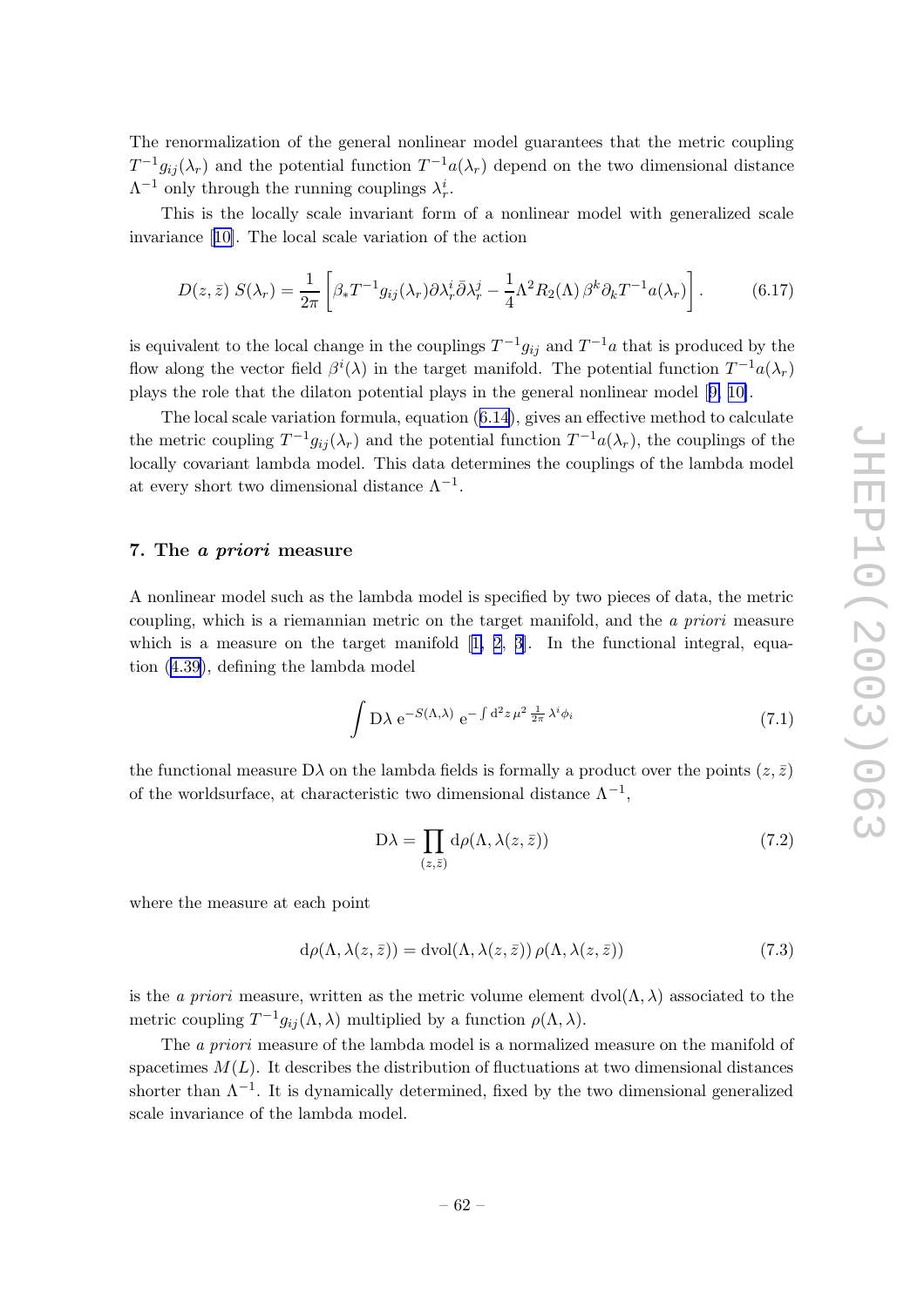The renormalization of the general nonlinear model guarantees that the metric coupling $T^{-1}g_{ij}(\lambda_r)$ and the potential function $T^{-1}a(\lambda_r)$ depend on the two dimensional distance $\Lambda^{-1}$ only through the running couplings $\lambda_r^i$.

This is the locally scale invariant form of a nonlinear model with generalized scale invariance [10]. The local scale variation of the action

$$D(z,\bar{z})\; S(\lambda_r) = \frac{1}{2\pi}\left[\beta_* T^{-1}g_{ij}(\lambda_r)\partial\lambda_r^i\bar{\partial}\lambda_r^j - \frac{1}{4}\Lambda^2 R_2(\Lambda)\,\beta^k\partial_k T^{-1}a(\lambda_r)\right]. \tag{6.17}$$

is equivalent to the local change in the couplings $T^{-1}g_{ij}$ and $T^{-1}a$ that is produced by the flow along the vector field $\beta^i(\lambda)$ in the target manifold. The potential function $T^{-1}a(\lambda_r)$ plays the role that the dilaton potential plays in the general nonlinear model [9, 10].

The local scale variation formula, equation (6.14), gives an effective method to calculate the metric coupling $T^{-1}g_{ij}(\lambda_r)$ and the potential function $T^{-1}a(\lambda_r)$, the couplings of the locally covariant lambda model. This data determines the couplings of the lambda model at every short two dimensional distance $\Lambda^{-1}$.

## 7. The *a priori* measure

A nonlinear model such as the lambda model is specified by two pieces of data, the metric coupling, which is a riemannian metric on the target manifold, and the *a priori* measure which is a measure on the target manifold [1, 2, 3]. In the functional integral, equation (4.39), defining the lambda model

$$\int \mathrm{D}\lambda\; \mathrm{e}^{-S(\Lambda,\lambda)}\; \mathrm{e}^{-\int \mathrm{d}^2z\,\mu^2\,\frac{1}{2\pi}\,\lambda^i\phi_i} \tag{7.1}$$

the functional measure $\mathrm{D}\lambda$ on the lambda fields is formally a product over the points $(z,\bar{z})$ of the worldsurface, at characteristic two dimensional distance $\Lambda^{-1}$,

$$\mathrm{D}\lambda = \prod_{(z,\bar{z})} \mathrm{d}\rho(\Lambda,\lambda(z,\bar{z})) \tag{7.2}$$

where the measure at each point

$$\mathrm{d}\rho(\Lambda,\lambda(z,\bar{z})) = \mathrm{dvol}(\Lambda,\lambda(z,\bar{z}))\,\rho(\Lambda,\lambda(z,\bar{z})) \tag{7.3}$$

is the *a priori* measure, written as the metric volume element $\mathrm{dvol}(\Lambda,\lambda)$ associated to the metric coupling $T^{-1}g_{ij}(\Lambda,\lambda)$ multiplied by a function $\rho(\Lambda,\lambda)$.

The *a priori* measure of the lambda model is a normalized measure on the manifold of spacetimes $M(L)$. It describes the distribution of fluctuations at two dimensional distances shorter than $\Lambda^{-1}$. It is dynamically determined, fixed by the two dimensional generalized scale invariance of the lambda model.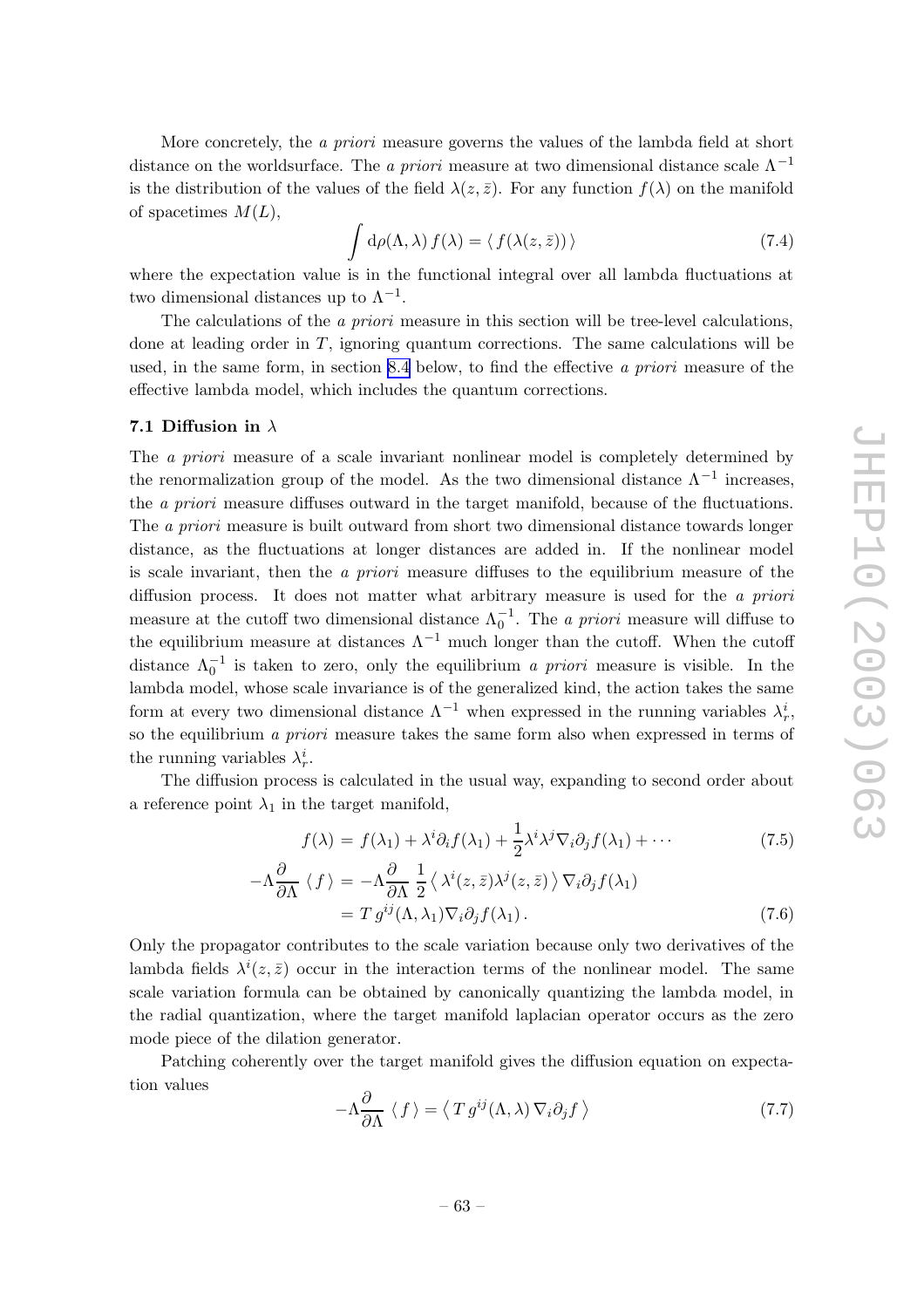More concretely, the *a priori* measure governs the values of the lambda field at short distance on the worldsurface. The *a priori* measure at two dimensional distance scale $\Lambda^{-1}$ is the distribution of the values of the field $\lambda(z,\bar{z})$. For any function $f(\lambda)$ on the manifold of spacetimes $M(L)$,

$$\int \mathrm{d}\rho(\Lambda,\lambda)\, f(\lambda) = \langle\, f(\lambda(z,\bar{z}))\,\rangle \tag{7.4}$$

where the expectation value is in the functional integral over all lambda fluctuations at two dimensional distances up to $\Lambda^{-1}$.

The calculations of the *a priori* measure in this section will be tree-level calculations, done at leading order in $T$, ignoring quantum corrections. The same calculations will be used, in the same form, in section 8.4 below, to find the effective *a priori* measure of the effective lambda model, which includes the quantum corrections.

### 7.1 Diffusion in $\lambda$

The *a priori* measure of a scale invariant nonlinear model is completely determined by the renormalization group of the model. As the two dimensional distance $\Lambda^{-1}$ increases, the *a priori* measure diffuses outward in the target manifold, because of the fluctuations. The *a priori* measure is built outward from short two dimensional distance towards longer distance, as the fluctuations at longer distances are added in. If the nonlinear model is scale invariant, then the *a priori* measure diffuses to the equilibrium measure of the diffusion process. It does not matter what arbitrary measure is used for the *a priori* measure at the cutoff two dimensional distance $\Lambda_0^{-1}$. The *a priori* measure will diffuse to the equilibrium measure at distances $\Lambda^{-1}$ much longer than the cutoff. When the cutoff distance $\Lambda_0^{-1}$ is taken to zero, only the equilibrium *a priori* measure is visible. In the lambda model, whose scale invariance is of the generalized kind, the action takes the same form at every two dimensional distance $\Lambda^{-1}$ when expressed in the running variables $\lambda_r^i$, so the equilibrium *a priori* measure takes the same form also when expressed in terms of the running variables $\lambda_r^i$.

The diffusion process is calculated in the usual way, expanding to second order about a reference point $\lambda_1$ in the target manifold,

$$f(\lambda) = f(\lambda_1) + \lambda^i\partial_i f(\lambda_1) + \frac{1}{2}\lambda^i\lambda^j\nabla_i\partial_j f(\lambda_1) + \cdots \tag{7.5}$$

$$\begin{aligned} -\Lambda\frac{\partial}{\partial\Lambda}\,\langle\, f\,\rangle &= -\Lambda\frac{\partial}{\partial\Lambda}\,\frac{1}{2}\left\langle\, \lambda^i(z,\bar{z})\lambda^j(z,\bar{z})\,\right\rangle \nabla_i\partial_j f(\lambda_1) \\ &= T\, g^{ij}(\Lambda,\lambda_1)\nabla_i\partial_j f(\lambda_1)\,. \end{aligned} \tag{7.6}$$

Only the propagator contributes to the scale variation because only two derivatives of the lambda fields $\lambda^i(z,\bar{z})$ occur in the interaction terms of the nonlinear model. The same scale variation formula can be obtained by canonically quantizing the lambda model, in the radial quantization, where the target manifold laplacian operator occurs as the zero mode piece of the dilation generator.

Patching coherently over the target manifold gives the diffusion equation on expectation values

$$-\Lambda\frac{\partial}{\partial\Lambda}\,\langle\, f\,\rangle = \left\langle\, T\, g^{ij}(\Lambda,\lambda)\,\nabla_i\partial_j f\,\right\rangle \tag{7.7}$$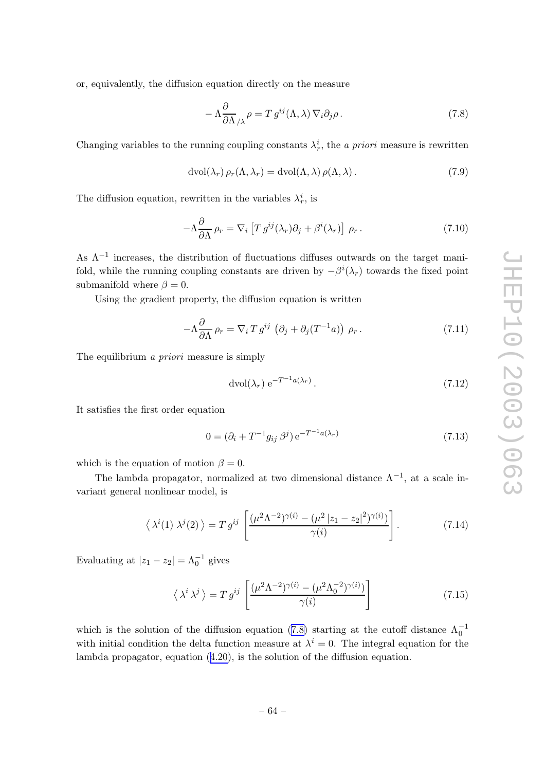or, equivalently, the diffusion equation directly on the measure

$$-\Lambda \frac{\partial}{\partial \Lambda}_{/\lambda} \rho = T\, g^{ij}(\Lambda,\lambda)\, \nabla_i \partial_j \rho\,. \tag{7.8}$$

Changing variables to the running coupling constants $\lambda_r^i$, the *a priori* measure is rewritten

$$\mathrm{dvol}(\lambda_r)\, \rho_r(\Lambda,\lambda_r) = \mathrm{dvol}(\Lambda,\lambda)\, \rho(\Lambda,\lambda)\,. \tag{7.9}$$

The diffusion equation, rewritten in the variables $\lambda_r^i$, is

$$-\Lambda \frac{\partial}{\partial \Lambda}\, \rho_r = \nabla_i \left[ T\, g^{ij}(\lambda_r) \partial_j + \beta^i(\lambda_r) \right]\, \rho_r\,. \tag{7.10}$$

As $\Lambda^{-1}$ increases, the distribution of fluctuations diffuses outwards on the target manifold, while the running coupling constants are driven by $-\beta^i(\lambda_r)$ towards the fixed point submanifold where $\beta = 0$.

Using the gradient property, the diffusion equation is written

$$-\Lambda \frac{\partial}{\partial \Lambda}\, \rho_r = \nabla_i\, T\, g^{ij}\, \left(\partial_j + \partial_j (T^{-1} a)\right)\, \rho_r\,. \tag{7.11}$$

The equilibrium *a priori* measure is simply

$$\mathrm{dvol}(\lambda_r)\, \mathrm{e}^{-T^{-1} a(\lambda_r)}\,. \tag{7.12}$$

It satisfies the first order equation

$$0 = (\partial_i + T^{-1} g_{ij}\, \beta^j)\, \mathrm{e}^{-T^{-1} a(\lambda_r)} \tag{7.13}$$

which is the equation of motion $\beta = 0$.

The lambda propagator, normalized at two dimensional distance $\Lambda^{-1}$, at a scale invariant general nonlinear model, is

$$\left\langle\, \lambda^i(1)\; \lambda^j(2)\, \right\rangle = T\, g^{ij}\, \left[ \frac{(\mu^2 \Lambda^{-2})^{\gamma(i)} - (\mu^2\, |z_1 - z_2|^2)^{\gamma(i)})}{\gamma(i)} \right]. \tag{7.14}$$

Evaluating at $|z_1 - z_2| = \Lambda_0^{-1}$ gives

$$\left\langle\, \lambda^i\, \lambda^j\, \right\rangle = T\, g^{ij}\, \left[ \frac{(\mu^2 \Lambda^{-2})^{\gamma(i)} - (\mu^2 \Lambda_0^{-2})^{\gamma(i)})}{\gamma(i)} \right] \tag{7.15}$$

which is the solution of the diffusion equation (7.8) starting at the cutoff distance $\Lambda_0^{-1}$ with initial condition the delta function measure at $\lambda^i = 0$. The integral equation for the lambda propagator, equation (4.20), is the solution of the diffusion equation.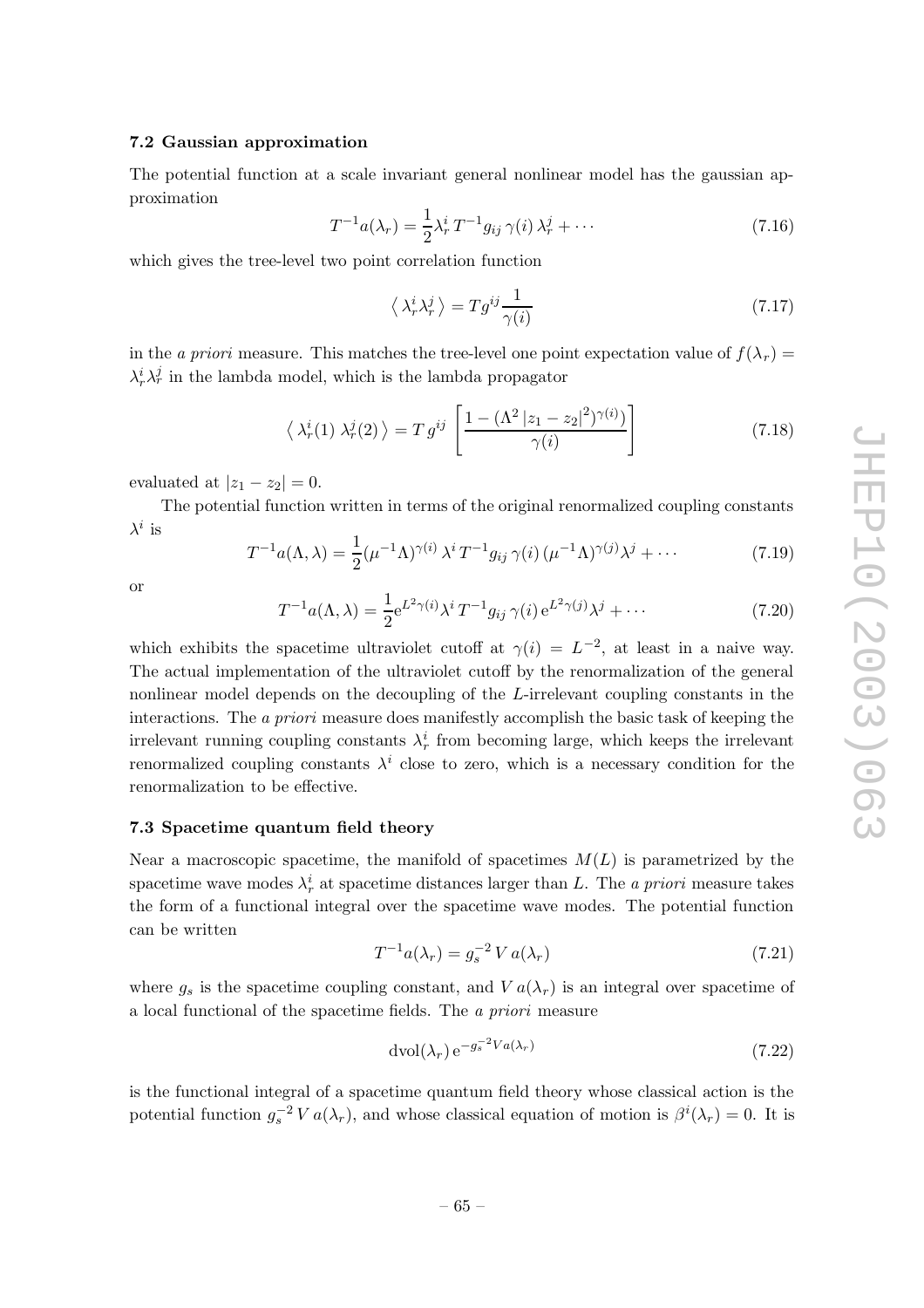### 7.2 Gaussian approximation

The potential function at a scale invariant general nonlinear model has the gaussian approximation

$$T^{-1} a(\lambda_r) = \frac{1}{2} \lambda_r^i \, T^{-1} g_{ij} \, \gamma(i) \, \lambda_r^j + \cdots \tag{7.16}$$

which gives the tree-level two point correlation function

$$\left\langle \lambda_r^i \lambda_r^j \right\rangle = T g^{ij} \frac{1}{\gamma(i)} \tag{7.17}$$

in the *a priori* measure. This matches the tree-level one point expectation value of $f(\lambda_r) = \lambda_r^i \lambda_r^j$ in the lambda model, which is the lambda propagator

$$\left\langle \lambda_r^i(1) \; \lambda_r^j(2) \right\rangle = T \, g^{ij} \left[ \frac{1 - (\Lambda^2 \, |z_1 - z_2|^2)^{\gamma(i)})}{\gamma(i)} \right] \tag{7.18}$$

evaluated at $|z_1 - z_2| = 0$.

The potential function written in terms of the original renormalized coupling constants $\lambda^i$ is

$$T^{-1} a(\Lambda, \lambda) = \frac{1}{2} (\mu^{-1} \Lambda)^{\gamma(i)} \, \lambda^i \, T^{-1} g_{ij} \, \gamma(i) \, (\mu^{-1} \Lambda)^{\gamma(j)} \lambda^j + \cdots \tag{7.19}$$

or

$$T^{-1} a(\Lambda, \lambda) = \frac{1}{2} \mathrm{e}^{L^2 \gamma(i)} \lambda^i \, T^{-1} g_{ij} \, \gamma(i) \, \mathrm{e}^{L^2 \gamma(j)} \lambda^j + \cdots \tag{7.20}$$

which exhibits the spacetime ultraviolet cutoff at $\gamma(i) = L^{-2}$, at least in a naive way. The actual implementation of the ultraviolet cutoff by the renormalization of the general nonlinear model depends on the decoupling of the $L$-irrelevant coupling constants in the interactions. The *a priori* measure does manifestly accomplish the basic task of keeping the irrelevant running coupling constants $\lambda_r^i$ from becoming large, which keeps the irrelevant renormalized coupling constants $\lambda^i$ close to zero, which is a necessary condition for the renormalization to be effective.

### 7.3 Spacetime quantum field theory

Near a macroscopic spacetime, the manifold of spacetimes $M(L)$ is parametrized by the spacetime wave modes $\lambda_r^i$ at spacetime distances larger than $L$. The *a priori* measure takes the form of a functional integral over the spacetime wave modes. The potential function can be written

$$T^{-1} a(\lambda_r) = g_s^{-2} \, V \, a(\lambda_r) \tag{7.21}$$

where $g_s$ is the spacetime coupling constant, and $V \, a(\lambda_r)$ is an integral over spacetime of a local functional of the spacetime fields. The *a priori* measure

$$\mathrm{dvol}(\lambda_r) \, \mathrm{e}^{-g_s^{-2} V a(\lambda_r)} \tag{7.22}$$

is the functional integral of a spacetime quantum field theory whose classical action is the potential function $g_s^{-2} \, V \, a(\lambda_r)$, and whose classical equation of motion is $\beta^i(\lambda_r) = 0$. It is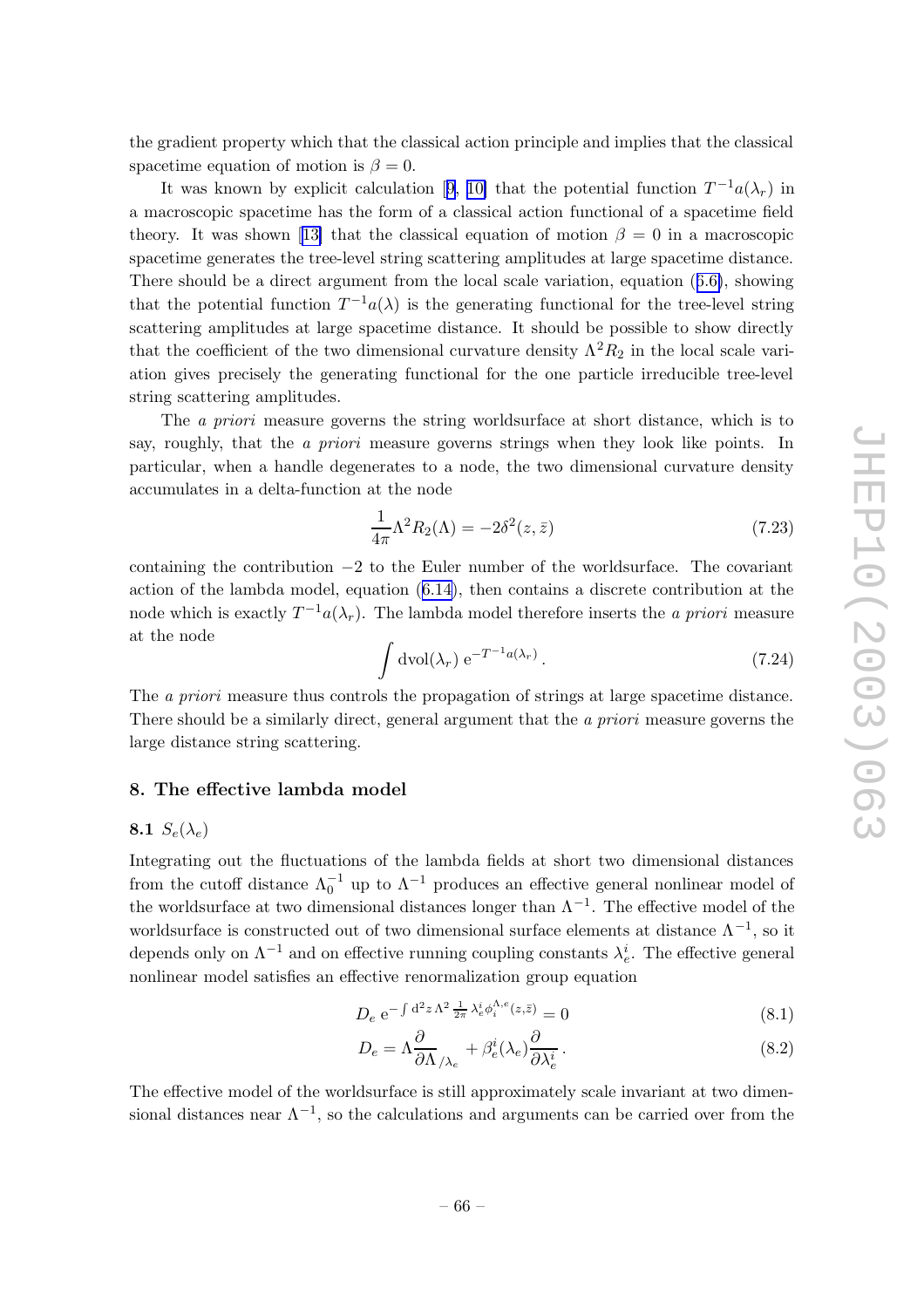the gradient property which that the classical action principle and implies that the classical spacetime equation of motion is $\beta = 0$.

It was known by explicit calculation [9, 10] that the potential function $T^{-1}a(\lambda_r)$ in a macroscopic spacetime has the form of a classical action functional of a spacetime field theory. It was shown [13] that the classical equation of motion $\beta = 0$ in a macroscopic spacetime generates the tree-level string scattering amplitudes at large spacetime distance. There should be a direct argument from the local scale variation, equation (6.6), showing that the potential function $T^{-1}a(\lambda)$ is the generating functional for the tree-level string scattering amplitudes at large spacetime distance. It should be possible to show directly that the coefficient of the two dimensional curvature density $\Lambda^2 R_2$ in the local scale variation gives precisely the generating functional for the one particle irreducible tree-level string scattering amplitudes.

The *a priori* measure governs the string worldsurface at short distance, which is to say, roughly, that the *a priori* measure governs strings when they look like points. In particular, when a handle degenerates to a node, the two dimensional curvature density accumulates in a delta-function at the node

$$\frac{1}{4\pi}\Lambda^2 R_2(\Lambda) = -2\delta^2(z,\bar{z}) \tag{7.23}$$

containing the contribution $-2$ to the Euler number of the worldsurface. The covariant action of the lambda model, equation (6.14), then contains a discrete contribution at the node which is exactly $T^{-1}a(\lambda_r)$. The lambda model therefore inserts the *a priori* measure at the node

$$\int \mathrm{dvol}(\lambda_r)\, \mathrm{e}^{-T^{-1}a(\lambda_r)}\,. \tag{7.24}$$

The *a priori* measure thus controls the propagation of strings at large spacetime distance. There should be a similarly direct, general argument that the *a priori* measure governs the large distance string scattering.

## 8. The effective lambda model

### 8.1 $S_e(\lambda_e)$

Integrating out the fluctuations of the lambda fields at short two dimensional distances from the cutoff distance $\Lambda_0^{-1}$ up to $\Lambda^{-1}$ produces an effective general nonlinear model of the worldsurface at two dimensional distances longer than $\Lambda^{-1}$. The effective model of the worldsurface is constructed out of two dimensional surface elements at distance $\Lambda^{-1}$, so it depends only on $\Lambda^{-1}$ and on effective running coupling constants $\lambda_e^i$. The effective general nonlinear model satisfies an effective renormalization group equation

$$D_e\, \mathrm{e}^{-\int \mathrm{d}^2 z\, \Lambda^2 \frac{1}{2\pi}\lambda_e^i \phi_i^{\Lambda,e}(z,\bar{z})} = 0 \tag{8.1}$$

$$D_e = \Lambda \frac{\partial}{\partial \Lambda}_{/\lambda_e} + \beta_e^i(\lambda_e)\frac{\partial}{\partial \lambda_e^i}\,. \tag{8.2}$$

The effective model of the worldsurface is still approximately scale invariant at two dimensional distances near $\Lambda^{-1}$, so the calculations and arguments can be carried over from the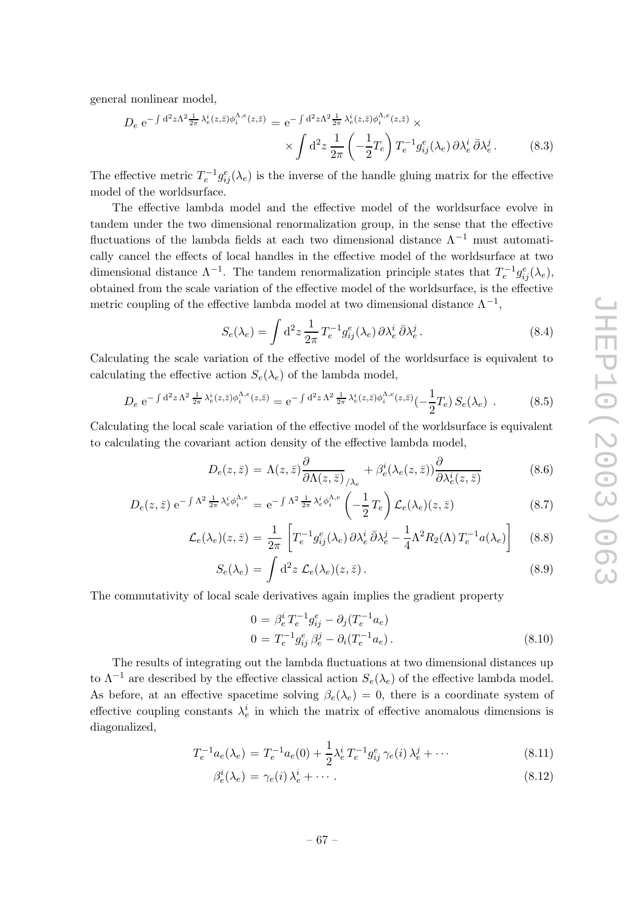general nonlinear model,

$$D_e \, \mathrm{e}^{-\int \mathrm{d}^2 z \Lambda^2 \frac{1}{2\pi} \lambda_e^i(z,\bar{z}) \phi_i^{\Lambda,e}(z,\bar{z})} = \mathrm{e}^{-\int \mathrm{d}^2 z \Lambda^2 \frac{1}{2\pi} \lambda_e^i(z,\bar{z}) \phi_i^{\Lambda,e}(z,\bar{z})} \times \times \int \mathrm{d}^2 z \, \frac{1}{2\pi} \left( -\frac{1}{2} T_e \right) T_e^{-1} g_{ij}^e(\lambda_e) \, \partial \lambda_e^i \, \bar{\partial} \lambda_e^j \, . \tag{8.3}$$

The effective metric $T_e^{-1} g_{ij}^e(\lambda_e)$ is the inverse of the handle gluing matrix for the effective model of the worldsurface.

The effective lambda model and the effective model of the worldsurface evolve in tandem under the two dimensional renormalization group, in the sense that the effective fluctuations of the lambda fields at each two dimensional distance $\Lambda^{-1}$ must automatically cancel the effects of local handles in the effective model of the worldsurface at two dimensional distance $\Lambda^{-1}$. The tandem renormalization principle states that $T_e^{-1} g_{ij}^e(\lambda_e)$, obtained from the scale variation of the effective model of the worldsurface, is the effective metric coupling of the effective lambda model at two dimensional distance $\Lambda^{-1}$,

$$S_e(\lambda_e) = \int \mathrm{d}^2 z \, \frac{1}{2\pi} \, T_e^{-1} g_{ij}^e(\lambda_e) \, \partial \lambda_e^i \, \bar{\partial} \lambda_e^j \, . \tag{8.4}$$

Calculating the scale variation of the effective model of the worldsurface is equivalent to calculating the effective action $S_e(\lambda_e)$ of the lambda model,

$$D_e \, \mathrm{e}^{-\int \mathrm{d}^2 z \, \Lambda^2 \, \frac{1}{2\pi} \, \lambda_e^i(z,\bar{z}) \phi_i^{\Lambda,e}(z,\bar{z})} = \mathrm{e}^{-\int \mathrm{d}^2 z \, \Lambda^2 \, \frac{1}{2\pi} \, \lambda_e^i(z,\bar{z}) \phi_i^{\Lambda,e}(z,\bar{z})} (-\frac{1}{2} T_e) \, S_e(\lambda_e) \ . \tag{8.5}$$

Calculating the local scale variation of the effective model of the worldsurface is equivalent to calculating the covariant action density of the effective lambda model,

$$D_e(z,\bar{z}) = \Lambda(z,\bar{z}) \frac{\partial}{\partial \Lambda(z,\bar{z})}_{/\lambda_e} + \beta_e^i(\lambda_e(z,\bar{z})) \frac{\partial}{\partial \lambda_e^i(z,\bar{z})} \tag{8.6}$$

$$D_e(z,\bar{z}) \, \mathrm{e}^{-\int \Lambda^2 \frac{1}{2\pi} \lambda_e^i \phi_i^{\Lambda,e}} = \mathrm{e}^{-\int \Lambda^2 \frac{1}{2\pi} \lambda_e^i \phi_i^{\Lambda,e}} \left( -\frac{1}{2} \, T_e \right) \mathcal{L}_e(\lambda_e)(z,\bar{z}) \tag{8.7}$$

$$\mathcal{L}_e(\lambda_e)(z,\bar{z}) = \frac{1}{2\pi} \left[ T_e^{-1} g_{ij}^e(\lambda_e) \, \partial \lambda_e^i \, \bar{\partial} \lambda_e^j - \frac{1}{4} \Lambda^2 R_2(\Lambda) \, T_e^{-1} a(\lambda_e) \right] \tag{8.8}$$

$$S_e(\lambda_e) = \int \mathrm{d}^2 z \; \mathcal{L}_e(\lambda_e)(z,\bar{z}) \, . \tag{8.9}$$

The commutativity of local scale derivatives again implies the gradient property

$$\begin{aligned} 0 &= \beta_e^i \, T_e^{-1} g_{ij}^e - \partial_j (T_e^{-1} a_e) \\ 0 &= T_e^{-1} g_{ij}^e \, \beta_e^j - \partial_i (T_e^{-1} a_e) \, . \end{aligned} \tag{8.10}$$

The results of integrating out the lambda fluctuations at two dimensional distances up to $\Lambda^{-1}$ are described by the effective classical action $S_e(\lambda_e)$ of the effective lambda model. As before, at an effective spacetime solving $\beta_e(\lambda_e) = 0$, there is a coordinate system of effective coupling constants $\lambda_e^i$ in which the matrix of effective anomalous dimensions is diagonalized,

$$T_e^{-1} a_e(\lambda_e) = T_e^{-1} a_e(0) + \frac{1}{2} \lambda_e^i \, T_e^{-1} g_{ij}^e \, \gamma_e(i) \, \lambda_e^j + \cdots \tag{8.11}$$

$$\beta_e^i(\lambda_e) = \gamma_e(i) \, \lambda_e^i + \cdots \, . \tag{8.12}$$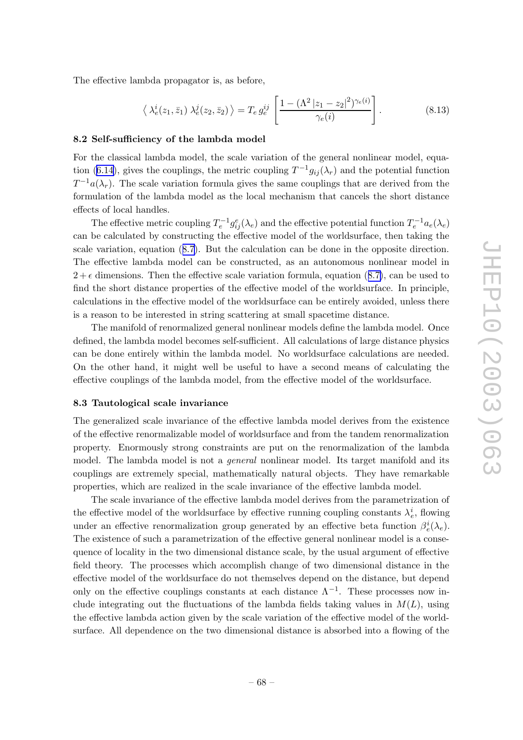The effective lambda propagator is, as before,

$$\left\langle \lambda_e^i(z_1,\bar{z}_1)\, \lambda_e^j(z_2,\bar{z}_2) \right\rangle = T_e\, g_e^{ij} \left[ \frac{1-(\Lambda^2\,|z_1-z_2|^2)^{\gamma_e(i)}}{\gamma_e(i)} \right]. \tag{8.13}$$

### 8.2 Self-sufficiency of the lambda model

For the classical lambda model, the scale variation of the general nonlinear model, equation (6.14), gives the couplings, the metric coupling $T^{-1}g_{ij}(\lambda_r)$ and the potential function $T^{-1}a(\lambda_r)$. The scale variation formula gives the same couplings that are derived from the formulation of the lambda model as the local mechanism that cancels the short distance effects of local handles.

The effective metric coupling $T_e^{-1}g_{ij}^e(\lambda_e)$ and the effective potential function $T_e^{-1}a_e(\lambda_e)$ can be calculated by constructing the effective model of the worldsurface, then taking the scale variation, equation (8.7). But the calculation can be done in the opposite direction. The effective lambda model can be constructed, as an autonomous nonlinear model in $2+\epsilon$ dimensions. Then the effective scale variation formula, equation (8.7), can be used to find the short distance properties of the effective model of the worldsurface. In principle, calculations in the effective model of the worldsurface can be entirely avoided, unless there is a reason to be interested in string scattering at small spacetime distance.

The manifold of renormalized general nonlinear models define the lambda model. Once defined, the lambda model becomes self-sufficient. All calculations of large distance physics can be done entirely within the lambda model. No worldsurface calculations are needed. On the other hand, it might well be useful to have a second means of calculating the effective couplings of the lambda model, from the effective model of the worldsurface.

### 8.3 Tautological scale invariance

The generalized scale invariance of the effective lambda model derives from the existence of the effective renormalizable model of worldsurface and from the tandem renormalization property. Enormously strong constraints are put on the renormalization of the lambda model. The lambda model is not a *general* nonlinear model. Its target manifold and its couplings are extremely special, mathematically natural objects. They have remarkable properties, which are realized in the scale invariance of the effective lambda model.

The scale invariance of the effective lambda model derives from the parametrization of the effective model of the worldsurface by effective running coupling constants $\lambda_e^i$, flowing under an effective renormalization group generated by an effective beta function $\beta_e^i(\lambda_e)$. The existence of such a parametrization of the effective general nonlinear model is a consequence of locality in the two dimensional distance scale, by the usual argument of effective field theory. The processes which accomplish change of two dimensional distance in the effective model of the worldsurface do not themselves depend on the distance, but depend only on the effective couplings constants at each distance $\Lambda^{-1}$. These processes now include integrating out the fluctuations of the lambda fields taking values in $M(L)$, using the effective lambda action given by the scale variation of the effective model of the worldsurface. All dependence on the two dimensional distance is absorbed into a flowing of the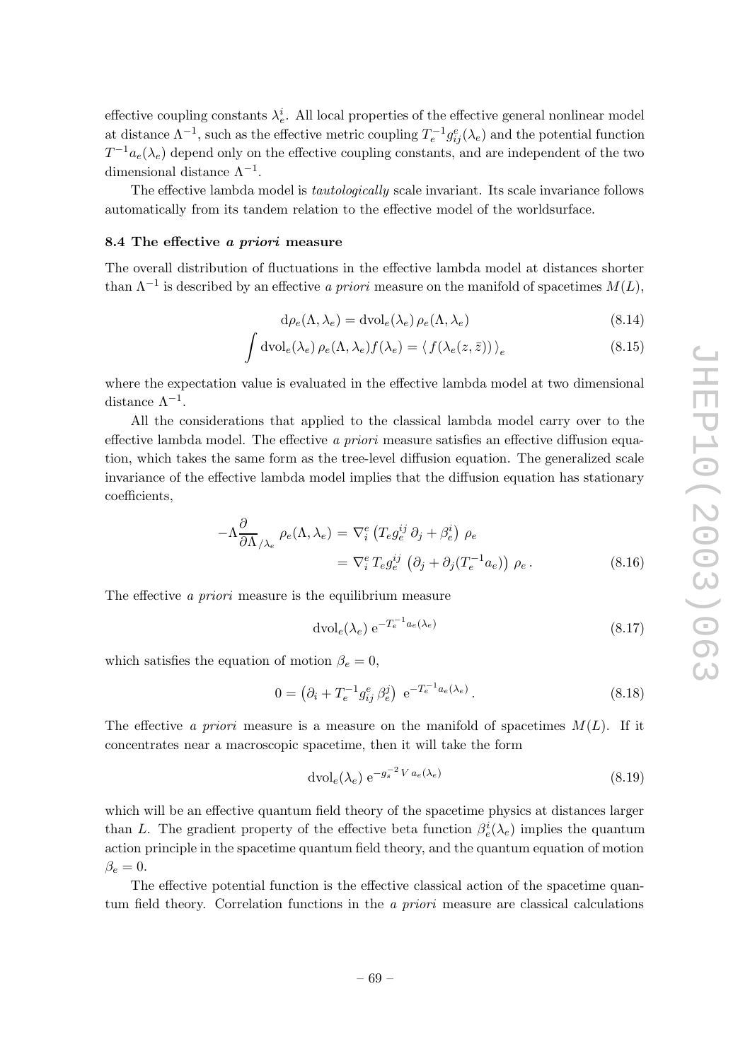effective coupling constants $\lambda_e^i$. All local properties of the effective general nonlinear model at distance $\Lambda^{-1}$, such as the effective metric coupling $T_e^{-1} g^e_{ij}(\lambda_e)$ and the potential function $T^{-1} a_e(\lambda_e)$ depend only on the effective coupling constants, and are independent of the two dimensional distance $\Lambda^{-1}$.

The effective lambda model is *tautologically* scale invariant. Its scale invariance follows automatically from its tandem relation to the effective model of the worldsurface.

### 8.4 The effective *a priori* measure

The overall distribution of fluctuations in the effective lambda model at distances shorter than $\Lambda^{-1}$ is described by an effective *a priori* measure on the manifold of spacetimes $M(L)$,

$$\mathrm{d}\rho_e(\Lambda, \lambda_e) = \mathrm{dvol}_e(\lambda_e)\, \rho_e(\Lambda, \lambda_e) \tag{8.14}$$

$$\int \mathrm{dvol}_e(\lambda_e)\, \rho_e(\Lambda, \lambda_e) f(\lambda_e) = \langle\, f(\lambda_e(z, \bar{z}))\, \rangle_e \tag{8.15}$$

where the expectation value is evaluated in the effective lambda model at two dimensional distance $\Lambda^{-1}$.

All the considerations that applied to the classical lambda model carry over to the effective lambda model. The effective *a priori* measure satisfies an effective diffusion equation, which takes the same form as the tree-level diffusion equation. The generalized scale invariance of the effective lambda model implies that the diffusion equation has stationary coefficients,

$$\begin{aligned} -\Lambda \frac{\partial}{\partial \Lambda}_{/\lambda_e} \rho_e(\Lambda, \lambda_e) &= \nabla^e_i \left( T_e g_e^{ij}\, \partial_j + \beta_e^i \right) \rho_e \\ &= \nabla^e_i\, T_e g_e^{ij} \left( \partial_j + \partial_j (T_e^{-1} a_e) \right) \rho_e\,. \end{aligned} \tag{8.16}$$

The effective *a priori* measure is the equilibrium measure

$$\mathrm{dvol}_e(\lambda_e)\, \mathrm{e}^{-T_e^{-1} a_e(\lambda_e)} \tag{8.17}$$

which satisfies the equation of motion $\beta_e = 0$,

$$0 = \left( \partial_i + T_e^{-1} g^e_{ij}\, \beta_e^j \right)\, \mathrm{e}^{-T_e^{-1} a_e(\lambda_e)}\,. \tag{8.18}$$

The effective *a priori* measure is a measure on the manifold of spacetimes $M(L)$. If it concentrates near a macroscopic spacetime, then it will take the form

$$\mathrm{dvol}_e(\lambda_e)\, \mathrm{e}^{-g_s^{-2} V\, a_e(\lambda_e)} \tag{8.19}$$

which will be an effective quantum field theory of the spacetime physics at distances larger than $L$. The gradient property of the effective beta function $\beta_e^i(\lambda_e)$ implies the quantum action principle in the spacetime quantum field theory, and the quantum equation of motion $\beta_e = 0$.

The effective potential function is the effective classical action of the spacetime quantum field theory. Correlation functions in the *a priori* measure are classical calculations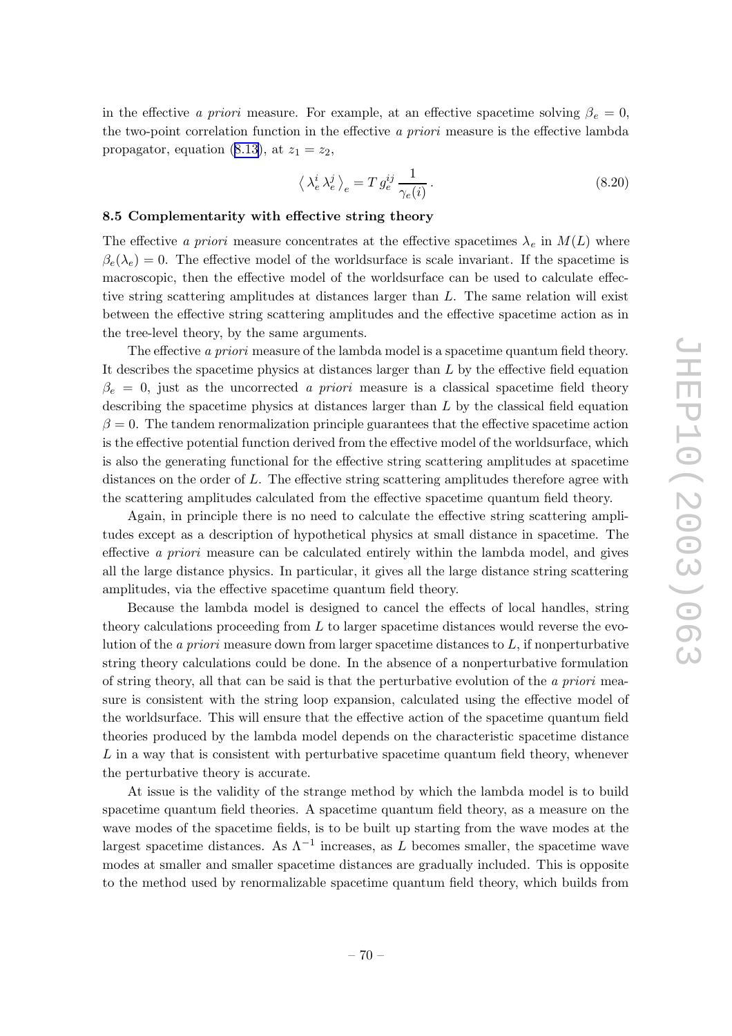in the effective *a priori* measure. For example, at an effective spacetime solving $\beta_e = 0$, the two-point correlation function in the effective *a priori* measure is the effective lambda propagator, equation (8.13), at $z_1 = z_2$,

$$\langle \lambda_e^i \lambda_e^j \rangle_e = T\, g_e^{ij} \frac{1}{\gamma_e(i)} \,. \tag{8.20}$$

### 8.5 Complementarity with effective string theory

The effective *a priori* measure concentrates at the effective spacetimes $\lambda_e$ in $M(L)$ where $\beta_e(\lambda_e) = 0$. The effective model of the worldsurface is scale invariant. If the spacetime is macroscopic, then the effective model of the worldsurface can be used to calculate effective string scattering amplitudes at distances larger than $L$. The same relation will exist between the effective string scattering amplitudes and the effective spacetime action as in the tree-level theory, by the same arguments.

The effective *a priori* measure of the lambda model is a spacetime quantum field theory. It describes the spacetime physics at distances larger than $L$ by the effective field equation $\beta_e = 0$, just as the uncorrected *a priori* measure is a classical spacetime field theory describing the spacetime physics at distances larger than $L$ by the classical field equation $\beta = 0$. The tandem renormalization principle guarantees that the effective spacetime action is the effective potential function derived from the effective model of the worldsurface, which is also the generating functional for the effective string scattering amplitudes at spacetime distances on the order of $L$. The effective string scattering amplitudes therefore agree with the scattering amplitudes calculated from the effective spacetime quantum field theory.

Again, in principle there is no need to calculate the effective string scattering amplitudes except as a description of hypothetical physics at small distance in spacetime. The effective *a priori* measure can be calculated entirely within the lambda model, and gives all the large distance physics. In particular, it gives all the large distance string scattering amplitudes, via the effective spacetime quantum field theory.

Because the lambda model is designed to cancel the effects of local handles, string theory calculations proceeding from $L$ to larger spacetime distances would reverse the evolution of the *a priori* measure down from larger spacetime distances to $L$, if nonperturbative string theory calculations could be done. In the absence of a nonperturbative formulation of string theory, all that can be said is that the perturbative evolution of the *a priori* measure is consistent with the string loop expansion, calculated using the effective model of the worldsurface. This will ensure that the effective action of the spacetime quantum field theories produced by the lambda model depends on the characteristic spacetime distance $L$ in a way that is consistent with perturbative spacetime quantum field theory, whenever the perturbative theory is accurate.

At issue is the validity of the strange method by which the lambda model is to build spacetime quantum field theories. A spacetime quantum field theory, as a measure on the wave modes of the spacetime fields, is to be built up starting from the wave modes at the largest spacetime distances. As $\Lambda^{-1}$ increases, as $L$ becomes smaller, the spacetime wave modes at smaller and smaller spacetime distances are gradually included. This is opposite to the method used by renormalizable spacetime quantum field theory, which builds from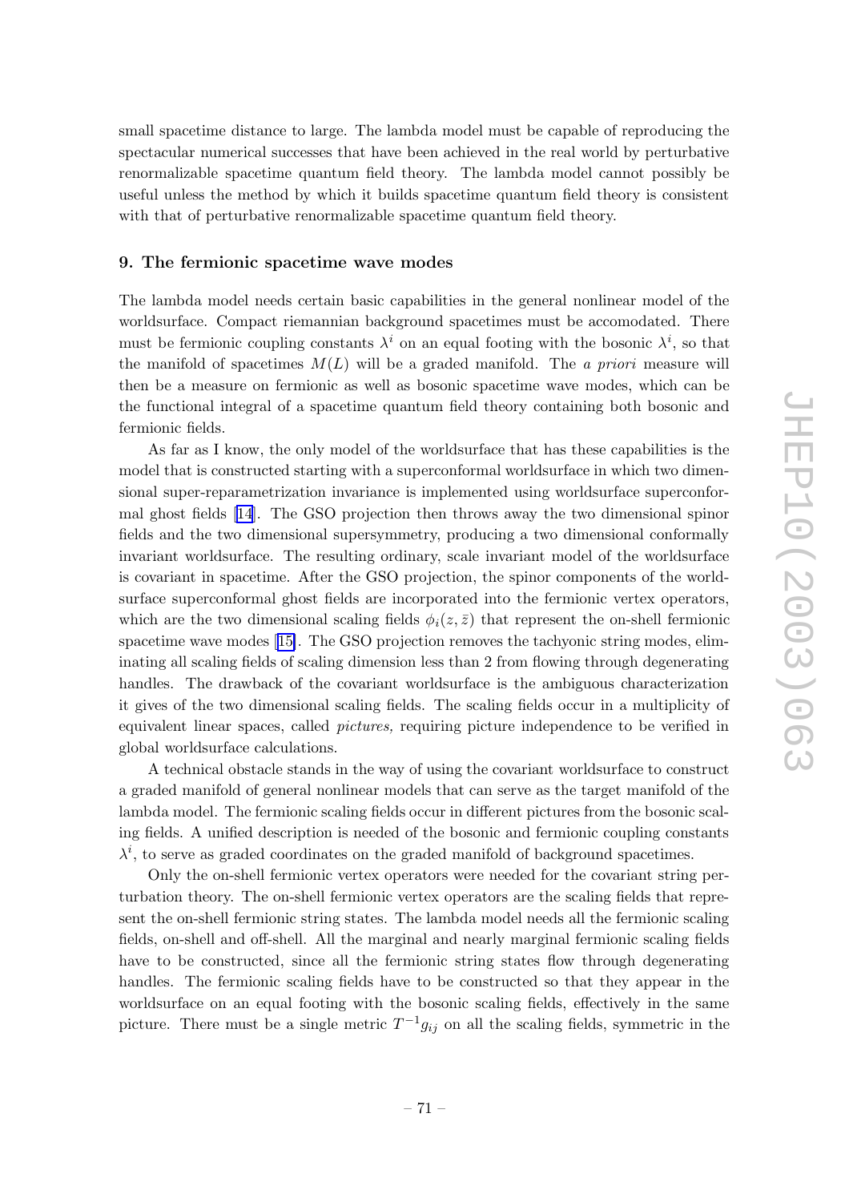small spacetime distance to large. The lambda model must be capable of reproducing the spectacular numerical successes that have been achieved in the real world by perturbative renormalizable spacetime quantum field theory. The lambda model cannot possibly be useful unless the method by which it builds spacetime quantum field theory is consistent with that of perturbative renormalizable spacetime quantum field theory.

## 9. The fermionic spacetime wave modes

The lambda model needs certain basic capabilities in the general nonlinear model of the worldsurface. Compact riemannian background spacetimes must be accomodated. There must be fermionic coupling constants $\lambda^i$ on an equal footing with the bosonic $\lambda^i$, so that the manifold of spacetimes $M(L)$ will be a graded manifold. The *a priori* measure will then be a measure on fermionic as well as bosonic spacetime wave modes, which can be the functional integral of a spacetime quantum field theory containing both bosonic and fermionic fields.

As far as I know, the only model of the worldsurface that has these capabilities is the model that is constructed starting with a superconformal worldsurface in which two dimensional super-reparametrization invariance is implemented using worldsurface superconformal ghost fields [14]. The GSO projection then throws away the two dimensional spinor fields and the two dimensional supersymmetry, producing a two dimensional conformally invariant worldsurface. The resulting ordinary, scale invariant model of the worldsurface is covariant in spacetime. After the GSO projection, the spinor components of the worldsurface superconformal ghost fields are incorporated into the fermionic vertex operators, which are the two dimensional scaling fields $\phi_i(z, \bar{z})$ that represent the on-shell fermionic spacetime wave modes [15]. The GSO projection removes the tachyonic string modes, eliminating all scaling fields of scaling dimension less than 2 from flowing through degenerating handles. The drawback of the covariant worldsurface is the ambiguous characterization it gives of the two dimensional scaling fields. The scaling fields occur in a multiplicity of equivalent linear spaces, called *pictures,* requiring picture independence to be verified in global worldsurface calculations.

A technical obstacle stands in the way of using the covariant worldsurface to construct a graded manifold of general nonlinear models that can serve as the target manifold of the lambda model. The fermionic scaling fields occur in different pictures from the bosonic scaling fields. A unified description is needed of the bosonic and fermionic coupling constants $\lambda^i$, to serve as graded coordinates on the graded manifold of background spacetimes.

Only the on-shell fermionic vertex operators were needed for the covariant string perturbation theory. The on-shell fermionic vertex operators are the scaling fields that represent the on-shell fermionic string states. The lambda model needs all the fermionic scaling fields, on-shell and off-shell. All the marginal and nearly marginal fermionic scaling fields have to be constructed, since all the fermionic string states flow through degenerating handles. The fermionic scaling fields have to be constructed so that they appear in the worldsurface on an equal footing with the bosonic scaling fields, effectively in the same picture. There must be a single metric $T^{-1}g_{ij}$ on all the scaling fields, symmetric in the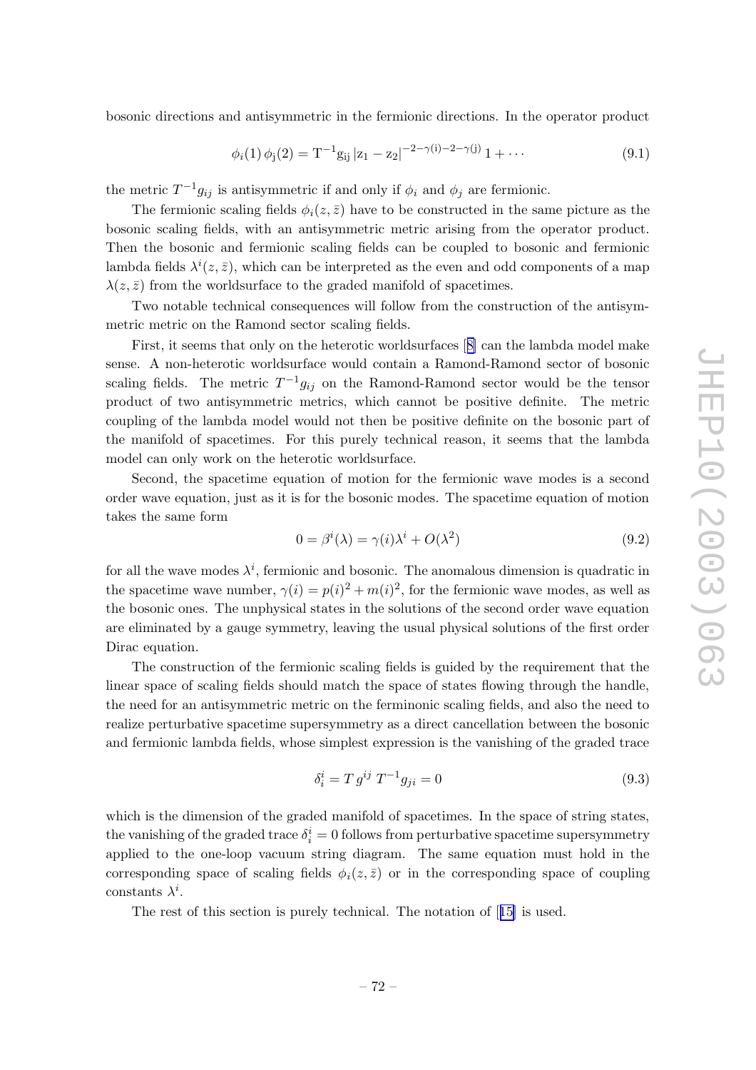bosonic directions and antisymmetric in the fermionic directions. In the operator product

$$\phi_i(1)\,\phi_j(2) = \mathrm{T}^{-1}\mathrm{g_{ij}}\,|\mathrm{z_1} - \mathrm{z_2}|^{-2-\gamma(\mathrm{i})-2-\gamma(\mathrm{j})}\,1 + \cdots \tag{9.1}$$

the metric $T^{-1}g_{ij}$ is antisymmetric if and only if $\phi_i$ and $\phi_j$ are fermionic.

The fermionic scaling fields $\phi_i(z,\bar{z})$ have to be constructed in the same picture as the bosonic scaling fields, with an antisymmetric metric arising from the operator product. Then the bosonic and fermionic scaling fields can be coupled to bosonic and fermionic lambda fields $\lambda^i(z,\bar{z})$, which can be interpreted as the even and odd components of a map $\lambda(z,\bar{z})$ from the worldsurface to the graded manifold of spacetimes.

Two notable technical consequences will follow from the construction of the antisymmetric metric on the Ramond sector scaling fields.

First, it seems that only on the heterotic worldsurfaces [8] can the lambda model make sense. A non-heterotic worldsurface would contain a Ramond-Ramond sector of bosonic scaling fields. The metric $T^{-1}g_{ij}$ on the Ramond-Ramond sector would be the tensor product of two antisymmetric metrics, which cannot be positive definite. The metric coupling of the lambda model would not then be positive definite on the bosonic part of the manifold of spacetimes. For this purely technical reason, it seems that the lambda model can only work on the heterotic worldsurface.

Second, the spacetime equation of motion for the fermionic wave modes is a second order wave equation, just as it is for the bosonic modes. The spacetime equation of motion takes the same form

$$0 = \beta^i(\lambda) = \gamma(i)\lambda^i + O(\lambda^2) \tag{9.2}$$

for all the wave modes $\lambda^i$, fermionic and bosonic. The anomalous dimension is quadratic in the spacetime wave number, $\gamma(i) = p(i)^2 + m(i)^2$, for the fermionic wave modes, as well as the bosonic ones. The unphysical states in the solutions of the second order wave equation are eliminated by a gauge symmetry, leaving the usual physical solutions of the first order Dirac equation.

The construction of the fermionic scaling fields is guided by the requirement that the linear space of scaling fields should match the space of states flowing through the handle, the need for an antisymmetric metric on the ferminonic scaling fields, and also the need to realize perturbative spacetime supersymmetry as a direct cancellation between the bosonic and fermionic lambda fields, whose simplest expression is the vanishing of the graded trace

$$\delta^i_i = T\,g^{ij}\,T^{-1}g_{ji} = 0 \tag{9.3}$$

which is the dimension of the graded manifold of spacetimes. In the space of string states, the vanishing of the graded trace $\delta^i_i = 0$ follows from perturbative spacetime supersymmetry applied to the one-loop vacuum string diagram. The same equation must hold in the corresponding space of scaling fields $\phi_i(z,\bar{z})$ or in the corresponding space of coupling constants $\lambda^i$.

The rest of this section is purely technical. The notation of [15] is used.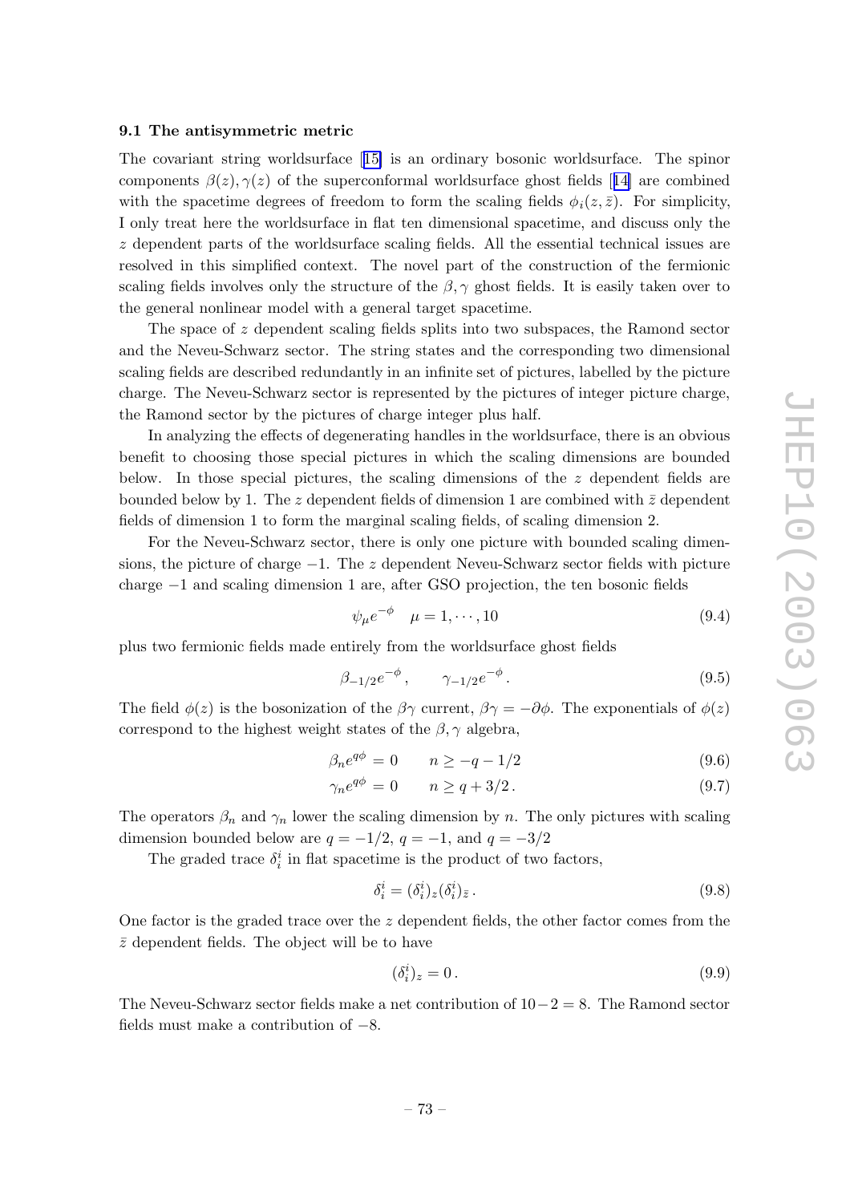### 9.1 The antisymmetric metric

The covariant string worldsurface [15] is an ordinary bosonic worldsurface. The spinor components $\beta(z), \gamma(z)$ of the superconformal worldsurface ghost fields [14] are combined with the spacetime degrees of freedom to form the scaling fields $\phi_i(z, \bar{z})$. For simplicity, I only treat here the worldsurface in flat ten dimensional spacetime, and discuss only the $z$ dependent parts of the worldsurface scaling fields. All the essential technical issues are resolved in this simplified context. The novel part of the construction of the fermionic scaling fields involves only the structure of the $\beta, \gamma$ ghost fields. It is easily taken over to the general nonlinear model with a general target spacetime.

The space of $z$ dependent scaling fields splits into two subspaces, the Ramond sector and the Neveu-Schwarz sector. The string states and the corresponding two dimensional scaling fields are described redundantly in an infinite set of pictures, labelled by the picture charge. The Neveu-Schwarz sector is represented by the pictures of integer picture charge, the Ramond sector by the pictures of charge integer plus half.

In analyzing the effects of degenerating handles in the worldsurface, there is an obvious benefit to choosing those special pictures in which the scaling dimensions are bounded below. In those special pictures, the scaling dimensions of the $z$ dependent fields are bounded below by 1. The $z$ dependent fields of dimension 1 are combined with $\bar{z}$ dependent fields of dimension 1 to form the marginal scaling fields, of scaling dimension 2.

For the Neveu-Schwarz sector, there is only one picture with bounded scaling dimensions, the picture of charge $-1$. The $z$ dependent Neveu-Schwarz sector fields with picture charge $-1$ and scaling dimension 1 are, after GSO projection, the ten bosonic fields

$$\psi_\mu e^{-\phi} \quad \mu = 1, \cdots, 10 \tag{9.4}$$

plus two fermionic fields made entirely from the worldsurface ghost fields

$$\beta_{-1/2} e^{-\phi}, \qquad \gamma_{-1/2} e^{-\phi}. \tag{9.5}$$

The field $\phi(z)$ is the bosonization of the $\beta\gamma$ current, $\beta\gamma = -\partial\phi$. The exponentials of $\phi(z)$ correspond to the highest weight states of the $\beta, \gamma$ algebra,

$$\beta_n e^{q\phi} = 0 \qquad n \geq -q - 1/2 \tag{9.6}$$

$$\gamma_n e^{q\phi} = 0 \qquad n \geq q + 3/2. \tag{9.7}$$

The operators $\beta_n$ and $\gamma_n$ lower the scaling dimension by $n$. The only pictures with scaling dimension bounded below are $q = -1/2$, $q = -1$, and $q = -3/2$

The graded trace $\delta^i_i$ in flat spacetime is the product of two factors,

$$\delta^i_i = (\delta^i_i)_z (\delta^i_i)_{\bar{z}}. \tag{9.8}$$

One factor is the graded trace over the $z$ dependent fields, the other factor comes from the $\bar{z}$ dependent fields. The object will be to have

$$(\delta^i_i)_z = 0. \tag{9.9}$$

The Neveu-Schwarz sector fields make a net contribution of $10-2 = 8$. The Ramond sector fields must make a contribution of $-8$.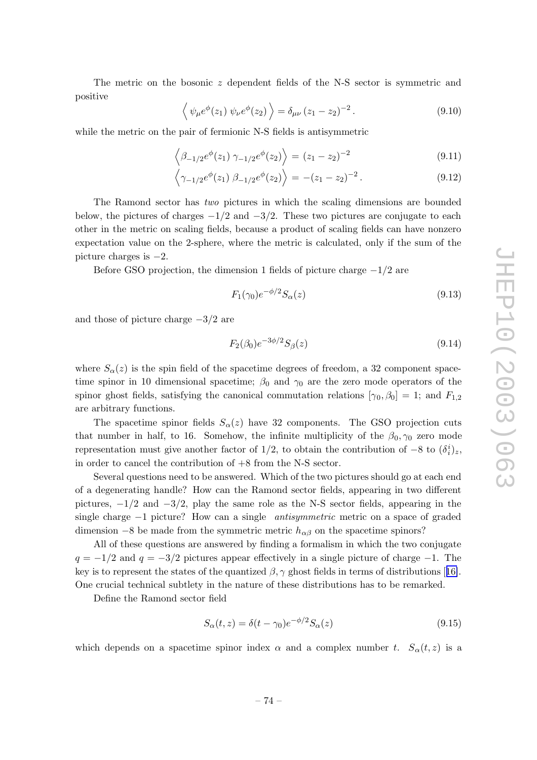The metric on the bosonic $z$ dependent fields of the N-S sector is symmetric and positive

$$\left\langle \psi_\mu e^{\phi}(z_1)\, \psi_\nu e^{\phi}(z_2) \right\rangle = \delta_{\mu\nu}\,(z_1 - z_2)^{-2}\,. \tag{9.10}$$

while the metric on the pair of fermionic N-S fields is antisymmetric

$$\left\langle \beta_{-1/2} e^{\phi}(z_1)\, \gamma_{-1/2} e^{\phi}(z_2) \right\rangle = (z_1 - z_2)^{-2} \tag{9.11}$$

$$\left\langle \gamma_{-1/2} e^{\phi}(z_1)\, \beta_{-1/2} e^{\phi}(z_2) \right\rangle = -(z_1 - z_2)^{-2}\,. \tag{9.12}$$

The Ramond sector has *two* pictures in which the scaling dimensions are bounded below, the pictures of charges $-1/2$ and $-3/2$. These two pictures are conjugate to each other in the metric on scaling fields, because a product of scaling fields can have nonzero expectation value on the 2-sphere, where the metric is calculated, only if the sum of the picture charges is $-2$.

Before GSO projection, the dimension 1 fields of picture charge $-1/2$ are

$$F_1(\gamma_0) e^{-\phi/2} S_\alpha(z) \tag{9.13}$$

and those of picture charge $-3/2$ are

$$F_2(\beta_0) e^{-3\phi/2} S_\beta(z) \tag{9.14}$$

where $S_\alpha(z)$ is the spin field of the spacetime degrees of freedom, a 32 component spacetime spinor in 10 dimensional spacetime; $\beta_0$ and $\gamma_0$ are the zero mode operators of the spinor ghost fields, satisfying the canonical commutation relations $[\gamma_0, \beta_0] = 1$; and $F_{1,2}$ are arbitrary functions.

The spacetime spinor fields $S_\alpha(z)$ have 32 components. The GSO projection cuts that number in half, to 16. Somehow, the infinite multiplicity of the $\beta_0, \gamma_0$ zero mode representation must give another factor of $1/2$, to obtain the contribution of $-8$ to $(\delta^i_i)_z$, in order to cancel the contribution of $+8$ from the N-S sector.

Several questions need to be answered. Which of the two pictures should go at each end of a degenerating handle? How can the Ramond sector fields, appearing in two different pictures, $-1/2$ and $-3/2$, play the same role as the N-S sector fields, appearing in the single charge $-1$ picture? How can a single *antisymmetric* metric on a space of graded dimension $-8$ be made from the symmetric metric $h_{\alpha\beta}$ on the spacetime spinors?

All of these questions are answered by finding a formalism in which the two conjugate $q = -1/2$ and $q = -3/2$ pictures appear effectively in a single picture of charge $-1$. The key is to represent the states of the quantized $\beta, \gamma$ ghost fields in terms of distributions [16]. One crucial technical subtlety in the nature of these distributions has to be remarked.

Define the Ramond sector field

$$S_\alpha(t, z) = \delta(t - \gamma_0) e^{-\phi/2} S_\alpha(z) \tag{9.15}$$

which depends on a spacetime spinor index $\alpha$ and a complex number $t$. $S_\alpha(t, z)$ is a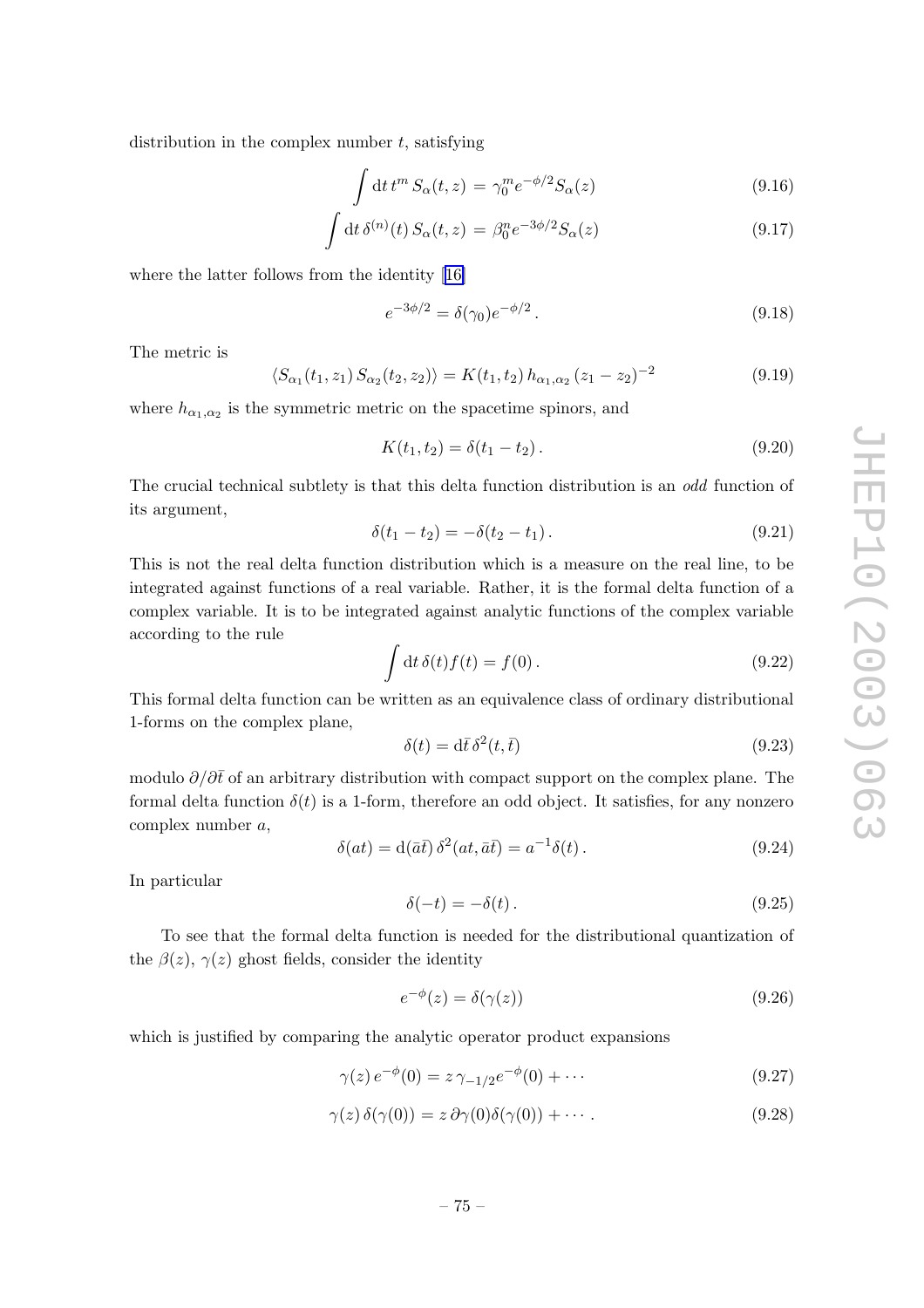distribution in the complex number $t$, satisfying

$$\int \mathrm{d}t\, t^m\, S_\alpha(t,z) = \gamma_0^m e^{-\phi/2} S_\alpha(z) \tag{9.16}$$

$$\int \mathrm{d}t\, \delta^{(n)}(t)\, S_\alpha(t,z) = \beta_0^n e^{-3\phi/2} S_\alpha(z) \tag{9.17}$$

where the latter follows from the identity [16]

$$e^{-3\phi/2} = \delta(\gamma_0) e^{-\phi/2}\,. \tag{9.18}$$

The metric is

$$\langle S_{\alpha_1}(t_1,z_1)\, S_{\alpha_2}(t_2,z_2)\rangle = K(t_1,t_2)\, h_{\alpha_1,\alpha_2}\,(z_1-z_2)^{-2} \tag{9.19}$$

where $h_{\alpha_1,\alpha_2}$ is the symmetric metric on the spacetime spinors, and

$$K(t_1,t_2) = \delta(t_1-t_2)\,. \tag{9.20}$$

The crucial technical subtlety is that this delta function distribution is an *odd* function of its argument,

$$\delta(t_1-t_2) = -\delta(t_2-t_1)\,. \tag{9.21}$$

This is not the real delta function distribution which is a measure on the real line, to be integrated against functions of a real variable. Rather, it is the formal delta function of a complex variable. It is to be integrated against analytic functions of the complex variable according to the rule

$$\int \mathrm{d}t\, \delta(t) f(t) = f(0)\,. \tag{9.22}$$

This formal delta function can be written as an equivalence class of ordinary distributional 1-forms on the complex plane,

$$\delta(t) = \mathrm{d}\bar{t}\, \delta^2(t,\bar{t}) \tag{9.23}$$

modulo $\partial/\partial\bar{t}$ of an arbitrary distribution with compact support on the complex plane. The formal delta function $\delta(t)$ is a 1-form, therefore an odd object. It satisfies, for any nonzero complex number $a$,

$$\delta(at) = \mathrm{d}(\bar{a}\bar{t})\, \delta^2(at,\bar{a}\bar{t}) = a^{-1}\delta(t)\,. \tag{9.24}$$

In particular

$$\delta(-t) = -\delta(t)\,. \tag{9.25}$$

To see that the formal delta function is needed for the distributional quantization of the $\beta(z)$, $\gamma(z)$ ghost fields, consider the identity

$$e^{-\phi}(z) = \delta(\gamma(z)) \tag{9.26}$$

which is justified by comparing the analytic operator product expansions

$$\gamma(z)\, e^{-\phi}(0) = z\, \gamma_{-1/2} e^{-\phi}(0) + \cdots \tag{9.27}$$

$$\gamma(z)\, \delta(\gamma(0)) = z\, \partial\gamma(0)\delta(\gamma(0)) + \cdots\,. \tag{9.28}$$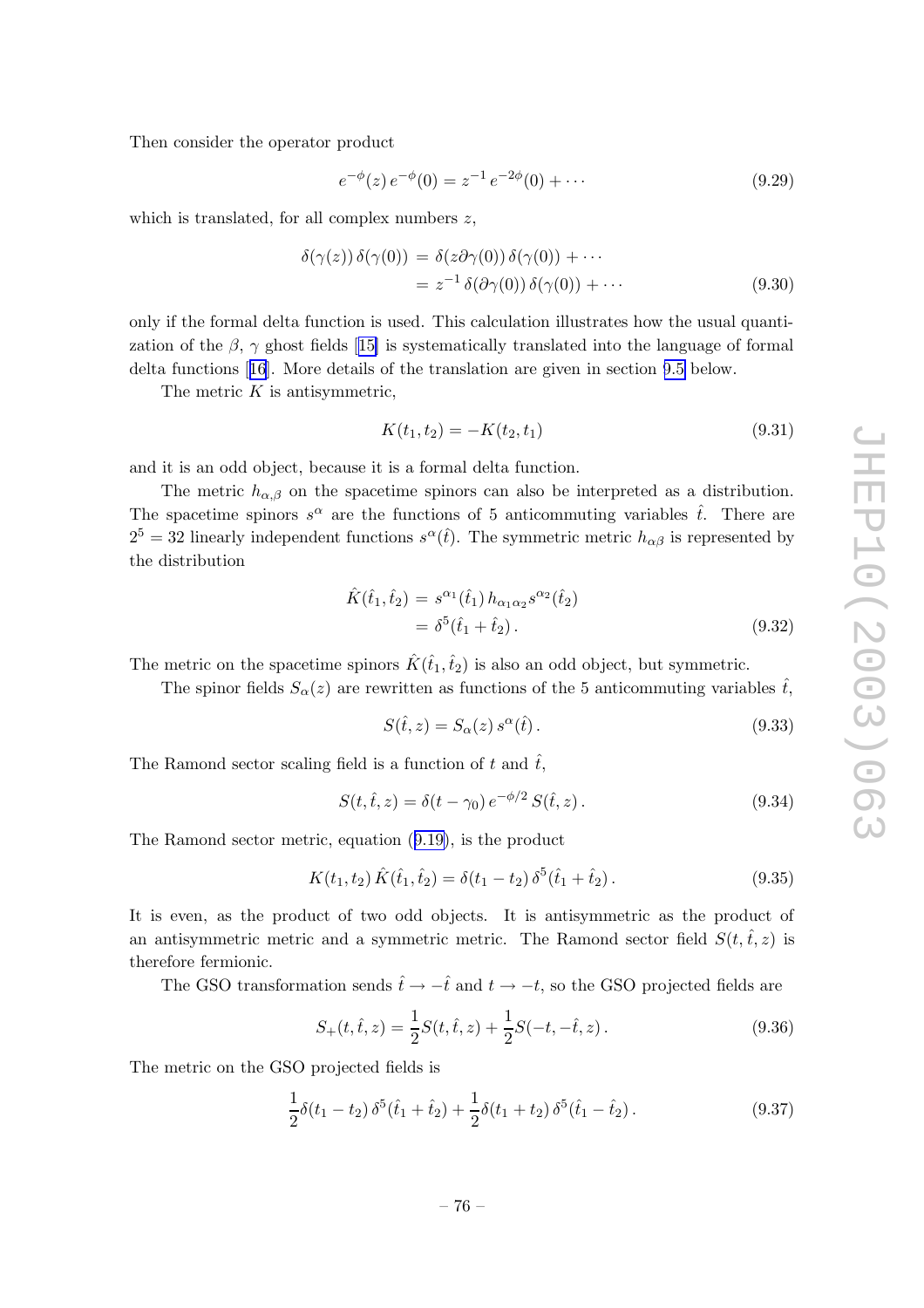Then consider the operator product

$$e^{-\phi}(z)\, e^{-\phi}(0) = z^{-1}\, e^{-2\phi}(0) + \cdots \tag{9.29}$$

which is translated, for all complex numbers $z$,

$$\begin{aligned}
\delta(\gamma(z))\, \delta(\gamma(0)) &= \delta(z\partial\gamma(0))\, \delta(\gamma(0)) + \cdots \\
&= z^{-1}\, \delta(\partial\gamma(0))\, \delta(\gamma(0)) + \cdots
\end{aligned} \tag{9.30}$$

only if the formal delta function is used. This calculation illustrates how the usual quantization of the $\beta$, $\gamma$ ghost fields [15] is systematically translated into the language of formal delta functions [16]. More details of the translation are given in section 9.5 below.

The metric $K$ is antisymmetric,

$$K(t_1, t_2) = -K(t_2, t_1) \tag{9.31}$$

and it is an odd object, because it is a formal delta function.

The metric $h_{\alpha,\beta}$ on the spacetime spinors can also be interpreted as a distribution. The spacetime spinors $s^\alpha$ are the functions of 5 anticommuting variables $\hat{t}$. There are $2^5 = 32$ linearly independent functions $s^\alpha(\hat{t})$. The symmetric metric $h_{\alpha\beta}$ is represented by the distribution

$$\begin{aligned}
\hat{K}(\hat{t}_1, \hat{t}_2) &= s^{\alpha_1}(\hat{t}_1)\, h_{\alpha_1\alpha_2} s^{\alpha_2}(\hat{t}_2) \\
&= \delta^5(\hat{t}_1 + \hat{t}_2)\,.
\end{aligned} \tag{9.32}$$

The metric on the spacetime spinors $\hat{K}(\hat{t}_1, \hat{t}_2)$ is also an odd object, but symmetric.

The spinor fields $S_\alpha(z)$ are rewritten as functions of the 5 anticommuting variables $\hat{t}$,

$$S(\hat{t}, z) = S_\alpha(z)\, s^\alpha(\hat{t})\,. \tag{9.33}$$

The Ramond sector scaling field is a function of $t$ and $\hat{t}$,

$$S(t, \hat{t}, z) = \delta(t - \gamma_0)\, e^{-\phi/2}\, S(\hat{t}, z)\,. \tag{9.34}$$

The Ramond sector metric, equation (9.19), is the product

$$K(t_1, t_2)\, \hat{K}(\hat{t}_1, \hat{t}_2) = \delta(t_1 - t_2)\, \delta^5(\hat{t}_1 + \hat{t}_2)\,. \tag{9.35}$$

It is even, as the product of two odd objects. It is antisymmetric as the product of an antisymmetric metric and a symmetric metric. The Ramond sector field $S(t, \hat{t}, z)$ is therefore fermionic.

The GSO transformation sends $\hat{t} \to -\hat{t}$ and $t \to -t$, so the GSO projected fields are

$$S_+(t, \hat{t}, z) = \frac{1}{2} S(t, \hat{t}, z) + \frac{1}{2} S(-t, -\hat{t}, z)\,. \tag{9.36}$$

The metric on the GSO projected fields is

$$\frac{1}{2}\delta(t_1 - t_2)\, \delta^5(\hat{t}_1 + \hat{t}_2) + \frac{1}{2}\delta(t_1 + t_2)\, \delta^5(\hat{t}_1 - \hat{t}_2)\,. \tag{9.37}$$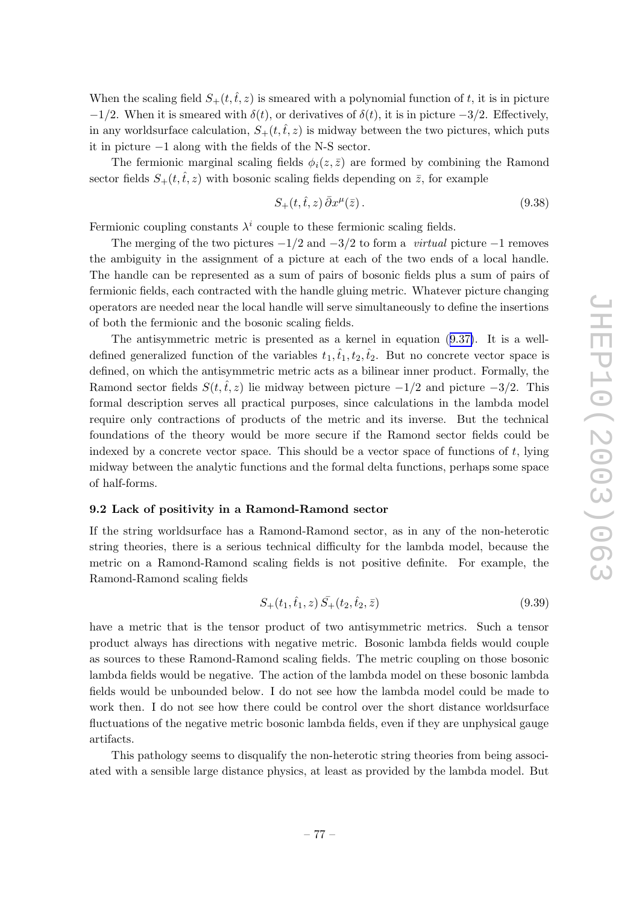When the scaling field $S_+(t,\hat{t},z)$ is smeared with a polynomial function of $t$, it is in picture $-1/2$. When it is smeared with $\delta(t)$, or derivatives of $\delta(t)$, it is in picture $-3/2$. Effectively, in any worldsurface calculation, $S_+(t,\hat{t},z)$ is midway between the two pictures, which puts it in picture $-1$ along with the fields of the N-S sector.

The fermionic marginal scaling fields $\phi_i(z,\bar{z})$ are formed by combining the Ramond sector fields $S_+(t,\hat{t},z)$ with bosonic scaling fields depending on $\bar{z}$, for example

$$S_+(t,\hat{t},z)\,\bar{\partial}x^\mu(\bar{z})\,. \tag{9.38}$$

Fermionic coupling constants $\lambda^i$ couple to these fermionic scaling fields.

The merging of the two pictures $-1/2$ and $-3/2$ to form a *virtual* picture $-1$ removes the ambiguity in the assignment of a picture at each of the two ends of a local handle. The handle can be represented as a sum of pairs of bosonic fields plus a sum of pairs of fermionic fields, each contracted with the handle gluing metric. Whatever picture changing operators are needed near the local handle will serve simultaneously to define the insertions of both the fermionic and the bosonic scaling fields.

The antisymmetric metric is presented as a kernel in equation (9.37). It is a well-defined generalized function of the variables $t_1,\hat{t}_1,t_2,\hat{t}_2$. But no concrete vector space is defined, on which the antisymmetric metric acts as a bilinear inner product. Formally, the Ramond sector fields $S(t,\hat{t},z)$ lie midway between picture $-1/2$ and picture $-3/2$. This formal description serves all practical purposes, since calculations in the lambda model require only contractions of products of the metric and its inverse. But the technical foundations of the theory would be more secure if the Ramond sector fields could be indexed by a concrete vector space. This should be a vector space of functions of $t$, lying midway between the analytic functions and the formal delta functions, perhaps some space of half-forms.

### 9.2 Lack of positivity in a Ramond-Ramond sector

If the string worldsurface has a Ramond-Ramond sector, as in any of the non-heterotic string theories, there is a serious technical difficulty for the lambda model, because the metric on a Ramond-Ramond scaling fields is not positive definite. For example, the Ramond-Ramond scaling fields

$$S_+(t_1,\hat{t}_1,z)\,\bar{S_+}(t_2,\hat{t}_2,\bar{z}) \tag{9.39}$$

have a metric that is the tensor product of two antisymmetric metrics. Such a tensor product always has directions with negative metric. Bosonic lambda fields would couple as sources to these Ramond-Ramond scaling fields. The metric coupling on those bosonic lambda fields would be negative. The action of the lambda model on these bosonic lambda fields would be unbounded below. I do not see how the lambda model could be made to work then. I do not see how there could be control over the short distance worldsurface fluctuations of the negative metric bosonic lambda fields, even if they are unphysical gauge artifacts.

This pathology seems to disqualify the non-heterotic string theories from being associated with a sensible large distance physics, at least as provided by the lambda model. But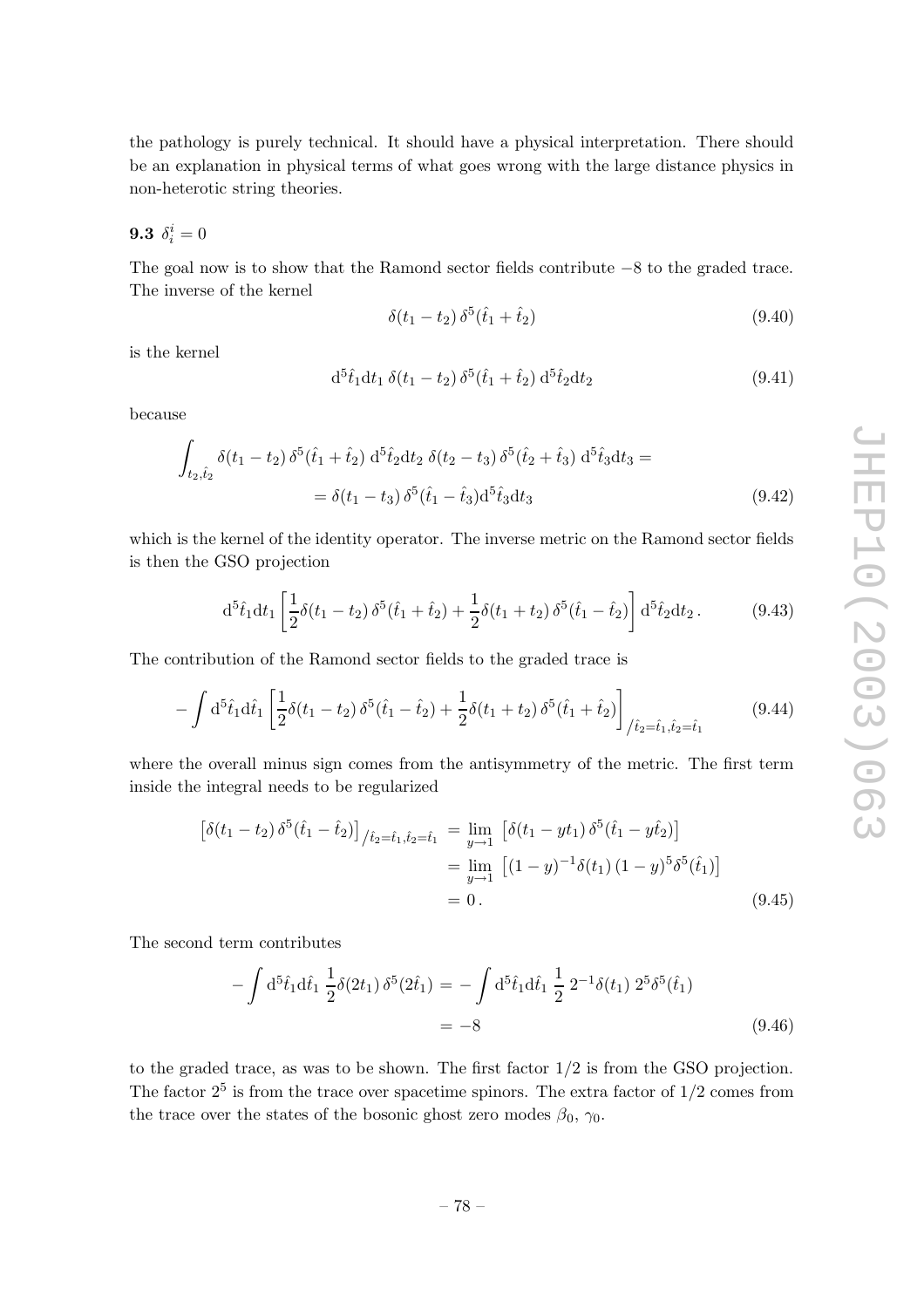the pathology is purely technical. It should have a physical interpretation. There should be an explanation in physical terms of what goes wrong with the large distance physics in non-heterotic string theories.

### 9.3 $\delta^i_i = 0$

The goal now is to show that the Ramond sector fields contribute $-8$ to the graded trace. The inverse of the kernel

$$\delta(t_1 - t_2)\, \delta^5(\hat{t}_1 + \hat{t}_2) \tag{9.40}$$

is the kernel

$$\mathrm{d}^5\hat{t}_1 \mathrm{d}t_1\, \delta(t_1 - t_2)\, \delta^5(\hat{t}_1 + \hat{t}_2)\, \mathrm{d}^5\hat{t}_2 \mathrm{d}t_2 \tag{9.41}$$

because

$$\begin{aligned}\int_{t_2,\hat{t}_2} \delta(t_1 - t_2)\, \delta^5(\hat{t}_1 + \hat{t}_2)\, \mathrm{d}^5\hat{t}_2 \mathrm{d}t_2\, \delta(t_2 - t_3)\, \delta^5(\hat{t}_2 + \hat{t}_3)\, \mathrm{d}^5\hat{t}_3 \mathrm{d}t_3 = \\ = \delta(t_1 - t_3)\, \delta^5(\hat{t}_1 - \hat{t}_3) \mathrm{d}^5\hat{t}_3 \mathrm{d}t_3\end{aligned} \tag{9.42}$$

which is the kernel of the identity operator. The inverse metric on the Ramond sector fields is then the GSO projection

$$\mathrm{d}^5\hat{t}_1 \mathrm{d}t_1 \left[\frac{1}{2}\delta(t_1 - t_2)\, \delta^5(\hat{t}_1 + \hat{t}_2) + \frac{1}{2}\delta(t_1 + t_2)\, \delta^5(\hat{t}_1 - \hat{t}_2)\right] \mathrm{d}^5\hat{t}_2 \mathrm{d}t_2 \,. \tag{9.43}$$

The contribution of the Ramond sector fields to the graded trace is

$$-\int \mathrm{d}^5\hat{t}_1 \mathrm{d}\hat{t}_1 \left[\frac{1}{2}\delta(t_1 - t_2)\, \delta^5(\hat{t}_1 - \hat{t}_2) + \frac{1}{2}\delta(t_1 + t_2)\, \delta^5(\hat{t}_1 + \hat{t}_2)\right]_{/\hat{t}_2 = \hat{t}_1, \hat{t}_2 = \hat{t}_1} \tag{9.44}$$

where the overall minus sign comes from the antisymmetry of the metric. The first term inside the integral needs to be regularized

$$\begin{aligned}\left[\delta(t_1 - t_2)\, \delta^5(\hat{t}_1 - \hat{t}_2)\right]_{/\hat{t}_2 = \hat{t}_1, \hat{t}_2 = \hat{t}_1} &= \lim_{y \to 1} \left[\delta(t_1 - yt_1)\, \delta^5(\hat{t}_1 - y\hat{t}_2)\right] \\ &= \lim_{y \to 1} \left[(1-y)^{-1} \delta(t_1)\, (1-y)^5 \delta^5(\hat{t}_1)\right] \\ &= 0\,.\end{aligned} \tag{9.45}$$

The second term contributes

$$\begin{aligned}-\int \mathrm{d}^5\hat{t}_1 \mathrm{d}\hat{t}_1\, \frac{1}{2}\delta(2t_1)\, \delta^5(2\hat{t}_1) &= -\int \mathrm{d}^5\hat{t}_1 \mathrm{d}\hat{t}_1\, \frac{1}{2}\, 2^{-1}\delta(t_1)\, 2^5 \delta^5(\hat{t}_1) \\ &= -8\end{aligned} \tag{9.46}$$

to the graded trace, as was to be shown. The first factor $1/2$ is from the GSO projection. The factor $2^5$ is from the trace over spacetime spinors. The extra factor of $1/2$ comes from the trace over the states of the bosonic ghost zero modes $\beta_0$, $\gamma_0$.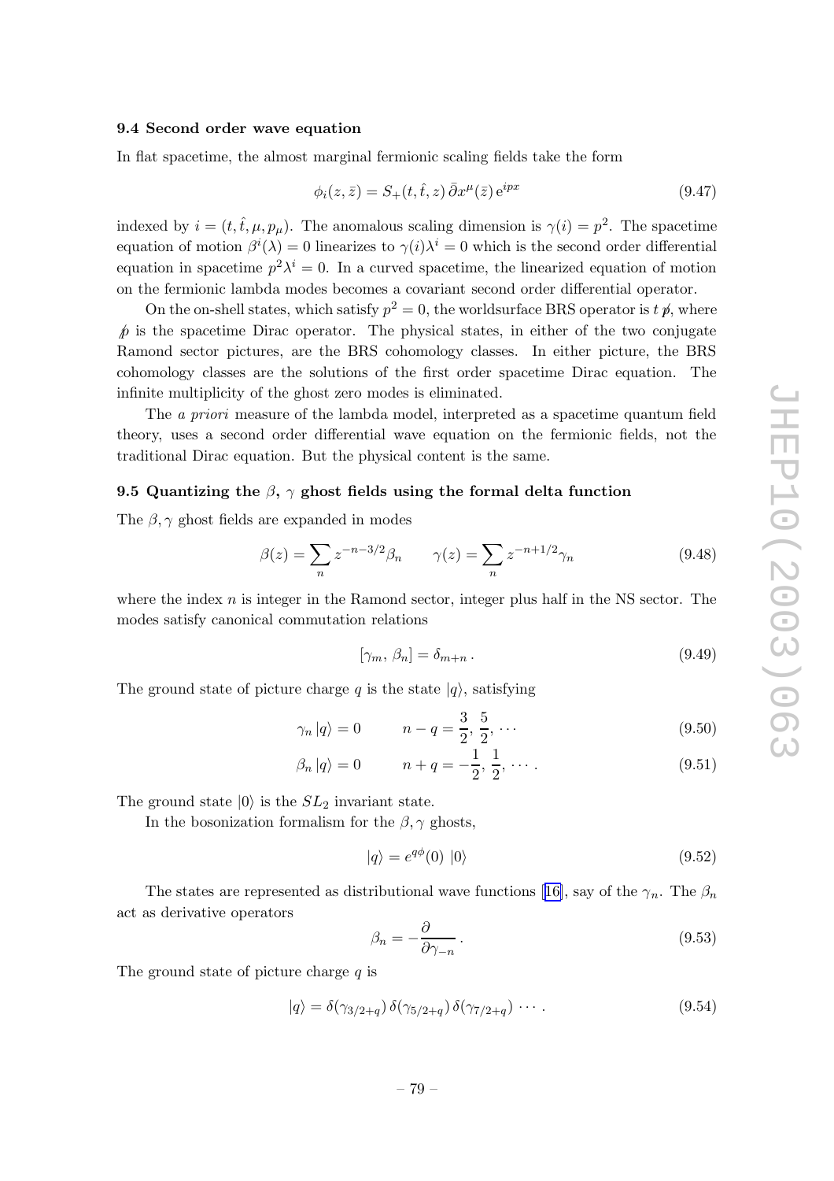### 9.4 Second order wave equation

In flat spacetime, the almost marginal fermionic scaling fields take the form

$$\phi_i(z, \bar{z}) = S_+(t, \hat{t}, z)\, \bar{\partial} x^\mu(\bar{z})\, \mathrm{e}^{ipx} \tag{9.47}$$

indexed by $i = (t, \hat{t}, \mu, p_\mu)$. The anomalous scaling dimension is $\gamma(i) = p^2$. The spacetime equation of motion $\beta^i(\lambda) = 0$ linearizes to $\gamma(i)\lambda^i = 0$ which is the second order differential equation in spacetime $p^2\lambda^i = 0$. In a curved spacetime, the linearized equation of motion on the fermionic lambda modes becomes a covariant second order differential operator.

On the on-shell states, which satisfy $p^2 = 0$, the worldsurface BRS operator is $t\,\not{p}$, where $\not{p}$ is the spacetime Dirac operator. The physical states, in either of the two conjugate Ramond sector pictures, are the BRS cohomology classes. In either picture, the BRS cohomology classes are the solutions of the first order spacetime Dirac equation. The infinite multiplicity of the ghost zero modes is eliminated.

The *a priori* measure of the lambda model, interpreted as a spacetime quantum field theory, uses a second order differential wave equation on the fermionic fields, not the traditional Dirac equation. But the physical content is the same.

### 9.5 Quantizing the $\beta$, $\gamma$ ghost fields using the formal delta function

The $\beta, \gamma$ ghost fields are expanded in modes

$$\beta(z) = \sum_n z^{-n-3/2}\beta_n \qquad \gamma(z) = \sum_n z^{-n+1/2}\gamma_n \tag{9.48}$$

where the index $n$ is integer in the Ramond sector, integer plus half in the NS sector. The modes satisfy canonical commutation relations

$$[\gamma_m, \beta_n] = \delta_{m+n}\,. \tag{9.49}$$

The ground state of picture charge $q$ is the state $|q\rangle$, satisfying

$$\gamma_n\,|q\rangle = 0 \qquad n - q = \frac{3}{2}, \frac{5}{2}, \cdots \tag{9.50}$$

$$\beta_n\,|q\rangle = 0 \qquad n + q = -\frac{1}{2}, \frac{1}{2}, \cdots\,. \tag{9.51}$$

The ground state $|0\rangle$ is the $SL_2$ invariant state.

In the bosonization formalism for the $\beta, \gamma$ ghosts,

$$|q\rangle = e^{q\phi}(0)\;|0\rangle \tag{9.52}$$

The states are represented as distributional wave functions [16], say of the $\gamma_n$. The $\beta_n$ act as derivative operators

$$\beta_n = -\frac{\partial}{\partial\gamma_{-n}}\,. \tag{9.53}$$

The ground state of picture charge $q$ is

$$|q\rangle = \delta(\gamma_{3/2+q})\,\delta(\gamma_{5/2+q})\,\delta(\gamma_{7/2+q})\;\cdots\,. \tag{9.54}$$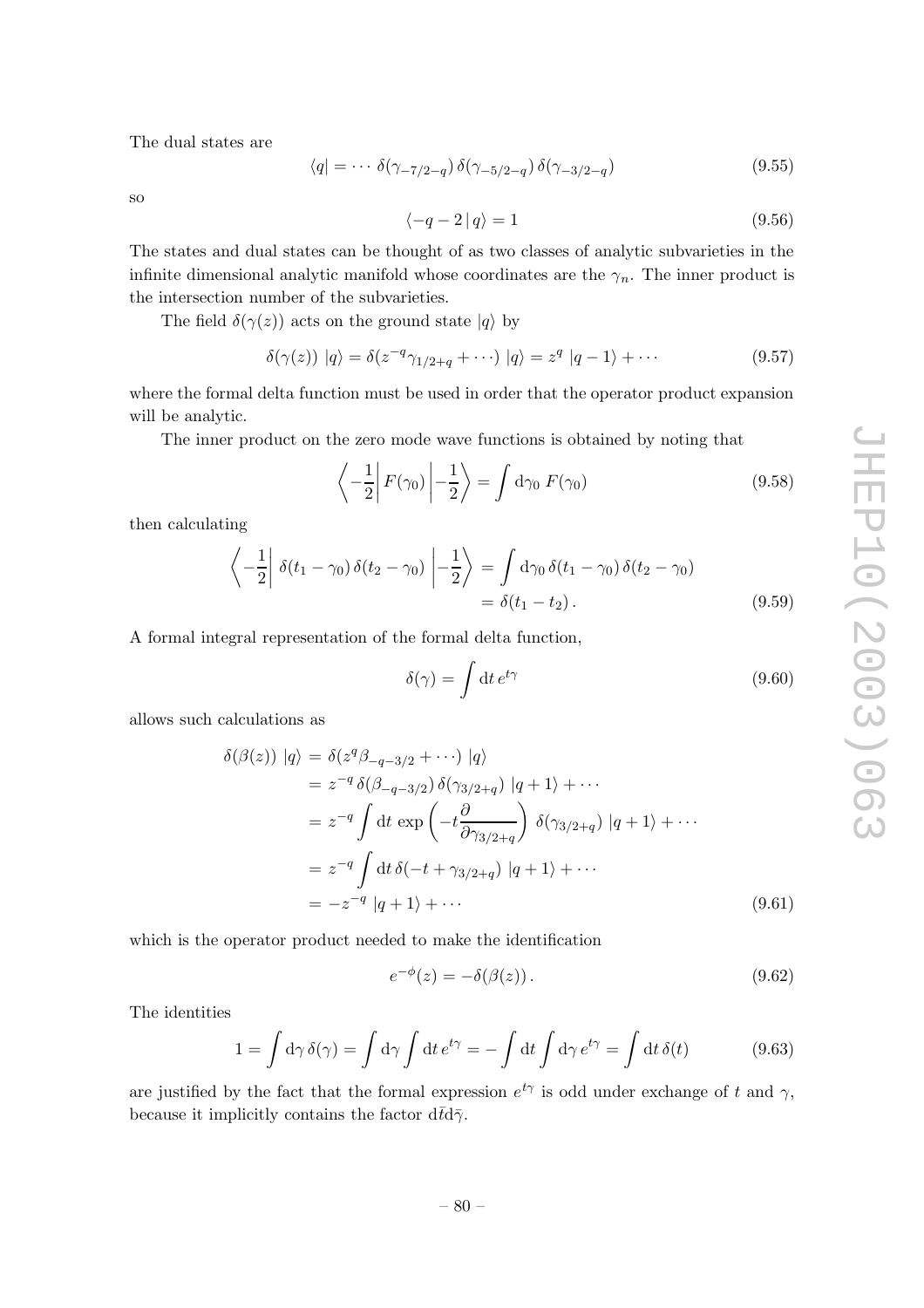The dual states are

$$\langle q| = \cdots \, \delta(\gamma_{-7/2-q})\, \delta(\gamma_{-5/2-q})\, \delta(\gamma_{-3/2-q}) \tag{9.55}$$

so

$$\langle -q-2 \,|\, q\rangle = 1 \tag{9.56}$$

The states and dual states can be thought of as two classes of analytic subvarieties in the infinite dimensional analytic manifold whose coordinates are the $\gamma_n$. The inner product is the intersection number of the subvarieties.

The field $\delta(\gamma(z))$ acts on the ground state $|q\rangle$ by

$$\delta(\gamma(z))\; |q\rangle = \delta(z^{-q}\gamma_{1/2+q} + \cdots)\; |q\rangle = z^{q}\; |q-1\rangle + \cdots \tag{9.57}$$

where the formal delta function must be used in order that the operator product expansion will be analytic.

The inner product on the zero mode wave functions is obtained by noting that

$$\left\langle -\frac{1}{2} \right| F(\gamma_0) \left| -\frac{1}{2} \right\rangle = \int \mathrm{d}\gamma_0\, F(\gamma_0) \tag{9.58}$$

then calculating

$$\begin{aligned}\left\langle -\frac{1}{2} \right| \delta(t_1-\gamma_0)\, \delta(t_2-\gamma_0) \left| -\frac{1}{2} \right\rangle &= \int \mathrm{d}\gamma_0\, \delta(t_1-\gamma_0)\, \delta(t_2-\gamma_0) \\ &= \delta(t_1-t_2)\,.\end{aligned} \tag{9.59}$$

A formal integral representation of the formal delta function,

$$\delta(\gamma) = \int \mathrm{d}t\, e^{t\gamma} \tag{9.60}$$

allows such calculations as

$$\begin{aligned}\delta(\beta(z))\; |q\rangle &= \delta(z^{q}\beta_{-q-3/2} + \cdots)\; |q\rangle \\ &= z^{-q}\, \delta(\beta_{-q-3/2})\, \delta(\gamma_{3/2+q})\; |q+1\rangle + \cdots \\ &= z^{-q} \int \mathrm{d}t\, \exp\left(-t\frac{\partial}{\partial \gamma_{3/2+q}}\right)\, \delta(\gamma_{3/2+q})\; |q+1\rangle + \cdots \\ &= z^{-q} \int \mathrm{d}t\, \delta(-t+\gamma_{3/2+q})\; |q+1\rangle + \cdots \\ &= -z^{-q}\; |q+1\rangle + \cdots\end{aligned} \tag{9.61}$$

which is the operator product needed to make the identification

$$e^{-\phi}(z) = -\delta(\beta(z))\,. \tag{9.62}$$

The identities

$$1 = \int \mathrm{d}\gamma\, \delta(\gamma) = \int \mathrm{d}\gamma \int \mathrm{d}t\, e^{t\gamma} = -\int \mathrm{d}t \int \mathrm{d}\gamma\, e^{t\gamma} = \int \mathrm{d}t\, \delta(t) \tag{9.63}$$

are justified by the fact that the formal expression $e^{t\gamma}$ is odd under exchange of $t$ and $\gamma$, because it implicitly contains the factor $\mathrm{d}\bar{t}\mathrm{d}\bar{\gamma}$.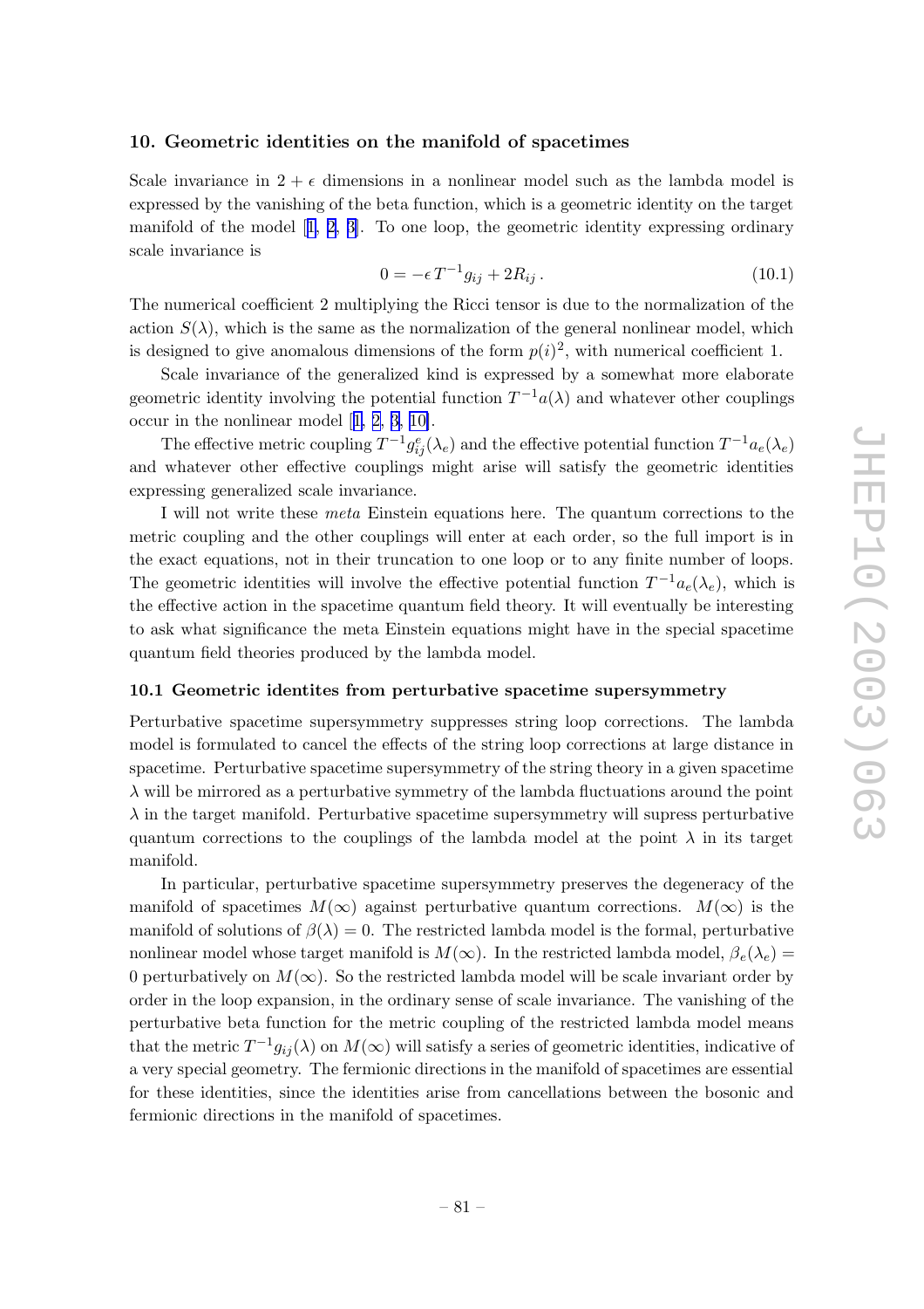## 10. Geometric identities on the manifold of spacetimes

Scale invariance in $2+\epsilon$ dimensions in a nonlinear model such as the lambda model is expressed by the vanishing of the beta function, which is a geometric identity on the target manifold of the model [1, 2, 3]. To one loop, the geometric identity expressing ordinary scale invariance is

$$0 = -\epsilon T^{-1} g_{ij} + 2R_{ij} \,. \tag{10.1}$$

The numerical coefficient 2 multiplying the Ricci tensor is due to the normalization of the action $S(\lambda)$, which is the same as the normalization of the general nonlinear model, which is designed to give anomalous dimensions of the form $p(i)^2$, with numerical coefficient 1.

Scale invariance of the generalized kind is expressed by a somewhat more elaborate geometric identity involving the potential function $T^{-1}a(\lambda)$ and whatever other couplings occur in the nonlinear model [1, 2, 3, 10].

The effective metric coupling $T^{-1}g^e_{ij}(\lambda_e)$ and the effective potential function $T^{-1}a_e(\lambda_e)$ and whatever other effective couplings might arise will satisfy the geometric identities expressing generalized scale invariance.

I will not write these *meta* Einstein equations here. The quantum corrections to the metric coupling and the other couplings will enter at each order, so the full import is in the exact equations, not in their truncation to one loop or to any finite number of loops. The geometric identities will involve the effective potential function $T^{-1}a_e(\lambda_e)$, which is the effective action in the spacetime quantum field theory. It will eventually be interesting to ask what significance the meta Einstein equations might have in the special spacetime quantum field theories produced by the lambda model.

### 10.1 Geometric identites from perturbative spacetime supersymmetry

Perturbative spacetime supersymmetry suppresses string loop corrections. The lambda model is formulated to cancel the effects of the string loop corrections at large distance in spacetime. Perturbative spacetime supersymmetry of the string theory in a given spacetime $\lambda$ will be mirrored as a perturbative symmetry of the lambda fluctuations around the point $\lambda$ in the target manifold. Perturbative spacetime supersymmetry will supress perturbative quantum corrections to the couplings of the lambda model at the point $\lambda$ in its target manifold.

In particular, perturbative spacetime supersymmetry preserves the degeneracy of the manifold of spacetimes $M(\infty)$ against perturbative quantum corrections. $M(\infty)$ is the manifold of solutions of $\beta(\lambda) = 0$. The restricted lambda model is the formal, perturbative nonlinear model whose target manifold is $M(\infty)$. In the restricted lambda model, $\beta_e(\lambda_e) = 0$ perturbatively on $M(\infty)$. So the restricted lambda model will be scale invariant order by order in the loop expansion, in the ordinary sense of scale invariance. The vanishing of the perturbative beta function for the metric coupling of the restricted lambda model means that the metric $T^{-1}g_{ij}(\lambda)$ on $M(\infty)$ will satisfy a series of geometric identities, indicative of a very special geometry. The fermionic directions in the manifold of spacetimes are essential for these identities, since the identities arise from cancellations between the bosonic and fermionic directions in the manifold of spacetimes.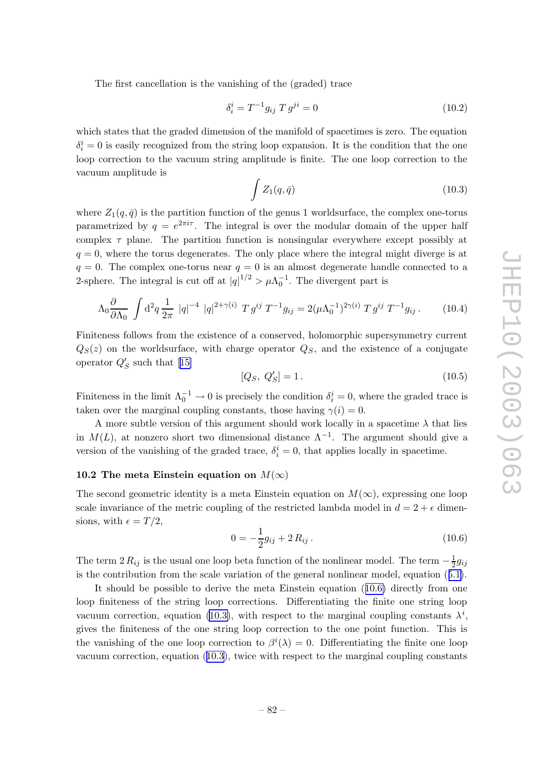The first cancellation is the vanishing of the (graded) trace

$$\delta^i_i = T^{-1} g_{ij}\, T\, g^{ji} = 0 \tag{10.2}$$

which states that the graded dimension of the manifold of spacetimes is zero. The equation $\delta^i_i = 0$ is easily recognized from the string loop expansion. It is the condition that the one loop correction to the vacuum string amplitude is finite. The one loop correction to the vacuum amplitude is

$$\int Z_1(q, \bar{q}) \tag{10.3}$$

where $Z_1(q, \bar{q})$ is the partition function of the genus 1 worldsurface, the complex one-torus parametrized by $q = e^{2\pi i \tau}$. The integral is over the modular domain of the upper half complex $\tau$ plane. The partition function is nonsingular everywhere except possibly at $q = 0$, where the torus degenerates. The only place where the integral might diverge is at $q = 0$. The complex one-torus near $q = 0$ is an almost degenerate handle connected to a 2-sphere. The integral is cut off at $|q|^{1/2} > \mu \Lambda_0^{-1}$. The divergent part is

$$\Lambda_0 \frac{\partial}{\partial \Lambda_0} \int \mathrm{d}^2 q \, \frac{1}{2\pi}\; |q|^{-4}\; |q|^{2+\gamma(i)}\; T\, g^{ij}\, T^{-1} g_{ij} = 2(\mu \Lambda_0^{-1})^{2\gamma(i)}\; T\, g^{ij}\; T^{-1} g_{ij}\,. \tag{10.4}$$

Finiteness follows from the existence of a conserved, holomorphic supersymmetry current $Q_S(z)$ on the worldsurface, with charge operator $Q_S$, and the existence of a conjugate operator $Q'_S$ such that [15]

$$[Q_S,\; Q'_S] = 1\,. \tag{10.5}$$

Finiteness in the limit $\Lambda_0^{-1} \to 0$ is precisely the condition $\delta^i_i = 0$, where the graded trace is taken over the marginal coupling constants, those having $\gamma(i) = 0$.

A more subtle version of this argument should work locally in a spacetime $\lambda$ that lies in $M(L)$, at nonzero short two dimensional distance $\Lambda^{-1}$. The argument should give a version of the vanishing of the graded trace, $\delta^i_i = 0$, that applies locally in spacetime.

### 10.2 The meta Einstein equation on $M(\infty)$

The second geometric identity is a meta Einstein equation on $M(\infty)$, expressing one loop scale invariance of the metric coupling of the restricted lambda model in $d = 2 + \epsilon$ dimensions, with $\epsilon = T/2$,

$$0 = -\frac{1}{2} g_{ij} + 2\, R_{ij}\,. \tag{10.6}$$

The term $2\, R_{ij}$ is the usual one loop beta function of the nonlinear model. The term $-\frac{1}{2} g_{ij}$ is the contribution from the scale variation of the general nonlinear model, equation (5.1).

It should be possible to derive the meta Einstein equation (10.6) directly from one loop finiteness of the string loop corrections. Differentiating the finite one string loop vacuum correction, equation (10.3), with respect to the marginal coupling constants $\lambda^i$, gives the finiteness of the one string loop correction to the one point function. This is the vanishing of the one loop correction to $\beta^i(\lambda) = 0$. Differentiating the finite one loop vacuum correction, equation (10.3), twice with respect to the marginal coupling constants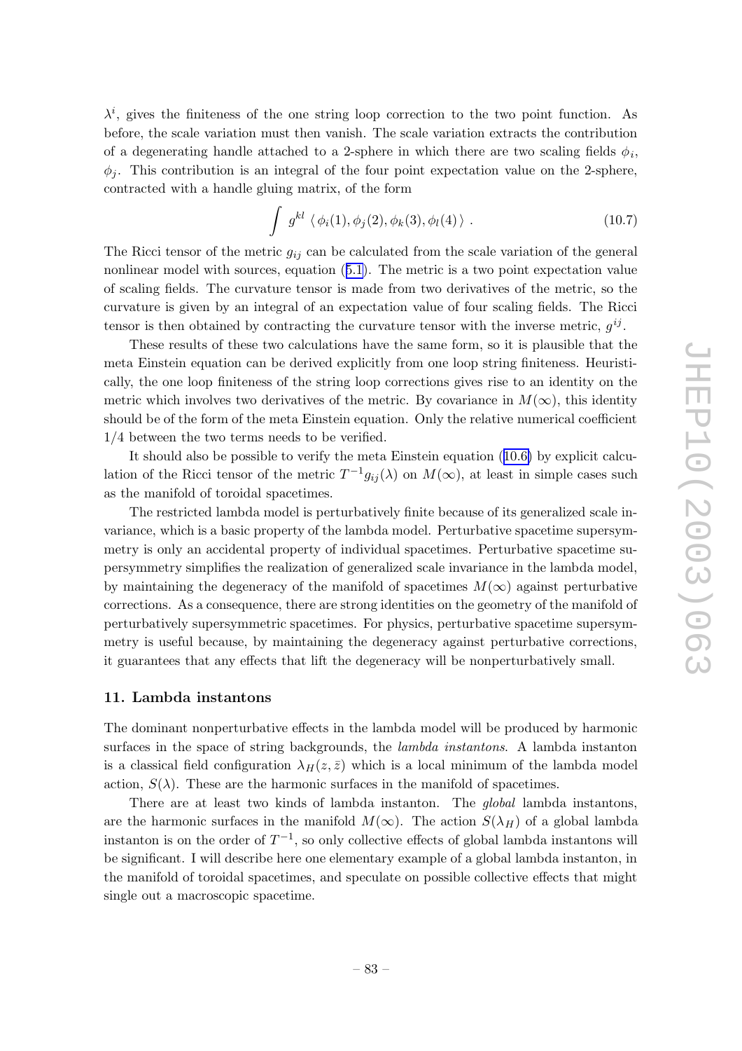$\lambda^i$, gives the finiteness of the one string loop correction to the two point function. As before, the scale variation must then vanish. The scale variation extracts the contribution of a degenerating handle attached to a 2-sphere in which there are two scaling fields $\phi_i$, $\phi_j$. This contribution is an integral of the four point expectation value on the 2-sphere, contracted with a handle gluing matrix, of the form

$$\int g^{kl} \langle \phi_i(1), \phi_j(2), \phi_k(3), \phi_l(4) \rangle \ . \tag{10.7}$$

The Ricci tensor of the metric $g_{ij}$ can be calculated from the scale variation of the general nonlinear model with sources, equation (5.1). The metric is a two point expectation value of scaling fields. The curvature tensor is made from two derivatives of the metric, so the curvature is given by an integral of an expectation value of four scaling fields. The Ricci tensor is then obtained by contracting the curvature tensor with the inverse metric, $g^{ij}$.

These results of these two calculations have the same form, so it is plausible that the meta Einstein equation can be derived explicitly from one loop string finiteness. Heuristically, the one loop finiteness of the string loop corrections gives rise to an identity on the metric which involves two derivatives of the metric. By covariance in $M(\infty)$, this identity should be of the form of the meta Einstein equation. Only the relative numerical coefficient $1/4$ between the two terms needs to be verified.

It should also be possible to verify the meta Einstein equation (10.6) by explicit calculation of the Ricci tensor of the metric $T^{-1}g_{ij}(\lambda)$ on $M(\infty)$, at least in simple cases such as the manifold of toroidal spacetimes.

The restricted lambda model is perturbatively finite because of its generalized scale invariance, which is a basic property of the lambda model. Perturbative spacetime supersymmetry is only an accidental property of individual spacetimes. Perturbative spacetime supersymmetry simplifies the realization of generalized scale invariance in the lambda model, by maintaining the degeneracy of the manifold of spacetimes $M(\infty)$ against perturbative corrections. As a consequence, there are strong identities on the geometry of the manifold of perturbatively supersymmetric spacetimes. For physics, perturbative spacetime supersymmetry is useful because, by maintaining the degeneracy against perturbative corrections, it guarantees that any effects that lift the degeneracy will be nonperturbatively small.

## 11. Lambda instantons

The dominant nonperturbative effects in the lambda model will be produced by harmonic surfaces in the space of string backgrounds, the *lambda instantons*. A lambda instanton is a classical field configuration $\lambda_H(z, \bar{z})$ which is a local minimum of the lambda model action, $S(\lambda)$. These are the harmonic surfaces in the manifold of spacetimes.

There are at least two kinds of lambda instanton. The *global* lambda instantons, are the harmonic surfaces in the manifold $M(\infty)$. The action $S(\lambda_H)$ of a global lambda instanton is on the order of $T^{-1}$, so only collective effects of global lambda instantons will be significant. I will describe here one elementary example of a global lambda instanton, in the manifold of toroidal spacetimes, and speculate on possible collective effects that might single out a macroscopic spacetime.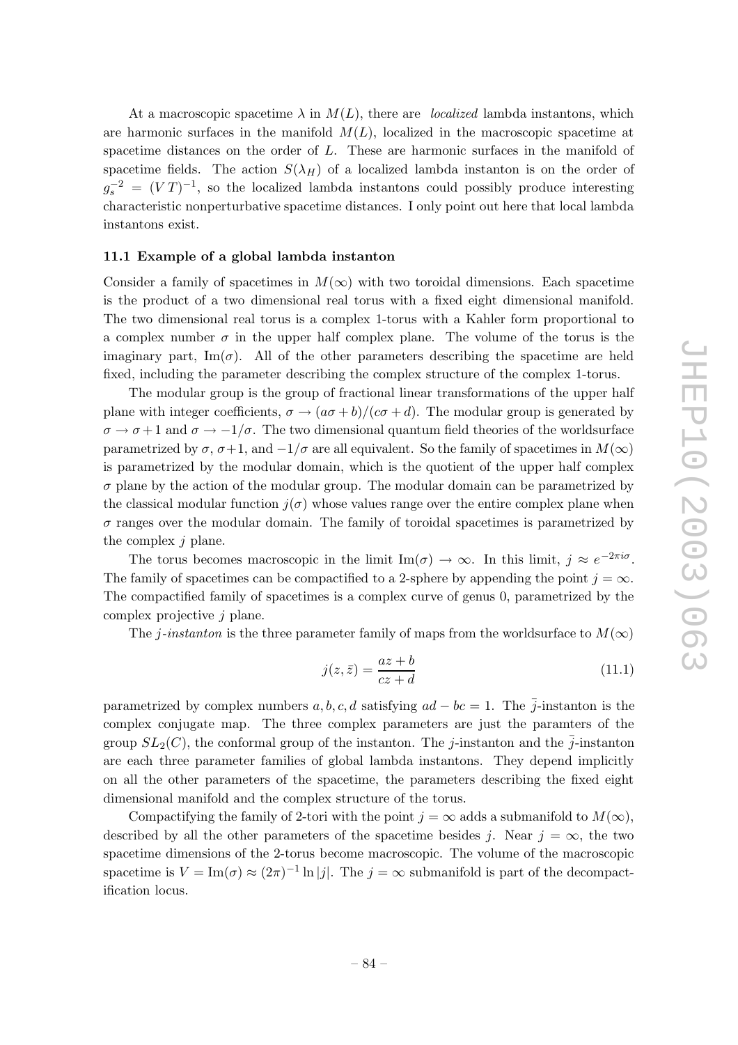At a macroscopic spacetime $\lambda$ in $M(L)$, there are *localized* lambda instantons, which are harmonic surfaces in the manifold $M(L)$, localized in the macroscopic spacetime at spacetime distances on the order of $L$. These are harmonic surfaces in the manifold of spacetime fields. The action $S(\lambda_H)$ of a localized lambda instanton is on the order of $g_s^{-2} = (VT)^{-1}$, so the localized lambda instantons could possibly produce interesting characteristic nonperturbative spacetime distances. I only point out here that local lambda instantons exist.

### 11.1 Example of a global lambda instanton

Consider a family of spacetimes in $M(\infty)$ with two toroidal dimensions. Each spacetime is the product of a two dimensional real torus with a fixed eight dimensional manifold. The two dimensional real torus is a complex 1-torus with a Kahler form proportional to a complex number $\sigma$ in the upper half complex plane. The volume of the torus is the imaginary part, $\mathrm{Im}(\sigma)$. All of the other parameters describing the spacetime are held fixed, including the parameter describing the complex structure of the complex 1-torus.

The modular group is the group of fractional linear transformations of the upper half plane with integer coefficients, $\sigma \to (a\sigma + b)/(c\sigma + d)$. The modular group is generated by $\sigma \to \sigma + 1$ and $\sigma \to -1/\sigma$. The two dimensional quantum field theories of the worldsurface parametrized by $\sigma$, $\sigma+1$, and $-1/\sigma$ are all equivalent. So the family of spacetimes in $M(\infty)$ is parametrized by the modular domain, which is the quotient of the upper half complex $\sigma$ plane by the action of the modular group. The modular domain can be parametrized by the classical modular function $j(\sigma)$ whose values range over the entire complex plane when $\sigma$ ranges over the modular domain. The family of toroidal spacetimes is parametrized by the complex $j$ plane.

The torus becomes macroscopic in the limit $\mathrm{Im}(\sigma) \to \infty$. In this limit, $j \approx e^{-2\pi i \sigma}$. The family of spacetimes can be compactified to a 2-sphere by appending the point $j = \infty$. The compactified family of spacetimes is a complex curve of genus 0, parametrized by the complex projective $j$ plane.

The *j-instanton* is the three parameter family of maps from the worldsurface to $M(\infty)$

$$j(z, \bar{z}) = \frac{az + b}{cz + d} \tag{11.1}$$

parametrized by complex numbers $a, b, c, d$ satisfying $ad - bc = 1$. The $\bar{j}$-instanton is the complex conjugate map. The three complex parameters are just the paramters of the group $SL_2(C)$, the conformal group of the instanton. The $j$-instanton and the $\bar{j}$-instanton are each three parameter families of global lambda instantons. They depend implicitly on all the other parameters of the spacetime, the parameters describing the fixed eight dimensional manifold and the complex structure of the torus.

Compactifying the family of 2-tori with the point $j = \infty$ adds a submanifold to $M(\infty)$, described by all the other parameters of the spacetime besides $j$. Near $j = \infty$, the two spacetime dimensions of the 2-torus become macroscopic. The volume of the macroscopic spacetime is $V = \mathrm{Im}(\sigma) \approx (2\pi)^{-1} \ln |j|$. The $j = \infty$ submanifold is part of the decompactification locus.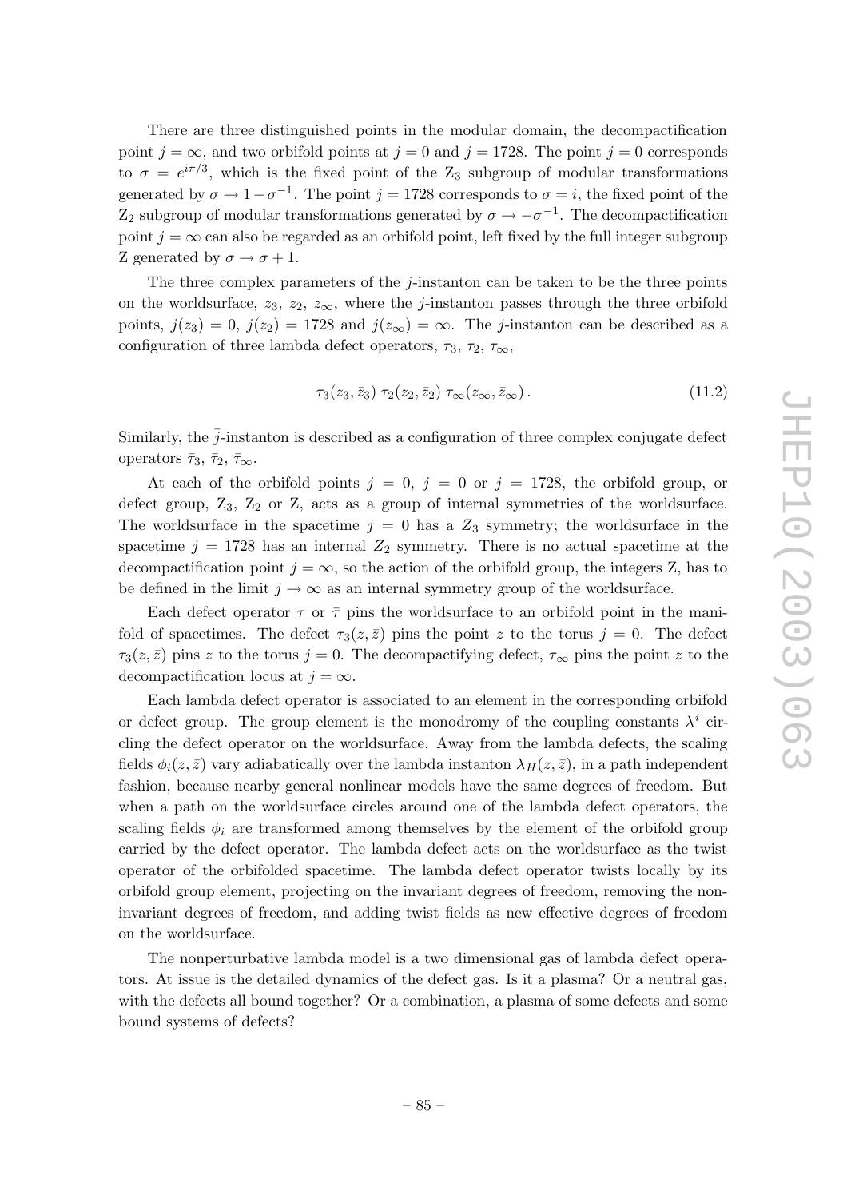There are three distinguished points in the modular domain, the decompactification point $j = \infty$, and two orbifold points at $j = 0$ and $j = 1728$. The point $j = 0$ corresponds to $\sigma = e^{i\pi/3}$, which is the fixed point of the $\mathrm{Z}_3$ subgroup of modular transformations generated by $\sigma \to 1 - \sigma^{-1}$. The point $j = 1728$ corresponds to $\sigma = i$, the fixed point of the $\mathrm{Z}_2$ subgroup of modular transformations generated by $\sigma \to -\sigma^{-1}$. The decompactification point $j = \infty$ can also be regarded as an orbifold point, left fixed by the full integer subgroup Z generated by $\sigma \to \sigma + 1$.

The three complex parameters of the $j$-instanton can be taken to be the three points on the worldsurface, $z_3$, $z_2$, $z_\infty$, where the $j$-instanton passes through the three orbifold points, $j(z_3) = 0$, $j(z_2) = 1728$ and $j(z_\infty) = \infty$. The $j$-instanton can be described as a configuration of three lambda defect operators, $\tau_3$, $\tau_2$, $\tau_\infty$,

$$\tau_3(z_3, \bar{z}_3)\; \tau_2(z_2, \bar{z}_2)\; \tau_\infty(z_\infty, \bar{z}_\infty)\,. \tag{11.2}$$

Similarly, the $\bar{j}$-instanton is described as a configuration of three complex conjugate defect operators $\bar{\tau}_3$, $\bar{\tau}_2$, $\bar{\tau}_\infty$.

At each of the orbifold points $j = 0$, $j = 0$ or $j = 1728$, the orbifold group, or defect group, $\mathrm{Z}_3$, $\mathrm{Z}_2$ or Z, acts as a group of internal symmetries of the worldsurface. The worldsurface in the spacetime $j = 0$ has a $Z_3$ symmetry; the worldsurface in the spacetime $j = 1728$ has an internal $Z_2$ symmetry. There is no actual spacetime at the decompactification point $j = \infty$, so the action of the orbifold group, the integers Z, has to be defined in the limit $j \to \infty$ as an internal symmetry group of the worldsurface.

Each defect operator $\tau$ or $\bar{\tau}$ pins the worldsurface to an orbifold point in the manifold of spacetimes. The defect $\tau_3(z, \bar{z})$ pins the point $z$ to the torus $j = 0$. The defect $\tau_3(z, \bar{z})$ pins $z$ to the torus $j = 0$. The decompactifying defect, $\tau_\infty$ pins the point $z$ to the decompactification locus at $j = \infty$.

Each lambda defect operator is associated to an element in the corresponding orbifold or defect group. The group element is the monodromy of the coupling constants $\lambda^i$ circling the defect operator on the worldsurface. Away from the lambda defects, the scaling fields $\phi_i(z, \bar{z})$ vary adiabatically over the lambda instanton $\lambda_H(z, \bar{z})$, in a path independent fashion, because nearby general nonlinear models have the same degrees of freedom. But when a path on the worldsurface circles around one of the lambda defect operators, the scaling fields $\phi_i$ are transformed among themselves by the element of the orbifold group carried by the defect operator. The lambda defect acts on the worldsurface as the twist operator of the orbifolded spacetime. The lambda defect operator twists locally by its orbifold group element, projecting on the invariant degrees of freedom, removing the non-invariant degrees of freedom, and adding twist fields as new effective degrees of freedom on the worldsurface.

The nonperturbative lambda model is a two dimensional gas of lambda defect operators. At issue is the detailed dynamics of the defect gas. Is it a plasma? Or a neutral gas, with the defects all bound together? Or a combination, a plasma of some defects and some bound systems of defects?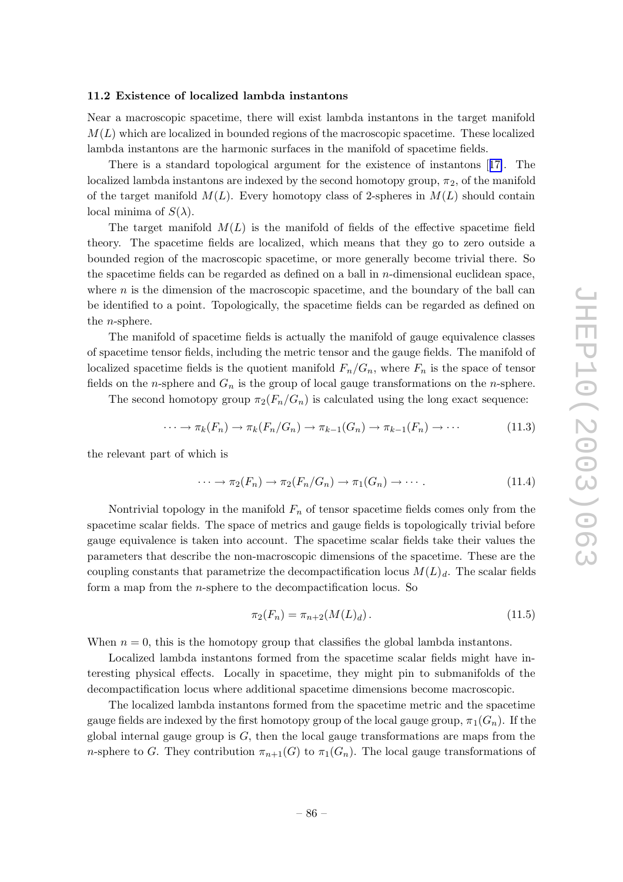### 11.2 Existence of localized lambda instantons

Near a macroscopic spacetime, there will exist lambda instantons in the target manifold $M(L)$ which are localized in bounded regions of the macroscopic spacetime. These localized lambda instantons are the harmonic surfaces in the manifold of spacetime fields.

There is a standard topological argument for the existence of instantons [17]. The localized lambda instantons are indexed by the second homotopy group, $\pi_2$, of the manifold of the target manifold $M(L)$. Every homotopy class of 2-spheres in $M(L)$ should contain local minima of $S(\lambda)$.

The target manifold $M(L)$ is the manifold of fields of the effective spacetime field theory. The spacetime fields are localized, which means that they go to zero outside a bounded region of the macroscopic spacetime, or more generally become trivial there. So the spacetime fields can be regarded as defined on a ball in $n$-dimensional euclidean space, where $n$ is the dimension of the macroscopic spacetime, and the boundary of the ball can be identified to a point. Topologically, the spacetime fields can be regarded as defined on the $n$-sphere.

The manifold of spacetime fields is actually the manifold of gauge equivalence classes of spacetime tensor fields, including the metric tensor and the gauge fields. The manifold of localized spacetime fields is the quotient manifold $F_n/G_n$, where $F_n$ is the space of tensor fields on the $n$-sphere and $G_n$ is the group of local gauge transformations on the $n$-sphere.

The second homotopy group $\pi_2(F_n/G_n)$ is calculated using the long exact sequence:

$$\cdots \to \pi_k(F_n) \to \pi_k(F_n/G_n) \to \pi_{k-1}(G_n) \to \pi_{k-1}(F_n) \to \cdots \tag{11.3}$$

the relevant part of which is

$$\cdots \to \pi_2(F_n) \to \pi_2(F_n/G_n) \to \pi_1(G_n) \to \cdots \,. \tag{11.4}$$

Nontrivial topology in the manifold $F_n$ of tensor spacetime fields comes only from the spacetime scalar fields. The space of metrics and gauge fields is topologically trivial before gauge equivalence is taken into account. The spacetime scalar fields take their values the parameters that describe the non-macroscopic dimensions of the spacetime. These are the coupling constants that parametrize the decompactification locus $M(L)_d$. The scalar fields form a map from the $n$-sphere to the decompactification locus. So

$$\pi_2(F_n) = \pi_{n+2}(M(L)_d)\,. \tag{11.5}$$

When $n = 0$, this is the homotopy group that classifies the global lambda instantons.

Localized lambda instantons formed from the spacetime scalar fields might have interesting physical effects. Locally in spacetime, they might pin to submanifolds of the decompactification locus where additional spacetime dimensions become macroscopic.

The localized lambda instantons formed from the spacetime metric and the spacetime gauge fields are indexed by the first homotopy group of the local gauge group, $\pi_1(G_n)$. If the global internal gauge group is $G$, then the local gauge transformations are maps from the $n$-sphere to $G$. They contribution $\pi_{n+1}(G)$ to $\pi_1(G_n)$. The local gauge transformations of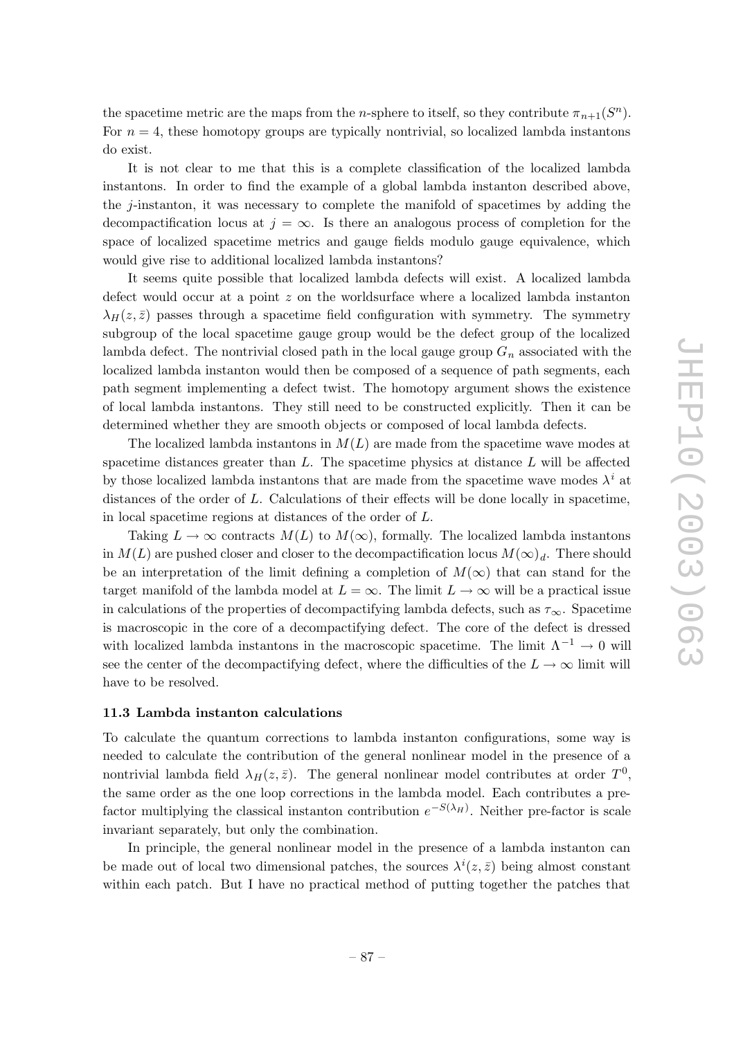the spacetime metric are the maps from the $n$-sphere to itself, so they contribute $\pi_{n+1}(S^n)$. For $n = 4$, these homotopy groups are typically nontrivial, so localized lambda instantons do exist.

It is not clear to me that this is a complete classification of the localized lambda instantons. In order to find the example of a global lambda instanton described above, the $j$-instanton, it was necessary to complete the manifold of spacetimes by adding the decompactification locus at $j = \infty$. Is there an analogous process of completion for the space of localized spacetime metrics and gauge fields modulo gauge equivalence, which would give rise to additional localized lambda instantons?

It seems quite possible that localized lambda defects will exist. A localized lambda defect would occur at a point $z$ on the worldsurface where a localized lambda instanton $\lambda_H(z, \bar{z})$ passes through a spacetime field configuration with symmetry. The symmetry subgroup of the local spacetime gauge group would be the defect group of the localized lambda defect. The nontrivial closed path in the local gauge group $G_n$ associated with the localized lambda instanton would then be composed of a sequence of path segments, each path segment implementing a defect twist. The homotopy argument shows the existence of local lambda instantons. They still need to be constructed explicitly. Then it can be determined whether they are smooth objects or composed of local lambda defects.

The localized lambda instantons in $M(L)$ are made from the spacetime wave modes at spacetime distances greater than $L$. The spacetime physics at distance $L$ will be affected by those localized lambda instantons that are made from the spacetime wave modes $\lambda^i$ at distances of the order of $L$. Calculations of their effects will be done locally in spacetime, in local spacetime regions at distances of the order of $L$.

Taking $L \to \infty$ contracts $M(L)$ to $M(\infty)$, formally. The localized lambda instantons in $M(L)$ are pushed closer and closer to the decompactification locus $M(\infty)_d$. There should be an interpretation of the limit defining a completion of $M(\infty)$ that can stand for the target manifold of the lambda model at $L = \infty$. The limit $L \to \infty$ will be a practical issue in calculations of the properties of decompactifying lambda defects, such as $\tau_\infty$. Spacetime is macroscopic in the core of a decompactifying defect. The core of the defect is dressed with localized lambda instantons in the macroscopic spacetime. The limit $\Lambda^{-1} \to 0$ will see the center of the decompactifying defect, where the difficulties of the $L \to \infty$ limit will have to be resolved.

### 11.3 Lambda instanton calculations

To calculate the quantum corrections to lambda instanton configurations, some way is needed to calculate the contribution of the general nonlinear model in the presence of a nontrivial lambda field $\lambda_H(z, \bar{z})$. The general nonlinear model contributes at order $T^0$, the same order as the one loop corrections in the lambda model. Each contributes a pre-factor multiplying the classical instanton contribution $e^{-S(\lambda_H)}$. Neither pre-factor is scale invariant separately, but only the combination.

In principle, the general nonlinear model in the presence of a lambda instanton can be made out of local two dimensional patches, the sources $\lambda^i(z, \bar{z})$ being almost constant within each patch. But I have no practical method of putting together the patches that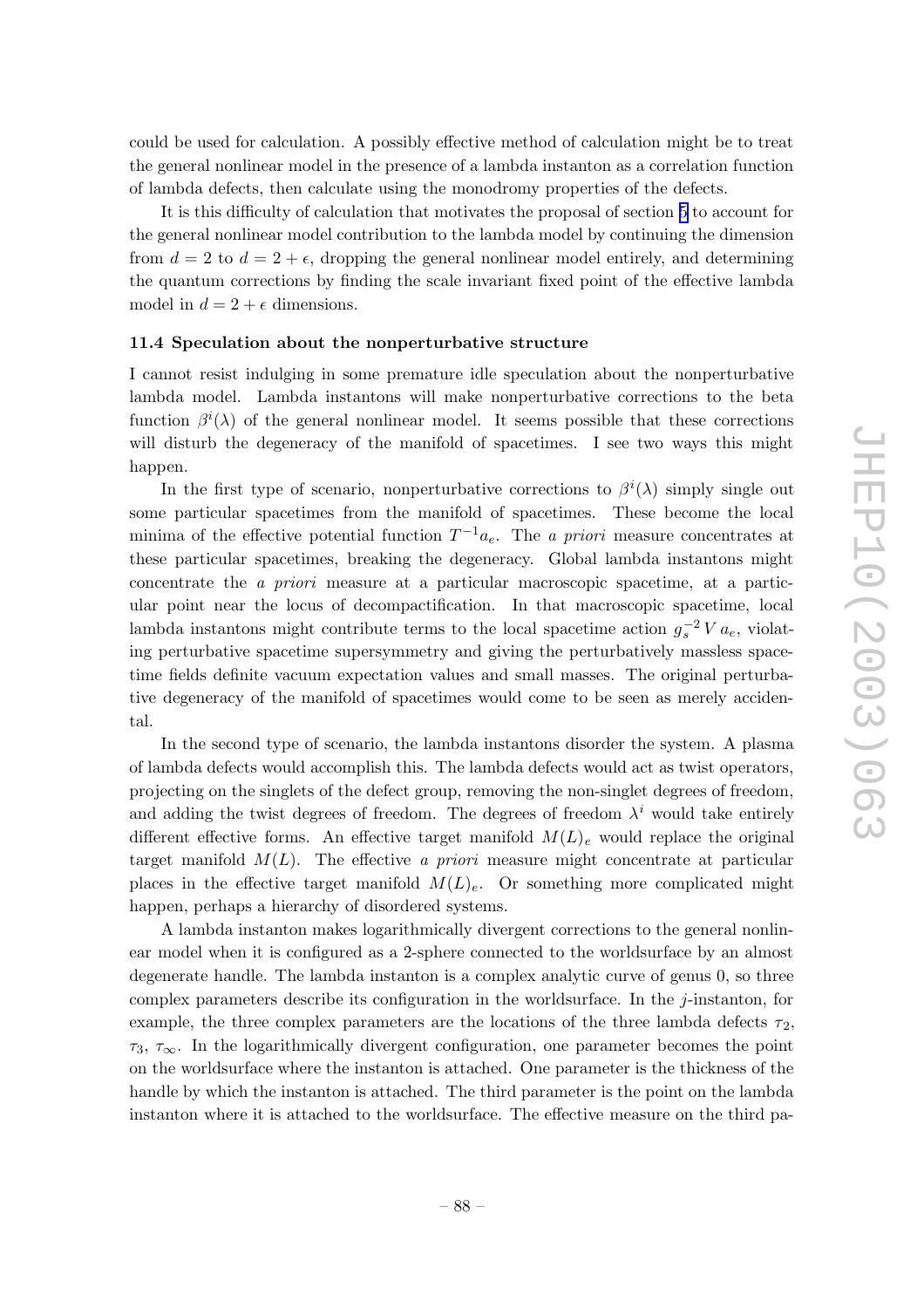could be used for calculation. A possibly effective method of calculation might be to treat the general nonlinear model in the presence of a lambda instanton as a correlation function of lambda defects, then calculate using the monodromy properties of the defects.

It is this difficulty of calculation that motivates the proposal of section 5 to account for the general nonlinear model contribution to the lambda model by continuing the dimension from $d = 2$ to $d = 2 + \epsilon$, dropping the general nonlinear model entirely, and determining the quantum corrections by finding the scale invariant fixed point of the effective lambda model in $d = 2 + \epsilon$ dimensions.

### 11.4 Speculation about the nonperturbative structure

I cannot resist indulging in some premature idle speculation about the nonperturbative lambda model. Lambda instantons will make nonperturbative corrections to the beta function $\beta^i(\lambda)$ of the general nonlinear model. It seems possible that these corrections will disturb the degeneracy of the manifold of spacetimes. I see two ways this might happen.

In the first type of scenario, nonperturbative corrections to $\beta^i(\lambda)$ simply single out some particular spacetimes from the manifold of spacetimes. These become the local minima of the effective potential function $T^{-1}a_e$. The *a priori* measure concentrates at these particular spacetimes, breaking the degeneracy. Global lambda instantons might concentrate the *a priori* measure at a particular macroscopic spacetime, at a particular point near the locus of decompactification. In that macroscopic spacetime, local lambda instantons might contribute terms to the local spacetime action $g_s^{-2}\, V\, a_e$, violating perturbative spacetime supersymmetry and giving the perturbatively massless spacetime fields definite vacuum expectation values and small masses. The original perturbative degeneracy of the manifold of spacetimes would come to be seen as merely accidental.

In the second type of scenario, the lambda instantons disorder the system. A plasma of lambda defects would accomplish this. The lambda defects would act as twist operators, projecting on the singlets of the defect group, removing the non-singlet degrees of freedom, and adding the twist degrees of freedom. The degrees of freedom $\lambda^i$ would take entirely different effective forms. An effective target manifold $M(L)_e$ would replace the original target manifold $M(L)$. The effective *a priori* measure might concentrate at particular places in the effective target manifold $M(L)_e$. Or something more complicated might happen, perhaps a hierarchy of disordered systems.

A lambda instanton makes logarithmically divergent corrections to the general nonlinear model when it is configured as a 2-sphere connected to the worldsurface by an almost degenerate handle. The lambda instanton is a complex analytic curve of genus 0, so three complex parameters describe its configuration in the worldsurface. In the $j$-instanton, for example, the three complex parameters are the locations of the three lambda defects $\tau_2$, $\tau_3$, $\tau_\infty$. In the logarithmically divergent configuration, one parameter becomes the point on the worldsurface where the instanton is attached. One parameter is the thickness of the handle by which the instanton is attached. The third parameter is the point on the lambda instanton where it is attached to the worldsurface. The effective measure on the third pa-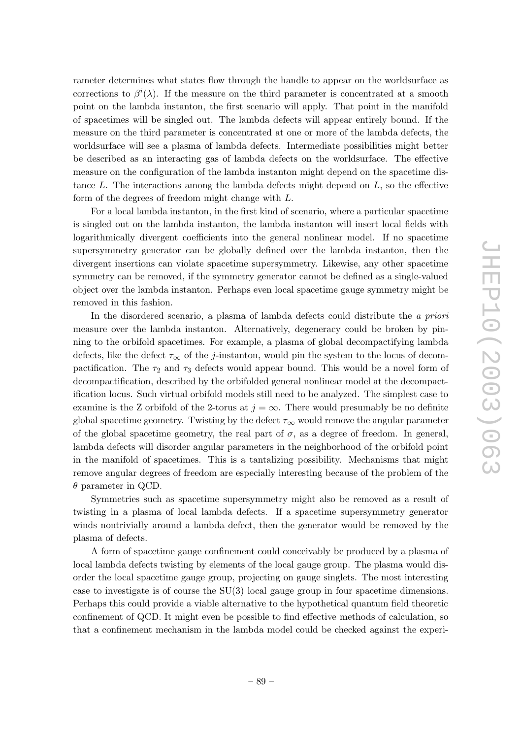rameter determines what states flow through the handle to appear on the worldsurface as corrections to $\beta^i(\lambda)$. If the measure on the third parameter is concentrated at a smooth point on the lambda instanton, the first scenario will apply. That point in the manifold of spacetimes will be singled out. The lambda defects will appear entirely bound. If the measure on the third parameter is concentrated at one or more of the lambda defects, the worldsurface will see a plasma of lambda defects. Intermediate possibilities might better be described as an interacting gas of lambda defects on the worldsurface. The effective measure on the configuration of the lambda instanton might depend on the spacetime distance $L$. The interactions among the lambda defects might depend on $L$, so the effective form of the degrees of freedom might change with $L$.

For a local lambda instanton, in the first kind of scenario, where a particular spacetime is singled out on the lambda instanton, the lambda instanton will insert local fields with logarithmically divergent coefficients into the general nonlinear model. If no spacetime supersymmetry generator can be globally defined over the lambda instanton, then the divergent insertions can violate spacetime supersymmetry. Likewise, any other spacetime symmetry can be removed, if the symmetry generator cannot be defined as a single-valued object over the lambda instanton. Perhaps even local spacetime gauge symmetry might be removed in this fashion.

In the disordered scenario, a plasma of lambda defects could distribute the *a priori* measure over the lambda instanton. Alternatively, degeneracy could be broken by pinning to the orbifold spacetimes. For example, a plasma of global decompactifying lambda defects, like the defect $\tau_\infty$ of the $j$-instanton, would pin the system to the locus of decompactification. The $\tau_2$ and $\tau_3$ defects would appear bound. This would be a novel form of decompactification, described by the orbifolded general nonlinear model at the decompactification locus. Such virtual orbifold models still need to be analyzed. The simplest case to examine is the Z orbifold of the 2-torus at $j = \infty$. There would presumably be no definite global spacetime geometry. Twisting by the defect $\tau_\infty$ would remove the angular parameter of the global spacetime geometry, the real part of $\sigma$, as a degree of freedom. In general, lambda defects will disorder angular parameters in the neighborhood of the orbifold point in the manifold of spacetimes. This is a tantalizing possibility. Mechanisms that might remove angular degrees of freedom are especially interesting because of the problem of the $\theta$ parameter in QCD.

Symmetries such as spacetime supersymmetry might also be removed as a result of twisting in a plasma of local lambda defects. If a spacetime supersymmetry generator winds nontrivially around a lambda defect, then the generator would be removed by the plasma of defects.

A form of spacetime gauge confinement could conceivably be produced by a plasma of local lambda defects twisting by elements of the local gauge group. The plasma would disorder the local spacetime gauge group, projecting on gauge singlets. The most interesting case to investigate is of course the SU(3) local gauge group in four spacetime dimensions. Perhaps this could provide a viable alternative to the hypothetical quantum field theoretic confinement of QCD. It might even be possible to find effective methods of calculation, so that a confinement mechanism in the lambda model could be checked against the experi-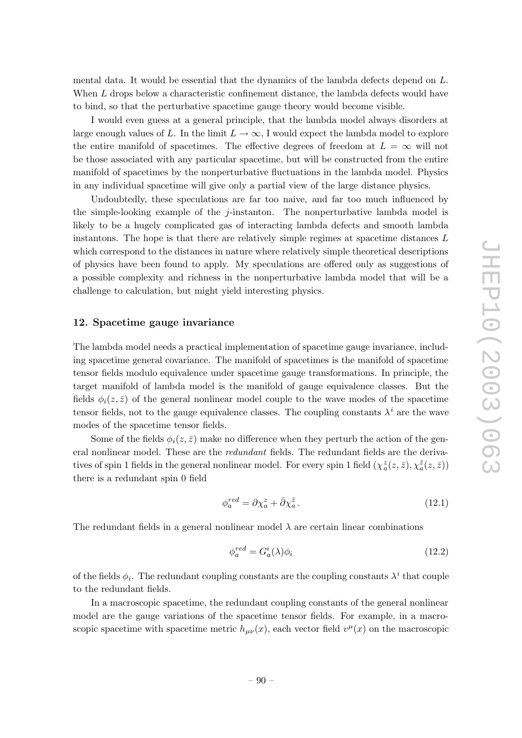mental data. It would be essential that the dynamics of the lambda defects depend on $L$. When $L$ drops below a characteristic confinement distance, the lambda defects would have to bind, so that the perturbative spacetime gauge theory would become visible.

I would even guess at a general principle, that the lambda model always disorders at large enough values of $L$. In the limit $L \to \infty$, I would expect the lambda model to explore the entire manifold of spacetimes. The effective degrees of freedom at $L = \infty$ will not be those associated with any particular spacetime, but will be constructed from the entire manifold of spacetimes by the nonperturbative fluctuations in the lambda model. Physics in any individual spacetime will give only a partial view of the large distance physics.

Undoubtedly, these speculations are far too naive, and far too much influenced by the simple-looking example of the $j$-instanton. The nonperturbative lambda model is likely to be a hugely complicated gas of interacting lambda defects and smooth lambda instantons. The hope is that there are relatively simple regimes at spacetime distances $L$ which correspond to the distances in nature where relatively simple theoretical descriptions of physics have been found to apply. My speculations are offered only as suggestions of a possible complexity and richness in the nonperturbative lambda model that will be a challenge to calculation, but might yield interesting physics.

## 12. Spacetime gauge invariance

The lambda model needs a practical implementation of spacetime gauge invariance, including spacetime general covariance. The manifold of spacetimes is the manifold of spacetime tensor fields modulo equivalence under spacetime gauge transformations. In principle, the target manifold of lambda model is the manifold of gauge equivalence classes. But the fields $\phi_i(z,\bar z)$ of the general nonlinear model couple to the wave modes of the spacetime tensor fields, not to the gauge equivalence classes. The coupling constants $\lambda^i$ are the wave modes of the spacetime tensor fields.

Some of the fields $\phi_i(z,\bar z)$ make no difference when they perturb the action of the general nonlinear model. These are the *redundant* fields. The redundant fields are the derivatives of spin 1 fields in the general nonlinear model. For every spin 1 field $(\chi_a^z(z,\bar z), \chi_a^{\bar z}(z,\bar z))$ there is a redundant spin 0 field

$$\phi_a^{red} = \partial \chi_a^z + \bar\partial \chi_a^{\bar z}\,. \tag{12.1}$$

The redundant fields in a general nonlinear model $\lambda$ are certain linear combinations

$$\phi_a^{red} = G_a^i(\lambda)\phi_i \tag{12.2}$$

of the fields $\phi_i$. The redundant coupling constants are the coupling constants $\lambda^i$ that couple to the redundant fields.

In a macroscopic spacetime, the redundant coupling constants of the general nonlinear model are the gauge variations of the spacetime tensor fields. For example, in a macroscopic spacetime with spacetime metric $h_{\mu\nu}(x)$, each vector field $v^\mu(x)$ on the macroscopic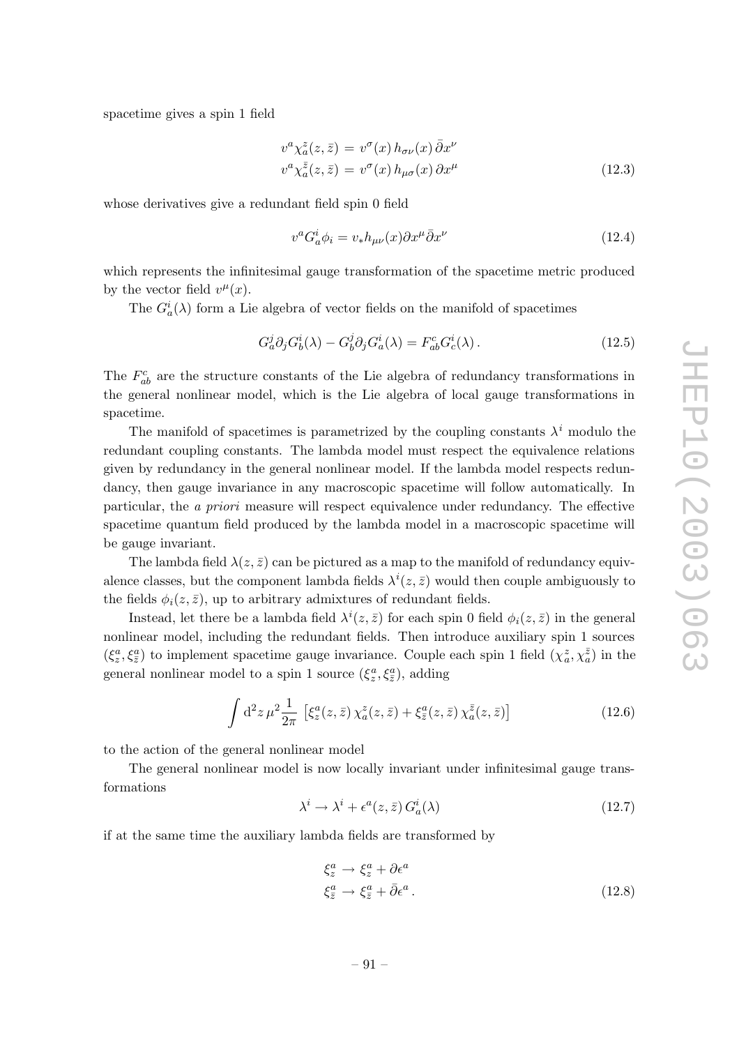spacetime gives a spin 1 field

$$
\begin{aligned}
v^a \chi_a^z(z,\bar{z}) &= v^\sigma(x)\, h_{\sigma\nu}(x)\, \bar{\partial} x^\nu \\
v^a \chi_a^{\bar{z}}(z,\bar{z}) &= v^\sigma(x)\, h_{\mu\sigma}(x)\, \partial x^\mu
\end{aligned}
\tag{12.3}
$$

whose derivatives give a redundant field spin 0 field

$$
v^a G_a^i \phi_i = v_* h_{\mu\nu}(x) \partial x^\mu \bar{\partial} x^\nu \tag{12.4}
$$

which represents the infinitesimal gauge transformation of the spacetime metric produced by the vector field $v^\mu(x)$.

The $G_a^i(\lambda)$ form a Lie algebra of vector fields on the manifold of spacetimes

$$
G_a^j \partial_j G_b^i(\lambda) - G_b^j \partial_j G_a^i(\lambda) = F_{ab}^c G_c^i(\lambda)\,. \tag{12.5}
$$

The $F_{ab}^c$ are the structure constants of the Lie algebra of redundancy transformations in the general nonlinear model, which is the Lie algebra of local gauge transformations in spacetime.

The manifold of spacetimes is parametrized by the coupling constants $\lambda^i$ modulo the redundant coupling constants. The lambda model must respect the equivalence relations given by redundancy in the general nonlinear model. If the lambda model respects redundancy, then gauge invariance in any macroscopic spacetime will follow automatically. In particular, the *a priori* measure will respect equivalence under redundancy. The effective spacetime quantum field produced by the lambda model in a macroscopic spacetime will be gauge invariant.

The lambda field $\lambda(z,\bar{z})$ can be pictured as a map to the manifold of redundancy equivalence classes, but the component lambda fields $\lambda^i(z,\bar{z})$ would then couple ambiguously to the fields $\phi_i(z,\bar{z})$, up to arbitrary admixtures of redundant fields.

Instead, let there be a lambda field $\lambda^i(z,\bar{z})$ for each spin 0 field $\phi_i(z,\bar{z})$ in the general nonlinear model, including the redundant fields. Then introduce auxiliary spin 1 sources $(\xi_z^a, \xi_{\bar{z}}^a)$ to implement spacetime gauge invariance. Couple each spin 1 field $(\chi_a^z, \chi_a^{\bar{z}})$ in the general nonlinear model to a spin 1 source $(\xi_z^a, \xi_{\bar{z}}^a)$, adding

$$
\int \mathrm{d}^2 z\, \mu^2 \frac{1}{2\pi} \left[ \xi_z^a(z,\bar{z})\, \chi_a^z(z,\bar{z}) + \xi_{\bar{z}}^a(z,\bar{z})\, \chi_a^{\bar{z}}(z,\bar{z}) \right] \tag{12.6}
$$

to the action of the general nonlinear model

The general nonlinear model is now locally invariant under infinitesimal gauge transformations

$$
\lambda^i \to \lambda^i + \epsilon^a(z,\bar{z})\, G_a^i(\lambda) \tag{12.7}
$$

if at the same time the auxiliary lambda fields are transformed by

$$
\begin{aligned}
\xi_z^a &\to \xi_z^a + \partial \epsilon^a \\
\xi_{\bar{z}}^a &\to \xi_{\bar{z}}^a + \bar{\partial} \epsilon^a\,.
\end{aligned}
\tag{12.8}
$$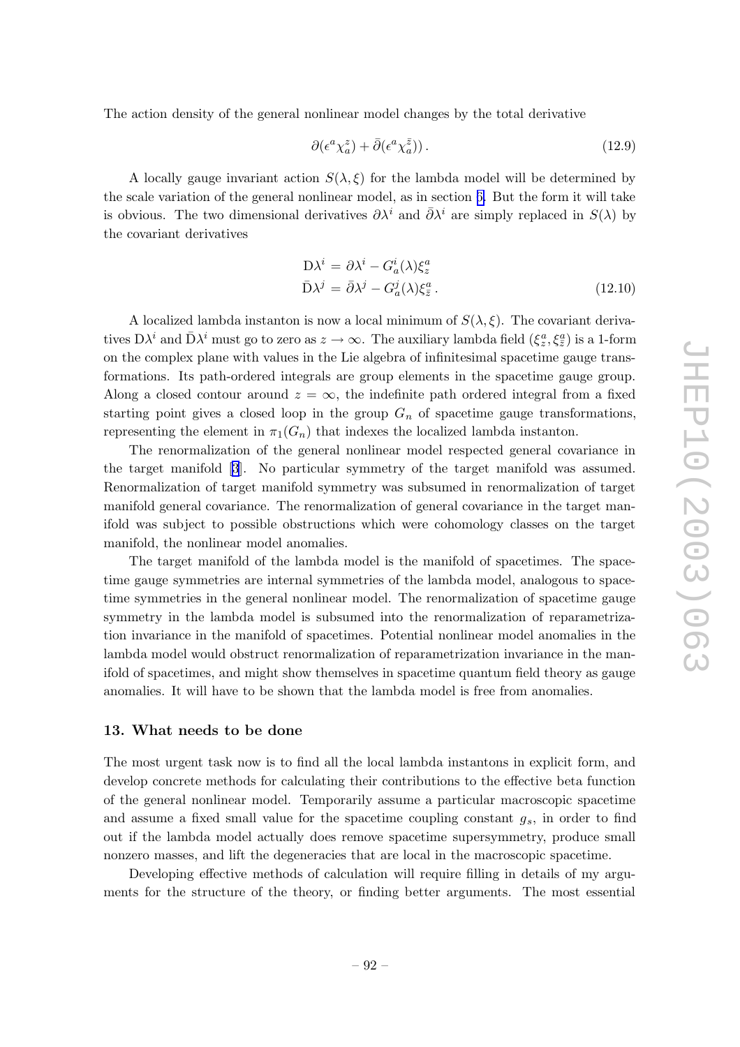The action density of the general nonlinear model changes by the total derivative

$$\partial(\epsilon^a \chi_a^z) + \bar{\partial}(\epsilon^a \chi_a^{\bar{z}})) \,. \tag{12.9}$$

A locally gauge invariant action $S(\lambda, \xi)$ for the lambda model will be determined by the scale variation of the general nonlinear model, as in section 6. But the form it will take is obvious. The two dimensional derivatives $\partial\lambda^i$ and $\bar{\partial}\lambda^i$ are simply replaced in $S(\lambda)$ by the covariant derivatives

$$\begin{aligned} \mathrm{D}\lambda^i &= \partial\lambda^i - G_a^i(\lambda)\xi_z^a \\ \bar{\mathrm{D}}\lambda^j &= \bar{\partial}\lambda^j - G_a^j(\lambda)\xi_{\bar{z}}^a \,. \end{aligned} \tag{12.10}$$

A localized lambda instanton is now a local minimum of $S(\lambda, \xi)$. The covariant derivatives $\mathrm{D}\lambda^i$ and $\bar{\mathrm{D}}\lambda^i$ must go to zero as $z \to \infty$. The auxiliary lambda field $(\xi_z^a, \xi_{\bar{z}}^a)$ is a 1-form on the complex plane with values in the Lie algebra of infinitesimal spacetime gauge transformations. Its path-ordered integrals are group elements in the spacetime gauge group. Along a closed contour around $z = \infty$, the indefinite path ordered integral from a fixed starting point gives a closed loop in the group $G_n$ of spacetime gauge transformations, representing the element in $\pi_1(G_n)$ that indexes the localized lambda instanton.

The renormalization of the general nonlinear model respected general covariance in the target manifold [3]. No particular symmetry of the target manifold was assumed. Renormalization of target manifold symmetry was subsumed in renormalization of target manifold general covariance. The renormalization of general covariance in the target manifold was subject to possible obstructions which were cohomology classes on the target manifold, the nonlinear model anomalies.

The target manifold of the lambda model is the manifold of spacetimes. The spacetime gauge symmetries are internal symmetries of the lambda model, analogous to spacetime symmetries in the general nonlinear model. The renormalization of spacetime gauge symmetry in the lambda model is subsumed into the renormalization of reparametrization invariance in the manifold of spacetimes. Potential nonlinear model anomalies in the lambda model would obstruct renormalization of reparametrization invariance in the manifold of spacetimes, and might show themselves in spacetime quantum field theory as gauge anomalies. It will have to be shown that the lambda model is free from anomalies.

## 13. What needs to be done

The most urgent task now is to find all the local lambda instantons in explicit form, and develop concrete methods for calculating their contributions to the effective beta function of the general nonlinear model. Temporarily assume a particular macroscopic spacetime and assume a fixed small value for the spacetime coupling constant $g_s$, in order to find out if the lambda model actually does remove spacetime supersymmetry, produce small nonzero masses, and lift the degeneracies that are local in the macroscopic spacetime.

Developing effective methods of calculation will require filling in details of my arguments for the structure of the theory, or finding better arguments. The most essential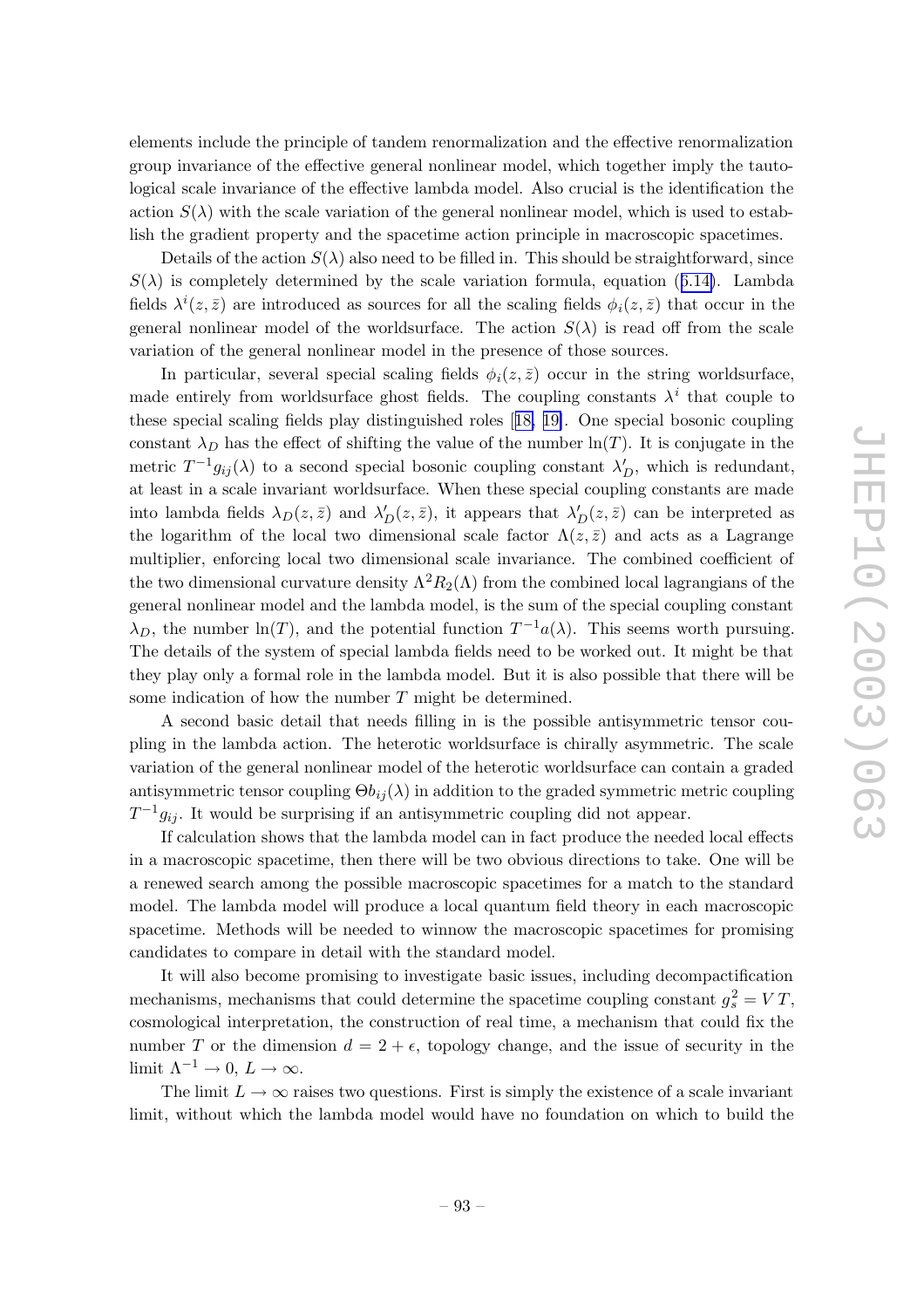elements include the principle of tandem renormalization and the effective renormalization group invariance of the effective general nonlinear model, which together imply the tautological scale invariance of the effective lambda model. Also crucial is the identification the action $S(\lambda)$ with the scale variation of the general nonlinear model, which is used to establish the gradient property and the spacetime action principle in macroscopic spacetimes.

Details of the action $S(\lambda)$ also need to be filled in. This should be straightforward, since $S(\lambda)$ is completely determined by the scale variation formula, equation (5.14). Lambda fields $\lambda^i(z,\bar{z})$ are introduced as sources for all the scaling fields $\phi_i(z,\bar{z})$ that occur in the general nonlinear model of the worldsurface. The action $S(\lambda)$ is read off from the scale variation of the general nonlinear model in the presence of those sources.

In particular, several special scaling fields $\phi_i(z,\bar{z})$ occur in the string worldsurface, made entirely from worldsurface ghost fields. The coupling constants $\lambda^i$ that couple to these special scaling fields play distinguished roles [18, 19]. One special bosonic coupling constant $\lambda_D$ has the effect of shifting the value of the number $\ln(T)$. It is conjugate in the metric $T^{-1}g_{ij}(\lambda)$ to a second special bosonic coupling constant $\lambda'_D$, which is redundant, at least in a scale invariant worldsurface. When these special coupling constants are made into lambda fields $\lambda_D(z,\bar{z})$ and $\lambda'_D(z,\bar{z})$, it appears that $\lambda'_D(z,\bar{z})$ can be interpreted as the logarithm of the local two dimensional scale factor $\Lambda(z,\bar{z})$ and acts as a Lagrange multiplier, enforcing local two dimensional scale invariance. The combined coefficient of the two dimensional curvature density $\Lambda^2 R_2(\Lambda)$ from the combined local lagrangians of the general nonlinear model and the lambda model, is the sum of the special coupling constant $\lambda_D$, the number $\ln(T)$, and the potential function $T^{-1}a(\lambda)$. This seems worth pursuing. The details of the system of special lambda fields need to be worked out. It might be that they play only a formal role in the lambda model. But it is also possible that there will be some indication of how the number $T$ might be determined.

A second basic detail that needs filling in is the possible antisymmetric tensor coupling in the lambda action. The heterotic worldsurface is chirally asymmetric. The scale variation of the general nonlinear model of the heterotic worldsurface can contain a graded antisymmetric tensor coupling $\Theta b_{ij}(\lambda)$ in addition to the graded symmetric metric coupling $T^{-1}g_{ij}$. It would be surprising if an antisymmetric coupling did not appear.

If calculation shows that the lambda model can in fact produce the needed local effects in a macroscopic spacetime, then there will be two obvious directions to take. One will be a renewed search among the possible macroscopic spacetimes for a match to the standard model. The lambda model will produce a local quantum field theory in each macroscopic spacetime. Methods will be needed to winnow the macroscopic spacetimes for promising candidates to compare in detail with the standard model.

It will also become promising to investigate basic issues, including decompactification mechanisms, mechanisms that could determine the spacetime coupling constant $g_s^2 = V\,T$, cosmological interpretation, the construction of real time, a mechanism that could fix the number $T$ or the dimension $d = 2+\epsilon$, topology change, and the issue of security in the limit $\Lambda^{-1} \to 0$, $L \to \infty$.

The limit $L \to \infty$ raises two questions. First is simply the existence of a scale invariant limit, without which the lambda model would have no foundation on which to build the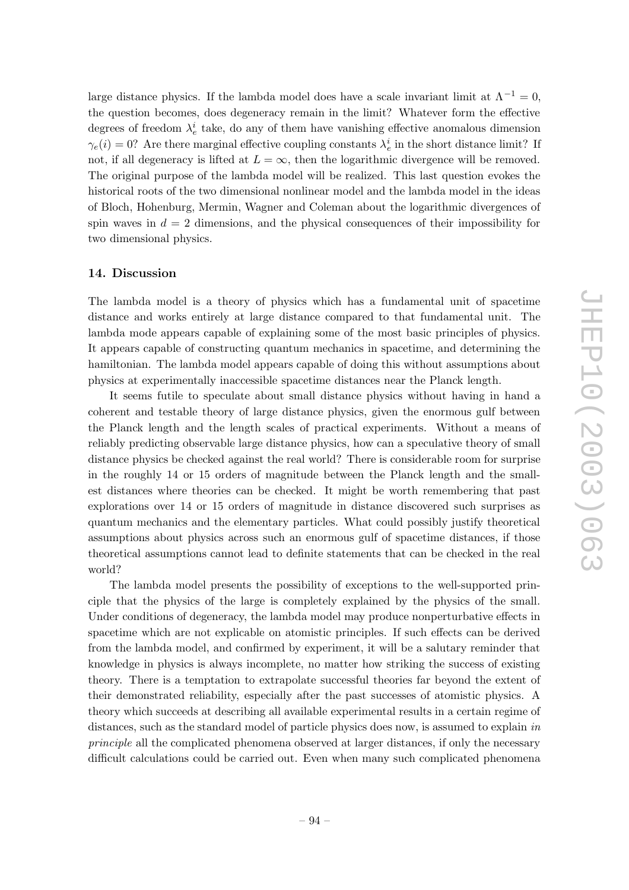large distance physics. If the lambda model does have a scale invariant limit at $\Lambda^{-1} = 0$, the question becomes, does degeneracy remain in the limit? Whatever form the effective degrees of freedom $\lambda_e^i$ take, do any of them have vanishing effective anomalous dimension $\gamma_e(i) = 0$? Are there marginal effective coupling constants $\lambda_e^i$ in the short distance limit? If not, if all degeneracy is lifted at $L = \infty$, then the logarithmic divergence will be removed. The original purpose of the lambda model will be realized. This last question evokes the historical roots of the two dimensional nonlinear model and the lambda model in the ideas of Bloch, Hohenburg, Mermin, Wagner and Coleman about the logarithmic divergences of spin waves in $d = 2$ dimensions, and the physical consequences of their impossibility for two dimensional physics.

## 14. Discussion

The lambda model is a theory of physics which has a fundamental unit of spacetime distance and works entirely at large distance compared to that fundamental unit. The lambda mode appears capable of explaining some of the most basic principles of physics. It appears capable of constructing quantum mechanics in spacetime, and determining the hamiltonian. The lambda model appears capable of doing this without assumptions about physics at experimentally inaccessible spacetime distances near the Planck length.

It seems futile to speculate about small distance physics without having in hand a coherent and testable theory of large distance physics, given the enormous gulf between the Planck length and the length scales of practical experiments. Without a means of reliably predicting observable large distance physics, how can a speculative theory of small distance physics be checked against the real world? There is considerable room for surprise in the roughly 14 or 15 orders of magnitude between the Planck length and the smallest distances where theories can be checked. It might be worth remembering that past explorations over 14 or 15 orders of magnitude in distance discovered such surprises as quantum mechanics and the elementary particles. What could possibly justify theoretical assumptions about physics across such an enormous gulf of spacetime distances, if those theoretical assumptions cannot lead to definite statements that can be checked in the real world?

The lambda model presents the possibility of exceptions to the well-supported principle that the physics of the large is completely explained by the physics of the small. Under conditions of degeneracy, the lambda model may produce nonperturbative effects in spacetime which are not explicable on atomistic principles. If such effects can be derived from the lambda model, and confirmed by experiment, it will be a salutary reminder that knowledge in physics is always incomplete, no matter how striking the success of existing theory. There is a temptation to extrapolate successful theories far beyond the extent of their demonstrated reliability, especially after the past successes of atomistic physics. A theory which succeeds at describing all available experimental results in a certain regime of distances, such as the standard model of particle physics does now, is assumed to explain *in principle* all the complicated phenomena observed at larger distances, if only the necessary difficult calculations could be carried out. Even when many such complicated phenomena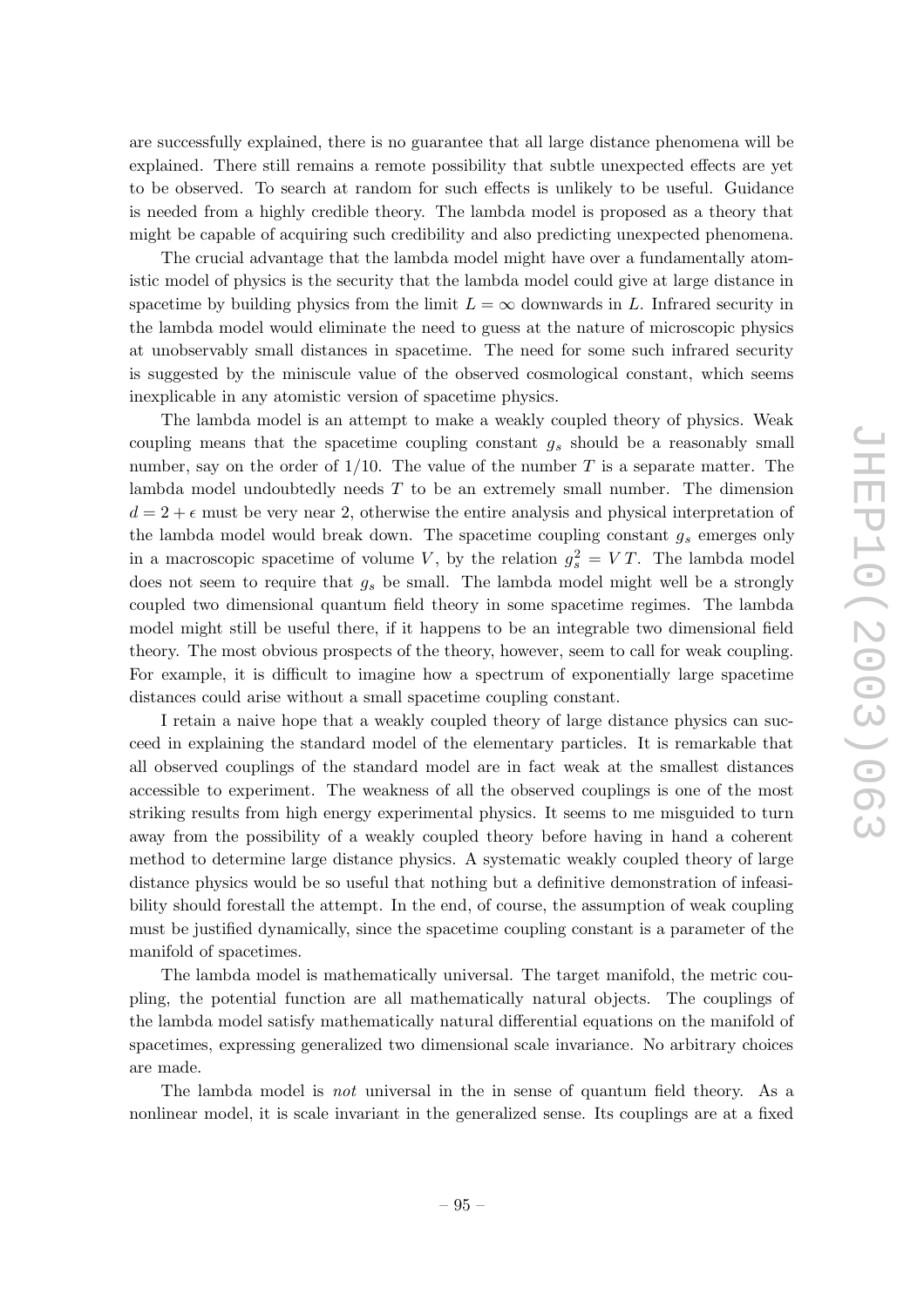are successfully explained, there is no guarantee that all large distance phenomena will be explained. There still remains a remote possibility that subtle unexpected effects are yet to be observed. To search at random for such effects is unlikely to be useful. Guidance is needed from a highly credible theory. The lambda model is proposed as a theory that might be capable of acquiring such credibility and also predicting unexpected phenomena.

The crucial advantage that the lambda model might have over a fundamentally atomistic model of physics is the security that the lambda model could give at large distance in spacetime by building physics from the limit $L = \infty$ downwards in $L$. Infrared security in the lambda model would eliminate the need to guess at the nature of microscopic physics at unobservably small distances in spacetime. The need for some such infrared security is suggested by the miniscule value of the observed cosmological constant, which seems inexplicable in any atomistic version of spacetime physics.

The lambda model is an attempt to make a weakly coupled theory of physics. Weak coupling means that the spacetime coupling constant $g_s$ should be a reasonably small number, say on the order of $1/10$. The value of the number $T$ is a separate matter. The lambda model undoubtedly needs $T$ to be an extremely small number. The dimension $d = 2 + \epsilon$ must be very near 2, otherwise the entire analysis and physical interpretation of the lambda model would break down. The spacetime coupling constant $g_s$ emerges only in a macroscopic spacetime of volume $V$, by the relation $g_s^2 = V\,T$. The lambda model does not seem to require that $g_s$ be small. The lambda model might well be a strongly coupled two dimensional quantum field theory in some spacetime regimes. The lambda model might still be useful there, if it happens to be an integrable two dimensional field theory. The most obvious prospects of the theory, however, seem to call for weak coupling. For example, it is difficult to imagine how a spectrum of exponentially large spacetime distances could arise without a small spacetime coupling constant.

I retain a naive hope that a weakly coupled theory of large distance physics can succeed in explaining the standard model of the elementary particles. It is remarkable that all observed couplings of the standard model are in fact weak at the smallest distances accessible to experiment. The weakness of all the observed couplings is one of the most striking results from high energy experimental physics. It seems to me misguided to turn away from the possibility of a weakly coupled theory before having in hand a coherent method to determine large distance physics. A systematic weakly coupled theory of large distance physics would be so useful that nothing but a definitive demonstration of infeasibility should forestall the attempt. In the end, of course, the assumption of weak coupling must be justified dynamically, since the spacetime coupling constant is a parameter of the manifold of spacetimes.

The lambda model is mathematically universal. The target manifold, the metric coupling, the potential function are all mathematically natural objects. The couplings of the lambda model satisfy mathematically natural differential equations on the manifold of spacetimes, expressing generalized two dimensional scale invariance. No arbitrary choices are made.

The lambda model is *not* universal in the in sense of quantum field theory. As a nonlinear model, it is scale invariant in the generalized sense. Its couplings are at a fixed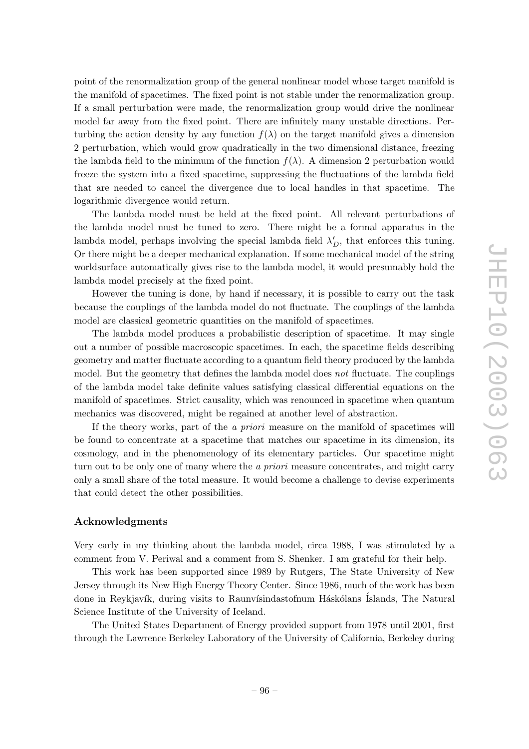point of the renormalization group of the general nonlinear model whose target manifold is the manifold of spacetimes. The fixed point is not stable under the renormalization group. If a small perturbation were made, the renormalization group would drive the nonlinear model far away from the fixed point. There are infinitely many unstable directions. Perturbing the action density by any function $f(\lambda)$ on the target manifold gives a dimension 2 perturbation, which would grow quadratically in the two dimensional distance, freezing the lambda field to the minimum of the function $f(\lambda)$. A dimension 2 perturbation would freeze the system into a fixed spacetime, suppressing the fluctuations of the lambda field that are needed to cancel the divergence due to local handles in that spacetime. The logarithmic divergence would return.

The lambda model must be held at the fixed point. All relevant perturbations of the lambda model must be tuned to zero. There might be a formal apparatus in the lambda model, perhaps involving the special lambda field $\lambda'_D$, that enforces this tuning. Or there might be a deeper mechanical explanation. If some mechanical model of the string worldsurface automatically gives rise to the lambda model, it would presumably hold the lambda model precisely at the fixed point.

However the tuning is done, by hand if necessary, it is possible to carry out the task because the couplings of the lambda model do not fluctuate. The couplings of the lambda model are classical geometric quantities on the manifold of spacetimes.

The lambda model produces a probabilistic description of spacetime. It may single out a number of possible macroscopic spacetimes. In each, the spacetime fields describing geometry and matter fluctuate according to a quantum field theory produced by the lambda model. But the geometry that defines the lambda model does *not* fluctuate. The couplings of the lambda model take definite values satisfying classical differential equations on the manifold of spacetimes. Strict causality, which was renounced in spacetime when quantum mechanics was discovered, might be regained at another level of abstraction.

If the theory works, part of the *a priori* measure on the manifold of spacetimes will be found to concentrate at a spacetime that matches our spacetime in its dimension, its cosmology, and in the phenomenology of its elementary particles. Our spacetime might turn out to be only one of many where the *a priori* measure concentrates, and might carry only a small share of the total measure. It would become a challenge to devise experiments that could detect the other possibilities.

## Acknowledgments

Very early in my thinking about the lambda model, circa 1988, I was stimulated by a comment from V. Periwal and a comment from S. Shenker. I am grateful for their help.

This work has been supported since 1989 by Rutgers, The State University of New Jersey through its New High Energy Theory Center. Since 1986, much of the work has been done in Reykjavík, during visits to Raunvísindastofnun Háskólans Íslands, The Natural Science Institute of the University of Iceland.

The United States Department of Energy provided support from 1978 until 2001, first through the Lawrence Berkeley Laboratory of the University of California, Berkeley during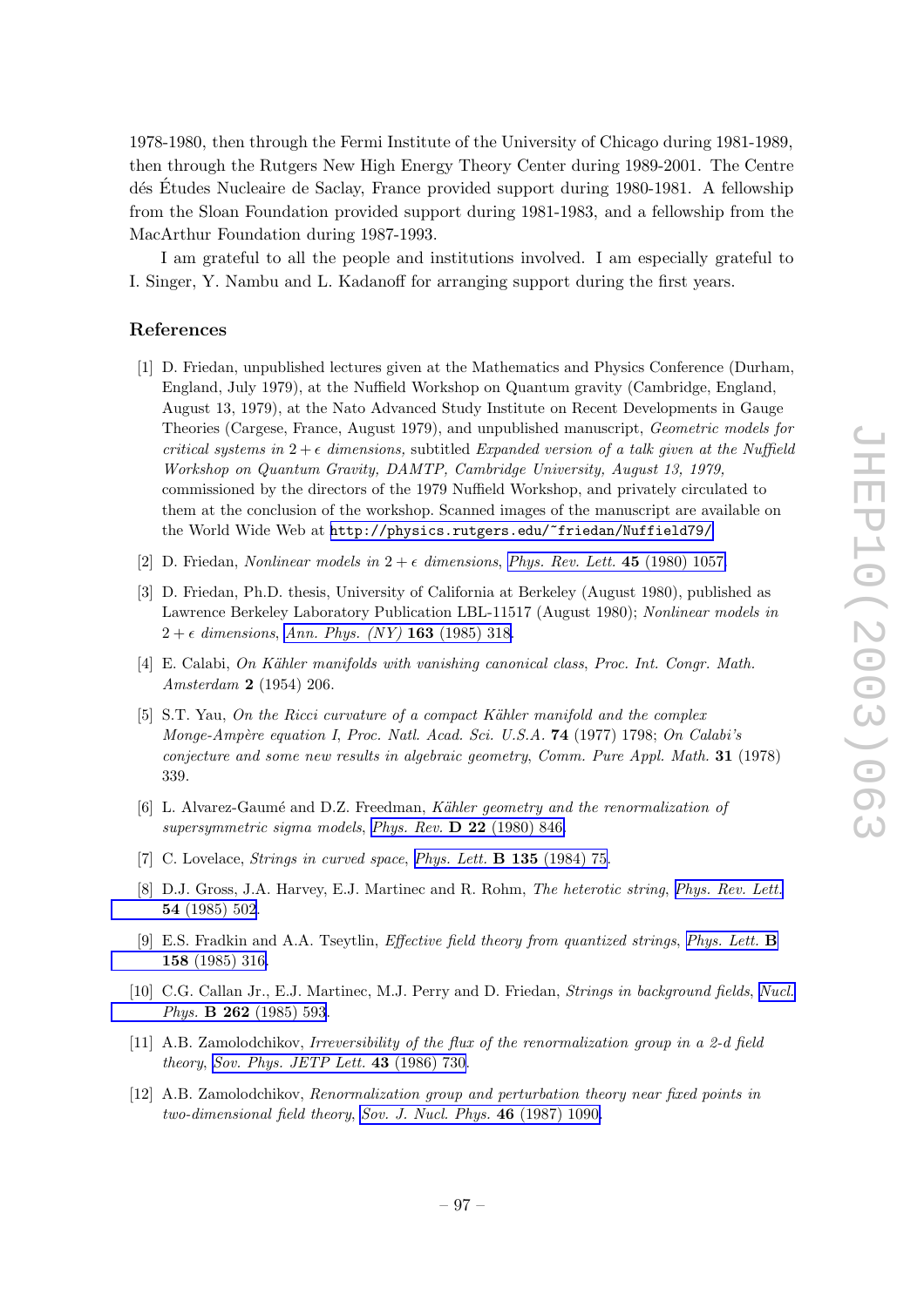1978-1980, then through the Fermi Institute of the University of Chicago during 1981-1989, then through the Rutgers New High Energy Theory Center during 1989-2001. The Centre dés Études Nucleaire de Saclay, France provided support during 1980-1981. A fellowship from the Sloan Foundation provided support during 1981-1983, and a fellowship from the MacArthur Foundation during 1987-1993.

I am grateful to all the people and institutions involved. I am especially grateful to I. Singer, Y. Nambu and L. Kadanoff for arranging support during the first years.

## References

[1] D. Friedan, unpublished lectures given at the Mathematics and Physics Conference (Durham, England, July 1979), at the Nuffield Workshop on Quantum gravity (Cambridge, England, August 13, 1979), at the Nato Advanced Study Institute on Recent Developments in Gauge Theories (Cargese, France, August 1979), and unpublished manuscript, *Geometric models for critical systems in $2+\epsilon$ dimensions,* subtitled *Expanded version of a talk given at the Nuffield Workshop on Quantum Gravity, DAMTP, Cambridge University, August 13, 1979,* commissioned by the directors of the 1979 Nuffield Workshop, and privately circulated to them at the conclusion of the workshop. Scanned images of the manuscript are available on the World Wide Web at `http://physics.rutgers.edu/~friedan/Nuffield79/`

[2] D. Friedan, *Nonlinear models in $2+\epsilon$ dimensions*, *Phys. Rev. Lett.* **45** (1980) 1057.

[3] D. Friedan, Ph.D. thesis, University of California at Berkeley (August 1980), published as Lawrence Berkeley Laboratory Publication LBL-11517 (August 1980); *Nonlinear models in $2+\epsilon$ dimensions*, *Ann. Phys. (NY)* **163** (1985) 318.

[4] E. Calabi, *On Kähler manifolds with vanishing canonical class*, *Proc. Int. Congr. Math. Amsterdam* **2** (1954) 206.

[5] S.T. Yau, *On the Ricci curvature of a compact Kähler manifold and the complex Monge-Ampère equation I*, *Proc. Natl. Acad. Sci. U.S.A.* **74** (1977) 1798; *On Calabi's conjecture and some new results in algebraic geometry*, *Comm. Pure Appl. Math.* **31** (1978) 339.

[6] L. Alvarez-Gaumé and D.Z. Freedman, *Kähler geometry and the renormalization of supersymmetric sigma models*, *Phys. Rev.* **D 22** (1980) 846.

[7] C. Lovelace, *Strings in curved space*, *Phys. Lett.* **B 135** (1984) 75.

[8] D.J. Gross, J.A. Harvey, E.J. Martinec and R. Rohm, *The heterotic string*, *Phys. Rev. Lett.* **54** (1985) 502.

[9] E.S. Fradkin and A.A. Tseytlin, *Effective field theory from quantized strings*, *Phys. Lett.* **B 158** (1985) 316.

[10] C.G. Callan Jr., E.J. Martinec, M.J. Perry and D. Friedan, *Strings in background fields*, *Nucl. Phys.* **B 262** (1985) 593.

[11] A.B. Zamolodchikov, *Irreversibility of the flux of the renormalization group in a 2-d field theory*, *Sov. Phys. JETP Lett.* **43** (1986) 730.

[12] A.B. Zamolodchikov, *Renormalization group and perturbation theory near fixed points in two-dimensional field theory*, *Sov. J. Nucl. Phys.* **46** (1987) 1090.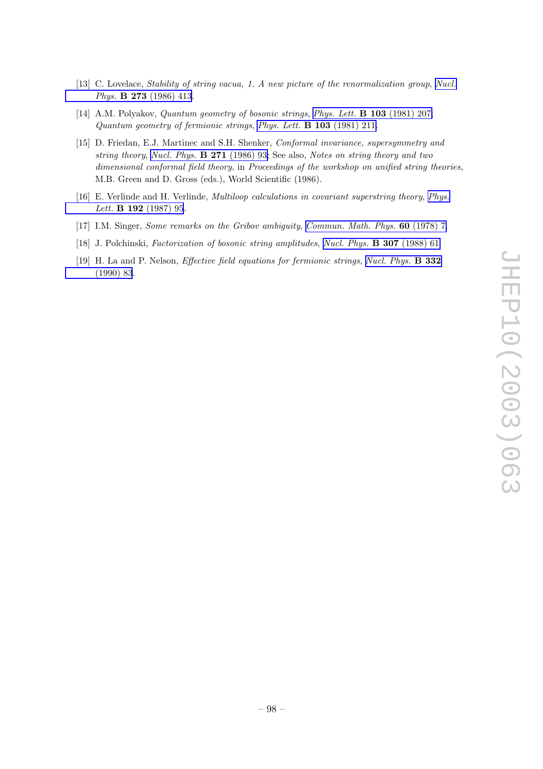[13] C. Lovelace, *Stability of string vacua, 1. A new picture of the renormalization group*, *Nucl. Phys.* **B 273** (1986) 413.

[14] A.M. Polyakov, *Quantum geometry of bosonic strings*, *Phys. Lett.* **B 103** (1981) 207; *Quantum geometry of fermionic strings*, *Phys. Lett.* **B 103** (1981) 211.

[15] D. Friedan, E.J. Martinec and S.H. Shenker, *Conformal invariance, supersymmetry and string theory*, *Nucl. Phys.* **B 271** (1986) 93; See also, *Notes on string theory and two dimensional conformal field theory*, in *Proceedings of the workshop on unified string theories*, M.B. Green and D. Gross (eds.), World Scientific (1986).

[16] E. Verlinde and H. Verlinde, *Multiloop calculations in covariant superstring theory*, *Phys. Lett.* **B 192** (1987) 95.

[17] I.M. Singer, *Some remarks on the Gribov ambiguity*, *Commun. Math. Phys.* **60** (1978) 7.

[18] J. Polchinski, *Factorization of bosonic string amplitudes*, *Nucl. Phys.* **B 307** (1988) 61.

[19] H. La and P. Nelson, *Effective field equations for fermionic strings*, *Nucl. Phys.* **B 332** (1990) 83.